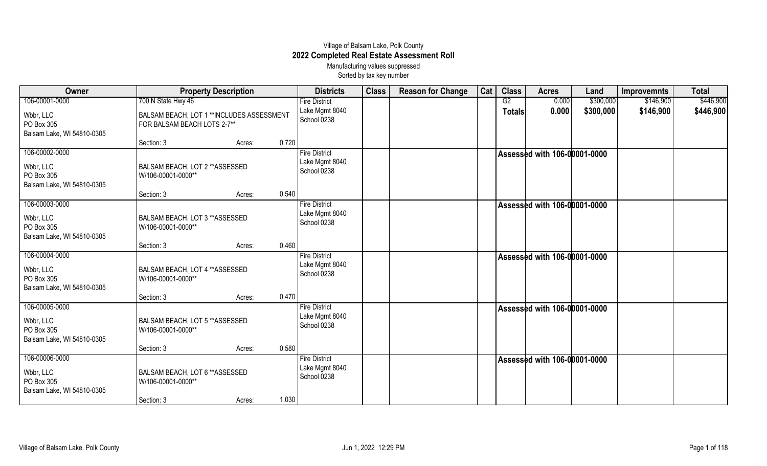# Village of Balsam Lake, Polk County
## 2022 Completed Real Estate Assessment Roll
Manufacturing values suppressed
Sorted by tax key number

| Owner | Property Description | Districts | Class | Reason for Change | Cat | Class | Acres | Land | Improvemnts | Total |
|---|---|---|---|---|---|---|---|---|---|---|
| 106-00001-0000<br>Wbbr, LLC<br>PO Box 305<br>Balsam Lake, WI 54810-0305 | 700 N State Hwy 46<br>BALSAM BEACH, LOT 1 **INCLUDES ASSESSMENT FOR BALSAM BEACH LOTS 2-7**<br>Section: 3 Acres: 0.720 | Fire District<br>Lake Mgmt 8040<br>School 0238 | | | | G2<br>**Totals** | 0.000<br>**0.000** | $300,000<br>**$300,000** | $146,900<br>**$146,900** | $446,900<br>**$446,900** |
| 106-00002-0000<br>Wbbr, LLC<br>PO Box 305<br>Balsam Lake, WI 54810-0305 | BALSAM BEACH, LOT 2 **ASSESSED W/106-00001-0000**<br>Section: 3 Acres: 0.540 | Fire District<br>Lake Mgmt 8040<br>School 0238 | | | | **Assessed with 106-00001-0000** | | | | |
| 106-00003-0000<br>Wbbr, LLC<br>PO Box 305<br>Balsam Lake, WI 54810-0305 | BALSAM BEACH, LOT 3 **ASSESSED W/106-00001-0000**<br>Section: 3 Acres: 0.460 | Fire District<br>Lake Mgmt 8040<br>School 0238 | | | | **Assessed with 106-00001-0000** | | | | |
| 106-00004-0000<br>Wbbr, LLC<br>PO Box 305<br>Balsam Lake, WI 54810-0305 | BALSAM BEACH, LOT 4 **ASSESSED W/106-00001-0000**<br>Section: 3 Acres: 0.470 | Fire District<br>Lake Mgmt 8040<br>School 0238 | | | | **Assessed with 106-00001-0000** | | | | |
| 106-00005-0000<br>Wbbr, LLC<br>PO Box 305<br>Balsam Lake, WI 54810-0305 | BALSAM BEACH, LOT 5 **ASSESSED W/106-00001-0000**<br>Section: 3 Acres: 0.580 | Fire District<br>Lake Mgmt 8040<br>School 0238 | | | | **Assessed with 106-00001-0000** | | | | |
| 106-00006-0000<br>Wbbr, LLC<br>PO Box 305<br>Balsam Lake, WI 54810-0305 | BALSAM BEACH, LOT 6 **ASSESSED W/106-00001-0000**<br>Section: 3 Acres: 1.030 | Fire District<br>Lake Mgmt 8040<br>School 0238 | | | | **Assessed with 106-00001-0000** | | | | |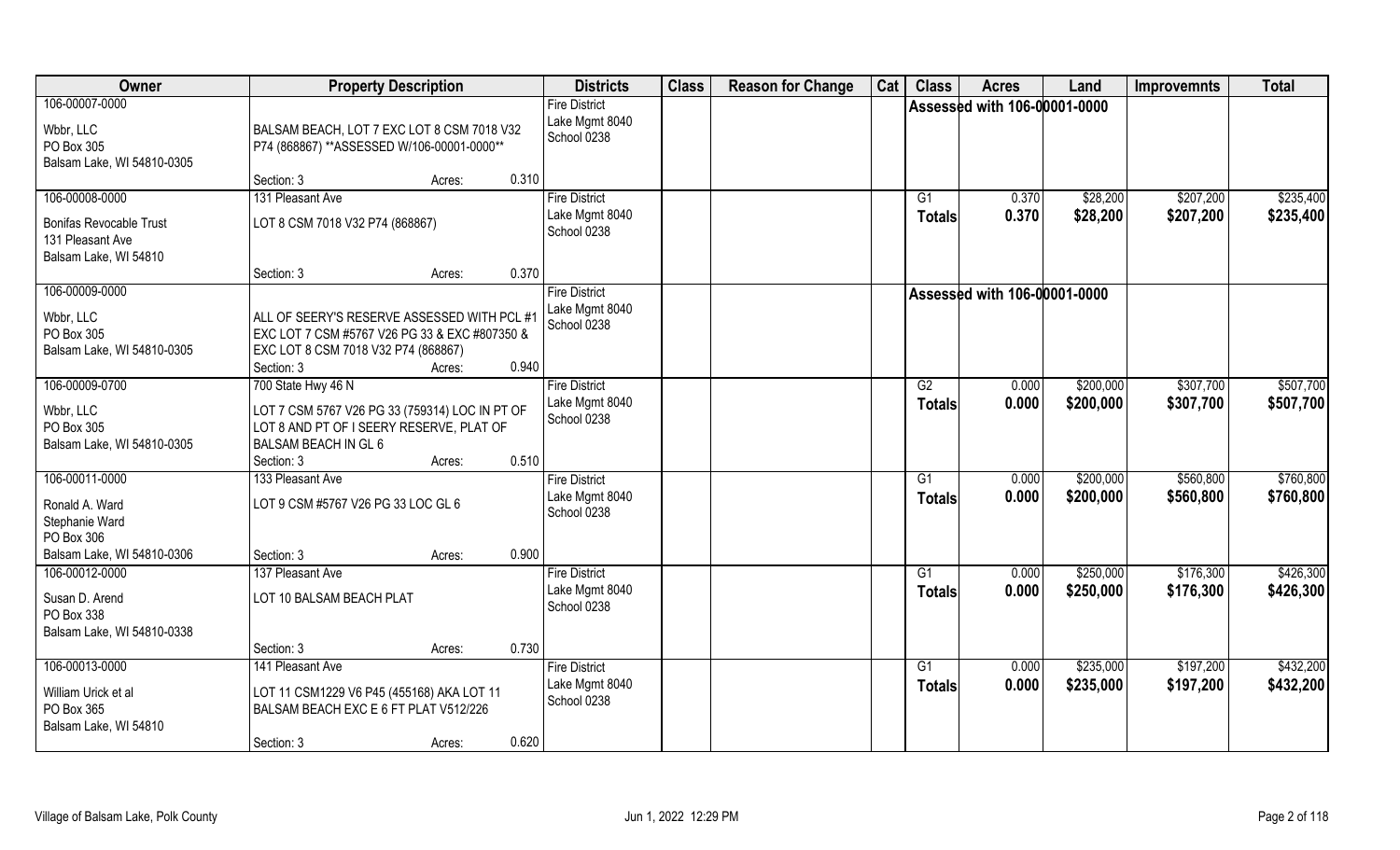| Owner | Property Description | Districts | Class | Reason for Change | Cat | Class | Acres | Land | Improvemnts | Total |
|---|---|---|---|---|---|---|---|---|---|---|
| 106-00007-0000<br>Wbbr, LLC<br>PO Box 305<br>Balsam Lake, WI 54810-0305 | BALSAM BEACH, LOT 7 EXC LOT 8 CSM 7018 V32 P74 (868867) **ASSESSED W/106-00001-0000**<br>Section: 3 Acres: 0.310 | Fire District<br>Lake Mgmt 8040<br>School 0238 | | | | Assessed with 106-00001-0000 | | | | |
| 106-00008-0000<br>Bonifas Revocable Trust<br>131 Pleasant Ave<br>Balsam Lake, WI 54810 | 131 Pleasant Ave<br>LOT 8 CSM 7018 V32 P74 (868867)<br>Section: 3 Acres: 0.370 | Fire District<br>Lake Mgmt 8040<br>School 0238 | | | | G1<br>**Totals** | 0.370<br>**0.370** | $28,200<br>**$28,200** | $207,200<br>**$207,200** | $235,400<br>**$235,400** |
| 106-00009-0000<br>Wbbr, LLC<br>PO Box 305<br>Balsam Lake, WI 54810-0305 | ALL OF SEERY'S RESERVE ASSESSED WITH PCL #1 EXC LOT 7 CSM #5767 V26 PG 33 & EXC #807350 & EXC LOT 8 CSM 7018 V32 P74 (868867)<br>Section: 3 Acres: 0.940 | Fire District<br>Lake Mgmt 8040<br>School 0238 | | | | Assessed with 106-00001-0000 | | | | |
| 106-00009-0700<br>Wbbr, LLC<br>PO Box 305<br>Balsam Lake, WI 54810-0305 | 700 State Hwy 46 N<br>LOT 7 CSM 5767 V26 PG 33 (759314) LOC IN PT OF LOT 8 AND PT OF I SEERY RESERVE, PLAT OF BALSAM BEACH IN GL 6<br>Section: 3 Acres: 0.510 | Fire District<br>Lake Mgmt 8040<br>School 0238 | | | | G2<br>**Totals** | 0.000<br>**0.000** | $200,000<br>**$200,000** | $307,700<br>**$307,700** | $507,700<br>**$507,700** |
| 106-00011-0000<br>Ronald A. Ward<br>Stephanie Ward<br>PO Box 306<br>Balsam Lake, WI 54810-0306 | 133 Pleasant Ave<br>LOT 9 CSM #5767 V26 PG 33 LOC GL 6<br>Section: 3 Acres: 0.900 | Fire District<br>Lake Mgmt 8040<br>School 0238 | | | | G1<br>**Totals** | 0.000<br>**0.000** | $200,000<br>**$200,000** | $560,800<br>**$560,800** | $760,800<br>**$760,800** |
| 106-00012-0000<br>Susan D. Arend<br>PO Box 338<br>Balsam Lake, WI 54810-0338 | 137 Pleasant Ave<br>LOT 10 BALSAM BEACH PLAT<br>Section: 3 Acres: 0.730 | Fire District<br>Lake Mgmt 8040<br>School 0238 | | | | G1<br>**Totals** | 0.000<br>**0.000** | $250,000<br>**$250,000** | $176,300<br>**$176,300** | $426,300<br>**$426,300** |
| 106-00013-0000<br>William Urick et al<br>PO Box 365<br>Balsam Lake, WI 54810 | 141 Pleasant Ave<br>LOT 11 CSM1229 V6 P45 (455168) AKA LOT 11 BALSAM BEACH EXC E 6 FT PLAT V512/226<br>Section: 3 Acres: 0.620 | Fire District<br>Lake Mgmt 8040<br>School 0238 | | | | G1<br>**Totals** | 0.000<br>**0.000** | $235,000<br>**$235,000** | $197,200<br>**$197,200** | $432,200<br>**$432,200** |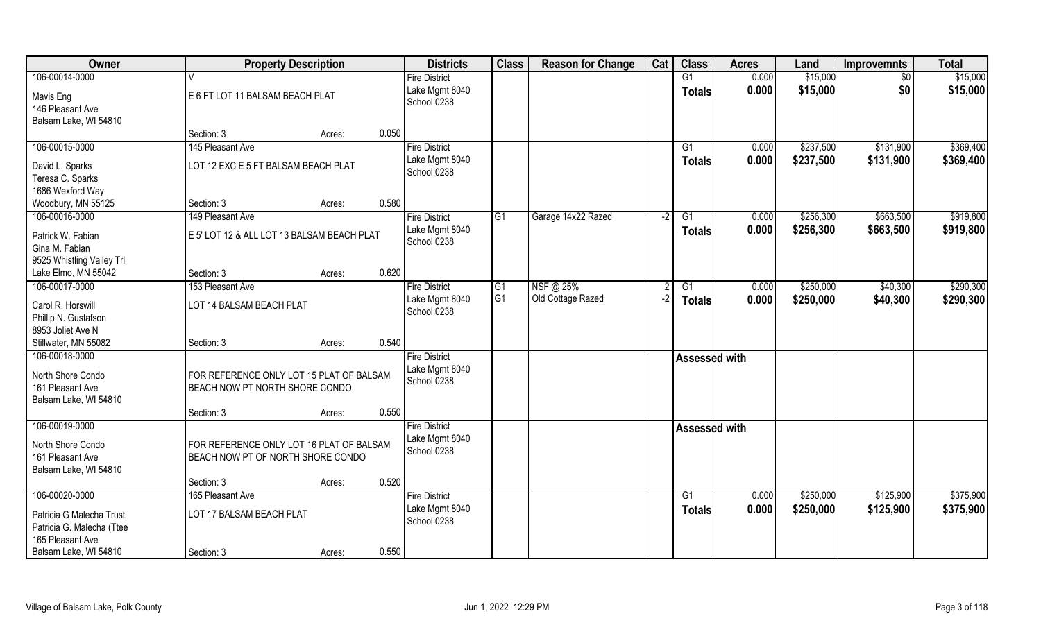| Owner | Property Description | | | Districts | Class | Reason for Change | Cat | Class | Acres | Land | Improvemnts | Total |
|---|---|---|---|---|---|---|---|---|---|---|---|---|
| 106-00014-0000<br>Mavis Eng<br>146 Pleasant Ave<br>Balsam Lake, WI 54810 | V<br>E 6 FT LOT 11 BALSAM BEACH PLAT<br>Section: 3 | Acres: | 0.050 | Fire District<br>Lake Mgmt 8040<br>School 0238 | | | | G1<br>Totals | 0.000<br>0.000 | $15,000<br>$15,000 | $0<br>$0 | $15,000<br>$15,000 |
| 106-00015-0000<br>David L. Sparks<br>Teresa C. Sparks<br>1686 Wexford Way<br>Woodbury, MN 55125 | 145 Pleasant Ave<br>LOT 12 EXC E 5 FT BALSAM BEACH PLAT<br>Section: 3 | Acres: | 0.580 | Fire District<br>Lake Mgmt 8040<br>School 0238 | | | | G1<br>Totals | 0.000<br>0.000 | $237,500<br>$237,500 | $131,900<br>$131,900 | $369,400<br>$369,400 |
| 106-00016-0000<br>Patrick W. Fabian<br>Gina M. Fabian<br>9525 Whistling Valley Trl<br>Lake Elmo, MN 55042 | 149 Pleasant Ave<br>E 5' LOT 12 & ALL LOT 13 BALSAM BEACH PLAT<br>Section: 3 | Acres: | 0.620 | Fire District<br>Lake Mgmt 8040<br>School 0238 | G1 | Garage 14x22 Razed | -2 | G1<br>Totals | 0.000<br>0.000 | $256,300<br>$256,300 | $663,500<br>$663,500 | $919,800<br>$919,800 |
| 106-00017-0000<br>Carol R. Horswill<br>Phillip N. Gustafson<br>8953 Joliet Ave N<br>Stillwater, MN 55082 | 153 Pleasant Ave<br>LOT 14 BALSAM BEACH PLAT<br>Section: 3 | Acres: | 0.540 | Fire District<br>Lake Mgmt 8040<br>School 0238 | G1<br>G1 | NSF @ 25%<br>Old Cottage Razed | 2<br>-2 | G1<br>Totals | 0.000<br>0.000 | $250,000<br>$250,000 | $40,300<br>$40,300 | $290,300<br>$290,300 |
| 106-00018-0000<br>North Shore Condo<br>161 Pleasant Ave<br>Balsam Lake, WI 54810 | FOR REFERENCE ONLY LOT 15 PLAT OF BALSAM BEACH NOW PT NORTH SHORE CONDO<br>Section: 3 | Acres: | 0.550 | Fire District<br>Lake Mgmt 8040<br>School 0238 | | | | Assessed with | | | | |
| 106-00019-0000<br>North Shore Condo<br>161 Pleasant Ave<br>Balsam Lake, WI 54810 | FOR REFERENCE ONLY LOT 16 PLAT OF BALSAM BEACH NOW PT OF NORTH SHORE CONDO<br>Section: 3 | Acres: | 0.520 | Fire District<br>Lake Mgmt 8040<br>School 0238 | | | | Assessed with | | | | |
| 106-00020-0000<br>Patricia G Malecha Trust<br>Patricia G. Malecha (Ttee<br>165 Pleasant Ave<br>Balsam Lake, WI 54810 | 165 Pleasant Ave<br>LOT 17 BALSAM BEACH PLAT<br>Section: 3 | Acres: | 0.550 | Fire District<br>Lake Mgmt 8040<br>School 0238 | | | | G1<br>Totals | 0.000<br>0.000 | $250,000<br>$250,000 | $125,900<br>$125,900 | $375,900<br>$375,900 |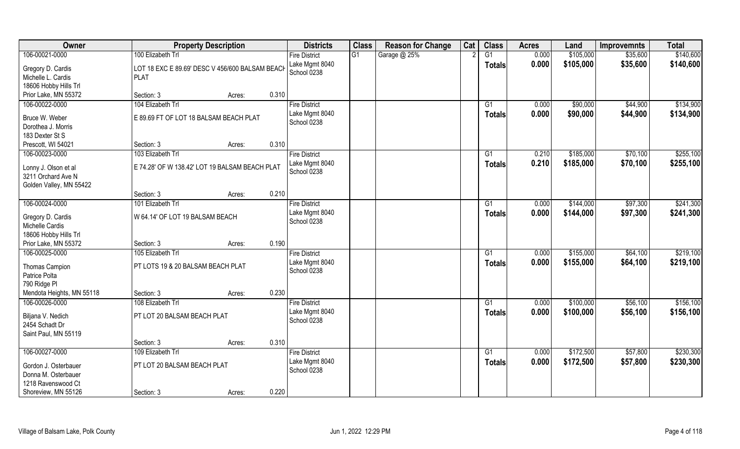| Owner | Property Description | | | Districts | Class | Reason for Change | Cat | Class | Acres | Land | Improvemnts | Total |
|---|---|---|---|---|---|---|---|---|---|---|---|---|
| 106-00021-0000<br>Gregory D. Cardis<br>Michelle L. Cardis<br>18606 Hobby Hills Trl<br>Prior Lake, MN 55372 | 100 Elizabeth Trl<br>LOT 18 EXC E 89.69' DESC V 456/600 BALSAM BEACH PLAT<br>Section: 3 | Acres: | 0.310 | Fire District<br>Lake Mgmt 8040<br>School 0238 | G1 | Garage @ 25% | 2 | G1<br>**Totals** | 0.000<br>**0.000** | $105,000<br>**$105,000** | $35,600<br>**$35,600** | $140,600<br>**$140,600** |
| 106-00022-0000<br>Bruce W. Weber<br>Dorothea J. Morris<br>183 Dexter St S<br>Prescott, WI 54021 | 104 Elizabeth Trl<br>E 89.69 FT OF LOT 18 BALSAM BEACH PLAT<br>Section: 3 | Acres: | 0.310 | Fire District<br>Lake Mgmt 8040<br>School 0238 | | | | G1<br>**Totals** | 0.000<br>**0.000** | $90,000<br>**$90,000** | $44,900<br>**$44,900** | $134,900<br>**$134,900** |
| 106-00023-0000<br>Lonny J. Olson et al<br>3211 Orchard Ave N<br>Golden Valley, MN 55422 | 103 Elizabeth Trl<br>E 74.28' OF W 138.42' LOT 19 BALSAM BEACH PLAT<br>Section: 3 | Acres: | 0.210 | Fire District<br>Lake Mgmt 8040<br>School 0238 | | | | G1<br>**Totals** | 0.210<br>**0.210** | $185,000<br>**$185,000** | $70,100<br>**$70,100** | $255,100<br>**$255,100** |
| 106-00024-0000<br>Gregory D. Cardis<br>Michelle Cardis<br>18606 Hobby Hills Trl<br>Prior Lake, MN 55372 | 101 Elizabeth Trl<br>W 64.14' OF LOT 19 BALSAM BEACH<br>Section: 3 | Acres: | 0.190 | Fire District<br>Lake Mgmt 8040<br>School 0238 | | | | G1<br>**Totals** | 0.000<br>**0.000** | $144,000<br>**$144,000** | $97,300<br>**$97,300** | $241,300<br>**$241,300** |
| 106-00025-0000<br>Thomas Campion<br>Patrice Polta<br>790 Ridge Pl<br>Mendota Heights, MN 55118 | 105 Elizabeth Trl<br>PT LOTS 19 & 20 BALSAM BEACH PLAT<br>Section: 3 | Acres: | 0.230 | Fire District<br>Lake Mgmt 8040<br>School 0238 | | | | G1<br>**Totals** | 0.000<br>**0.000** | $155,000<br>**$155,000** | $64,100<br>**$64,100** | $219,100<br>**$219,100** |
| 106-00026-0000<br>Biljana V. Nedich<br>2454 Schadt Dr<br>Saint Paul, MN 55119 | 108 Elizabeth Trl<br>PT LOT 20 BALSAM BEACH PLAT<br>Section: 3 | Acres: | 0.310 | Fire District<br>Lake Mgmt 8040<br>School 0238 | | | | G1<br>**Totals** | 0.000<br>**0.000** | $100,000<br>**$100,000** | $56,100<br>**$56,100** | $156,100<br>**$156,100** |
| 106-00027-0000<br>Gordon J. Osterbauer<br>Donna M. Osterbauer<br>1218 Ravenswood Ct<br>Shoreview, MN 55126 | 109 Elizabeth Trl<br>PT LOT 20 BALSAM BEACH PLAT<br>Section: 3 | Acres: | 0.220 | Fire District<br>Lake Mgmt 8040<br>School 0238 | | | | G1<br>**Totals** | 0.000<br>**0.000** | $172,500<br>**$172,500** | $57,800<br>**$57,800** | $230,300<br>**$230,300** |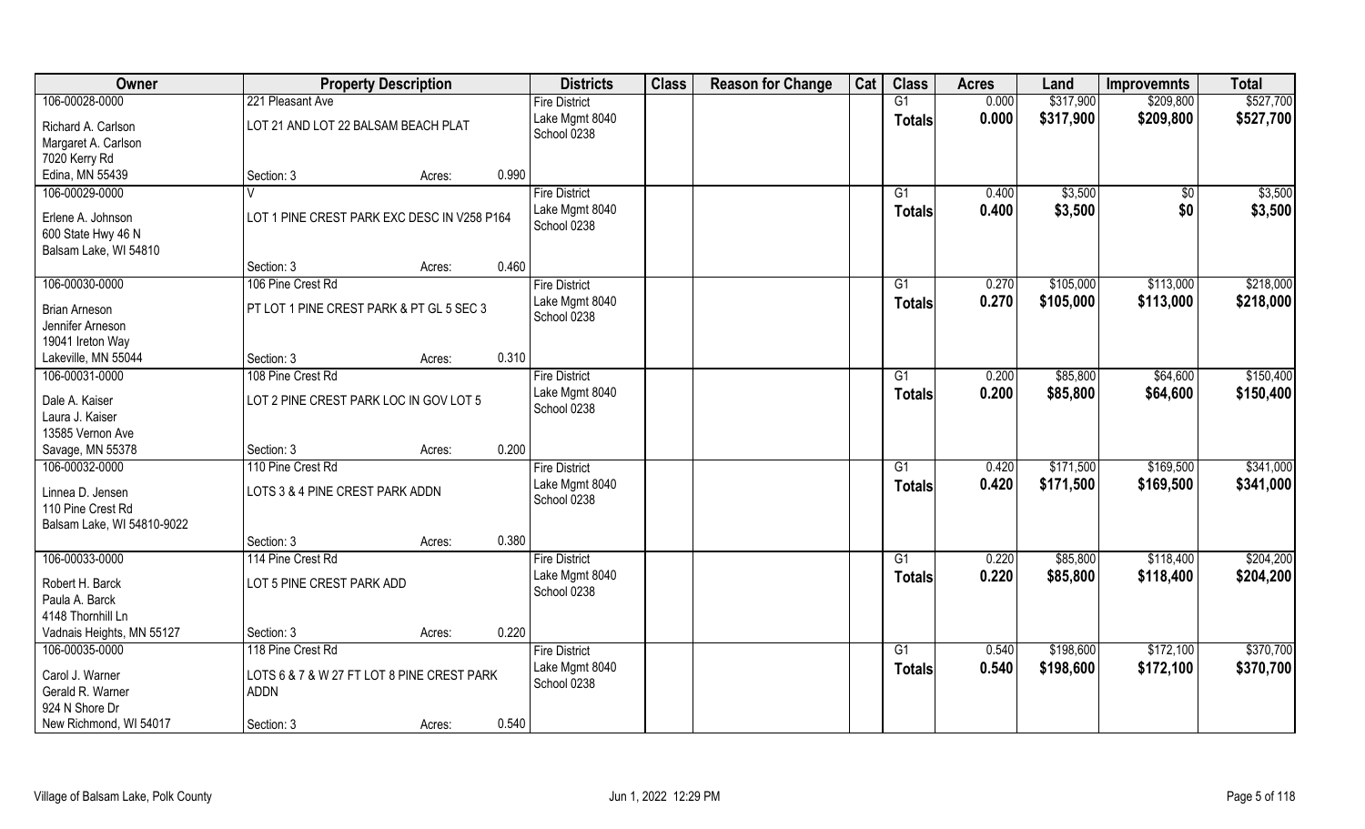| Owner | Property Description | | | Districts | Class | Reason for Change | Cat | Class | Acres | Land | Improvemnts | Total |
|---|---|---|---|---|---|---|---|---|---|---|---|---|
| 106-00028-0000 | 221 Pleasant Ave | | | Fire District | | | | G1 | 0.000 | $317,900 | $209,800 | $527,700 |
| Richard A. Carlson<br>Margaret A. Carlson<br>7020 Kerry Rd<br>Edina, MN 55439 | LOT 21 AND LOT 22 BALSAM BEACH PLAT | | | Lake Mgmt 8040<br>School 0238 | | | | **Totals** | **0.000** | **$317,900** | **$209,800** | **$527,700** |
| | Section: 3 | Acres: | 0.990 | | | | | | | | | |
| 106-00029-0000 | V | | | Fire District | | | | G1 | 0.400 | $3,500 | $0 | $3,500 |
| Erlene A. Johnson<br>600 State Hwy 46 N<br>Balsam Lake, WI 54810 | LOT 1 PINE CREST PARK EXC DESC IN V258 P164 | | | Lake Mgmt 8040<br>School 0238 | | | | **Totals** | **0.400** | **$3,500** | **$0** | **$3,500** |
| | Section: 3 | Acres: | 0.460 | | | | | | | | | |
| 106-00030-0000 | 106 Pine Crest Rd | | | Fire District | | | | G1 | 0.270 | $105,000 | $113,000 | $218,000 |
| Brian Arneson<br>Jennifer Arneson<br>19041 Ireton Way<br>Lakeville, MN 55044 | PT LOT 1 PINE CREST PARK & PT GL 5 SEC 3 | | | Lake Mgmt 8040<br>School 0238 | | | | **Totals** | **0.270** | **$105,000** | **$113,000** | **$218,000** |
| | Section: 3 | Acres: | 0.310 | | | | | | | | | |
| 106-00031-0000 | 108 Pine Crest Rd | | | Fire District | | | | G1 | 0.200 | $85,800 | $64,600 | $150,400 |
| Dale A. Kaiser<br>Laura J. Kaiser<br>13585 Vernon Ave<br>Savage, MN 55378 | LOT 2 PINE CREST PARK LOC IN GOV LOT 5 | | | Lake Mgmt 8040<br>School 0238 | | | | **Totals** | **0.200** | **$85,800** | **$64,600** | **$150,400** |
| | Section: 3 | Acres: | 0.200 | | | | | | | | | |
| 106-00032-0000 | 110 Pine Crest Rd | | | Fire District | | | | G1 | 0.420 | $171,500 | $169,500 | $341,000 |
| Linnea D. Jensen<br>110 Pine Crest Rd<br>Balsam Lake, WI 54810-9022 | LOTS 3 & 4 PINE CREST PARK ADDN | | | Lake Mgmt 8040<br>School 0238 | | | | **Totals** | **0.420** | **$171,500** | **$169,500** | **$341,000** |
| | Section: 3 | Acres: | 0.380 | | | | | | | | | |
| 106-00033-0000 | 114 Pine Crest Rd | | | Fire District | | | | G1 | 0.220 | $85,800 | $118,400 | $204,200 |
| Robert H. Barck<br>Paula A. Barck<br>4148 Thornhill Ln<br>Vadnais Heights, MN 55127 | LOT 5 PINE CREST PARK ADD | | | Lake Mgmt 8040<br>School 0238 | | | | **Totals** | **0.220** | **$85,800** | **$118,400** | **$204,200** |
| | Section: 3 | Acres: | 0.220 | | | | | | | | | |
| 106-00035-0000 | 118 Pine Crest Rd | | | Fire District | | | | G1 | 0.540 | $198,600 | $172,100 | $370,700 |
| Carol J. Warner<br>Gerald R. Warner<br>924 N Shore Dr<br>New Richmond, WI 54017 | LOTS 6 & 7 & W 27 FT LOT 8 PINE CREST PARK ADDN | | | Lake Mgmt 8040<br>School 0238 | | | | **Totals** | **0.540** | **$198,600** | **$172,100** | **$370,700** |
| | Section: 3 | Acres: | 0.540 | | | | | | | | | |

Village of Balsam Lake, Polk County — Jun 1, 2022 12:29 PM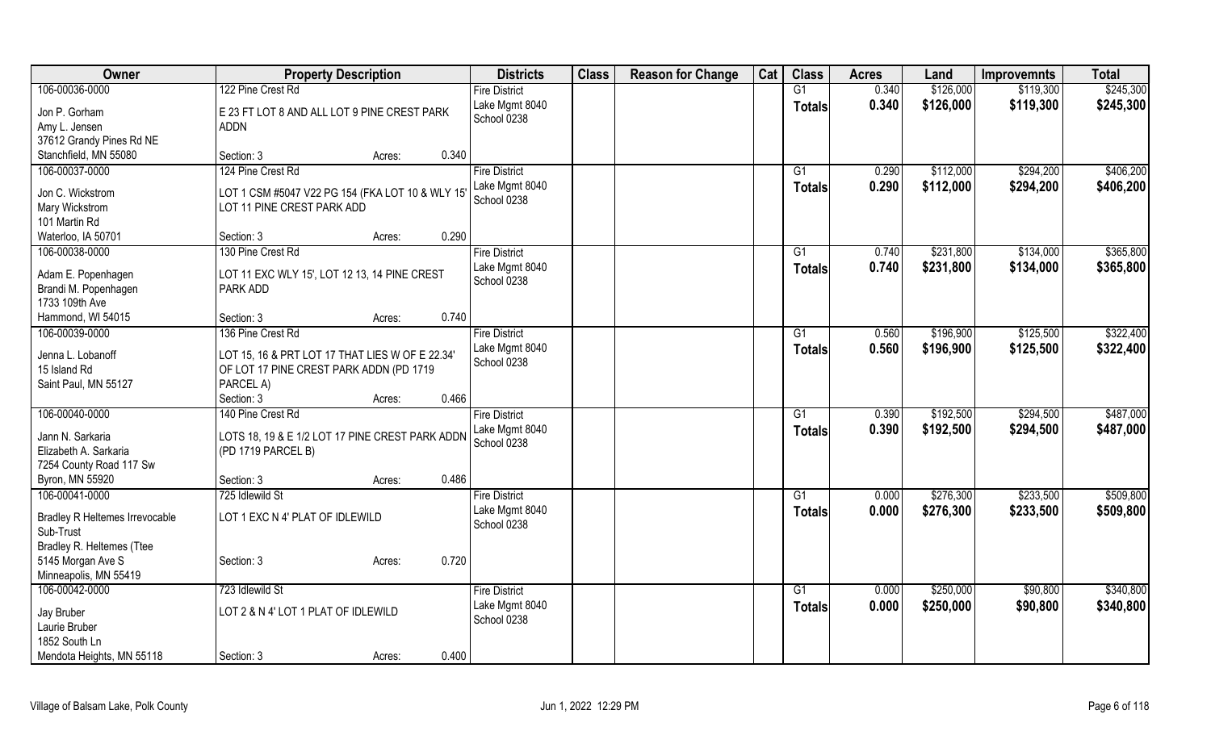| Owner | Property Description | | | Districts | Class | Reason for Change | Cat | Class | Acres | Land | Improvemnts | Total |
|---|---|---|---|---|---|---|---|---|---|---|---|---|
| 106-00036-0000 | 122 Pine Crest Rd | | | Fire District | | | | G1 | 0.340 | $126,000 | $119,300 | $245,300 |
| Jon P. Gorham<br>Amy L. Jensen<br>37612 Grandy Pines Rd NE<br>Stanchfield, MN 55080 | E 23 FT LOT 8 AND ALL LOT 9 PINE CREST PARK ADDN | | | Lake Mgmt 8040<br>School 0238 | | | | Totals | 0.340 | $126,000 | $119,300 | $245,300 |
| | Section: 3 | Acres: | 0.340 | | | | | | | | | |
| 106-00037-0000 | 124 Pine Crest Rd | | | Fire District | | | | G1 | 0.290 | $112,000 | $294,200 | $406,200 |
| Jon C. Wickstrom<br>Mary Wickstrom<br>101 Martin Rd<br>Waterloo, IA 50701 | LOT 1 CSM #5047 V22 PG 154 (FKA LOT 10 & WLY 15' LOT 11 PINE CREST PARK ADD | | | Lake Mgmt 8040<br>School 0238 | | | | Totals | 0.290 | $112,000 | $294,200 | $406,200 |
| | Section: 3 | Acres: | 0.290 | | | | | | | | | |
| 106-00038-0000 | 130 Pine Crest Rd | | | Fire District | | | | G1 | 0.740 | $231,800 | $134,000 | $365,800 |
| Adam E. Popenhagen<br>Brandi M. Popenhagen<br>1733 109th Ave<br>Hammond, WI 54015 | LOT 11 EXC WLY 15', LOT 12 13, 14 PINE CREST PARK ADD | | | Lake Mgmt 8040<br>School 0238 | | | | Totals | 0.740 | $231,800 | $134,000 | $365,800 |
| | Section: 3 | Acres: | 0.740 | | | | | | | | | |
| 106-00039-0000 | 136 Pine Crest Rd | | | Fire District | | | | G1 | 0.560 | $196,900 | $125,500 | $322,400 |
| Jenna L. Lobanoff<br>15 Island Rd<br>Saint Paul, MN 55127 | LOT 15, 16 & PRT LOT 17 THAT LIES W OF E 22.34' OF LOT 17 PINE CREST PARK ADDN (PD 1719 PARCEL A) | | | Lake Mgmt 8040<br>School 0238 | | | | Totals | 0.560 | $196,900 | $125,500 | $322,400 |
| | Section: 3 | Acres: | 0.466 | | | | | | | | | |
| 106-00040-0000 | 140 Pine Crest Rd | | | Fire District | | | | G1 | 0.390 | $192,500 | $294,500 | $487,000 |
| Jann N. Sarkaria<br>Elizabeth A. Sarkaria<br>7254 County Road 117 Sw<br>Byron, MN 55920 | LOTS 18, 19 & E 1/2 LOT 17 PINE CREST PARK ADDN (PD 1719 PARCEL B) | | | Lake Mgmt 8040<br>School 0238 | | | | Totals | 0.390 | $192,500 | $294,500 | $487,000 |
| | Section: 3 | Acres: | 0.486 | | | | | | | | | |
| 106-00041-0000 | 725 Idlewild St | | | Fire District | | | | G1 | 0.000 | $276,300 | $233,500 | $509,800 |
| Bradley R Heltemes Irrevocable Sub-Trust<br>Bradley R. Heltemes (Ttee<br>5145 Morgan Ave S<br>Minneapolis, MN 55419 | LOT 1 EXC N 4' PLAT OF IDLEWILD | | | Lake Mgmt 8040<br>School 0238 | | | | Totals | 0.000 | $276,300 | $233,500 | $509,800 |
| | Section: 3 | Acres: | 0.720 | | | | | | | | | |
| 106-00042-0000 | 723 Idlewild St | | | Fire District | | | | G1 | 0.000 | $250,000 | $90,800 | $340,800 |
| Jay Bruber<br>Laurie Bruber<br>1852 South Ln<br>Mendota Heights, MN 55118 | LOT 2 & N 4' LOT 1 PLAT OF IDLEWILD | | | Lake Mgmt 8040<br>School 0238 | | | | Totals | 0.000 | $250,000 | $90,800 | $340,800 |
| | Section: 3 | Acres: | 0.400 | | | | | | | | | |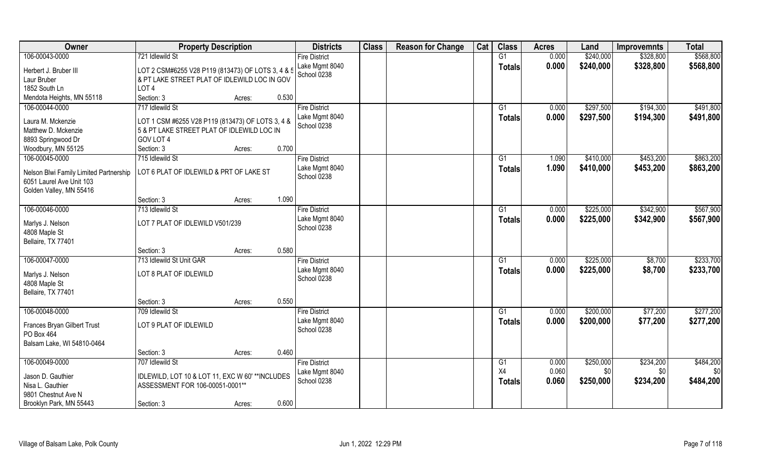| Owner | Property Description | Districts | Class | Reason for Change | Cat | Class | Acres | Land | Improvemnts | Total |
|---|---|---|---|---|---|---|---|---|---|---|
| 106-00043-0000<br>Herbert J. Bruber III<br>Laur Bruber<br>1852 South Ln<br>Mendota Heights, MN 55118 | 721 Idlewild St<br>LOT 2 CSM#6255 V28 P119 (813473) OF LOTS 3, 4 & 5 & PT LAKE STREET PLAT OF IDLEWILD LOC IN GOV LOT 4<br>Section: 3 Acres: 0.530 | Fire District<br>Lake Mgmt 8040<br>School 0238 | | | | G1<br>**Totals** | 0.000<br>**0.000** | $240,000<br>**$240,000** | $328,800<br>**$328,800** | $568,800<br>**$568,800** |
| 106-00044-0000<br>Laura M. Mckenzie<br>Matthew D. Mckenzie<br>8893 Springwood Dr<br>Woodbury, MN 55125 | 717 Idlewild St<br>LOT 1 CSM #6255 V28 P119 (813473) OF LOTS 3, 4 & 5 & PT LAKE STREET PLAT OF IDLEWILD LOC IN GOV LOT 4<br>Section: 3 Acres: 0.700 | Fire District<br>Lake Mgmt 8040<br>School 0238 | | | | G1<br>**Totals** | 0.000<br>**0.000** | $297,500<br>**$297,500** | $194,300<br>**$194,300** | $491,800<br>**$491,800** |
| 106-00045-0000<br>Nelson Blwi Family Limited Partnership<br>6051 Laurel Ave Unit 103<br>Golden Valley, MN 55416 | 715 Idlewild St<br>LOT 6 PLAT OF IDLEWILD & PRT OF LAKE ST<br>Section: 3 Acres: 1.090 | Fire District<br>Lake Mgmt 8040<br>School 0238 | | | | G1<br>**Totals** | 1.090<br>**1.090** | $410,000<br>**$410,000** | $453,200<br>**$453,200** | $863,200<br>**$863,200** |
| 106-00046-0000<br>Marlys J. Nelson<br>4808 Maple St<br>Bellaire, TX 77401 | 713 Idlewild St<br>LOT 7 PLAT OF IDLEWILD V501/239<br>Section: 3 Acres: 0.580 | Fire District<br>Lake Mgmt 8040<br>School 0238 | | | | G1<br>**Totals** | 0.000<br>**0.000** | $225,000<br>**$225,000** | $342,900<br>**$342,900** | $567,900<br>**$567,900** |
| 106-00047-0000<br>Marlys J. Nelson<br>4808 Maple St<br>Bellaire, TX 77401 | 713 Idlewild St Unit GAR<br>LOT 8 PLAT OF IDLEWILD<br>Section: 3 Acres: 0.550 | Fire District<br>Lake Mgmt 8040<br>School 0238 | | | | G1<br>**Totals** | 0.000<br>**0.000** | $225,000<br>**$225,000** | $8,700<br>**$8,700** | $233,700<br>**$233,700** |
| 106-00048-0000<br>Frances Bryan Gilbert Trust<br>PO Box 464<br>Balsam Lake, WI 54810-0464 | 709 Idlewild St<br>LOT 9 PLAT OF IDLEWILD<br>Section: 3 Acres: 0.460 | Fire District<br>Lake Mgmt 8040<br>School 0238 | | | | G1<br>**Totals** | 0.000<br>**0.000** | $200,000<br>**$200,000** | $77,200<br>**$77,200** | $277,200<br>**$277,200** |
| 106-00049-0000<br>Jason D. Gauthier<br>Nisa L. Gauthier<br>9801 Chestnut Ave N<br>Brooklyn Park, MN 55443 | 707 Idlewild St<br>IDLEWILD, LOT 10 & LOT 11, EXC W 60' **INCLUDES ASSESSMENT FOR 106-00051-0001**<br>Section: 3 Acres: 0.600 | Fire District<br>Lake Mgmt 8040<br>School 0238 | | | | G1<br>X4<br>**Totals** | 0.000<br>0.060<br>**0.060** | $250,000<br>$0<br>**$250,000** | $234,200<br>$0<br>**$234,200** | $484,200<br>$0<br>**$484,200** |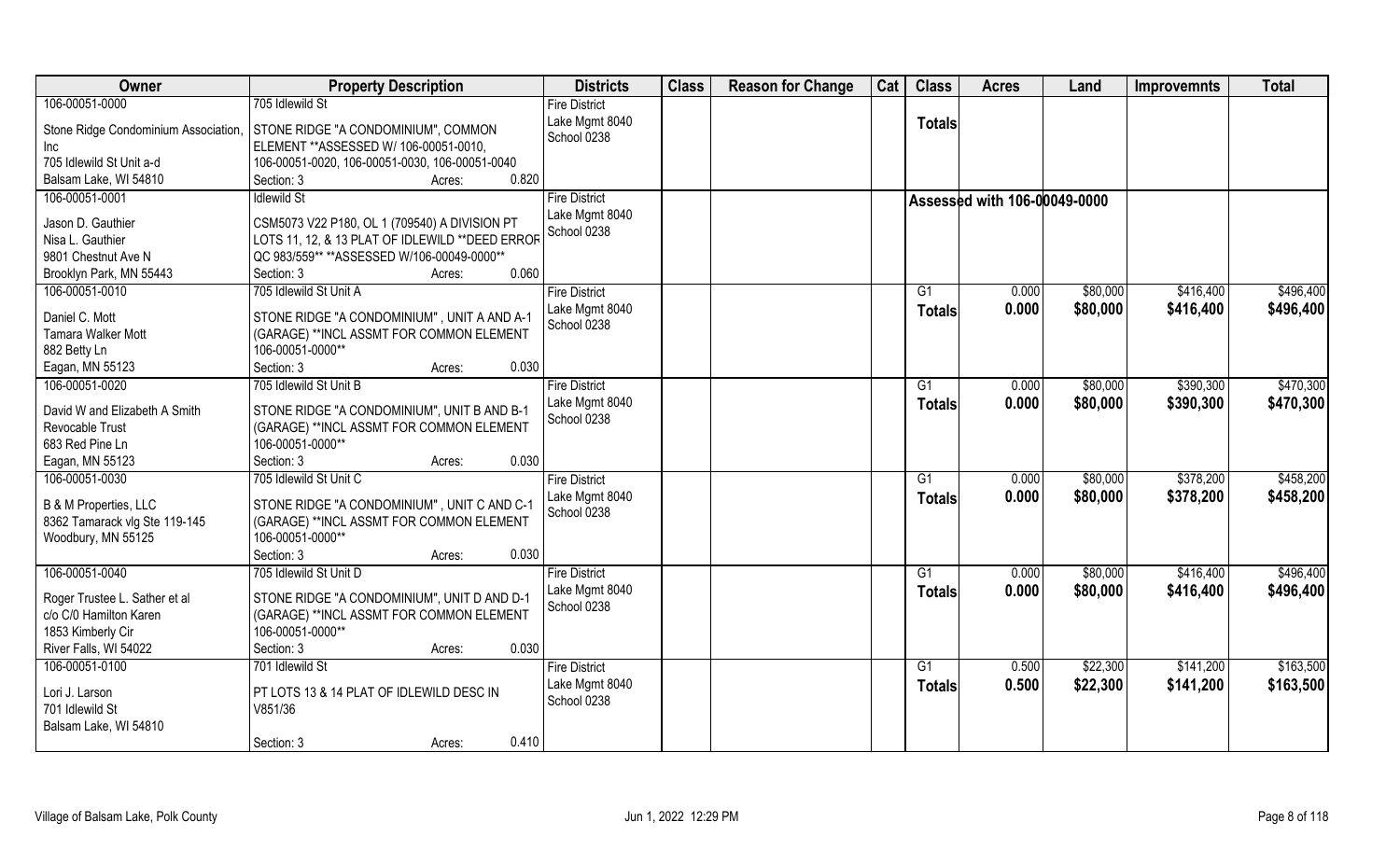| Owner | Property Description | Districts | Class | Reason for Change | Cat | Class | Acres | Land | Improvemnts | Total |
|---|---|---|---|---|---|---|---|---|---|---|
| 106-00051-0000<br>Stone Ridge Condominium Association, Inc<br>705 Idlewild St Unit a-d<br>Balsam Lake, WI 54810 | 705 Idlewild St<br>STONE RIDGE "A CONDOMINIUM", COMMON ELEMENT **ASSESSED W/ 106-00051-0010, 106-00051-0020, 106-00051-0030, 106-00051-0040<br>Section: 3 Acres: 0.820 | Fire District<br>Lake Mgmt 8040<br>School 0238 | | | | Totals | | | | |
| 106-00051-0001<br>Jason D. Gauthier<br>Nisa L. Gauthier<br>9801 Chestnut Ave N<br>Brooklyn Park, MN 55443 | Idlewild St<br>CSM5073 V22 P180, OL 1 (709540) A DIVISION PT LOTS 11, 12, & 13 PLAT OF IDLEWILD **DEED ERROR QC 983/559** **ASSESSED W/106-00049-0000**<br>Section: 3 Acres: 0.060 | Fire District<br>Lake Mgmt 8040<br>School 0238 | | | | Assessed with 106-00049-0000 | | | | |
| 106-00051-0010<br>Daniel C. Mott<br>Tamara Walker Mott<br>882 Betty Ln<br>Eagan, MN 55123 | 705 Idlewild St Unit A<br>STONE RIDGE "A CONDOMINIUM" , UNIT A AND A-1 (GARAGE) **INCL ASSMT FOR COMMON ELEMENT 106-00051-0000**<br>Section: 3 Acres: 0.030 | Fire District<br>Lake Mgmt 8040<br>School 0238 | | | | G1<br>**Totals** | 0.000<br>**0.000** | $80,000<br>**$80,000** | $416,400<br>**$416,400** | $496,400<br>**$496,400** |
| 106-00051-0020<br>David W and Elizabeth A Smith Revocable Trust<br>683 Red Pine Ln<br>Eagan, MN 55123 | 705 Idlewild St Unit B<br>STONE RIDGE "A CONDOMINIUM", UNIT B AND B-1 (GARAGE) **INCL ASSMT FOR COMMON ELEMENT 106-00051-0000**<br>Section: 3 Acres: 0.030 | Fire District<br>Lake Mgmt 8040<br>School 0238 | | | | G1<br>**Totals** | 0.000<br>**0.000** | $80,000<br>**$80,000** | $390,300<br>**$390,300** | $470,300<br>**$470,300** |
| 106-00051-0030<br>B & M Properties, LLC<br>8362 Tamarack vlg Ste 119-145<br>Woodbury, MN 55125 | 705 Idlewild St Unit C<br>STONE RIDGE "A CONDOMINIUM" , UNIT C AND C-1 (GARAGE) **INCL ASSMT FOR COMMON ELEMENT 106-00051-0000**<br>Section: 3 Acres: 0.030 | Fire District<br>Lake Mgmt 8040<br>School 0238 | | | | G1<br>**Totals** | 0.000<br>**0.000** | $80,000<br>**$80,000** | $378,200<br>**$378,200** | $458,200<br>**$458,200** |
| 106-00051-0040<br>Roger Trustee L. Sather et al<br>c/o C/0 Hamilton Karen<br>1853 Kimberly Cir<br>River Falls, WI 54022 | 705 Idlewild St Unit D<br>STONE RIDGE "A CONDOMINIUM", UNIT D AND D-1 (GARAGE) **INCL ASSMT FOR COMMON ELEMENT 106-00051-0000**<br>Section: 3 Acres: 0.030 | Fire District<br>Lake Mgmt 8040<br>School 0238 | | | | G1<br>**Totals** | 0.000<br>**0.000** | $80,000<br>**$80,000** | $416,400<br>**$416,400** | $496,400<br>**$496,400** |
| 106-00051-0100<br>Lori J. Larson<br>701 Idlewild St<br>Balsam Lake, WI 54810 | 701 Idlewild St<br>PT LOTS 13 & 14 PLAT OF IDLEWILD DESC IN V851/36<br>Section: 3 Acres: 0.410 | Fire District<br>Lake Mgmt 8040<br>School 0238 | | | | G1<br>**Totals** | 0.500<br>**0.500** | $22,300<br>**$22,300** | $141,200<br>**$141,200** | $163,500<br>**$163,500** |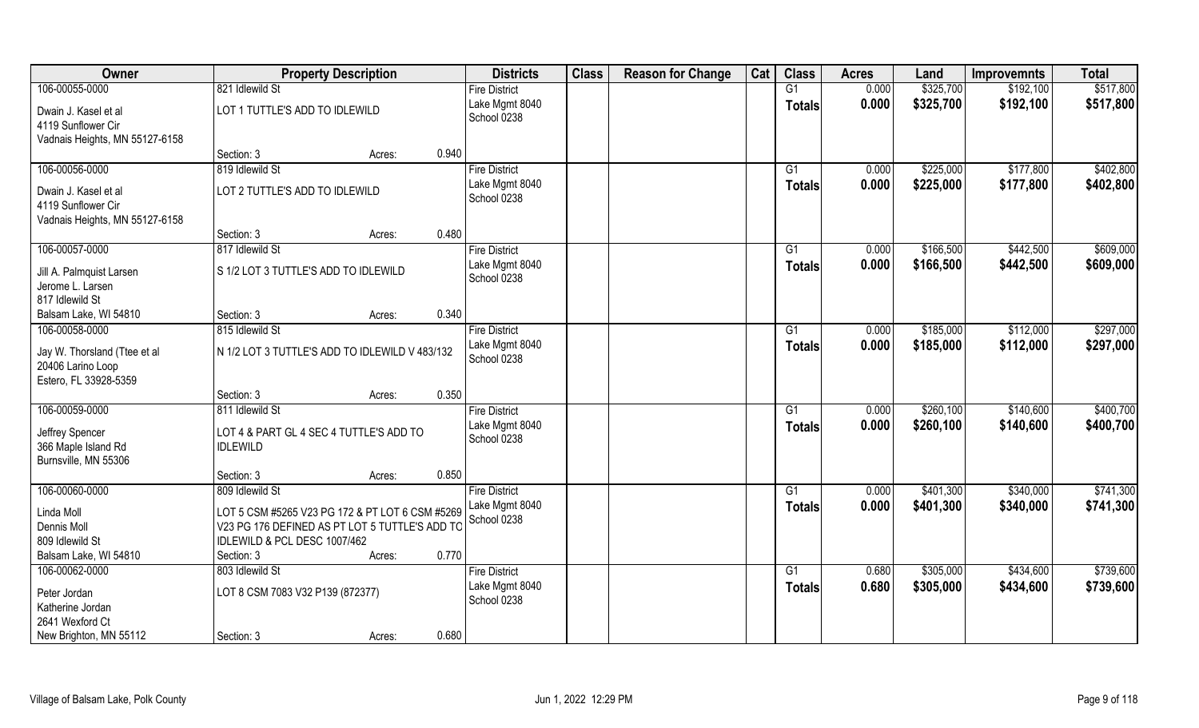| Owner | Property Description | | | Districts | Class | Reason for Change | Cat | Class | Acres | Land | Improvemnts | Total |
|---|---|---|---|---|---|---|---|---|---|---|---|---|
| 106-00055-0000 | 821 Idlewild St | | | Fire District | | | | G1 | 0.000 | $325,700 | $192,100 | $517,800 |
| Dwain J. Kasel et al<br>4119 Sunflower Cir<br>Vadnais Heights, MN 55127-6158 | LOT 1 TUTTLE'S ADD TO IDLEWILD | | | Lake Mgmt 8040<br>School 0238 | | | | **Totals** | **0.000** | **$325,700** | **$192,100** | **$517,800** |
| | Section: 3 | Acres: | 0.940 | | | | | | | | | |
| 106-00056-0000 | 819 Idlewild St | | | Fire District | | | | G1 | 0.000 | $225,000 | $177,800 | $402,800 |
| Dwain J. Kasel et al<br>4119 Sunflower Cir<br>Vadnais Heights, MN 55127-6158 | LOT 2 TUTTLE'S ADD TO IDLEWILD | | | Lake Mgmt 8040<br>School 0238 | | | | **Totals** | **0.000** | **$225,000** | **$177,800** | **$402,800** |
| | Section: 3 | Acres: | 0.480 | | | | | | | | | |
| 106-00057-0000 | 817 Idlewild St | | | Fire District | | | | G1 | 0.000 | $166,500 | $442,500 | $609,000 |
| Jill A. Palmquist Larsen<br>Jerome L. Larsen<br>817 Idlewild St<br>Balsam Lake, WI 54810 | S 1/2 LOT 3 TUTTLE'S ADD TO IDLEWILD | | | Lake Mgmt 8040<br>School 0238 | | | | **Totals** | **0.000** | **$166,500** | **$442,500** | **$609,000** |
| | Section: 3 | Acres: | 0.340 | | | | | | | | | |
| 106-00058-0000 | 815 Idlewild St | | | Fire District | | | | G1 | 0.000 | $185,000 | $112,000 | $297,000 |
| Jay W. Thorsland (Ttee et al<br>20406 Larino Loop<br>Estero, FL 33928-5359 | N 1/2 LOT 3 TUTTLE'S ADD TO IDLEWILD V 483/132 | | | Lake Mgmt 8040<br>School 0238 | | | | **Totals** | **0.000** | **$185,000** | **$112,000** | **$297,000** |
| | Section: 3 | Acres: | 0.350 | | | | | | | | | |
| 106-00059-0000 | 811 Idlewild St | | | Fire District | | | | G1 | 0.000 | $260,100 | $140,600 | $400,700 |
| Jeffrey Spencer<br>366 Maple Island Rd<br>Burnsville, MN 55306 | LOT 4 & PART GL 4 SEC 4 TUTTLE'S ADD TO IDLEWILD | | | Lake Mgmt 8040<br>School 0238 | | | | **Totals** | **0.000** | **$260,100** | **$140,600** | **$400,700** |
| | Section: 3 | Acres: | 0.850 | | | | | | | | | |
| 106-00060-0000 | 809 Idlewild St | | | Fire District | | | | G1 | 0.000 | $401,300 | $340,000 | $741,300 |
| Linda Moll<br>Dennis Moll<br>809 Idlewild St<br>Balsam Lake, WI 54810 | LOT 5 CSM #5265 V23 PG 172 & PT LOT 6 CSM #5269 V23 PG 176 DEFINED AS PT LOT 5 TUTTLE'S ADD TO IDLEWILD & PCL DESC 1007/462 | | | Lake Mgmt 8040<br>School 0238 | | | | **Totals** | **0.000** | **$401,300** | **$340,000** | **$741,300** |
| | Section: 3 | Acres: | 0.770 | | | | | | | | | |
| 106-00062-0000 | 803 Idlewild St | | | Fire District | | | | G1 | 0.680 | $305,000 | $434,600 | $739,600 |
| Peter Jordan<br>Katherine Jordan<br>2641 Wexford Ct<br>New Brighton, MN 55112 | LOT 8 CSM 7083 V32 P139 (872377) | | | Lake Mgmt 8040<br>School 0238 | | | | **Totals** | **0.680** | **$305,000** | **$434,600** | **$739,600** |
| | Section: 3 | Acres: | 0.680 | | | | | | | | | |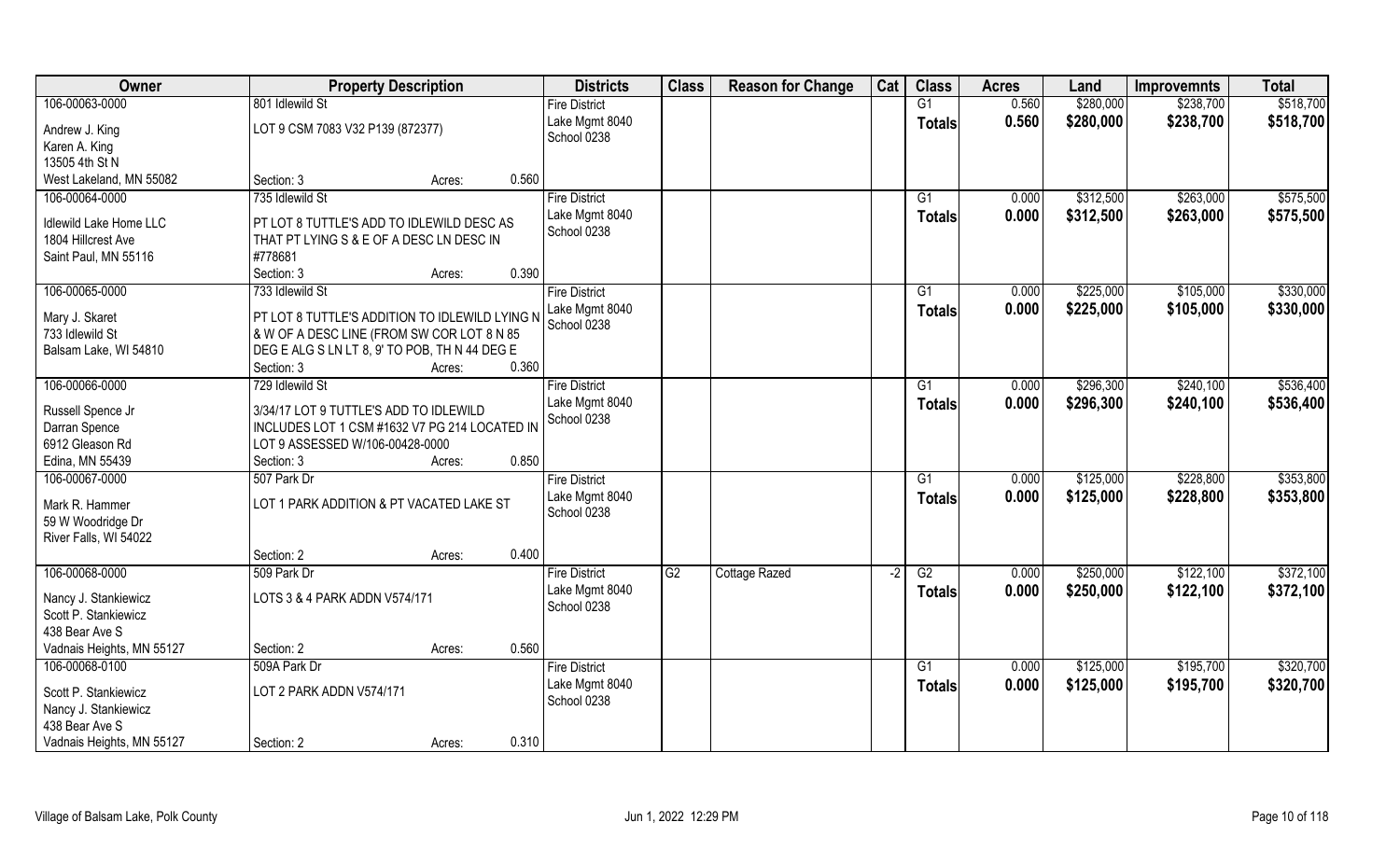| Owner | Property Description | | | Districts | Class | Reason for Change | Cat | Class | Acres | Land | Improvemnts | Total |
|---|---|---|---|---|---|---|---|---|---|---|---|---|
| 106-00063-0000 | 801 Idlewild St | | | Fire District | | | | G1 | 0.560 | $280,000 | $238,700 | $518,700 |
| Andrew J. King | LOT 9 CSM 7083 V32 P139 (872377) | | | Lake Mgmt 8040 | | | | Totals | 0.560 | $280,000 | $238,700 | $518,700 |
| Karen A. King | | | | School 0238 | | | | | | | | |
| 13505 4th St N | | | | | | | | | | | | |
| West Lakeland, MN 55082 | Section: 3 | Acres: | 0.560 | | | | | | | | | |
| 106-00064-0000 | 735 Idlewild St | | | Fire District | | | | G1 | 0.000 | $312,500 | $263,000 | $575,500 |
| Idlewild Lake Home LLC | PT LOT 8 TUTTLE'S ADD TO IDLEWILD DESC AS | | | Lake Mgmt 8040 | | | | Totals | 0.000 | $312,500 | $263,000 | $575,500 |
| 1804 Hillcrest Ave | THAT PT LYING S & E OF A DESC LN DESC IN | | | School 0238 | | | | | | | | |
| Saint Paul, MN 55116 | #778681 | | | | | | | | | | | |
| | Section: 3 | Acres: | 0.390 | | | | | | | | | |
| 106-00065-0000 | 733 Idlewild St | | | Fire District | | | | G1 | 0.000 | $225,000 | $105,000 | $330,000 |
| Mary J. Skaret | PT LOT 8 TUTTLE'S ADDITION TO IDLEWILD LYING N | | | Lake Mgmt 8040 | | | | Totals | 0.000 | $225,000 | $105,000 | $330,000 |
| 733 Idlewild St | & W OF A DESC LINE (FROM SW COR LOT 8 N 85 | | | School 0238 | | | | | | | | |
| Balsam Lake, WI 54810 | DEG E ALG S LN LT 8, 9' TO POB, TH N 44 DEG E | | | | | | | | | | | |
| | Section: 3 | Acres: | 0.360 | | | | | | | | | |
| 106-00066-0000 | 729 Idlewild St | | | Fire District | | | | G1 | 0.000 | $296,300 | $240,100 | $536,400 |
| Russell Spence Jr | 3/34/17 LOT 9 TUTTLE'S ADD TO IDLEWILD | | | Lake Mgmt 8040 | | | | Totals | 0.000 | $296,300 | $240,100 | $536,400 |
| Darran Spence | INCLUDES LOT 1 CSM #1632 V7 PG 214 LOCATED IN | | | School 0238 | | | | | | | | |
| 6912 Gleason Rd | LOT 9 ASSESSED W/106-00428-0000 | | | | | | | | | | | |
| Edina, MN 55439 | Section: 3 | Acres: | 0.850 | | | | | | | | | |
| 106-00067-0000 | 507 Park Dr | | | Fire District | | | | G1 | 0.000 | $125,000 | $228,800 | $353,800 |
| Mark R. Hammer | LOT 1 PARK ADDITION & PT VACATED LAKE ST | | | Lake Mgmt 8040 | | | | Totals | 0.000 | $125,000 | $228,800 | $353,800 |
| 59 W Woodridge Dr | | | | School 0238 | | | | | | | | |
| River Falls, WI 54022 | | | | | | | | | | | | |
| | Section: 2 | Acres: | 0.400 | | | | | | | | | |
| 106-00068-0000 | 509 Park Dr | | | Fire District | G2 | Cottage Razed | -2 | G2 | 0.000 | $250,000 | $122,100 | $372,100 |
| Nancy J. Stankiewicz | LOTS 3 & 4 PARK ADDN V574/171 | | | Lake Mgmt 8040 | | | | Totals | 0.000 | $250,000 | $122,100 | $372,100 |
| Scott P. Stankiewicz | | | | School 0238 | | | | | | | | |
| 438 Bear Ave S | | | | | | | | | | | | |
| Vadnais Heights, MN 55127 | Section: 2 | Acres: | 0.560 | | | | | | | | | |
| 106-00068-0100 | 509A Park Dr | | | Fire District | | | | G1 | 0.000 | $125,000 | $195,700 | $320,700 |
| Scott P. Stankiewicz | LOT 2 PARK ADDN V574/171 | | | Lake Mgmt 8040 | | | | Totals | 0.000 | $125,000 | $195,700 | $320,700 |
| Nancy J. Stankiewicz | | | | School 0238 | | | | | | | | |
| 438 Bear Ave S | | | | | | | | | | | | |
| Vadnais Heights, MN 55127 | Section: 2 | Acres: | 0.310 | | | | | | | | | |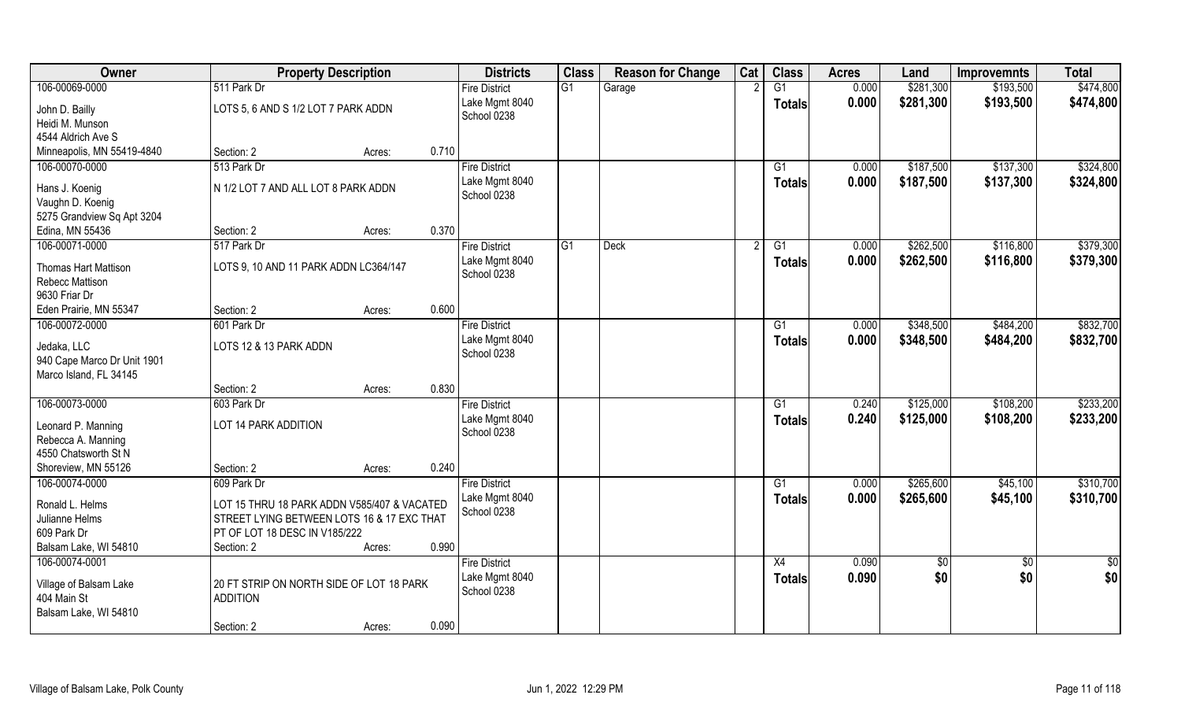| Owner | Property Description | | | Districts | Class | Reason for Change | Cat | Class | Acres | Land | Improvemnts | Total |
|---|---|---|---|---|---|---|---|---|---|---|---|---|
| 106-00069-0000 | 511 Park Dr | | | Fire District | G1 | Garage | 2 | G1 | 0.000 | $281,300 | $193,500 | $474,800 |
| John D. Bailly<br>Heidi M. Munson<br>4544 Aldrich Ave S<br>Minneapolis, MN 55419-4840 | LOTS 5, 6 AND S 1/2 LOT 7 PARK ADDN<br><br><br>Section: 2 | Acres: | 0.710 | Lake Mgmt 8040<br>School 0238 | | | | Totals | 0.000 | $281,300 | $193,500 | $474,800 |
| 106-00070-0000 | 513 Park Dr | | | Fire District | | | | G1 | 0.000 | $187,500 | $137,300 | $324,800 |
| Hans J. Koenig<br>Vaughn D. Koenig<br>5275 Grandview Sq Apt 3204<br>Edina, MN 55436 | N 1/2 LOT 7 AND ALL LOT 8 PARK ADDN<br><br><br>Section: 2 | Acres: | 0.370 | Lake Mgmt 8040<br>School 0238 | | | | Totals | 0.000 | $187,500 | $137,300 | $324,800 |
| 106-00071-0000 | 517 Park Dr | | | Fire District | G1 | Deck | 2 | G1 | 0.000 | $262,500 | $116,800 | $379,300 |
| Thomas Hart Mattison<br>Rebecc Mattison<br>9630 Friar Dr<br>Eden Prairie, MN 55347 | LOTS 9, 10 AND 11 PARK ADDN LC364/147<br><br><br>Section: 2 | Acres: | 0.600 | Lake Mgmt 8040<br>School 0238 | | | | Totals | 0.000 | $262,500 | $116,800 | $379,300 |
| 106-00072-0000 | 601 Park Dr | | | Fire District | | | | G1 | 0.000 | $348,500 | $484,200 | $832,700 |
| Jedaka, LLC<br>940 Cape Marco Dr Unit 1901<br>Marco Island, FL 34145 | LOTS 12 & 13 PARK ADDN<br><br><br>Section: 2 | Acres: | 0.830 | Lake Mgmt 8040<br>School 0238 | | | | Totals | 0.000 | $348,500 | $484,200 | $832,700 |
| 106-00073-0000 | 603 Park Dr | | | Fire District | | | | G1 | 0.240 | $125,000 | $108,200 | $233,200 |
| Leonard P. Manning<br>Rebecca A. Manning<br>4550 Chatsworth St N<br>Shoreview, MN 55126 | LOT 14 PARK ADDITION<br><br><br>Section: 2 | Acres: | 0.240 | Lake Mgmt 8040<br>School 0238 | | | | Totals | 0.240 | $125,000 | $108,200 | $233,200 |
| 106-00074-0000 | 609 Park Dr | | | Fire District | | | | G1 | 0.000 | $265,600 | $45,100 | $310,700 |
| Ronald L. Helms<br>Julianne Helms<br>609 Park Dr<br>Balsam Lake, WI 54810 | LOT 15 THRU 18 PARK ADDN V585/407 & VACATED STREET LYING BETWEEN LOTS 16 & 17 EXC THAT PT OF LOT 18 DESC IN V185/222<br>Section: 2 | Acres: | 0.990 | Lake Mgmt 8040<br>School 0238 | | | | Totals | 0.000 | $265,600 | $45,100 | $310,700 |
| 106-00074-0001 | | | | Fire District | | | | X4 | 0.090 | $0 | $0 | $0 |
| Village of Balsam Lake<br>404 Main St<br>Balsam Lake, WI 54810 | 20 FT STRIP ON NORTH SIDE OF LOT 18 PARK ADDITION<br><br>Section: 2 | Acres: | 0.090 | Lake Mgmt 8040<br>School 0238 | | | | Totals | 0.090 | $0 | $0 | $0 |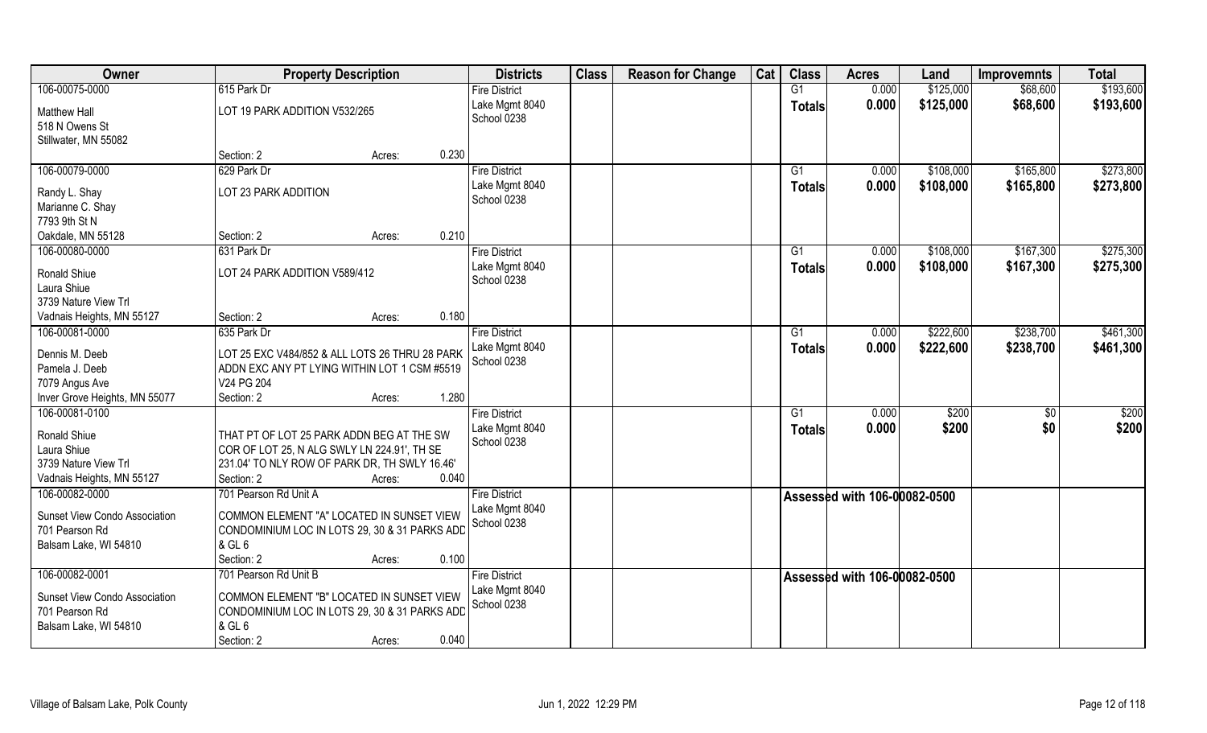| Owner | Property Description | Districts | Class | Reason for Change | Cat | Class | Acres | Land | Improvemnts | Total |
|---|---|---|---|---|---|---|---|---|---|---|
| 106-00075-0000 | 615 Park Dr | Fire District | | | | G1 | 0.000 | $125,000 | $68,600 | $193,600 |
| Matthew Hall<br>518 N Owens St<br>Stillwater, MN 55082 | LOT 19 PARK ADDITION V532/265 | Lake Mgmt 8040<br>School 0238 | | | | Totals | 0.000 | $125,000 | $68,600 | $193,600 |
| | Section: 2 Acres: 0.230 | | | | | | | | | |
| 106-00079-0000 | 629 Park Dr | Fire District | | | | G1 | 0.000 | $108,000 | $165,800 | $273,800 |
| Randy L. Shay<br>Marianne C. Shay<br>7793 9th St N<br>Oakdale, MN 55128 | LOT 23 PARK ADDITION | Lake Mgmt 8040<br>School 0238 | | | | Totals | 0.000 | $108,000 | $165,800 | $273,800 |
| | Section: 2 Acres: 0.210 | | | | | | | | | |
| 106-00080-0000 | 631 Park Dr | Fire District | | | | G1 | 0.000 | $108,000 | $167,300 | $275,300 |
| Ronald Shiue<br>Laura Shiue<br>3739 Nature View Trl<br>Vadnais Heights, MN 55127 | LOT 24 PARK ADDITION V589/412 | Lake Mgmt 8040<br>School 0238 | | | | Totals | 0.000 | $108,000 | $167,300 | $275,300 |
| | Section: 2 Acres: 0.180 | | | | | | | | | |
| 106-00081-0000 | 635 Park Dr | Fire District | | | | G1 | 0.000 | $222,600 | $238,700 | $461,300 |
| Dennis M. Deeb<br>Pamela J. Deeb<br>7079 Angus Ave<br>Inver Grove Heights, MN 55077 | LOT 25 EXC V484/852 & ALL LOTS 26 THRU 28 PARK ADDN EXC ANY PT LYING WITHIN LOT 1 CSM #5519 V24 PG 204 | Lake Mgmt 8040<br>School 0238 | | | | Totals | 0.000 | $222,600 | $238,700 | $461,300 |
| | Section: 2 Acres: 1.280 | | | | | | | | | |
| 106-00081-0100 | | Fire District | | | | G1 | 0.000 | $200 | $0 | $200 |
| Ronald Shiue<br>Laura Shiue<br>3739 Nature View Trl<br>Vadnais Heights, MN 55127 | THAT PT OF LOT 25 PARK ADDN BEG AT THE SW COR OF LOT 25, N ALG SWLY LN 224.91', TH SE 231.04' TO NLY ROW OF PARK DR, TH SWLY 16.46' | Lake Mgmt 8040<br>School 0238 | | | | Totals | 0.000 | $200 | $0 | $200 |
| | Section: 2 Acres: 0.040 | | | | | | | | | |
| 106-00082-0000 | 701 Pearson Rd Unit A | Fire District | | | | Assessed with 106-00082-0500 | | | | |
| Sunset View Condo Association<br>701 Pearson Rd<br>Balsam Lake, WI 54810 | COMMON ELEMENT "A" LOCATED IN SUNSET VIEW CONDOMINIUM LOC IN LOTS 29, 30 & 31 PARKS ADD & GL 6 | Lake Mgmt 8040<br>School 0238 | | | | | | | | |
| | Section: 2 Acres: 0.100 | | | | | | | | | |
| 106-00082-0001 | 701 Pearson Rd Unit B | Fire District | | | | Assessed with 106-00082-0500 | | | | |
| Sunset View Condo Association<br>701 Pearson Rd<br>Balsam Lake, WI 54810 | COMMON ELEMENT "B" LOCATED IN SUNSET VIEW CONDOMINIUM LOC IN LOTS 29, 30 & 31 PARKS ADD & GL 6 | Lake Mgmt 8040<br>School 0238 | | | | | | | | |
| | Section: 2 Acres: 0.040 | | | | | | | | | |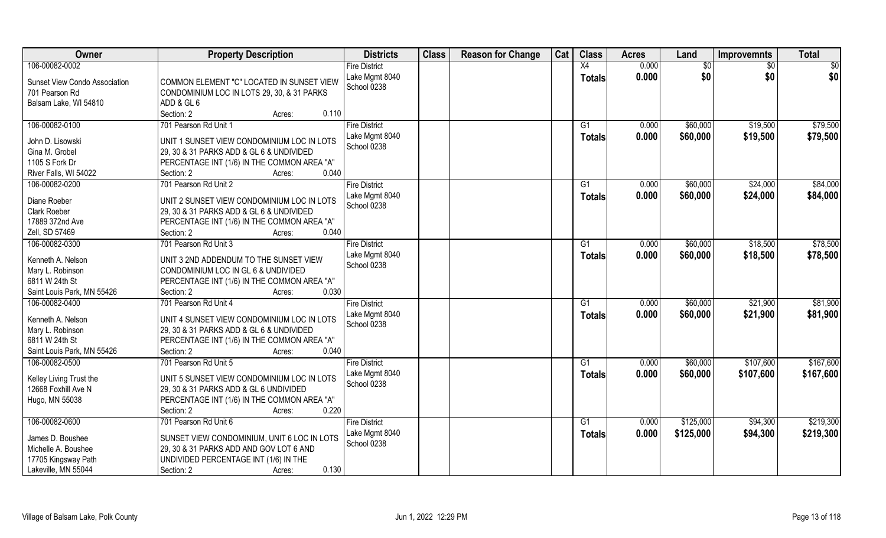| Owner | Property Description | Districts | Class | Reason for Change | Cat | Class | Acres | Land | Improvemnts | Total |
|---|---|---|---|---|---|---|---|---|---|---|
| 106-00082-0002<br><br>Sunset View Condo Association<br>701 Pearson Rd<br>Balsam Lake, WI 54810 | COMMON ELEMENT "C" LOCATED IN SUNSET VIEW CONDOMINIUM LOC IN LOTS 29, 30, & 31 PARKS ADD & GL 6<br>Section: 2 Acres: 0.110 | Fire District<br>Lake Mgmt 8040<br>School 0238 | | | | X4<br>Totals | 0.000<br>0.000 | $0<br>$0 | $0<br>$0 | $0<br>$0 |
| 106-00082-0100<br><br>John D. Lisowski<br>Gina M. Grobel<br>1105 S Fork Dr<br>River Falls, WI 54022 | 701 Pearson Rd Unit 1<br>UNIT 1 SUNSET VIEW CONDOMINIUM LOC IN LOTS 29, 30 & 31 PARKS ADD & GL 6 & UNDIVIDED PERCENTAGE INT (1/6) IN THE COMMON AREA "A"<br>Section: 2 Acres: 0.040 | Fire District<br>Lake Mgmt 8040<br>School 0238 | | | | G1<br>Totals | 0.000<br>0.000 | $60,000<br>$60,000 | $19,500<br>$19,500 | $79,500<br>$79,500 |
| 106-00082-0200<br><br>Diane Roeber<br>Clark Roeber<br>17889 372nd Ave<br>Zell, SD 57469 | 701 Pearson Rd Unit 2<br>UNIT 2 SUNSET VIEW CONDOMINIUM LOC IN LOTS 29, 30 & 31 PARKS ADD & GL 6 & UNDIVIDED PERCENTAGE INT (1/6) IN THE COMMON AREA "A"<br>Section: 2 Acres: 0.040 | Fire District<br>Lake Mgmt 8040<br>School 0238 | | | | G1<br>Totals | 0.000<br>0.000 | $60,000<br>$60,000 | $24,000<br>$24,000 | $84,000<br>$84,000 |
| 106-00082-0300<br><br>Kenneth A. Nelson<br>Mary L. Robinson<br>6811 W 24th St<br>Saint Louis Park, MN 55426 | 701 Pearson Rd Unit 3<br>UNIT 3 2ND ADDENDUM TO THE SUNSET VIEW CONDOMINIUM LOC IN GL 6 & UNDIVIDED PERCENTAGE INT (1/6) IN THE COMMON AREA "A"<br>Section: 2 Acres: 0.030 | Fire District<br>Lake Mgmt 8040<br>School 0238 | | | | G1<br>Totals | 0.000<br>0.000 | $60,000<br>$60,000 | $18,500<br>$18,500 | $78,500<br>$78,500 |
| 106-00082-0400<br><br>Kenneth A. Nelson<br>Mary L. Robinson<br>6811 W 24th St<br>Saint Louis Park, MN 55426 | 701 Pearson Rd Unit 4<br>UNIT 4 SUNSET VIEW CONDOMINIUM LOC IN LOTS 29, 30 & 31 PARKS ADD & GL 6 & UNDIVIDED PERCENTAGE INT (1/6) IN THE COMMON AREA "A"<br>Section: 2 Acres: 0.040 | Fire District<br>Lake Mgmt 8040<br>School 0238 | | | | G1<br>Totals | 0.000<br>0.000 | $60,000<br>$60,000 | $21,900<br>$21,900 | $81,900<br>$81,900 |
| 106-00082-0500<br><br>Kelley Living Trust the<br>12668 Foxhill Ave N<br>Hugo, MN 55038 | 701 Pearson Rd Unit 5<br>UNIT 5 SUNSET VIEW CONDOMINIUM LOC IN LOTS 29, 30 & 31 PARKS ADD & GL 6 UNDIVIDED PERCENTAGE INT (1/6) IN THE COMMON AREA "A"<br>Section: 2 Acres: 0.220 | Fire District<br>Lake Mgmt 8040<br>School 0238 | | | | G1<br>Totals | 0.000<br>0.000 | $60,000<br>$60,000 | $107,600<br>$107,600 | $167,600<br>$167,600 |
| 106-00082-0600<br><br>James D. Boushee<br>Michelle A. Boushee<br>17705 Kingsway Path<br>Lakeville, MN 55044 | 701 Pearson Rd Unit 6<br>SUNSET VIEW CONDOMINIUM, UNIT 6 LOC IN LOTS 29, 30 & 31 PARKS ADD AND GOV LOT 6 AND UNDIVIDED PERCENTAGE INT (1/6) IN THE<br>Section: 2 Acres: 0.130 | Fire District<br>Lake Mgmt 8040<br>School 0238 | | | | G1<br>Totals | 0.000<br>0.000 | $125,000<br>$125,000 | $94,300<br>$94,300 | $219,300<br>$219,300 |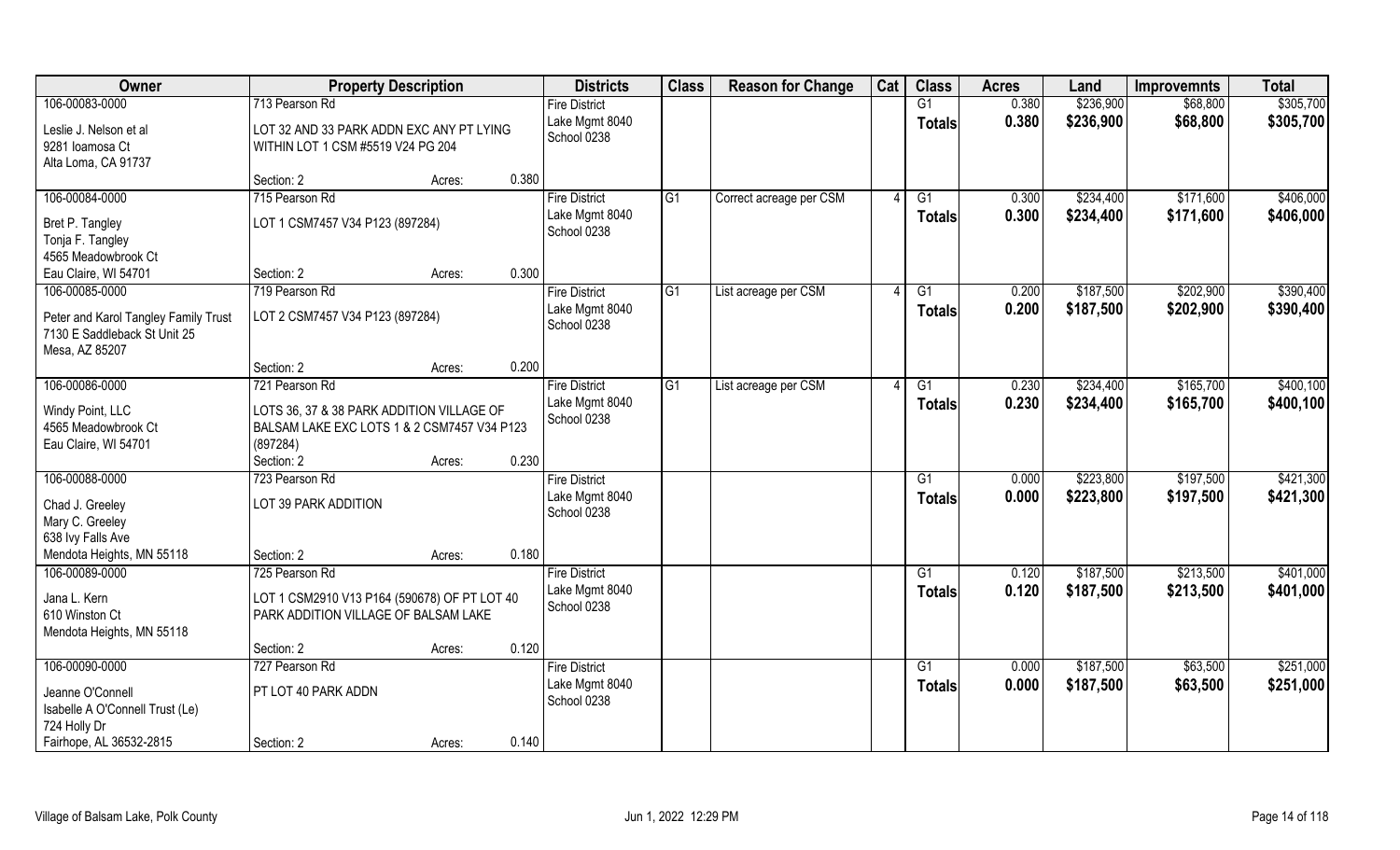| Owner | Property Description | Districts | Class | Reason for Change | Cat | Class | Acres | Land | Improvemnts | Total |
|---|---|---|---|---|---|---|---|---|---|---|
| 106-00083-0000<br>Leslie J. Nelson et al<br>9281 Ioamosa Ct<br>Alta Loma, CA 91737 | 713 Pearson Rd<br>LOT 32 AND 33 PARK ADDN EXC ANY PT LYING WITHIN LOT 1 CSM #5519 V24 PG 204<br>Section: 2 Acres: 0.380 | Fire District<br>Lake Mgmt 8040<br>School 0238 | | | | G1<br>**Totals** | 0.380<br>**0.380** | $236,900<br>**$236,900** | $68,800<br>**$68,800** | $305,700<br>**$305,700** |
| 106-00084-0000<br>Bret P. Tangley<br>Tonja F. Tangley<br>4565 Meadowbrook Ct<br>Eau Claire, WI 54701 | 715 Pearson Rd<br>LOT 1 CSM7457 V34 P123 (897284)<br>Section: 2 Acres: 0.300 | Fire District<br>Lake Mgmt 8040<br>School 0238 | G1 | Correct acreage per CSM | 4 | G1<br>**Totals** | 0.300<br>**0.300** | $234,400<br>**$234,400** | $171,600<br>**$171,600** | $406,000<br>**$406,000** |
| 106-00085-0000<br>Peter and Karol Tangley Family Trust<br>7130 E Saddleback St Unit 25<br>Mesa, AZ 85207 | 719 Pearson Rd<br>LOT 2 CSM7457 V34 P123 (897284)<br>Section: 2 Acres: 0.200 | Fire District<br>Lake Mgmt 8040<br>School 0238 | G1 | List acreage per CSM | 4 | G1<br>**Totals** | 0.200<br>**0.200** | $187,500<br>**$187,500** | $202,900<br>**$202,900** | $390,400<br>**$390,400** |
| 106-00086-0000<br>Windy Point, LLC<br>4565 Meadowbrook Ct<br>Eau Claire, WI 54701 | 721 Pearson Rd<br>LOTS 36, 37 & 38 PARK ADDITION VILLAGE OF BALSAM LAKE EXC LOTS 1 & 2 CSM7457 V34 P123 (897284)<br>Section: 2 Acres: 0.230 | Fire District<br>Lake Mgmt 8040<br>School 0238 | G1 | List acreage per CSM | 4 | G1<br>**Totals** | 0.230<br>**0.230** | $234,400<br>**$234,400** | $165,700<br>**$165,700** | $400,100<br>**$400,100** |
| 106-00088-0000<br>Chad J. Greeley<br>Mary C. Greeley<br>638 Ivy Falls Ave<br>Mendota Heights, MN 55118 | 723 Pearson Rd<br>LOT 39 PARK ADDITION<br>Section: 2 Acres: 0.180 | Fire District<br>Lake Mgmt 8040<br>School 0238 | | | | G1<br>**Totals** | 0.000<br>**0.000** | $223,800<br>**$223,800** | $197,500<br>**$197,500** | $421,300<br>**$421,300** |
| 106-00089-0000<br>Jana L. Kern<br>610 Winston Ct<br>Mendota Heights, MN 55118 | 725 Pearson Rd<br>LOT 1 CSM2910 V13 P164 (590678) OF PT LOT 40 PARK ADDITION VILLAGE OF BALSAM LAKE<br>Section: 2 Acres: 0.120 | Fire District<br>Lake Mgmt 8040<br>School 0238 | | | | G1<br>**Totals** | 0.120<br>**0.120** | $187,500<br>**$187,500** | $213,500<br>**$213,500** | $401,000<br>**$401,000** |
| 106-00090-0000<br>Jeanne O'Connell<br>Isabelle A O'Connell Trust (Le)<br>724 Holly Dr<br>Fairhope, AL 36532-2815 | 727 Pearson Rd<br>PT LOT 40 PARK ADDN<br>Section: 2 Acres: 0.140 | Fire District<br>Lake Mgmt 8040<br>School 0238 | | | | G1<br>**Totals** | 0.000<br>**0.000** | $187,500<br>**$187,500** | $63,500<br>**$63,500** | $251,000<br>**$251,000** |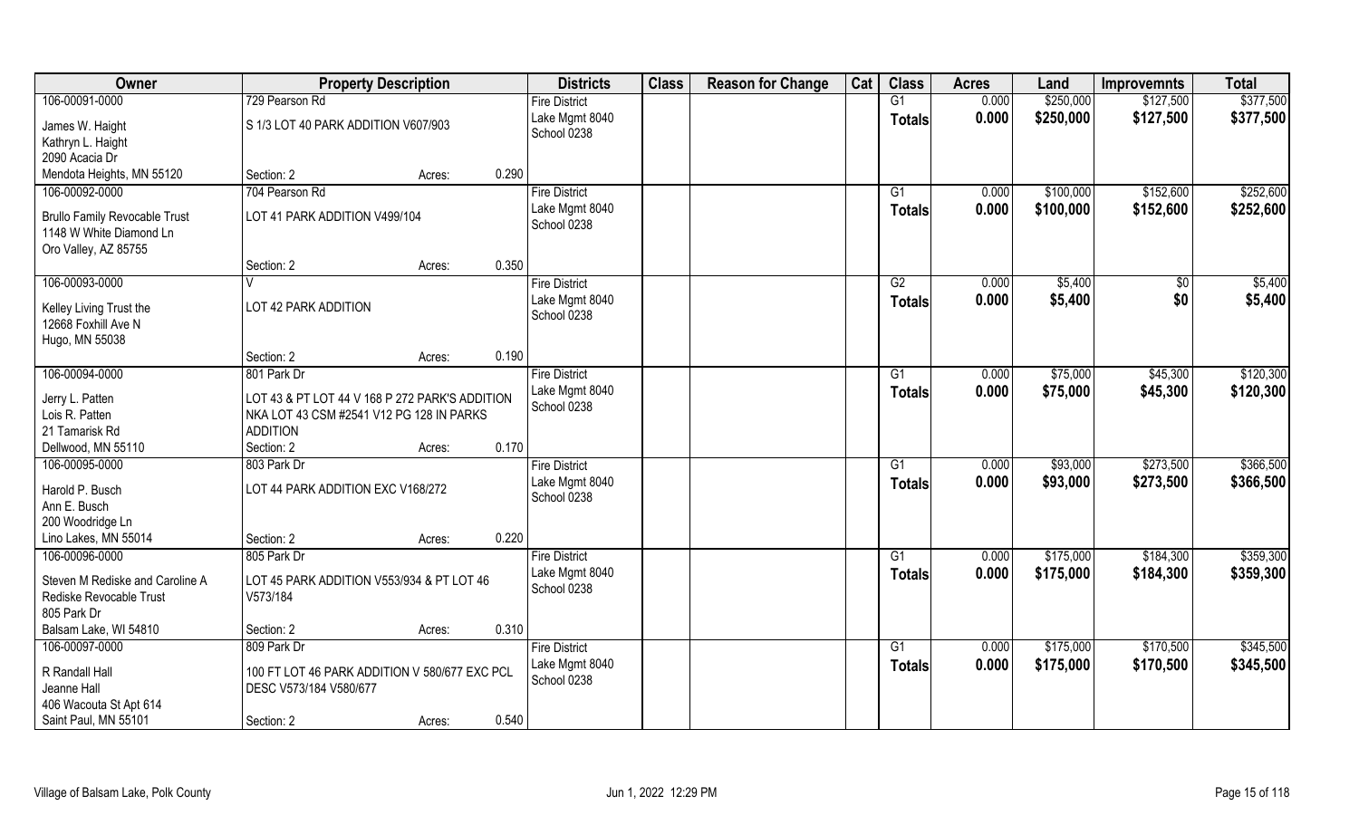| Owner | Property Description | | | Districts | Class | Reason for Change | Cat | Class | Acres | Land | Improvemnts | Total |
|---|---|---|---|---|---|---|---|---|---|---|---|---|
| 106-00091-0000 | 729 Pearson Rd | | | Fire District | | | | G1 | 0.000 | $250,000 | $127,500 | $377,500 |
| James W. Haight<br>Kathryn L. Haight<br>2090 Acacia Dr<br>Mendota Heights, MN 55120 | S 1/3 LOT 40 PARK ADDITION V607/903<br>Section: 2 | Acres: | 0.290 | Lake Mgmt 8040<br>School 0238 | | | | Totals | 0.000 | $250,000 | $127,500 | $377,500 |
| 106-00092-0000 | 704 Pearson Rd | | | Fire District | | | | G1 | 0.000 | $100,000 | $152,600 | $252,600 |
| Brullo Family Revocable Trust<br>1148 W White Diamond Ln<br>Oro Valley, AZ 85755 | LOT 41 PARK ADDITION V499/104<br>Section: 2 | Acres: | 0.350 | Lake Mgmt 8040<br>School 0238 | | | | Totals | 0.000 | $100,000 | $152,600 | $252,600 |
| 106-00093-0000 | V | | | Fire District | | | | G2 | 0.000 | $5,400 | $0 | $5,400 |
| Kelley Living Trust the<br>12668 Foxhill Ave N<br>Hugo, MN 55038 | LOT 42 PARK ADDITION<br>Section: 2 | Acres: | 0.190 | Lake Mgmt 8040<br>School 0238 | | | | Totals | 0.000 | $5,400 | $0 | $5,400 |
| 106-00094-0000 | 801 Park Dr | | | Fire District | | | | G1 | 0.000 | $75,000 | $45,300 | $120,300 |
| Jerry L. Patten<br>Lois R. Patten<br>21 Tamarisk Rd<br>Dellwood, MN 55110 | LOT 43 & PT LOT 44 V 168 P 272 PARK'S ADDITION NKA LOT 43 CSM #2541 V12 PG 128 IN PARKS ADDITION<br>Section: 2 | Acres: | 0.170 | Lake Mgmt 8040<br>School 0238 | | | | Totals | 0.000 | $75,000 | $45,300 | $120,300 |
| 106-00095-0000 | 803 Park Dr | | | Fire District | | | | G1 | 0.000 | $93,000 | $273,500 | $366,500 |
| Harold P. Busch<br>Ann E. Busch<br>200 Woodridge Ln<br>Lino Lakes, MN 55014 | LOT 44 PARK ADDITION EXC V168/272<br>Section: 2 | Acres: | 0.220 | Lake Mgmt 8040<br>School 0238 | | | | Totals | 0.000 | $93,000 | $273,500 | $366,500 |
| 106-00096-0000 | 805 Park Dr | | | Fire District | | | | G1 | 0.000 | $175,000 | $184,300 | $359,300 |
| Steven M Rediske and Caroline A Rediske Revocable Trust<br>805 Park Dr<br>Balsam Lake, WI 54810 | LOT 45 PARK ADDITION V553/934 & PT LOT 46 V573/184<br>Section: 2 | Acres: | 0.310 | Lake Mgmt 8040<br>School 0238 | | | | Totals | 0.000 | $175,000 | $184,300 | $359,300 |
| 106-00097-0000 | 809 Park Dr | | | Fire District | | | | G1 | 0.000 | $175,000 | $170,500 | $345,500 |
| R Randall Hall<br>Jeanne Hall<br>406 Wacouta St Apt 614<br>Saint Paul, MN 55101 | 100 FT LOT 46 PARK ADDITION V 580/677 EXC PCL DESC V573/184 V580/677<br>Section: 2 | Acres: | 0.540 | Lake Mgmt 8040<br>School 0238 | | | | Totals | 0.000 | $175,000 | $170,500 | $345,500 |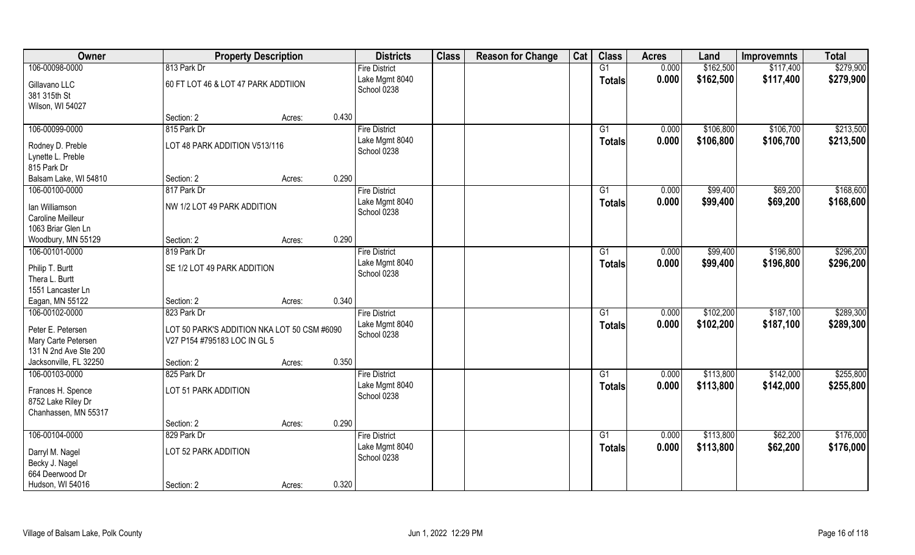| Owner | Property Description | | | Districts | Class | Reason for Change | Cat | Class | Acres | Land | Improvemnts | Total |
|---|---|---|---|---|---|---|---|---|---|---|---|---|
| 106-00098-0000 | 813 Park Dr | | | Fire District | | | | G1 | 0.000 | $162,500 | $117,400 | $279,900 |
| Gillavano LLC<br>381 315th St<br>Wilson, WI 54027 | 60 FT LOT 46 & LOT 47 PARK ADDTIION | | | Lake Mgmt 8040<br>School 0238 | | | | Totals | 0.000 | $162,500 | $117,400 | $279,900 |
| | Section: 2 | Acres: | 0.430 | | | | | | | | | |
| 106-00099-0000 | 815 Park Dr | | | Fire District | | | | G1 | 0.000 | $106,800 | $106,700 | $213,500 |
| Rodney D. Preble<br>Lynette L. Preble<br>815 Park Dr<br>Balsam Lake, WI 54810 | LOT 48 PARK ADDITION V513/116 | | | Lake Mgmt 8040<br>School 0238 | | | | Totals | 0.000 | $106,800 | $106,700 | $213,500 |
| | Section: 2 | Acres: | 0.290 | | | | | | | | | |
| 106-00100-0000 | 817 Park Dr | | | Fire District | | | | G1 | 0.000 | $99,400 | $69,200 | $168,600 |
| Ian Williamson<br>Caroline Meilleur<br>1063 Briar Glen Ln<br>Woodbury, MN 55129 | NW 1/2 LOT 49 PARK ADDITION | | | Lake Mgmt 8040<br>School 0238 | | | | Totals | 0.000 | $99,400 | $69,200 | $168,600 |
| | Section: 2 | Acres: | 0.290 | | | | | | | | | |
| 106-00101-0000 | 819 Park Dr | | | Fire District | | | | G1 | 0.000 | $99,400 | $196,800 | $296,200 |
| Philip T. Burtt<br>Thera L. Burtt<br>1551 Lancaster Ln<br>Eagan, MN 55122 | SE 1/2 LOT 49 PARK ADDITION | | | Lake Mgmt 8040<br>School 0238 | | | | Totals | 0.000 | $99,400 | $196,800 | $296,200 |
| | Section: 2 | Acres: | 0.340 | | | | | | | | | |
| 106-00102-0000 | 823 Park Dr | | | Fire District | | | | G1 | 0.000 | $102,200 | $187,100 | $289,300 |
| Peter E. Petersen<br>Mary Carte Petersen<br>131 N 2nd Ave Ste 200<br>Jacksonville, FL 32250 | LOT 50 PARK'S ADDITION NKA LOT 50 CSM #6090 V27 P154 #795183 LOC IN GL 5 | | | Lake Mgmt 8040<br>School 0238 | | | | Totals | 0.000 | $102,200 | $187,100 | $289,300 |
| | Section: 2 | Acres: | 0.350 | | | | | | | | | |
| 106-00103-0000 | 825 Park Dr | | | Fire District | | | | G1 | 0.000 | $113,800 | $142,000 | $255,800 |
| Frances H. Spence<br>8752 Lake Riley Dr<br>Chanhassen, MN 55317 | LOT 51 PARK ADDITION | | | Lake Mgmt 8040<br>School 0238 | | | | Totals | 0.000 | $113,800 | $142,000 | $255,800 |
| | Section: 2 | Acres: | 0.290 | | | | | | | | | |
| 106-00104-0000 | 829 Park Dr | | | Fire District | | | | G1 | 0.000 | $113,800 | $62,200 | $176,000 |
| Darryl M. Nagel<br>Becky J. Nagel<br>664 Deerwood Dr<br>Hudson, WI 54016 | LOT 52 PARK ADDITION | | | Lake Mgmt 8040<br>School 0238 | | | | Totals | 0.000 | $113,800 | $62,200 | $176,000 |
| | Section: 2 | Acres: | 0.320 | | | | | | | | | |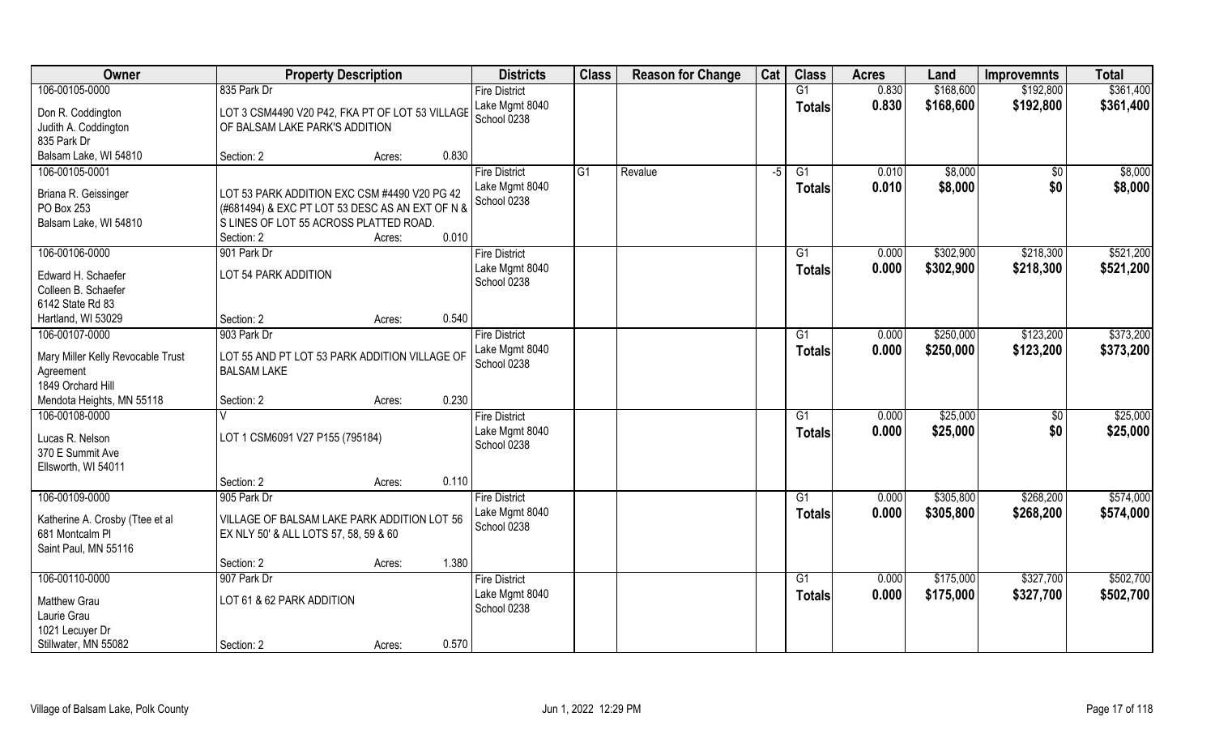| Owner | Property Description | | | Districts | Class | Reason for Change | Cat | Class | Acres | Land | Improvemnts | Total |
|---|---|---|---|---|---|---|---|---|---|---|---|---|
| 106-00105-0000<br>Don R. Coddington<br>Judith A. Coddington<br>835 Park Dr<br>Balsam Lake, WI 54810 | 835 Park Dr<br>LOT 3 CSM4490 V20 P42, FKA PT OF LOT 53 VILLAGE OF BALSAM LAKE PARK'S ADDITION<br>Section: 2 | Acres: | 0.830 | Fire District<br>Lake Mgmt 8040<br>School 0238 | | | | G1<br>**Totals** | 0.830<br>**0.830** | $168,600<br>**$168,600** | $192,800<br>**$192,800** | $361,400<br>**$361,400** |
| 106-00105-0001<br>Briana R. Geissinger<br>PO Box 253<br>Balsam Lake, WI 54810 | LOT 53 PARK ADDITION EXC CSM #4490 V20 PG 42 (#681494) & EXC PT LOT 53 DESC AS AN EXT OF N & S LINES OF LOT 55 ACROSS PLATTED ROAD.<br>Section: 2 | Acres: | 0.010 | Fire District<br>Lake Mgmt 8040<br>School 0238 | G1 | Revalue | -5 | G1<br>**Totals** | 0.010<br>**0.010** | $8,000<br>**$8,000** | $0<br>**$0** | $8,000<br>**$8,000** |
| 106-00106-0000<br>Edward H. Schaefer<br>Colleen B. Schaefer<br>6142 State Rd 83<br>Hartland, WI 53029 | 901 Park Dr<br>LOT 54 PARK ADDITION<br>Section: 2 | Acres: | 0.540 | Fire District<br>Lake Mgmt 8040<br>School 0238 | | | | G1<br>**Totals** | 0.000<br>**0.000** | $302,900<br>**$302,900** | $218,300<br>**$218,300** | $521,200<br>**$521,200** |
| 106-00107-0000<br>Mary Miller Kelly Revocable Trust Agreement<br>1849 Orchard Hill<br>Mendota Heights, MN 55118 | 903 Park Dr<br>LOT 55 AND PT LOT 53 PARK ADDITION VILLAGE OF BALSAM LAKE<br>Section: 2 | Acres: | 0.230 | Fire District<br>Lake Mgmt 8040<br>School 0238 | | | | G1<br>**Totals** | 0.000<br>**0.000** | $250,000<br>**$250,000** | $123,200<br>**$123,200** | $373,200<br>**$373,200** |
| 106-00108-0000<br>Lucas R. Nelson<br>370 E Summit Ave<br>Ellsworth, WI 54011 | V<br>LOT 1 CSM6091 V27 P155 (795184)<br>Section: 2 | Acres: | 0.110 | Fire District<br>Lake Mgmt 8040<br>School 0238 | | | | G1<br>**Totals** | 0.000<br>**0.000** | $25,000<br>**$25,000** | $0<br>**$0** | $25,000<br>**$25,000** |
| 106-00109-0000<br>Katherine A. Crosby (Ttee et al<br>681 Montcalm Pl<br>Saint Paul, MN 55116 | 905 Park Dr<br>VILLAGE OF BALSAM LAKE PARK ADDITION LOT 56 EX NLY 50' & ALL LOTS 57, 58, 59 & 60<br>Section: 2 | Acres: | 1.380 | Fire District<br>Lake Mgmt 8040<br>School 0238 | | | | G1<br>**Totals** | 0.000<br>**0.000** | $305,800<br>**$305,800** | $268,200<br>**$268,200** | $574,000<br>**$574,000** |
| 106-00110-0000<br>Matthew Grau<br>Laurie Grau<br>1021 Lecuyer Dr<br>Stillwater, MN 55082 | 907 Park Dr<br>LOT 61 & 62 PARK ADDITION<br>Section: 2 | Acres: | 0.570 | Fire District<br>Lake Mgmt 8040<br>School 0238 | | | | G1<br>**Totals** | 0.000<br>**0.000** | $175,000<br>**$175,000** | $327,700<br>**$327,700** | $502,700<br>**$502,700** |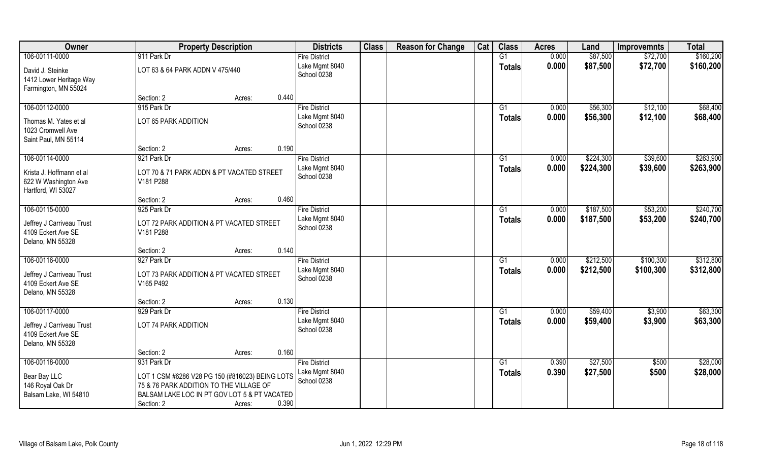| Owner | Property Description | | | Districts | Class | Reason for Change | Cat | Class | Acres | Land | Improvemnts | Total |
|---|---|---|---|---|---|---|---|---|---|---|---|---|
| 106-00111-0000 | 911 Park Dr | | | Fire District | | | | G1 | 0.000 | $87,500 | $72,700 | $160,200 |
| David J. Steinke<br>1412 Lower Heritage Way<br>Farmington, MN 55024 | LOT 63 & 64 PARK ADDN V 475/440 | | | Lake Mgmt 8040<br>School 0238 | | | | **Totals** | **0.000** | **$87,500** | **$72,700** | **$160,200** |
| | Section: 2 | Acres: | 0.440 | | | | | | | | | |
| 106-00112-0000 | 915 Park Dr | | | Fire District | | | | G1 | 0.000 | $56,300 | $12,100 | $68,400 |
| Thomas M. Yates et al<br>1023 Cromwell Ave<br>Saint Paul, MN 55114 | LOT 65 PARK ADDITION | | | Lake Mgmt 8040<br>School 0238 | | | | **Totals** | **0.000** | **$56,300** | **$12,100** | **$68,400** |
| | Section: 2 | Acres: | 0.190 | | | | | | | | | |
| 106-00114-0000 | 921 Park Dr | | | Fire District | | | | G1 | 0.000 | $224,300 | $39,600 | $263,900 |
| Krista J. Hoffmann et al<br>622 W Washington Ave<br>Hartford, WI 53027 | LOT 70 & 71 PARK ADDN & PT VACATED STREET V181 P288 | | | Lake Mgmt 8040<br>School 0238 | | | | **Totals** | **0.000** | **$224,300** | **$39,600** | **$263,900** |
| | Section: 2 | Acres: | 0.460 | | | | | | | | | |
| 106-00115-0000 | 925 Park Dr | | | Fire District | | | | G1 | 0.000 | $187,500 | $53,200 | $240,700 |
| Jeffrey J Carriveau Trust<br>4109 Eckert Ave SE<br>Delano, MN 55328 | LOT 72 PARK ADDITION & PT VACATED STREET V181 P288 | | | Lake Mgmt 8040<br>School 0238 | | | | **Totals** | **0.000** | **$187,500** | **$53,200** | **$240,700** |
| | Section: 2 | Acres: | 0.140 | | | | | | | | | |
| 106-00116-0000 | 927 Park Dr | | | Fire District | | | | G1 | 0.000 | $212,500 | $100,300 | $312,800 |
| Jeffrey J Carriveau Trust<br>4109 Eckert Ave SE<br>Delano, MN 55328 | LOT 73 PARK ADDITION & PT VACATED STREET V165 P492 | | | Lake Mgmt 8040<br>School 0238 | | | | **Totals** | **0.000** | **$212,500** | **$100,300** | **$312,800** |
| | Section: 2 | Acres: | 0.130 | | | | | | | | | |
| 106-00117-0000 | 929 Park Dr | | | Fire District | | | | G1 | 0.000 | $59,400 | $3,900 | $63,300 |
| Jeffrey J Carriveau Trust<br>4109 Eckert Ave SE<br>Delano, MN 55328 | LOT 74 PARK ADDITION | | | Lake Mgmt 8040<br>School 0238 | | | | **Totals** | **0.000** | **$59,400** | **$3,900** | **$63,300** |
| | Section: 2 | Acres: | 0.160 | | | | | | | | | |
| 106-00118-0000 | 931 Park Dr | | | Fire District | | | | G1 | 0.390 | $27,500 | $500 | $28,000 |
| Bear Bay LLC<br>146 Royal Oak Dr<br>Balsam Lake, WI 54810 | LOT 1 CSM #6286 V28 PG 150 (#816023) BEING LOTS 75 & 76 PARK ADDITION TO THE VILLAGE OF BALSAM LAKE LOC IN PT GOV LOT 5 & PT VACATED | | | Lake Mgmt 8040<br>School 0238 | | | | **Totals** | **0.390** | **$27,500** | **$500** | **$28,000** |
| | Section: 2 | Acres: | 0.390 | | | | | | | | | |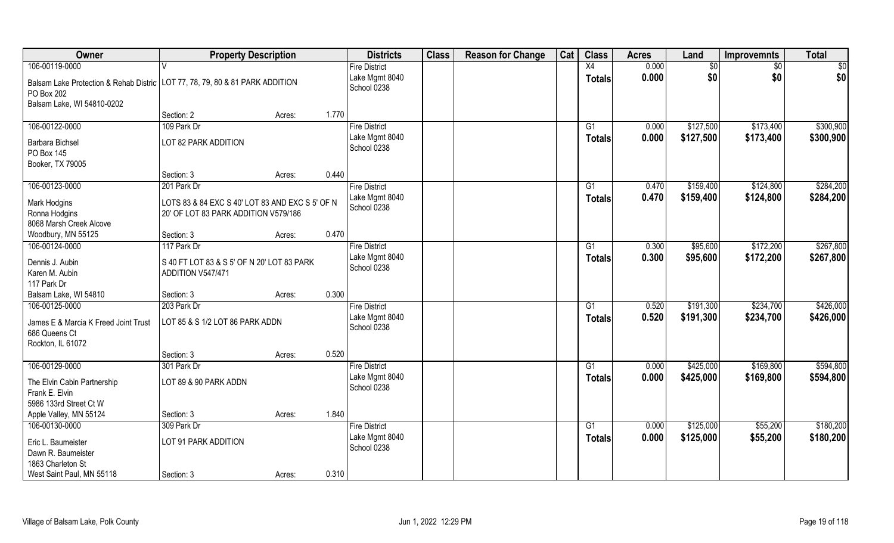| Owner | Property Description | Districts | Class | Reason for Change | Cat | Class | Acres | Land | Improvemnts | Total |
|---|---|---|---|---|---|---|---|---|---|---|
| 106-00119-0000 | V | Fire District | | | | X4 | 0.000 | $0 | $0 | $0 |
| Balsam Lake Protection & Rehab Distric<br>PO Box 202<br>Balsam Lake, WI 54810-0202 | LOT 77, 78, 79, 80 & 81 PARK ADDITION | Lake Mgmt 8040<br>School 0238 | | | | **Totals** | **0.000** | **$0** | **$0** | **$0** |
| | Section: 2 Acres: 1.770 | | | | | | | | | |
| 106-00122-0000 | 109 Park Dr | Fire District | | | | G1 | 0.000 | $127,500 | $173,400 | $300,900 |
| Barbara Bichsel<br>PO Box 145<br>Booker, TX 79005 | LOT 82 PARK ADDITION | Lake Mgmt 8040<br>School 0238 | | | | **Totals** | **0.000** | **$127,500** | **$173,400** | **$300,900** |
| | Section: 3 Acres: 0.440 | | | | | | | | | |
| 106-00123-0000 | 201 Park Dr | Fire District | | | | G1 | 0.470 | $159,400 | $124,800 | $284,200 |
| Mark Hodgins<br>Ronna Hodgins<br>8068 Marsh Creek Alcove<br>Woodbury, MN 55125 | LOTS 83 & 84 EXC S 40' LOT 83 AND EXC S 5' OF N 20' OF LOT 83 PARK ADDITION V579/186 | Lake Mgmt 8040<br>School 0238 | | | | **Totals** | **0.470** | **$159,400** | **$124,800** | **$284,200** |
| | Section: 3 Acres: 0.470 | | | | | | | | | |
| 106-00124-0000 | 117 Park Dr | Fire District | | | | G1 | 0.300 | $95,600 | $172,200 | $267,800 |
| Dennis J. Aubin<br>Karen M. Aubin<br>117 Park Dr<br>Balsam Lake, WI 54810 | S 40 FT LOT 83 & S 5' OF N 20' LOT 83 PARK ADDITION V547/471 | Lake Mgmt 8040<br>School 0238 | | | | **Totals** | **0.300** | **$95,600** | **$172,200** | **$267,800** |
| | Section: 3 Acres: 0.300 | | | | | | | | | |
| 106-00125-0000 | 203 Park Dr | Fire District | | | | G1 | 0.520 | $191,300 | $234,700 | $426,000 |
| James E & Marcia K Freed Joint Trust<br>686 Queens Ct<br>Rockton, IL 61072 | LOT 85 & S 1/2 LOT 86 PARK ADDN | Lake Mgmt 8040<br>School 0238 | | | | **Totals** | **0.520** | **$191,300** | **$234,700** | **$426,000** |
| | Section: 3 Acres: 0.520 | | | | | | | | | |
| 106-00129-0000 | 301 Park Dr | Fire District | | | | G1 | 0.000 | $425,000 | $169,800 | $594,800 |
| The Elvin Cabin Partnership<br>Frank E. Elvin<br>5986 133rd Street Ct W<br>Apple Valley, MN 55124 | LOT 89 & 90 PARK ADDN | Lake Mgmt 8040<br>School 0238 | | | | **Totals** | **0.000** | **$425,000** | **$169,800** | **$594,800** |
| | Section: 3 Acres: 1.840 | | | | | | | | | |
| 106-00130-0000 | 309 Park Dr | Fire District | | | | G1 | 0.000 | $125,000 | $55,200 | $180,200 |
| Eric L. Baumeister<br>Dawn R. Baumeister<br>1863 Charleton St<br>West Saint Paul, MN 55118 | LOT 91 PARK ADDITION | Lake Mgmt 8040<br>School 0238 | | | | **Totals** | **0.000** | **$125,000** | **$55,200** | **$180,200** |
| | Section: 3 Acres: 0.310 | | | | | | | | | |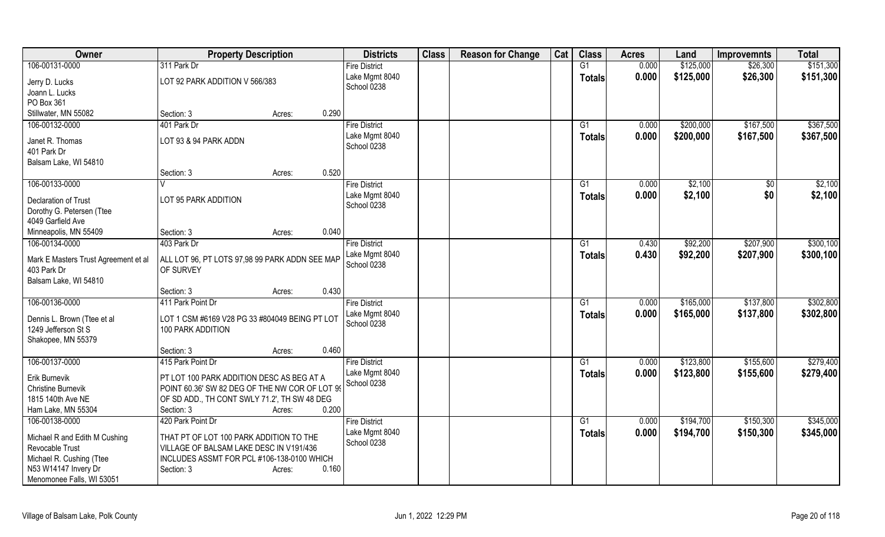| Owner | Property Description | Districts | Class | Reason for Change | Cat | Class | Acres | Land | Improvemnts | Total |
|---|---|---|---|---|---|---|---|---|---|---|
| 106-00131-0000<br>Jerry D. Lucks<br>Joann L. Lucks<br>PO Box 361<br>Stillwater, MN 55082 | 311 Park Dr<br>LOT 92 PARK ADDITION V 566/383<br>Section: 3 Acres: 0.290 | Fire District<br>Lake Mgmt 8040<br>School 0238 | | | | G1<br>**Totals** | 0.000<br>**0.000** | \$125,000<br>**\$125,000** | \$26,300<br>**\$26,300** | \$151,300<br>**\$151,300** |
| 106-00132-0000<br>Janet R. Thomas<br>401 Park Dr<br>Balsam Lake, WI 54810 | 401 Park Dr<br>LOT 93 & 94 PARK ADDN<br>Section: 3 Acres: 0.520 | Fire District<br>Lake Mgmt 8040<br>School 0238 | | | | G1<br>**Totals** | 0.000<br>**0.000** | \$200,000<br>**\$200,000** | \$167,500<br>**\$167,500** | \$367,500<br>**\$367,500** |
| 106-00133-0000<br>Declaration of Trust<br>Dorothy G. Petersen (Ttee<br>4049 Garfield Ave<br>Minneapolis, MN 55409 | V<br>LOT 95 PARK ADDITION<br>Section: 3 Acres: 0.040 | Fire District<br>Lake Mgmt 8040<br>School 0238 | | | | G1<br>**Totals** | 0.000<br>**0.000** | \$2,100<br>**\$2,100** | \$0<br>**\$0** | \$2,100<br>**\$2,100** |
| 106-00134-0000<br>Mark E Masters Trust Agreement et al<br>403 Park Dr<br>Balsam Lake, WI 54810 | 403 Park Dr<br>ALL LOT 96, PT LOTS 97,98 99 PARK ADDN SEE MAP OF SURVEY<br>Section: 3 Acres: 0.430 | Fire District<br>Lake Mgmt 8040<br>School 0238 | | | | G1<br>**Totals** | 0.430<br>**0.430** | \$92,200<br>**\$92,200** | \$207,900<br>**\$207,900** | \$300,100<br>**\$300,100** |
| 106-00136-0000<br>Dennis L. Brown (Ttee et al<br>1249 Jefferson St S<br>Shakopee, MN 55379 | 411 Park Point Dr<br>LOT 1 CSM #6169 V28 PG 33 #804049 BEING PT LOT 100 PARK ADDITION<br>Section: 3 Acres: 0.460 | Fire District<br>Lake Mgmt 8040<br>School 0238 | | | | G1<br>**Totals** | 0.000<br>**0.000** | \$165,000<br>**\$165,000** | \$137,800<br>**\$137,800** | \$302,800<br>**\$302,800** |
| 106-00137-0000<br>Erik Burnevik<br>Christine Burnevik<br>1815 140th Ave NE<br>Ham Lake, MN 55304 | 415 Park Point Dr<br>PT LOT 100 PARK ADDITION DESC AS BEG AT A POINT 60.36' SW 82 DEG OF THE NW COR OF LOT 9( OF SD ADD., TH CONT SWLY 71.2', TH SW 48 DEG<br>Section: 3 Acres: 0.200 | Fire District<br>Lake Mgmt 8040<br>School 0238 | | | | G1<br>**Totals** | 0.000<br>**0.000** | \$123,800<br>**\$123,800** | \$155,600<br>**\$155,600** | \$279,400<br>**\$279,400** |
| 106-00138-0000<br>Michael R and Edith M Cushing Revocable Trust<br>Michael R. Cushing (Ttee<br>N53 W14147 Invery Dr<br>Menomonee Falls, WI 53051 | 420 Park Point Dr<br>THAT PT OF LOT 100 PARK ADDITION TO THE VILLAGE OF BALSAM LAKE DESC IN V191/436 INCLUDES ASSMT FOR PCL #106-138-0100 WHICH<br>Section: 3 Acres: 0.160 | Fire District<br>Lake Mgmt 8040<br>School 0238 | | | | G1<br>**Totals** | 0.000<br>**0.000** | \$194,700<br>**\$194,700** | \$150,300<br>**\$150,300** | \$345,000<br>**\$345,000** |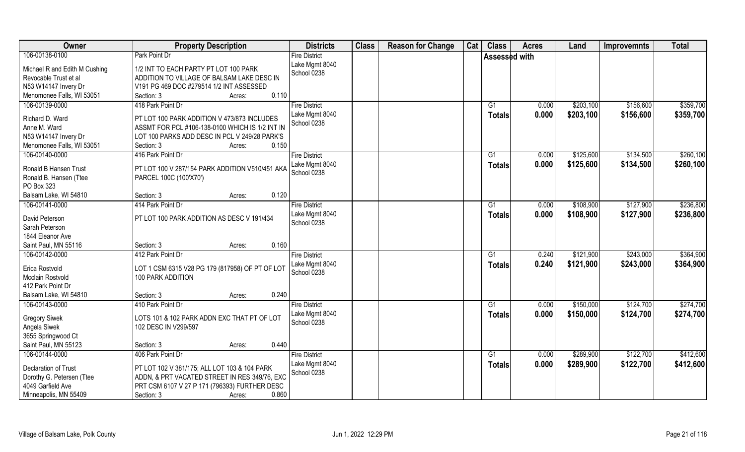| Owner | Property Description | Districts | Class | Reason for Change | Cat | Class | Acres | Land | Improvemnts | Total |
|---|---|---|---|---|---|---|---|---|---|---|
| 106-00138-0100<br>Michael R and Edith M Cushing<br>Revocable Trust et al<br>N53 W14147 Invery Dr<br>Menomonee Falls, WI 53051 | Park Point Dr<br>1/2 INT TO EACH PARTY PT LOT 100 PARK ADDITION TO VILLAGE OF BALSAM LAKE DESC IN V191 PG 469 DOC #279514 1/2 INT ASSESSED<br>Section: 3 Acres: 0.110 | Fire District<br>Lake Mgmt 8040<br>School 0238 | | | | Assessed with | | | | |
| 106-00139-0000<br>Richard D. Ward<br>Anne M. Ward<br>N53 W14147 Invery Dr<br>Menomonee Falls, WI 53051 | 418 Park Point Dr<br>PT LOT 100 PARK ADDITION V 473/873 INCLUDES ASSMT FOR PCL #106-138-0100 WHICH IS 1/2 INT IN LOT 100 PARKS ADD DESC IN PCL V 249/28 PARK'S<br>Section: 3 Acres: 0.150 | Fire District<br>Lake Mgmt 8040<br>School 0238 | | | | G1<br>**Totals** | 0.000<br>**0.000** | $203,100<br>**$203,100** | $156,600<br>**$156,600** | $359,700<br>**$359,700** |
| 106-00140-0000<br>Ronald B Hansen Trust<br>Ronald B. Hansen (Ttee<br>PO Box 323<br>Balsam Lake, WI 54810 | 416 Park Point Dr<br>PT LOT 100 V 287/154 PARK ADDITION V510/451 AKA PARCEL 100C (100'X70')<br>Section: 3 Acres: 0.120 | Fire District<br>Lake Mgmt 8040<br>School 0238 | | | | G1<br>**Totals** | 0.000<br>**0.000** | $125,600<br>**$125,600** | $134,500<br>**$134,500** | $260,100<br>**$260,100** |
| 106-00141-0000<br>David Peterson<br>Sarah Peterson<br>1844 Eleanor Ave<br>Saint Paul, MN 55116 | 414 Park Point Dr<br>PT LOT 100 PARK ADDITION AS DESC V 191/434<br>Section: 3 Acres: 0.160 | Fire District<br>Lake Mgmt 8040<br>School 0238 | | | | G1<br>**Totals** | 0.000<br>**0.000** | $108,900<br>**$108,900** | $127,900<br>**$127,900** | $236,800<br>**$236,800** |
| 106-00142-0000<br>Erica Rostvold<br>Mcclain Rostvold<br>412 Park Point Dr<br>Balsam Lake, WI 54810 | 412 Park Point Dr<br>LOT 1 CSM 6315 V28 PG 179 (817958) OF PT OF LOT 100 PARK ADDITION<br>Section: 3 Acres: 0.240 | Fire District<br>Lake Mgmt 8040<br>School 0238 | | | | G1<br>**Totals** | 0.240<br>**0.240** | $121,900<br>**$121,900** | $243,000<br>**$243,000** | $364,900<br>**$364,900** |
| 106-00143-0000<br>Gregory Siwek<br>Angela Siwek<br>3655 Springwood Ct<br>Saint Paul, MN 55123 | 410 Park Point Dr<br>LOTS 101 & 102 PARK ADDN EXC THAT PT OF LOT 102 DESC IN V299/597<br>Section: 3 Acres: 0.440 | Fire District<br>Lake Mgmt 8040<br>School 0238 | | | | G1<br>**Totals** | 0.000<br>**0.000** | $150,000<br>**$150,000** | $124,700<br>**$124,700** | $274,700<br>**$274,700** |
| 106-00144-0000<br>Declaration of Trust<br>Dorothy G. Petersen (Ttee<br>4049 Garfield Ave<br>Minneapolis, MN 55409 | 406 Park Point Dr<br>PT LOT 102 V 381/175; ALL LOT 103 & 104 PARK ADDN, & PRT VACATED STREET IN RES 349/76, EXC PRT CSM 6107 V 27 P 171 (796393) FURTHER DESC<br>Section: 3 Acres: 0.860 | Fire District<br>Lake Mgmt 8040<br>School 0238 | | | | G1<br>**Totals** | 0.000<br>**0.000** | $289,900<br>**$289,900** | $122,700<br>**$122,700** | $412,600<br>**$412,600** |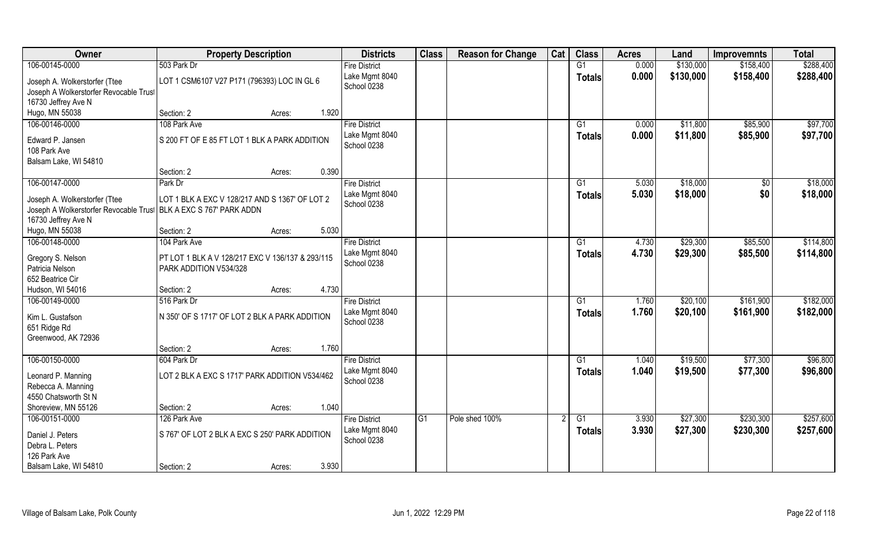| Owner | Property Description | | Districts | Class | Reason for Change | Cat | Class | Acres | Land | Improvemnts | Total |
|---|---|---|---|---|---|---|---|---|---|---|---|
| 106-00145-0000 | 503 Park Dr | | Fire District | | | | G1 | 0.000 | $130,000 | $158,400 | $288,400 |
| Joseph A. Wolkerstorfer (Ttee<br>Joseph A Wolkerstorfer Revocable Trust<br>16730 Jeffrey Ave N<br>Hugo, MN 55038 | LOT 1 CSM6107 V27 P171 (796393) LOC IN GL 6 | | Lake Mgmt 8040<br>School 0238 | | | | Totals | 0.000 | $130,000 | $158,400 | $288,400 |
| | Section: 2 | Acres: 1.920 | | | | | | | | | |
| 106-00146-0000 | 108 Park Ave | | Fire District | | | | G1 | 0.000 | $11,800 | $85,900 | $97,700 |
| Edward P. Jansen<br>108 Park Ave<br>Balsam Lake, WI 54810 | S 200 FT OF E 85 FT LOT 1 BLK A PARK ADDITION | | Lake Mgmt 8040<br>School 0238 | | | | Totals | 0.000 | $11,800 | $85,900 | $97,700 |
| | Section: 2 | Acres: 0.390 | | | | | | | | | |
| 106-00147-0000 | Park Dr | | Fire District | | | | G1 | 5.030 | $18,000 | $0 | $18,000 |
| Joseph A. Wolkerstorfer (Ttee<br>Joseph A Wolkerstorfer Revocable Trust<br>16730 Jeffrey Ave N<br>Hugo, MN 55038 | LOT 1 BLK A EXC V 128/217 AND S 1367' OF LOT 2 BLK A EXC S 767' PARK ADDN | | Lake Mgmt 8040<br>School 0238 | | | | Totals | 5.030 | $18,000 | $0 | $18,000 |
| | Section: 2 | Acres: 5.030 | | | | | | | | | |
| 106-00148-0000 | 104 Park Ave | | Fire District | | | | G1 | 4.730 | $29,300 | $85,500 | $114,800 |
| Gregory S. Nelson<br>Patricia Nelson<br>652 Beatrice Cir<br>Hudson, WI 54016 | PT LOT 1 BLK A V 128/217 EXC V 136/137 & 293/115 PARK ADDITION V534/328 | | Lake Mgmt 8040<br>School 0238 | | | | Totals | 4.730 | $29,300 | $85,500 | $114,800 |
| | Section: 2 | Acres: 4.730 | | | | | | | | | |
| 106-00149-0000 | 516 Park Dr | | Fire District | | | | G1 | 1.760 | $20,100 | $161,900 | $182,000 |
| Kim L. Gustafson<br>651 Ridge Rd<br>Greenwood, AK 72936 | N 350' OF S 1717' OF LOT 2 BLK A PARK ADDITION | | Lake Mgmt 8040<br>School 0238 | | | | Totals | 1.760 | $20,100 | $161,900 | $182,000 |
| | Section: 2 | Acres: 1.760 | | | | | | | | | |
| 106-00150-0000 | 604 Park Dr | | Fire District | | | | G1 | 1.040 | $19,500 | $77,300 | $96,800 |
| Leonard P. Manning<br>Rebecca A. Manning<br>4550 Chatsworth St N<br>Shoreview, MN 55126 | LOT 2 BLK A EXC S 1717' PARK ADDITION V534/462 | | Lake Mgmt 8040<br>School 0238 | | | | Totals | 1.040 | $19,500 | $77,300 | $96,800 |
| | Section: 2 | Acres: 1.040 | | | | | | | | | |
| 106-00151-0000 | 126 Park Ave | | Fire District | G1 | Pole shed 100% | 2 | G1 | 3.930 | $27,300 | $230,300 | $257,600 |
| Daniel J. Peters<br>Debra L. Peters<br>126 Park Ave<br>Balsam Lake, WI 54810 | S 767' OF LOT 2 BLK A EXC S 250' PARK ADDITION | | Lake Mgmt 8040<br>School 0238 | | | | Totals | 3.930 | $27,300 | $230,300 | $257,600 |
| | Section: 2 | Acres: 3.930 | | | | | | | | | |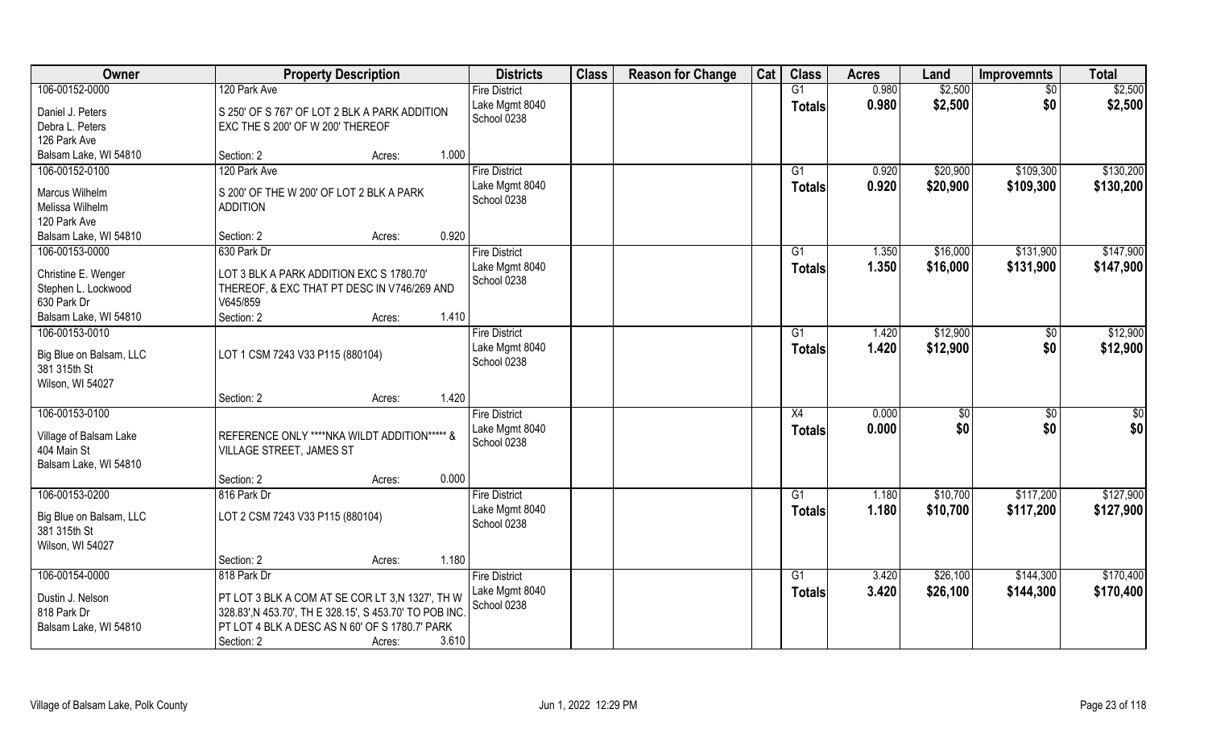| Owner | Property Description | Districts | Class | Reason for Change | Cat | Class | Acres | Land | Improvemnts | Total |
|---|---|---|---|---|---|---|---|---|---|---|
| 106-00152-0000<br>Daniel J. Peters<br>Debra L. Peters<br>126 Park Ave<br>Balsam Lake, WI 54810 | 120 Park Ave<br>S 250' OF S 767' OF LOT 2 BLK A PARK ADDITION EXC THE S 200' OF W 200' THEREOF<br>Section: 2 Acres: 1.000 | Fire District<br>Lake Mgmt 8040<br>School 0238 | | | | G1<br>Totals | 0.980<br>0.980 | $2,500<br>$2,500 | $0<br>$0 | $2,500<br>$2,500 |
| 106-00152-0100<br>Marcus Wilhelm<br>Melissa Wilhelm<br>120 Park Ave<br>Balsam Lake, WI 54810 | 120 Park Ave<br>S 200' OF THE W 200' OF LOT 2 BLK A PARK ADDITION<br>Section: 2 Acres: 0.920 | Fire District<br>Lake Mgmt 8040<br>School 0238 | | | | G1<br>Totals | 0.920<br>0.920 | $20,900<br>$20,900 | $109,300<br>$109,300 | $130,200<br>$130,200 |
| 106-00153-0000<br>Christine E. Wenger<br>Stephen L. Lockwood<br>630 Park Dr<br>Balsam Lake, WI 54810 | 630 Park Dr<br>LOT 3 BLK A PARK ADDITION EXC S 1780.70' THEREOF, & EXC THAT PT DESC IN V746/269 AND V645/859<br>Section: 2 Acres: 1.410 | Fire District<br>Lake Mgmt 8040<br>School 0238 | | | | G1<br>Totals | 1.350<br>1.350 | $16,000<br>$16,000 | $131,900<br>$131,900 | $147,900<br>$147,900 |
| 106-00153-0010<br>Big Blue on Balsam, LLC<br>381 315th St<br>Wilson, WI 54027 | LOT 1 CSM 7243 V33 P115 (880104)<br>Section: 2 Acres: 1.420 | Fire District<br>Lake Mgmt 8040<br>School 0238 | | | | G1<br>Totals | 1.420<br>1.420 | $12,900<br>$12,900 | $0<br>$0 | $12,900<br>$12,900 |
| 106-00153-0100<br>Village of Balsam Lake<br>404 Main St<br>Balsam Lake, WI 54810 | REFERENCE ONLY ****NKA WILDT ADDITION***** & VILLAGE STREET, JAMES ST<br>Section: 2 Acres: 0.000 | Fire District<br>Lake Mgmt 8040<br>School 0238 | | | | X4<br>Totals | 0.000<br>0.000 | $0<br>$0 | $0<br>$0 | $0<br>$0 |
| 106-00153-0200<br>Big Blue on Balsam, LLC<br>381 315th St<br>Wilson, WI 54027 | 816 Park Dr<br>LOT 2 CSM 7243 V33 P115 (880104)<br>Section: 2 Acres: 1.180 | Fire District<br>Lake Mgmt 8040<br>School 0238 | | | | G1<br>Totals | 1.180<br>1.180 | $10,700<br>$10,700 | $117,200<br>$117,200 | $127,900<br>$127,900 |
| 106-00154-0000<br>Dustin J. Nelson<br>818 Park Dr<br>Balsam Lake, WI 54810 | 818 Park Dr<br>PT LOT 3 BLK A COM AT SE COR LT 3,N 1327', TH W 328.83',N 453.70', TH E 328.15', S 453.70' TO POB INC. PT LOT 4 BLK A DESC AS N 60' OF S 1780.7' PARK<br>Section: 2 Acres: 3.610 | Fire District<br>Lake Mgmt 8040<br>School 0238 | | | | G1<br>Totals | 3.420<br>3.420 | $26,100<br>$26,100 | $144,300<br>$144,300 | $170,400<br>$170,400 |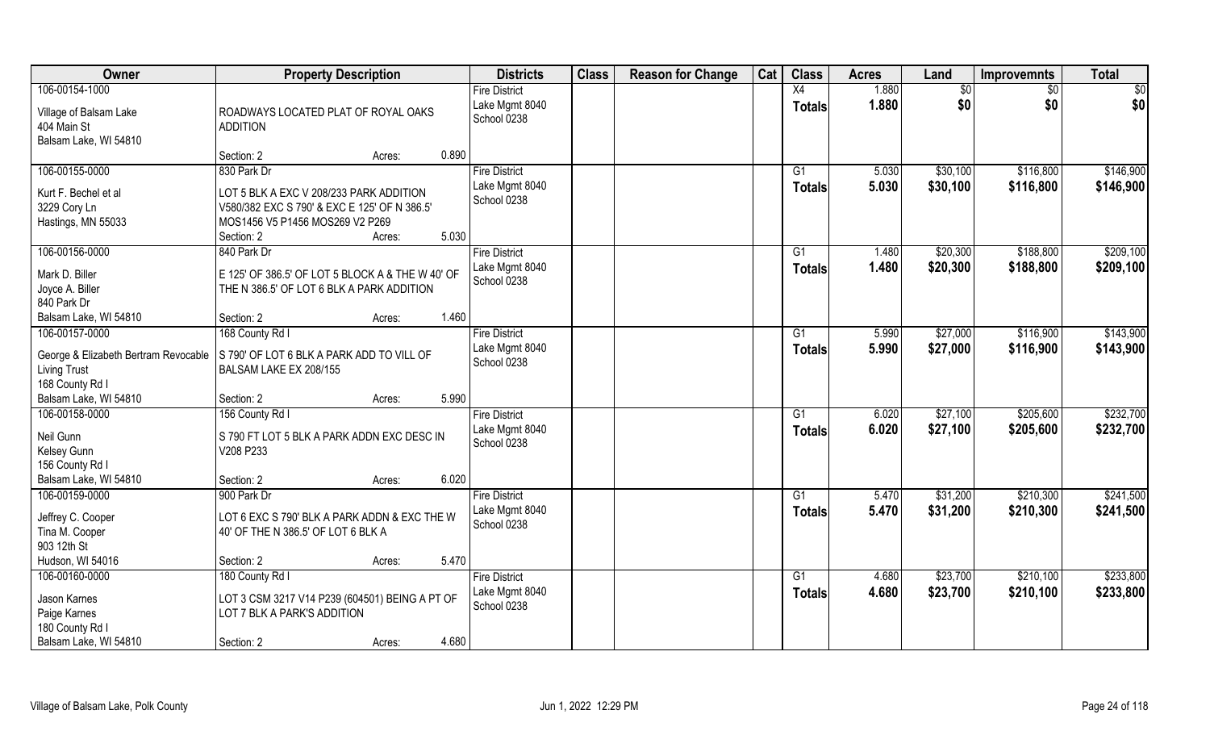| Owner | Property Description | Districts | Class | Reason for Change | Cat | Class | Acres | Land | Improvemnts | Total |
|---|---|---|---|---|---|---|---|---|---|---|
| 106-00154-1000<br>Village of Balsam Lake<br>404 Main St<br>Balsam Lake, WI 54810 | ROADWAYS LOCATED PLAT OF ROYAL OAKS ADDITION<br>Section: 2 Acres: 0.890 | Fire District<br>Lake Mgmt 8040<br>School 0238 | | | | X4<br>**Totals** | 1.880<br>**1.880** | $0<br>**$0** | $0<br>**$0** | $0<br>**$0** |
| 106-00155-0000<br>Kurt F. Bechel et al<br>3229 Cory Ln<br>Hastings, MN 55033 | 830 Park Dr<br>LOT 5 BLK A EXC V 208/233 PARK ADDITION V580/382 EXC S 790' & EXC E 125' OF N 386.5' MOS1456 V5 P1456 MOS269 V2 P269<br>Section: 2 Acres: 5.030 | Fire District<br>Lake Mgmt 8040<br>School 0238 | | | | G1<br>**Totals** | 5.030<br>**5.030** | $30,100<br>**$30,100** | $116,800<br>**$116,800** | $146,900<br>**$146,900** |
| 106-00156-0000<br>Mark D. Biller<br>Joyce A. Biller<br>840 Park Dr<br>Balsam Lake, WI 54810 | 840 Park Dr<br>E 125' OF 386.5' OF LOT 5 BLOCK A & THE W 40' OF THE N 386.5' OF LOT 6 BLK A PARK ADDITION<br>Section: 2 Acres: 1.460 | Fire District<br>Lake Mgmt 8040<br>School 0238 | | | | G1<br>**Totals** | 1.480<br>**1.480** | $20,300<br>**$20,300** | $188,800<br>**$188,800** | $209,100<br>**$209,100** |
| 106-00157-0000<br>George & Elizabeth Bertram Revocable Living Trust<br>168 County Rd I<br>Balsam Lake, WI 54810 | 168 County Rd I<br>S 790' OF LOT 6 BLK A PARK ADD TO VILL OF BALSAM LAKE EX 208/155<br>Section: 2 Acres: 5.990 | Fire District<br>Lake Mgmt 8040<br>School 0238 | | | | G1<br>**Totals** | 5.990<br>**5.990** | $27,000<br>**$27,000** | $116,900<br>**$116,900** | $143,900<br>**$143,900** |
| 106-00158-0000<br>Neil Gunn<br>Kelsey Gunn<br>156 County Rd I<br>Balsam Lake, WI 54810 | 156 County Rd I<br>S 790 FT LOT 5 BLK A PARK ADDN EXC DESC IN V208 P233<br>Section: 2 Acres: 6.020 | Fire District<br>Lake Mgmt 8040<br>School 0238 | | | | G1<br>**Totals** | 6.020<br>**6.020** | $27,100<br>**$27,100** | $205,600<br>**$205,600** | $232,700<br>**$232,700** |
| 106-00159-0000<br>Jeffrey C. Cooper<br>Tina M. Cooper<br>903 12th St<br>Hudson, WI 54016 | 900 Park Dr<br>LOT 6 EXC S 790' BLK A PARK ADDN & EXC THE W 40' OF THE N 386.5' OF LOT 6 BLK A<br>Section: 2 Acres: 5.470 | Fire District<br>Lake Mgmt 8040<br>School 0238 | | | | G1<br>**Totals** | 5.470<br>**5.470** | $31,200<br>**$31,200** | $210,300<br>**$210,300** | $241,500<br>**$241,500** |
| 106-00160-0000<br>Jason Karnes<br>Paige Karnes<br>180 County Rd I<br>Balsam Lake, WI 54810 | 180 County Rd I<br>LOT 3 CSM 3217 V14 P239 (604501) BEING A PT OF LOT 7 BLK A PARK'S ADDITION<br>Section: 2 Acres: 4.680 | Fire District<br>Lake Mgmt 8040<br>School 0238 | | | | G1<br>**Totals** | 4.680<br>**4.680** | $23,700<br>**$23,700** | $210,100<br>**$210,100** | $233,800<br>**$233,800** |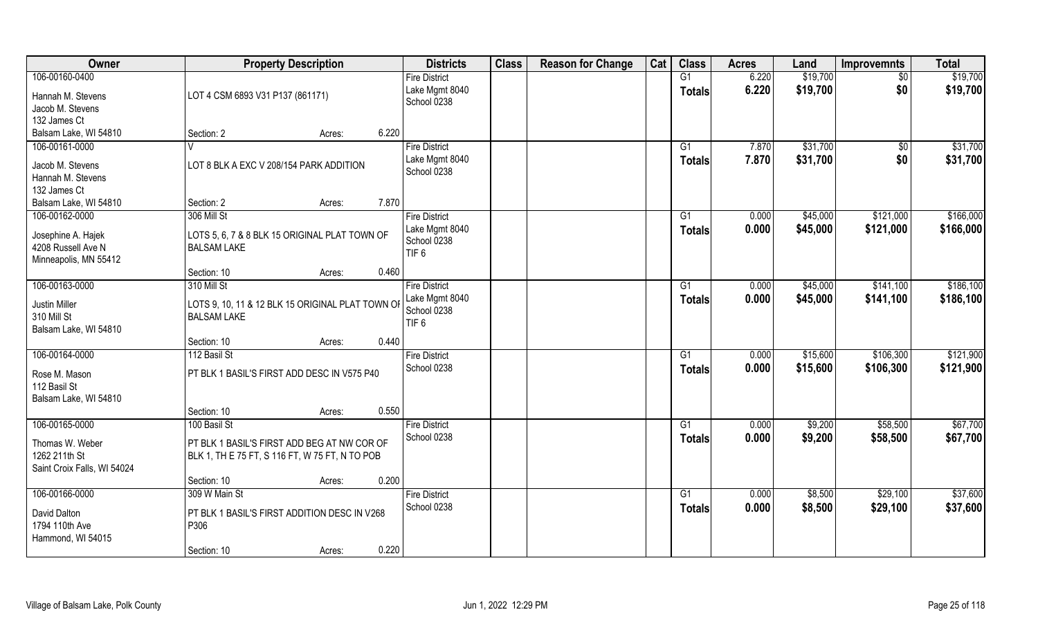| Owner | Property Description | | | Districts | Class | Reason for Change | Cat | Class | Acres | Land | Improvemnts | Total |
|---|---|---|---|---|---|---|---|---|---|---|---|---|
| 106-00160-0400<br>Hannah M. Stevens<br>Jacob M. Stevens<br>132 James Ct<br>Balsam Lake, WI 54810 | LOT 4 CSM 6893 V31 P137 (861171)<br>Section: 2 | Acres: | 6.220 | Fire District<br>Lake Mgmt 8040<br>School 0238 | | | | G1<br>Totals | 6.220<br>6.220 | $19,700<br>$19,700 | $0<br>$0 | $19,700<br>$19,700 |
| 106-00161-0000<br>Jacob M. Stevens<br>Hannah M. Stevens<br>132 James Ct<br>Balsam Lake, WI 54810 | V<br>LOT 8 BLK A EXC V 208/154 PARK ADDITION<br>Section: 2 | Acres: | 7.870 | Fire District<br>Lake Mgmt 8040<br>School 0238 | | | | G1<br>Totals | 7.870<br>7.870 | $31,700<br>$31,700 | $0<br>$0 | $31,700<br>$31,700 |
| 106-00162-0000<br>Josephine A. Hajek<br>4208 Russell Ave N<br>Minneapolis, MN 55412 | 306 Mill St<br>LOTS 5, 6, 7 & 8 BLK 15 ORIGINAL PLAT TOWN OF BALSAM LAKE<br>Section: 10 | Acres: | 0.460 | Fire District<br>Lake Mgmt 8040<br>School 0238<br>TIF 6 | | | | G1<br>Totals | 0.000<br>0.000 | $45,000<br>$45,000 | $121,000<br>$121,000 | $166,000<br>$166,000 |
| 106-00163-0000<br>Justin Miller<br>310 Mill St<br>Balsam Lake, WI 54810 | 310 Mill St<br>LOTS 9, 10, 11 & 12 BLK 15 ORIGINAL PLAT TOWN OF BALSAM LAKE<br>Section: 10 | Acres: | 0.440 | Fire District<br>Lake Mgmt 8040<br>School 0238<br>TIF 6 | | | | G1<br>Totals | 0.000<br>0.000 | $45,000<br>$45,000 | $141,100<br>$141,100 | $186,100<br>$186,100 |
| 106-00164-0000<br>Rose M. Mason<br>112 Basil St<br>Balsam Lake, WI 54810 | 112 Basil St<br>PT BLK 1 BASIL'S FIRST ADD DESC IN V575 P40<br>Section: 10 | Acres: | 0.550 | Fire District<br>School 0238 | | | | G1<br>Totals | 0.000<br>0.000 | $15,600<br>$15,600 | $106,300<br>$106,300 | $121,900<br>$121,900 |
| 106-00165-0000<br>Thomas W. Weber<br>1262 211th St<br>Saint Croix Falls, WI 54024 | 100 Basil St<br>PT BLK 1 BASIL'S FIRST ADD BEG AT NW COR OF BLK 1, TH E 75 FT, S 116 FT, W 75 FT, N TO POB<br>Section: 10 | Acres: | 0.200 | Fire District<br>School 0238 | | | | G1<br>Totals | 0.000<br>0.000 | $9,200<br>$9,200 | $58,500<br>$58,500 | $67,700<br>$67,700 |
| 106-00166-0000<br>David Dalton<br>1794 110th Ave<br>Hammond, WI 54015 | 309 W Main St<br>PT BLK 1 BASIL'S FIRST ADDITION DESC IN V268 P306<br>Section: 10 | Acres: | 0.220 | Fire District<br>School 0238 | | | | G1<br>Totals | 0.000<br>0.000 | $8,500<br>$8,500 | $29,100<br>$29,100 | $37,600<br>$37,600 |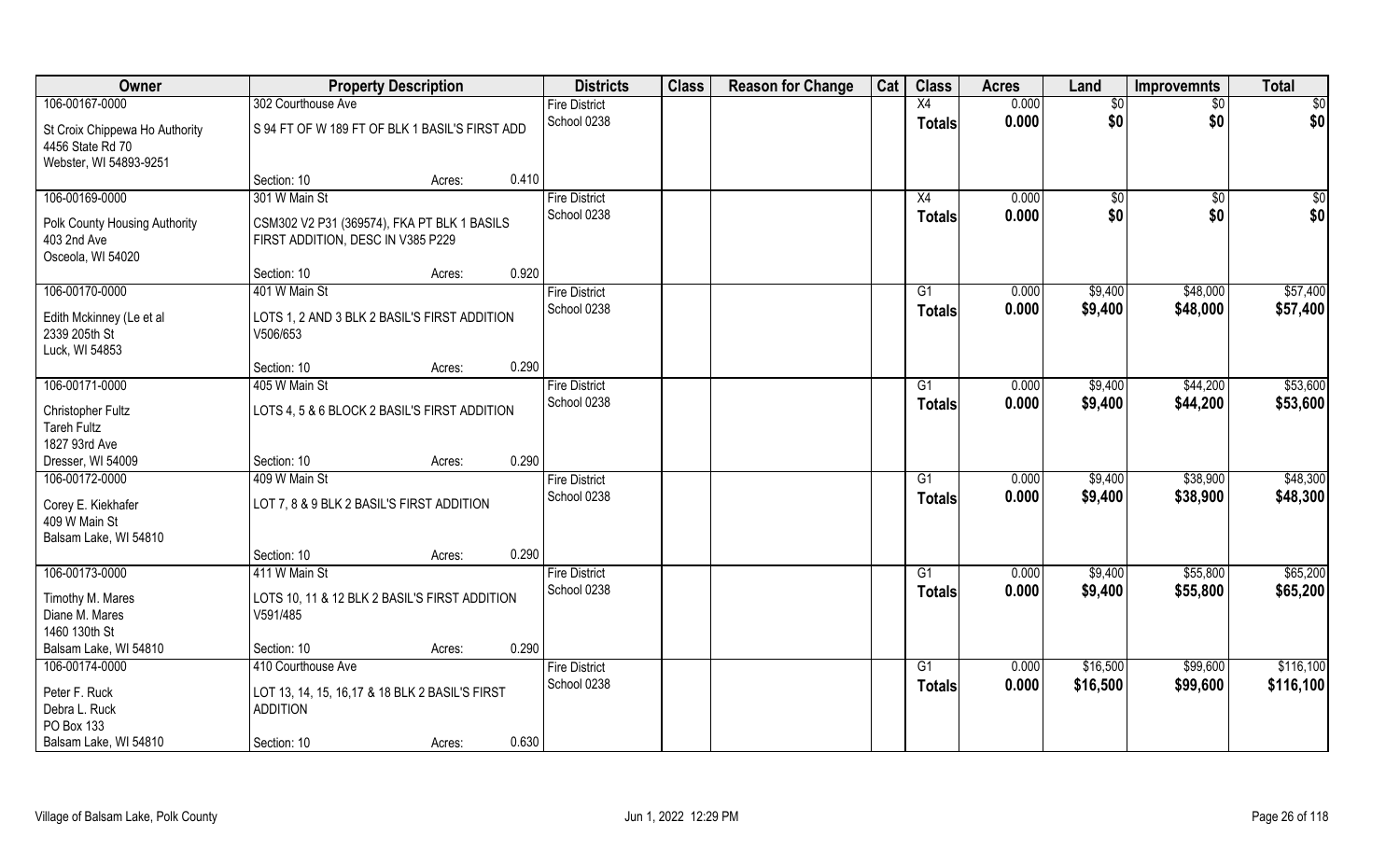| Owner | Property Description | | | Districts | Class | Reason for Change | Cat | Class | Acres | Land | Improvemnts | Total |
|---|---|---|---|---|---|---|---|---|---|---|---|---|
| 106-00167-0000 | 302 Courthouse Ave | | | Fire District | | | | X4 | 0.000 | $0 | $0 | $0 |
| St Croix Chippewa Ho Authority<br>4456 State Rd 70<br>Webster, WI 54893-9251 | S 94 FT OF W 189 FT OF BLK 1 BASIL'S FIRST ADD | | | School 0238 | | | | Totals | 0.000 | $0 | $0 | $0 |
| | Section: 10 | Acres: | 0.410 | | | | | | | | | |
| 106-00169-0000 | 301 W Main St | | | Fire District | | | | X4 | 0.000 | $0 | $0 | $0 |
| Polk County Housing Authority<br>403 2nd Ave<br>Osceola, WI 54020 | CSM302 V2 P31 (369574), FKA PT BLK 1 BASILS FIRST ADDITION, DESC IN V385 P229 | | | School 0238 | | | | Totals | 0.000 | $0 | $0 | $0 |
| | Section: 10 | Acres: | 0.920 | | | | | | | | | |
| 106-00170-0000 | 401 W Main St | | | Fire District | | | | G1 | 0.000 | $9,400 | $48,000 | $57,400 |
| Edith Mckinney (Le et al<br>2339 205th St<br>Luck, WI 54853 | LOTS 1, 2 AND 3 BLK 2 BASIL'S FIRST ADDITION V506/653 | | | School 0238 | | | | Totals | 0.000 | $9,400 | $48,000 | $57,400 |
| | Section: 10 | Acres: | 0.290 | | | | | | | | | |
| 106-00171-0000 | 405 W Main St | | | Fire District | | | | G1 | 0.000 | $9,400 | $44,200 | $53,600 |
| Christopher Fultz<br>Tareh Fultz<br>1827 93rd Ave<br>Dresser, WI 54009 | LOTS 4, 5 & 6 BLOCK 2 BASIL'S FIRST ADDITION | | | School 0238 | | | | Totals | 0.000 | $9,400 | $44,200 | $53,600 |
| | Section: 10 | Acres: | 0.290 | | | | | | | | | |
| 106-00172-0000 | 409 W Main St | | | Fire District | | | | G1 | 0.000 | $9,400 | $38,900 | $48,300 |
| Corey E. Kiekhafer<br>409 W Main St<br>Balsam Lake, WI 54810 | LOT 7, 8 & 9 BLK 2 BASIL'S FIRST ADDITION | | | School 0238 | | | | Totals | 0.000 | $9,400 | $38,900 | $48,300 |
| | Section: 10 | Acres: | 0.290 | | | | | | | | | |
| 106-00173-0000 | 411 W Main St | | | Fire District | | | | G1 | 0.000 | $9,400 | $55,800 | $65,200 |
| Timothy M. Mares<br>Diane M. Mares<br>1460 130th St<br>Balsam Lake, WI 54810 | LOTS 10, 11 & 12 BLK 2 BASIL'S FIRST ADDITION V591/485 | | | School 0238 | | | | Totals | 0.000 | $9,400 | $55,800 | $65,200 |
| | Section: 10 | Acres: | 0.290 | | | | | | | | | |
| 106-00174-0000 | 410 Courthouse Ave | | | Fire District | | | | G1 | 0.000 | $16,500 | $99,600 | $116,100 |
| Peter F. Ruck<br>Debra L. Ruck<br>PO Box 133<br>Balsam Lake, WI 54810 | LOT 13, 14, 15, 16,17 & 18 BLK 2 BASIL'S FIRST ADDITION | | | School 0238 | | | | Totals | 0.000 | $16,500 | $99,600 | $116,100 |
| | Section: 10 | Acres: | 0.630 | | | | | | | | | |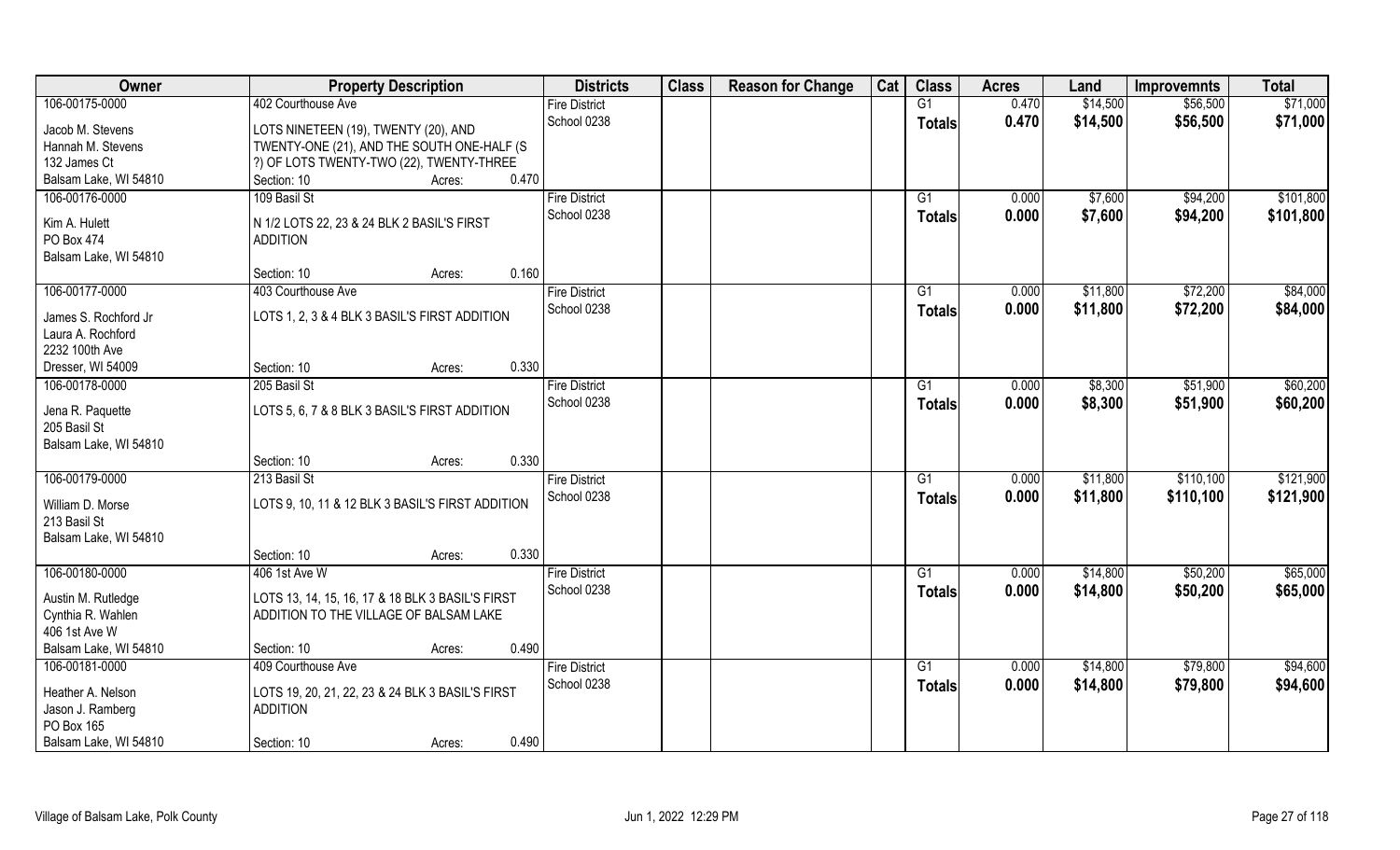| Owner | Property Description | | | Districts | Class | Reason for Change | Cat | Class | Acres | Land | Improvemnts | Total |
|---|---|---|---|---|---|---|---|---|---|---|---|---|
| 106-00175-0000 | 402 Courthouse Ave | | | Fire District | | | | G1 | 0.470 | $14,500 | $56,500 | $71,000 |
| Jacob M. Stevens<br>Hannah M. Stevens<br>132 James Ct<br>Balsam Lake, WI 54810 | LOTS NINETEEN (19), TWENTY (20), AND TWENTY-ONE (21), AND THE SOUTH ONE-HALF (S ?) OF LOTS TWENTY-TWO (22), TWENTY-THREE | | | School 0238 | | | | Totals | 0.470 | $14,500 | $56,500 | $71,000 |
| | Section: 10 | Acres: | 0.470 | | | | | | | | | |
| 106-00176-0000 | 109 Basil St | | | Fire District | | | | G1 | 0.000 | $7,600 | $94,200 | $101,800 |
| Kim A. Hulett<br>PO Box 474<br>Balsam Lake, WI 54810 | N 1/2 LOTS 22, 23 & 24 BLK 2 BASIL'S FIRST ADDITION | | | School 0238 | | | | Totals | 0.000 | $7,600 | $94,200 | $101,800 |
| | Section: 10 | Acres: | 0.160 | | | | | | | | | |
| 106-00177-0000 | 403 Courthouse Ave | | | Fire District | | | | G1 | 0.000 | $11,800 | $72,200 | $84,000 |
| James S. Rochford Jr<br>Laura A. Rochford<br>2232 100th Ave<br>Dresser, WI 54009 | LOTS 1, 2, 3 & 4 BLK 3 BASIL'S FIRST ADDITION | | | School 0238 | | | | Totals | 0.000 | $11,800 | $72,200 | $84,000 |
| | Section: 10 | Acres: | 0.330 | | | | | | | | | |
| 106-00178-0000 | 205 Basil St | | | Fire District | | | | G1 | 0.000 | $8,300 | $51,900 | $60,200 |
| Jena R. Paquette<br>205 Basil St<br>Balsam Lake, WI 54810 | LOTS 5, 6, 7 & 8 BLK 3 BASIL'S FIRST ADDITION | | | School 0238 | | | | Totals | 0.000 | $8,300 | $51,900 | $60,200 |
| | Section: 10 | Acres: | 0.330 | | | | | | | | | |
| 106-00179-0000 | 213 Basil St | | | Fire District | | | | G1 | 0.000 | $11,800 | $110,100 | $121,900 |
| William D. Morse<br>213 Basil St<br>Balsam Lake, WI 54810 | LOTS 9, 10, 11 & 12 BLK 3 BASIL'S FIRST ADDITION | | | School 0238 | | | | Totals | 0.000 | $11,800 | $110,100 | $121,900 |
| | Section: 10 | Acres: | 0.330 | | | | | | | | | |
| 106-00180-0000 | 406 1st Ave W | | | Fire District | | | | G1 | 0.000 | $14,800 | $50,200 | $65,000 |
| Austin M. Rutledge<br>Cynthia R. Wahlen<br>406 1st Ave W<br>Balsam Lake, WI 54810 | LOTS 13, 14, 15, 16, 17 & 18 BLK 3 BASIL'S FIRST ADDITION TO THE VILLAGE OF BALSAM LAKE | | | School 0238 | | | | Totals | 0.000 | $14,800 | $50,200 | $65,000 |
| | Section: 10 | Acres: | 0.490 | | | | | | | | | |
| 106-00181-0000 | 409 Courthouse Ave | | | Fire District | | | | G1 | 0.000 | $14,800 | $79,800 | $94,600 |
| Heather A. Nelson<br>Jason J. Ramberg<br>PO Box 165<br>Balsam Lake, WI 54810 | LOTS 19, 20, 21, 22, 23 & 24 BLK 3 BASIL'S FIRST ADDITION | | | School 0238 | | | | Totals | 0.000 | $14,800 | $79,800 | $94,600 |
| | Section: 10 | Acres: | 0.490 | | | | | | | | | |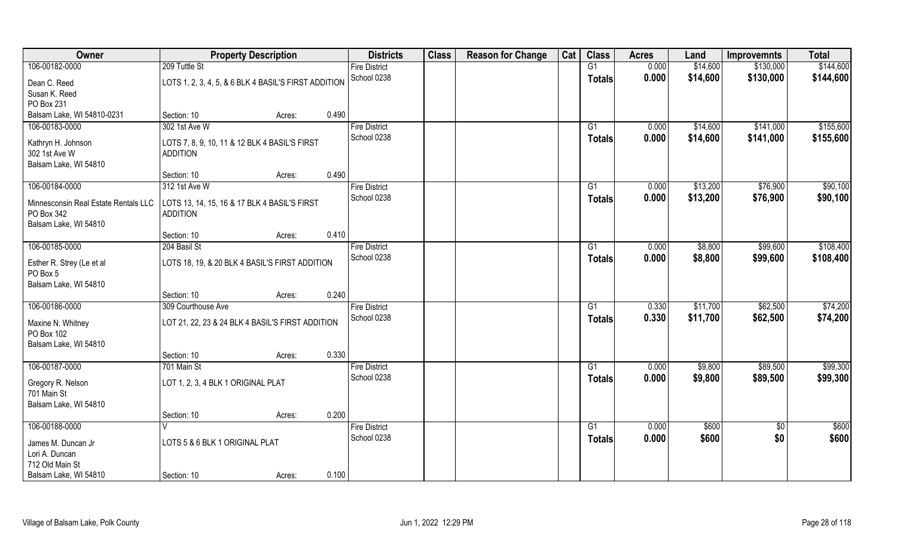| Owner | Property Description | | Districts | Class | Reason for Change | Cat | Class | Acres | Land | Improvemnts | Total |
|---|---|---|---|---|---|---|---|---|---|---|---|
| 106-00182-0000 | 209 Tuttle St | | Fire District | | | | G1 | 0.000 | $14,600 | $130,000 | $144,600 |
| Dean C. Reed<br>Susan K. Reed<br>PO Box 231<br>Balsam Lake, WI 54810-0231 | LOTS 1, 2, 3, 4, 5, & 6 BLK 4 BASIL'S FIRST ADDITION<br>Section: 10 | Acres: 0.490 | School 0238 | | | | **Totals** | **0.000** | **$14,600** | **$130,000** | **$144,600** |
| 106-00183-0000 | 302 1st Ave W | | Fire District | | | | G1 | 0.000 | $14,600 | $141,000 | $155,600 |
| Kathryn H. Johnson<br>302 1st Ave W<br>Balsam Lake, WI 54810 | LOTS 7, 8, 9, 10, 11 & 12 BLK 4 BASIL'S FIRST ADDITION<br>Section: 10 | Acres: 0.490 | School 0238 | | | | **Totals** | **0.000** | **$14,600** | **$141,000** | **$155,600** |
| 106-00184-0000 | 312 1st Ave W | | Fire District | | | | G1 | 0.000 | $13,200 | $76,900 | $90,100 |
| Minnesconsin Real Estate Rentals LLC<br>PO Box 342<br>Balsam Lake, WI 54810 | LOTS 13, 14, 15, 16 & 17 BLK 4 BASIL'S FIRST ADDITION<br>Section: 10 | Acres: 0.410 | School 0238 | | | | **Totals** | **0.000** | **$13,200** | **$76,900** | **$90,100** |
| 106-00185-0000 | 204 Basil St | | Fire District | | | | G1 | 0.000 | $8,800 | $99,600 | $108,400 |
| Esther R. Strey (Le et al<br>PO Box 5<br>Balsam Lake, WI 54810 | LOTS 18, 19, & 20 BLK 4 BASIL'S FIRST ADDITION<br>Section: 10 | Acres: 0.240 | School 0238 | | | | **Totals** | **0.000** | **$8,800** | **$99,600** | **$108,400** |
| 106-00186-0000 | 309 Courthouse Ave | | Fire District | | | | G1 | 0.330 | $11,700 | $62,500 | $74,200 |
| Maxine N. Whitney<br>PO Box 102<br>Balsam Lake, WI 54810 | LOT 21, 22, 23 & 24 BLK 4 BASIL'S FIRST ADDITION<br>Section: 10 | Acres: 0.330 | School 0238 | | | | **Totals** | **0.330** | **$11,700** | **$62,500** | **$74,200** |
| 106-00187-0000 | 701 Main St | | Fire District | | | | G1 | 0.000 | $9,800 | $89,500 | $99,300 |
| Gregory R. Nelson<br>701 Main St<br>Balsam Lake, WI 54810 | LOT 1, 2, 3, 4 BLK 1 ORIGINAL PLAT<br>Section: 10 | Acres: 0.200 | School 0238 | | | | **Totals** | **0.000** | **$9,800** | **$89,500** | **$99,300** |
| 106-00188-0000 | V | | Fire District | | | | G1 | 0.000 | $600 | $0 | $600 |
| James M. Duncan Jr<br>Lori A. Duncan<br>712 Old Main St<br>Balsam Lake, WI 54810 | LOTS 5 & 6 BLK 1 ORIGINAL PLAT<br>Section: 10 | Acres: 0.100 | School 0238 | | | | **Totals** | **0.000** | **$600** | **$0** | **$600** |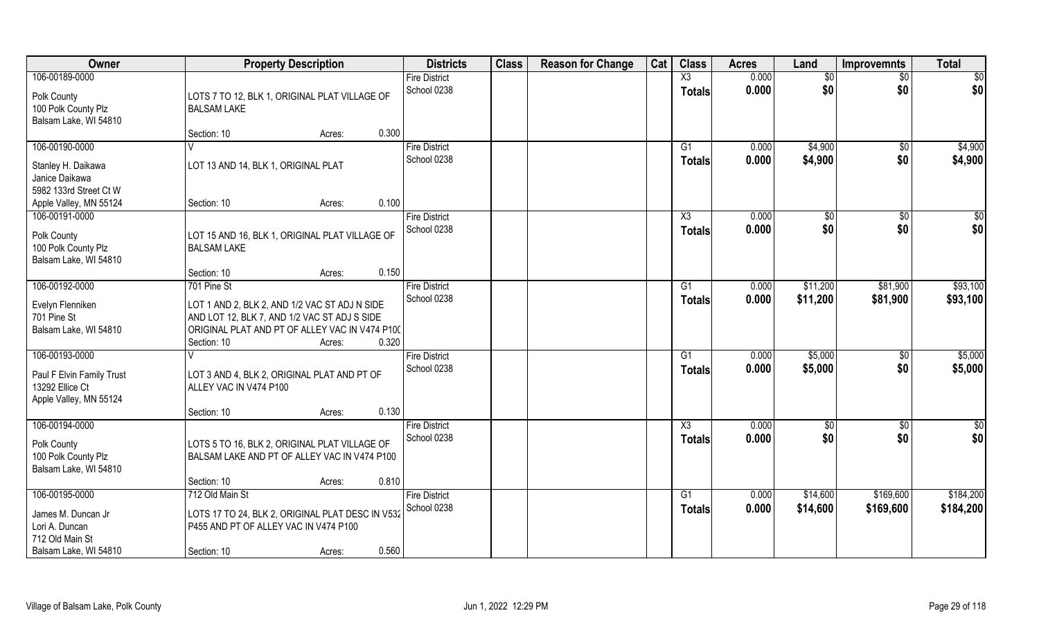| Owner | Property Description | Districts | Class | Reason for Change | Cat | Class | Acres | Land | Improvemnts | Total |
|---|---|---|---|---|---|---|---|---|---|---|
| 106-00189-0000<br>Polk County<br>100 Polk County Plz<br>Balsam Lake, WI 54810 | LOTS 7 TO 12, BLK 1, ORIGINAL PLAT VILLAGE OF BALSAM LAKE<br>Section: 10 Acres: 0.300 | Fire District<br>School 0238 | | | | X3<br>**Totals** | 0.000<br>**0.000** | $0<br>**$0** | $0<br>**$0** | $0<br>**$0** |
| 106-00190-0000<br>Stanley H. Daikawa<br>Janice Daikawa<br>5982 133rd Street Ct W<br>Apple Valley, MN 55124 | V<br>LOT 13 AND 14, BLK 1, ORIGINAL PLAT<br>Section: 10 Acres: 0.100 | Fire District<br>School 0238 | | | | G1<br>**Totals** | 0.000<br>**0.000** | $4,900<br>**$4,900** | $0<br>**$0** | $4,900<br>**$4,900** |
| 106-00191-0000<br>Polk County<br>100 Polk County Plz<br>Balsam Lake, WI 54810 | LOT 15 AND 16, BLK 1, ORIGINAL PLAT VILLAGE OF BALSAM LAKE<br>Section: 10 Acres: 0.150 | Fire District<br>School 0238 | | | | X3<br>**Totals** | 0.000<br>**0.000** | $0<br>**$0** | $0<br>**$0** | $0<br>**$0** |
| 106-00192-0000<br>Evelyn Flenniken<br>701 Pine St<br>Balsam Lake, WI 54810 | 701 Pine St<br>LOT 1 AND 2, BLK 2, AND 1/2 VAC ST ADJ N SIDE AND LOT 12, BLK 7, AND 1/2 VAC ST ADJ S SIDE ORIGINAL PLAT AND PT OF ALLEY VAC IN V474 P100<br>Section: 10 Acres: 0.320 | Fire District<br>School 0238 | | | | G1<br>**Totals** | 0.000<br>**0.000** | $11,200<br>**$11,200** | $81,900<br>**$81,900** | $93,100<br>**$93,100** |
| 106-00193-0000<br>Paul F Elvin Family Trust<br>13292 Ellice Ct<br>Apple Valley, MN 55124 | V<br>LOT 3 AND 4, BLK 2, ORIGINAL PLAT AND PT OF ALLEY VAC IN V474 P100<br>Section: 10 Acres: 0.130 | Fire District<br>School 0238 | | | | G1<br>**Totals** | 0.000<br>**0.000** | $5,000<br>**$5,000** | $0<br>**$0** | $5,000<br>**$5,000** |
| 106-00194-0000<br>Polk County<br>100 Polk County Plz<br>Balsam Lake, WI 54810 | LOTS 5 TO 16, BLK 2, ORIGINAL PLAT VILLAGE OF BALSAM LAKE AND PT OF ALLEY VAC IN V474 P100<br>Section: 10 Acres: 0.810 | Fire District<br>School 0238 | | | | X3<br>**Totals** | 0.000<br>**0.000** | $0<br>**$0** | $0<br>**$0** | $0<br>**$0** |
| 106-00195-0000<br>James M. Duncan Jr<br>Lori A. Duncan<br>712 Old Main St<br>Balsam Lake, WI 54810 | 712 Old Main St<br>LOTS 17 TO 24, BLK 2, ORIGINAL PLAT DESC IN V532 P455 AND PT OF ALLEY VAC IN V474 P100<br>Section: 10 Acres: 0.560 | Fire District<br>School 0238 | | | | G1<br>**Totals** | 0.000<br>**0.000** | $14,600<br>**$14,600** | $169,600<br>**$169,600** | $184,200<br>**$184,200** |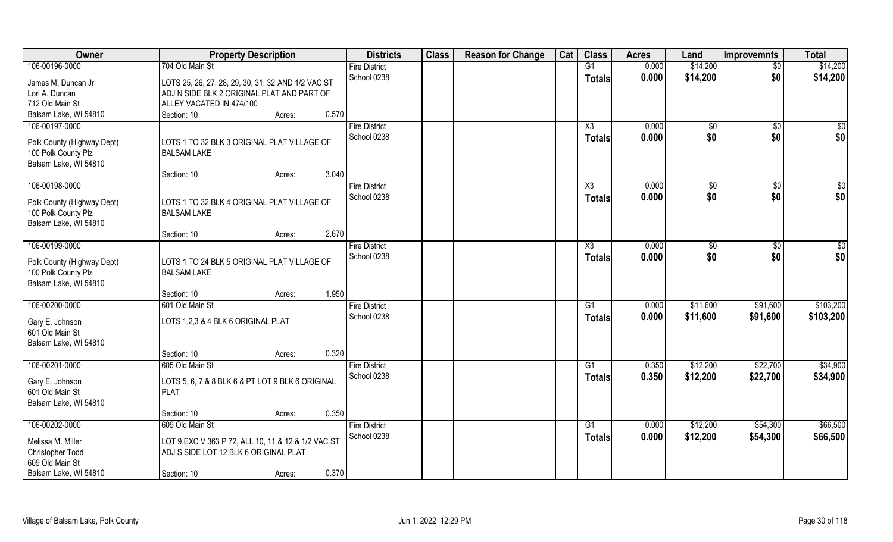| Owner | Property Description | | | Districts | Class | Reason for Change | Cat | Class | Acres | Land | Improvemnts | Total |
|---|---|---|---|---|---|---|---|---|---|---|---|---|
| 106-00196-0000 | 704 Old Main St | | | Fire District | | | | G1 | 0.000 | $14,200 | $0 | $14,200 |
| James M. Duncan Jr<br>Lori A. Duncan<br>712 Old Main St<br>Balsam Lake, WI 54810 | LOTS 25, 26, 27, 28, 29, 30, 31, 32 AND 1/2 VAC ST ADJ N SIDE BLK 2 ORIGINAL PLAT AND PART OF ALLEY VACATED IN 474/100 | | | School 0238 | | | | Totals | 0.000 | $14,200 | $0 | $14,200 |
| | Section: 10 | Acres: | 0.570 | | | | | | | | | |
| 106-00197-0000 | | | | Fire District | | | | X3 | 0.000 | $0 | $0 | $0 |
| Polk County (Highway Dept)<br>100 Polk County Plz<br>Balsam Lake, WI 54810 | LOTS 1 TO 32 BLK 3 ORIGINAL PLAT VILLAGE OF BALSAM LAKE | | | School 0238 | | | | Totals | 0.000 | $0 | $0 | $0 |
| | Section: 10 | Acres: | 3.040 | | | | | | | | | |
| 106-00198-0000 | | | | Fire District | | | | X3 | 0.000 | $0 | $0 | $0 |
| Polk County (Highway Dept)<br>100 Polk County Plz<br>Balsam Lake, WI 54810 | LOTS 1 TO 32 BLK 4 ORIGINAL PLAT VILLAGE OF BALSAM LAKE | | | School 0238 | | | | Totals | 0.000 | $0 | $0 | $0 |
| | Section: 10 | Acres: | 2.670 | | | | | | | | | |
| 106-00199-0000 | | | | Fire District | | | | X3 | 0.000 | $0 | $0 | $0 |
| Polk County (Highway Dept)<br>100 Polk County Plz<br>Balsam Lake, WI 54810 | LOTS 1 TO 24 BLK 5 ORIGINAL PLAT VILLAGE OF BALSAM LAKE | | | School 0238 | | | | Totals | 0.000 | $0 | $0 | $0 |
| | Section: 10 | Acres: | 1.950 | | | | | | | | | |
| 106-00200-0000 | 601 Old Main St | | | Fire District | | | | G1 | 0.000 | $11,600 | $91,600 | $103,200 |
| Gary E. Johnson<br>601 Old Main St<br>Balsam Lake, WI 54810 | LOTS 1,2,3 & 4 BLK 6 ORIGINAL PLAT | | | School 0238 | | | | Totals | 0.000 | $11,600 | $91,600 | $103,200 |
| | Section: 10 | Acres: | 0.320 | | | | | | | | | |
| 106-00201-0000 | 605 Old Main St | | | Fire District | | | | G1 | 0.350 | $12,200 | $22,700 | $34,900 |
| Gary E. Johnson<br>601 Old Main St<br>Balsam Lake, WI 54810 | LOTS 5, 6, 7 & 8 BLK 6 & PT LOT 9 BLK 6 ORIGINAL PLAT | | | School 0238 | | | | Totals | 0.350 | $12,200 | $22,700 | $34,900 |
| | Section: 10 | Acres: | 0.350 | | | | | | | | | |
| 106-00202-0000 | 609 Old Main St | | | Fire District | | | | G1 | 0.000 | $12,200 | $54,300 | $66,500 |
| Melissa M. Miller<br>Christopher Todd<br>609 Old Main St<br>Balsam Lake, WI 54810 | LOT 9 EXC V 363 P 72, ALL 10, 11 & 12 & 1/2 VAC ST ADJ S SIDE LOT 12 BLK 6 ORIGINAL PLAT | | | School 0238 | | | | Totals | 0.000 | $12,200 | $54,300 | $66,500 |
| | Section: 10 | Acres: | 0.370 | | | | | | | | | |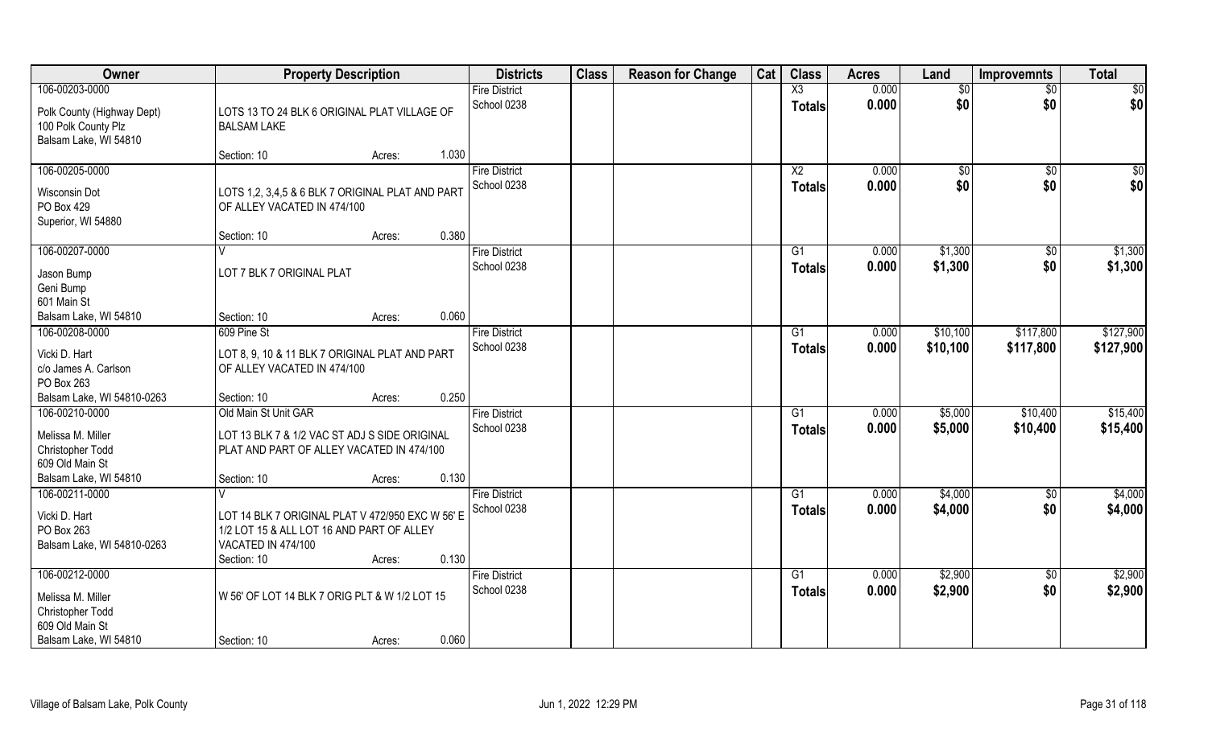| Owner | Property Description | Districts | Class | Reason for Change | Cat | Class | Acres | Land | Improvemnts | Total |
|---|---|---|---|---|---|---|---|---|---|---|
| 106-00203-0000<br>Polk County (Highway Dept)<br>100 Polk County Plz<br>Balsam Lake, WI 54810 | LOTS 13 TO 24 BLK 6 ORIGINAL PLAT VILLAGE OF BALSAM LAKE<br>Section: 10 Acres: 1.030 | Fire District<br>School 0238 | | | | X3<br>Totals | 0.000<br>0.000 | $0<br>$0 | $0<br>$0 | $0<br>$0 |
| 106-00205-0000<br>Wisconsin Dot<br>PO Box 429<br>Superior, WI 54880 | LOTS 1,2, 3,4,5 & 6 BLK 7 ORIGINAL PLAT AND PART OF ALLEY VACATED IN 474/100<br>Section: 10 Acres: 0.380 | Fire District<br>School 0238 | | | | X2<br>Totals | 0.000<br>0.000 | $0<br>$0 | $0<br>$0 | $0<br>$0 |
| 106-00207-0000<br>Jason Bump<br>Geni Bump<br>601 Main St<br>Balsam Lake, WI 54810 | V<br>LOT 7 BLK 7 ORIGINAL PLAT<br>Section: 10 Acres: 0.060 | Fire District<br>School 0238 | | | | G1<br>Totals | 0.000<br>0.000 | $1,300<br>$1,300 | $0<br>$0 | $1,300<br>$1,300 |
| 106-00208-0000<br>Vicki D. Hart<br>c/o James A. Carlson<br>PO Box 263<br>Balsam Lake, WI 54810-0263 | 609 Pine St<br>LOT 8, 9, 10 & 11 BLK 7 ORIGINAL PLAT AND PART OF ALLEY VACATED IN 474/100<br>Section: 10 Acres: 0.250 | Fire District<br>School 0238 | | | | G1<br>Totals | 0.000<br>0.000 | $10,100<br>$10,100 | $117,800<br>$117,800 | $127,900<br>$127,900 |
| 106-00210-0000<br>Melissa M. Miller<br>Christopher Todd<br>609 Old Main St<br>Balsam Lake, WI 54810 | Old Main St Unit GAR<br>LOT 13 BLK 7 & 1/2 VAC ST ADJ S SIDE ORIGINAL PLAT AND PART OF ALLEY VACATED IN 474/100<br>Section: 10 Acres: 0.130 | Fire District<br>School 0238 | | | | G1<br>Totals | 0.000<br>0.000 | $5,000<br>$5,000 | $10,400<br>$10,400 | $15,400<br>$15,400 |
| 106-00211-0000<br>Vicki D. Hart<br>PO Box 263<br>Balsam Lake, WI 54810-0263 | V<br>LOT 14 BLK 7 ORIGINAL PLAT V 472/950 EXC W 56' E 1/2 LOT 15 & ALL LOT 16 AND PART OF ALLEY VACATED IN 474/100<br>Section: 10 Acres: 0.130 | Fire District<br>School 0238 | | | | G1<br>Totals | 0.000<br>0.000 | $4,000<br>$4,000 | $0<br>$0 | $4,000<br>$4,000 |
| 106-00212-0000<br>Melissa M. Miller<br>Christopher Todd<br>609 Old Main St<br>Balsam Lake, WI 54810 | W 56' OF LOT 14 BLK 7 ORIG PLT & W 1/2 LOT 15<br>Section: 10 Acres: 0.060 | Fire District<br>School 0238 | | | | G1<br>Totals | 0.000<br>0.000 | $2,900<br>$2,900 | $0<br>$0 | $2,900<br>$2,900 |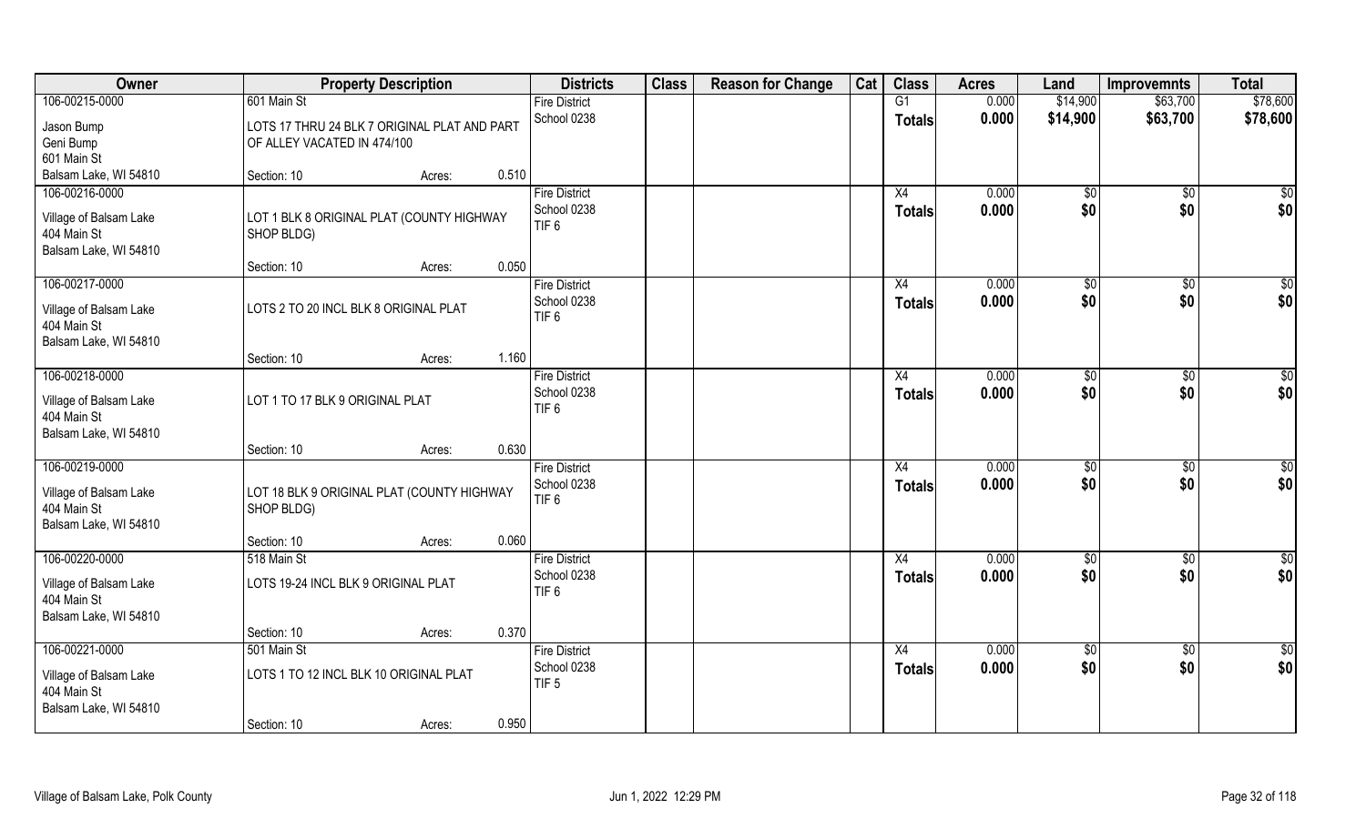| Owner | Property Description | | | Districts | Class | Reason for Change | Cat | Class | Acres | Land | Improvemnts | Total |
|---|---|---|---|---|---|---|---|---|---|---|---|---|
| 106-00215-0000 | 601 Main St | | | Fire District | | | | G1 | 0.000 | $14,900 | $63,700 | $78,600 |
| Jason Bump<br>Geni Bump<br>601 Main St<br>Balsam Lake, WI 54810 | LOTS 17 THRU 24 BLK 7 ORIGINAL PLAT AND PART OF ALLEY VACATED IN 474/100 | | | School 0238 | | | | Totals | 0.000 | $14,900 | $63,700 | $78,600 |
| | Section: 10 | Acres: | 0.510 | | | | | | | | | |
| 106-00216-0000 | | | | Fire District | | | | X4 | 0.000 | $0 | $0 | $0 |
| Village of Balsam Lake<br>404 Main St<br>Balsam Lake, WI 54810 | LOT 1 BLK 8 ORIGINAL PLAT (COUNTY HIGHWAY SHOP BLDG) | | | School 0238<br>TIF 6 | | | | Totals | 0.000 | $0 | $0 | $0 |
| | Section: 10 | Acres: | 0.050 | | | | | | | | | |
| 106-00217-0000 | | | | Fire District | | | | X4 | 0.000 | $0 | $0 | $0 |
| Village of Balsam Lake<br>404 Main St<br>Balsam Lake, WI 54810 | LOTS 2 TO 20 INCL BLK 8 ORIGINAL PLAT | | | School 0238<br>TIF 6 | | | | Totals | 0.000 | $0 | $0 | $0 |
| | Section: 10 | Acres: | 1.160 | | | | | | | | | |
| 106-00218-0000 | | | | Fire District | | | | X4 | 0.000 | $0 | $0 | $0 |
| Village of Balsam Lake<br>404 Main St<br>Balsam Lake, WI 54810 | LOT 1 TO 17 BLK 9 ORIGINAL PLAT | | | School 0238<br>TIF 6 | | | | Totals | 0.000 | $0 | $0 | $0 |
| | Section: 10 | Acres: | 0.630 | | | | | | | | | |
| 106-00219-0000 | | | | Fire District | | | | X4 | 0.000 | $0 | $0 | $0 |
| Village of Balsam Lake<br>404 Main St<br>Balsam Lake, WI 54810 | LOT 18 BLK 9 ORIGINAL PLAT (COUNTY HIGHWAY SHOP BLDG) | | | School 0238<br>TIF 6 | | | | Totals | 0.000 | $0 | $0 | $0 |
| | Section: 10 | Acres: | 0.060 | | | | | | | | | |
| 106-00220-0000 | 518 Main St | | | Fire District | | | | X4 | 0.000 | $0 | $0 | $0 |
| Village of Balsam Lake<br>404 Main St<br>Balsam Lake, WI 54810 | LOTS 19-24 INCL BLK 9 ORIGINAL PLAT | | | School 0238<br>TIF 6 | | | | Totals | 0.000 | $0 | $0 | $0 |
| | Section: 10 | Acres: | 0.370 | | | | | | | | | |
| 106-00221-0000 | 501 Main St | | | Fire District | | | | X4 | 0.000 | $0 | $0 | $0 |
| Village of Balsam Lake<br>404 Main St<br>Balsam Lake, WI 54810 | LOTS 1 TO 12 INCL BLK 10 ORIGINAL PLAT | | | School 0238<br>TIF 5 | | | | Totals | 0.000 | $0 | $0 | $0 |
| | Section: 10 | Acres: | 0.950 | | | | | | | | | |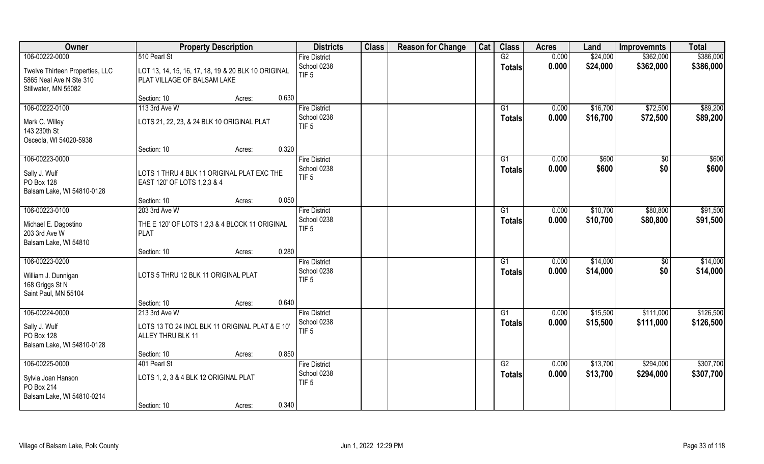| Owner | Property Description | | | Districts | Class | Reason for Change | Cat | Class | Acres | Land | Improvemnts | Total |
|---|---|---|---|---|---|---|---|---|---|---|---|---|
| 106-00222-0000 | 510 Pearl St | | | Fire District | | | | G2 | 0.000 | $24,000 | $362,000 | $386,000 |
| Twelve Thirteen Properties, LLC<br>5865 Neal Ave N Ste 310<br>Stillwater, MN 55082 | LOT 13, 14, 15, 16, 17, 18, 19 & 20 BLK 10 ORIGINAL PLAT VILLAGE OF BALSAM LAKE | | | School 0238<br>TIF 5 | | | | **Totals** | **0.000** | **$24,000** | **$362,000** | **$386,000** |
| | Section: 10 | Acres: | 0.630 | | | | | | | | | |
| 106-00222-0100 | 113 3rd Ave W | | | Fire District | | | | G1 | 0.000 | $16,700 | $72,500 | $89,200 |
| Mark C. Willey<br>143 230th St<br>Osceola, WI 54020-5938 | LOTS 21, 22, 23, & 24 BLK 10 ORIGINAL PLAT | | | School 0238<br>TIF 5 | | | | **Totals** | **0.000** | **$16,700** | **$72,500** | **$89,200** |
| | Section: 10 | Acres: | 0.320 | | | | | | | | | |
| 106-00223-0000 | | | | Fire District | | | | G1 | 0.000 | $600 | $0 | $600 |
| Sally J. Wulf<br>PO Box 128<br>Balsam Lake, WI 54810-0128 | LOTS 1 THRU 4 BLK 11 ORIGINAL PLAT EXC THE EAST 120' OF LOTS 1,2,3 & 4 | | | School 0238<br>TIF 5 | | | | **Totals** | **0.000** | **$600** | **$0** | **$600** |
| | Section: 10 | Acres: | 0.050 | | | | | | | | | |
| 106-00223-0100 | 203 3rd Ave W | | | Fire District | | | | G1 | 0.000 | $10,700 | $80,800 | $91,500 |
| Michael E. Dagostino<br>203 3rd Ave W<br>Balsam Lake, WI 54810 | THE E 120' OF LOTS 1,2,3 & 4 BLOCK 11 ORIGINAL PLAT | | | School 0238<br>TIF 5 | | | | **Totals** | **0.000** | **$10,700** | **$80,800** | **$91,500** |
| | Section: 10 | Acres: | 0.280 | | | | | | | | | |
| 106-00223-0200 | | | | Fire District | | | | G1 | 0.000 | $14,000 | $0 | $14,000 |
| William J. Dunnigan<br>168 Griggs St N<br>Saint Paul, MN 55104 | LOTS 5 THRU 12 BLK 11 ORIGINAL PLAT | | | School 0238<br>TIF 5 | | | | **Totals** | **0.000** | **$14,000** | **$0** | **$14,000** |
| | Section: 10 | Acres: | 0.640 | | | | | | | | | |
| 106-00224-0000 | 213 3rd Ave W | | | Fire District | | | | G1 | 0.000 | $15,500 | $111,000 | $126,500 |
| Sally J. Wulf<br>PO Box 128<br>Balsam Lake, WI 54810-0128 | LOTS 13 TO 24 INCL BLK 11 ORIGINAL PLAT & E 10' ALLEY THRU BLK 11 | | | School 0238<br>TIF 5 | | | | **Totals** | **0.000** | **$15,500** | **$111,000** | **$126,500** |
| | Section: 10 | Acres: | 0.850 | | | | | | | | | |
| 106-00225-0000 | 401 Pearl St | | | Fire District | | | | G2 | 0.000 | $13,700 | $294,000 | $307,700 |
| Sylvia Joan Hanson<br>PO Box 214<br>Balsam Lake, WI 54810-0214 | LOTS 1, 2, 3 & 4 BLK 12 ORIGINAL PLAT | | | School 0238<br>TIF 5 | | | | **Totals** | **0.000** | **$13,700** | **$294,000** | **$307,700** |
| | Section: 10 | Acres: | 0.340 | | | | | | | | | |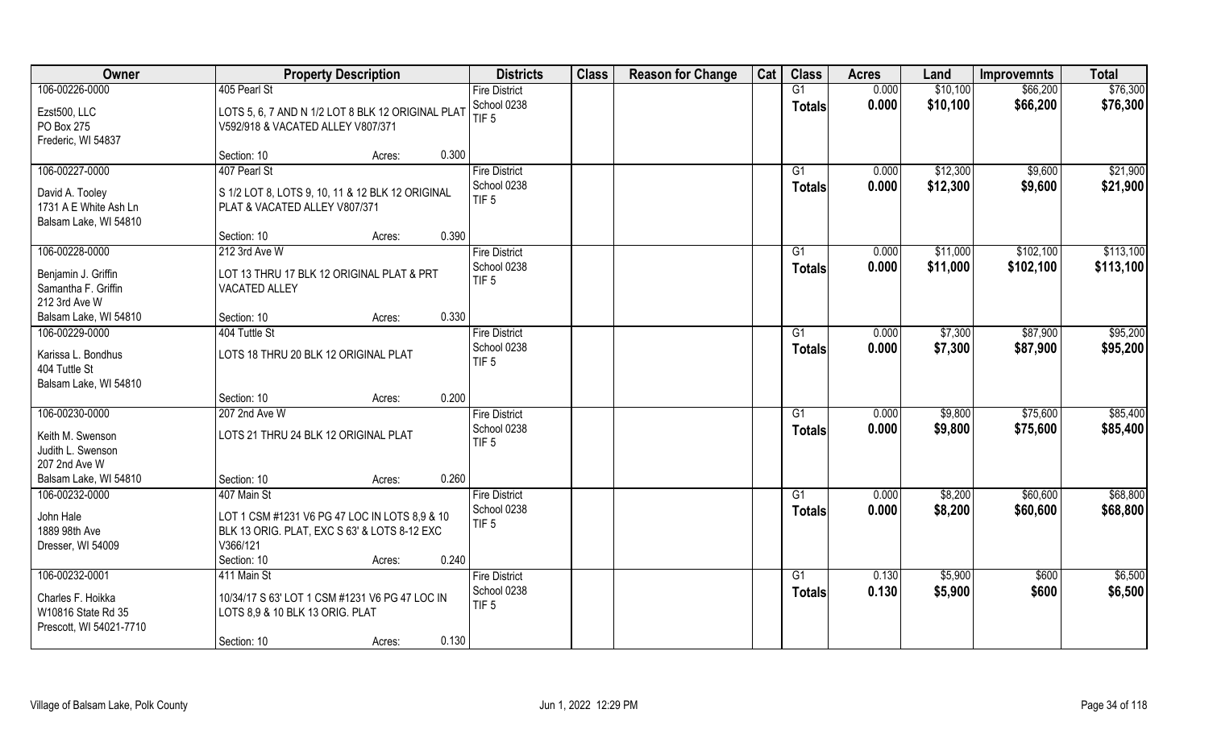| Owner | Property Description | | | Districts | Class | Reason for Change | Cat | Class | Acres | Land | Improvemnts | Total |
|---|---|---|---|---|---|---|---|---|---|---|---|---|
| 106-00226-0000 | 405 Pearl St | | | Fire District | | | | G1 | 0.000 | $10,100 | $66,200 | $76,300 |
| Ezst500, LLC<br>PO Box 275<br>Frederic, WI 54837 | LOTS 5, 6, 7 AND N 1/2 LOT 8 BLK 12 ORIGINAL PLAT V592/918 & VACATED ALLEY V807/371 | | | School 0238<br>TIF 5 | | | | **Totals** | **0.000** | **$10,100** | **$66,200** | **$76,300** |
| | Section: 10 | Acres: | 0.300 | | | | | | | | | |
| 106-00227-0000 | 407 Pearl St | | | Fire District | | | | G1 | 0.000 | $12,300 | $9,600 | $21,900 |
| David A. Tooley<br>1731 A E White Ash Ln<br>Balsam Lake, WI 54810 | S 1/2 LOT 8, LOTS 9, 10, 11 & 12 BLK 12 ORIGINAL PLAT & VACATED ALLEY V807/371 | | | School 0238<br>TIF 5 | | | | **Totals** | **0.000** | **$12,300** | **$9,600** | **$21,900** |
| | Section: 10 | Acres: | 0.390 | | | | | | | | | |
| 106-00228-0000 | 212 3rd Ave W | | | Fire District | | | | G1 | 0.000 | $11,000 | $102,100 | $113,100 |
| Benjamin J. Griffin<br>Samantha F. Griffin<br>212 3rd Ave W<br>Balsam Lake, WI 54810 | LOT 13 THRU 17 BLK 12 ORIGINAL PLAT & PRT VACATED ALLEY | | | School 0238<br>TIF 5 | | | | **Totals** | **0.000** | **$11,000** | **$102,100** | **$113,100** |
| | Section: 10 | Acres: | 0.330 | | | | | | | | | |
| 106-00229-0000 | 404 Tuttle St | | | Fire District | | | | G1 | 0.000 | $7,300 | $87,900 | $95,200 |
| Karissa L. Bondhus<br>404 Tuttle St<br>Balsam Lake, WI 54810 | LOTS 18 THRU 20 BLK 12 ORIGINAL PLAT | | | School 0238<br>TIF 5 | | | | **Totals** | **0.000** | **$7,300** | **$87,900** | **$95,200** |
| | Section: 10 | Acres: | 0.200 | | | | | | | | | |
| 106-00230-0000 | 207 2nd Ave W | | | Fire District | | | | G1 | 0.000 | $9,800 | $75,600 | $85,400 |
| Keith M. Swenson<br>Judith L. Swenson<br>207 2nd Ave W<br>Balsam Lake, WI 54810 | LOTS 21 THRU 24 BLK 12 ORIGINAL PLAT | | | School 0238<br>TIF 5 | | | | **Totals** | **0.000** | **$9,800** | **$75,600** | **$85,400** |
| | Section: 10 | Acres: | 0.260 | | | | | | | | | |
| 106-00232-0000 | 407 Main St | | | Fire District | | | | G1 | 0.000 | $8,200 | $60,600 | $68,800 |
| John Hale<br>1889 98th Ave<br>Dresser, WI 54009 | LOT 1 CSM #1231 V6 PG 47 LOC IN LOTS 8,9 & 10 BLK 13 ORIG. PLAT, EXC S 63' & LOTS 8-12 EXC V366/121 | | | School 0238<br>TIF 5 | | | | **Totals** | **0.000** | **$8,200** | **$60,600** | **$68,800** |
| | Section: 10 | Acres: | 0.240 | | | | | | | | | |
| 106-00232-0001 | 411 Main St | | | Fire District | | | | G1 | 0.130 | $5,900 | $600 | $6,500 |
| Charles F. Hoikka<br>W10816 State Rd 35<br>Prescott, WI 54021-7710 | 10/34/17 S 63' LOT 1 CSM #1231 V6 PG 47 LOC IN LOTS 8,9 & 10 BLK 13 ORIG. PLAT | | | School 0238<br>TIF 5 | | | | **Totals** | **0.130** | **$5,900** | **$600** | **$6,500** |
| | Section: 10 | Acres: | 0.130 | | | | | | | | | |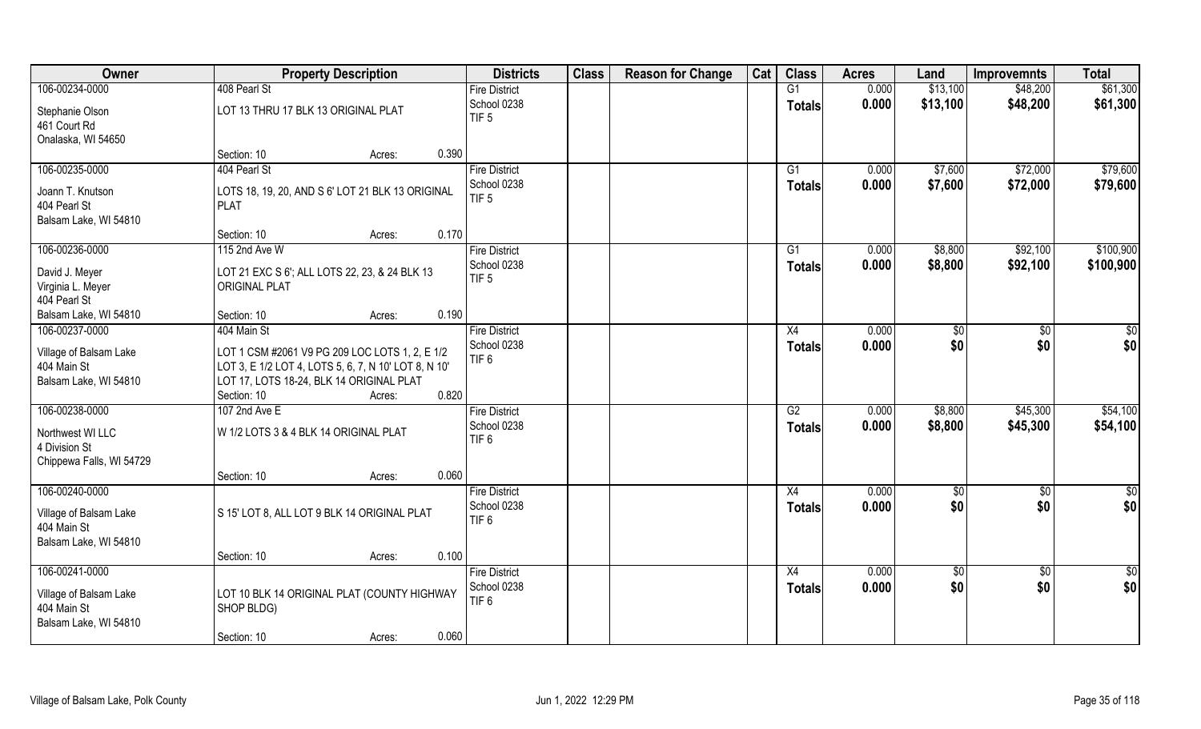| Owner | Property Description | | Districts | Class | Reason for Change | Cat | Class | Acres | Land | Improvemnts | Total |
|---|---|---|---|---|---|---|---|---|---|---|---|
| 106-00234-0000 | 408 Pearl St | | Fire District | | | | G1 | 0.000 | $13,100 | $48,200 | $61,300 |
| Stephanie Olson<br>461 Court Rd<br>Onalaska, WI 54650 | LOT 13 THRU 17 BLK 13 ORIGINAL PLAT | | School 0238<br>TIF 5 | | | | Totals | 0.000 | $13,100 | $48,200 | $61,300 |
| | Section: 10 | Acres: 0.390 | | | | | | | | | |
| 106-00235-0000 | 404 Pearl St | | Fire District | | | | G1 | 0.000 | $7,600 | $72,000 | $79,600 |
| Joann T. Knutson<br>404 Pearl St<br>Balsam Lake, WI 54810 | LOTS 18, 19, 20, AND S 6' LOT 21 BLK 13 ORIGINAL PLAT | | School 0238<br>TIF 5 | | | | Totals | 0.000 | $7,600 | $72,000 | $79,600 |
| | Section: 10 | Acres: 0.170 | | | | | | | | | |
| 106-00236-0000 | 115 2nd Ave W | | Fire District | | | | G1 | 0.000 | $8,800 | $92,100 | $100,900 |
| David J. Meyer<br>Virginia L. Meyer<br>404 Pearl St<br>Balsam Lake, WI 54810 | LOT 21 EXC S 6'; ALL LOTS 22, 23, & 24 BLK 13 ORIGINAL PLAT | | School 0238<br>TIF 5 | | | | Totals | 0.000 | $8,800 | $92,100 | $100,900 |
| | Section: 10 | Acres: 0.190 | | | | | | | | | |
| 106-00237-0000 | 404 Main St | | Fire District | | | | X4 | 0.000 | $0 | $0 | $0 |
| Village of Balsam Lake<br>404 Main St<br>Balsam Lake, WI 54810 | LOT 1 CSM #2061 V9 PG 209 LOC LOTS 1, 2, E 1/2 LOT 3, E 1/2 LOT 4, LOTS 5, 6, 7, N 10' LOT 8, N 10' LOT 17, LOTS 18-24, BLK 14 ORIGINAL PLAT | | School 0238<br>TIF 6 | | | | Totals | 0.000 | $0 | $0 | $0 |
| | Section: 10 | Acres: 0.820 | | | | | | | | | |
| 106-00238-0000 | 107 2nd Ave E | | Fire District | | | | G2 | 0.000 | $8,800 | $45,300 | $54,100 |
| Northwest WI LLC<br>4 Division St<br>Chippewa Falls, WI 54729 | W 1/2 LOTS 3 & 4 BLK 14 ORIGINAL PLAT | | School 0238<br>TIF 6 | | | | Totals | 0.000 | $8,800 | $45,300 | $54,100 |
| | Section: 10 | Acres: 0.060 | | | | | | | | | |
| 106-00240-0000 | | | Fire District | | | | X4 | 0.000 | $0 | $0 | $0 |
| Village of Balsam Lake<br>404 Main St<br>Balsam Lake, WI 54810 | S 15' LOT 8, ALL LOT 9 BLK 14 ORIGINAL PLAT | | School 0238<br>TIF 6 | | | | Totals | 0.000 | $0 | $0 | $0 |
| | Section: 10 | Acres: 0.100 | | | | | | | | | |
| 106-00241-0000 | | | Fire District | | | | X4 | 0.000 | $0 | $0 | $0 |
| Village of Balsam Lake<br>404 Main St<br>Balsam Lake, WI 54810 | LOT 10 BLK 14 ORIGINAL PLAT (COUNTY HIGHWAY SHOP BLDG) | | School 0238<br>TIF 6 | | | | Totals | 0.000 | $0 | $0 | $0 |
| | Section: 10 | Acres: 0.060 | | | | | | | | | |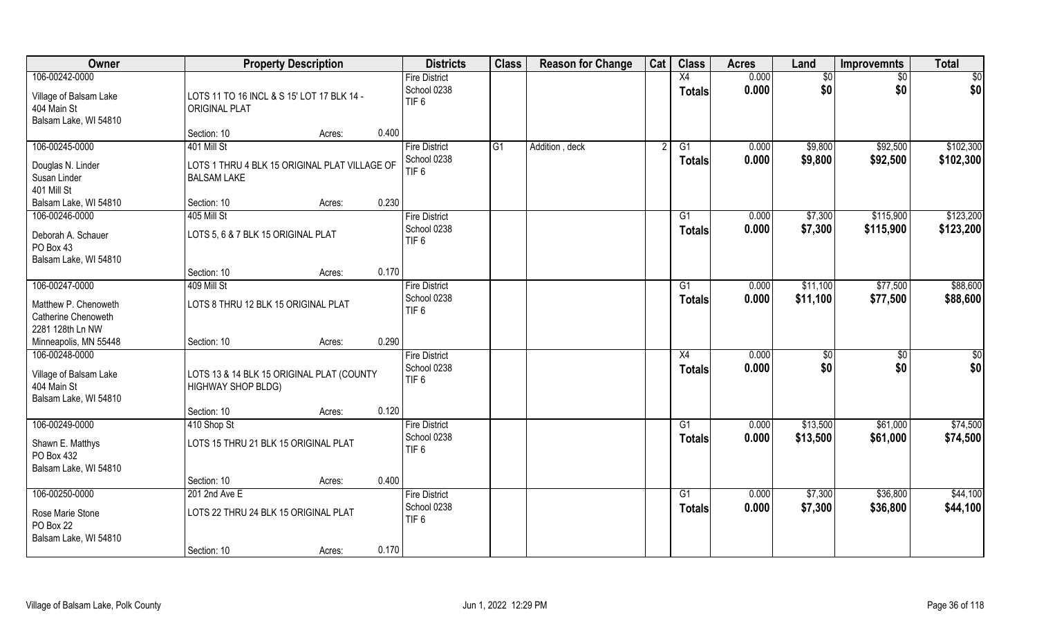| Owner | Property Description | | | Districts | Class | Reason for Change | Cat | Class | Acres | Land | Improvemnts | Total |
|---|---|---|---|---|---|---|---|---|---|---|---|---|
| 106-00242-0000<br><br>Village of Balsam Lake<br>404 Main St<br>Balsam Lake, WI 54810 | LOTS 11 TO 16 INCL & S 15' LOT 17 BLK 14 - ORIGINAL PLAT<br><br>Section: 10 | Acres: | 0.400 | Fire District<br>School 0238<br>TIF 6 | | | | X4<br>**Totals** | 0.000<br>**0.000** | $0<br>**$0** | $0<br>**$0** | $0<br>**$0** |
| 106-00245-0000<br><br>Douglas N. Linder<br>Susan Linder<br>401 Mill St<br>Balsam Lake, WI 54810 | 401 Mill St<br>LOTS 1 THRU 4 BLK 15 ORIGINAL PLAT VILLAGE OF BALSAM LAKE<br><br>Section: 10 | Acres: | 0.230 | Fire District<br>School 0238<br>TIF 6 | G1 | Addition , deck | 2 | G1<br>**Totals** | 0.000<br>**0.000** | $9,800<br>**$9,800** | $92,500<br>**$92,500** | $102,300<br>**$102,300** |
| 106-00246-0000<br><br>Deborah A. Schauer<br>PO Box 43<br>Balsam Lake, WI 54810 | 405 Mill St<br>LOTS 5, 6 & 7 BLK 15 ORIGINAL PLAT<br><br>Section: 10 | Acres: | 0.170 | Fire District<br>School 0238<br>TIF 6 | | | | G1<br>**Totals** | 0.000<br>**0.000** | $7,300<br>**$7,300** | $115,900<br>**$115,900** | $123,200<br>**$123,200** |
| 106-00247-0000<br><br>Matthew P. Chenoweth<br>Catherine Chenoweth<br>2281 128th Ln NW<br>Minneapolis, MN 55448 | 409 Mill St<br>LOTS 8 THRU 12 BLK 15 ORIGINAL PLAT<br><br>Section: 10 | Acres: | 0.290 | Fire District<br>School 0238<br>TIF 6 | | | | G1<br>**Totals** | 0.000<br>**0.000** | $11,100<br>**$11,100** | $77,500<br>**$77,500** | $88,600<br>**$88,600** |
| 106-00248-0000<br><br>Village of Balsam Lake<br>404 Main St<br>Balsam Lake, WI 54810 | LOTS 13 & 14 BLK 15 ORIGINAL PLAT (COUNTY HIGHWAY SHOP BLDG)<br><br>Section: 10 | Acres: | 0.120 | Fire District<br>School 0238<br>TIF 6 | | | | X4<br>**Totals** | 0.000<br>**0.000** | $0<br>**$0** | $0<br>**$0** | $0<br>**$0** |
| 106-00249-0000<br><br>Shawn E. Matthys<br>PO Box 432<br>Balsam Lake, WI 54810 | 410 Shop St<br>LOTS 15 THRU 21 BLK 15 ORIGINAL PLAT<br><br>Section: 10 | Acres: | 0.400 | Fire District<br>School 0238<br>TIF 6 | | | | G1<br>**Totals** | 0.000<br>**0.000** | $13,500<br>**$13,500** | $61,000<br>**$61,000** | $74,500<br>**$74,500** |
| 106-00250-0000<br><br>Rose Marie Stone<br>PO Box 22<br>Balsam Lake, WI 54810 | 201 2nd Ave E<br>LOTS 22 THRU 24 BLK 15 ORIGINAL PLAT<br><br>Section: 10 | Acres: | 0.170 | Fire District<br>School 0238<br>TIF 6 | | | | G1<br>**Totals** | 0.000<br>**0.000** | $7,300<br>**$7,300** | $36,800<br>**$36,800** | $44,100<br>**$44,100** |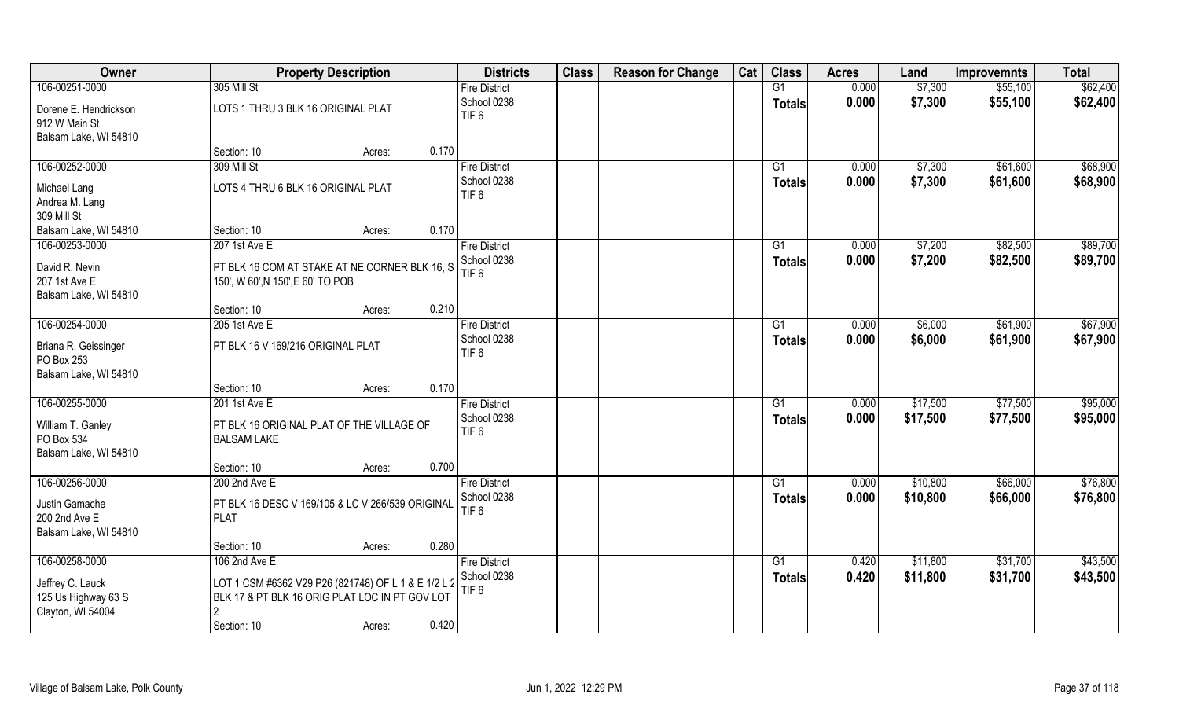| Owner | Property Description | | | Districts | Class | Reason for Change | Cat | Class | Acres | Land | Improvemnts | Total |
|---|---|---|---|---|---|---|---|---|---|---|---|---|
| 106-00251-0000 | 305 Mill St | | | Fire District | | | | G1 | 0.000 | $7,300 | $55,100 | $62,400 |
| Dorene E. Hendrickson<br>912 W Main St<br>Balsam Lake, WI 54810 | LOTS 1 THRU 3 BLK 16 ORIGINAL PLAT | | | School 0238<br>TIF 6 | | | | Totals | 0.000 | $7,300 | $55,100 | $62,400 |
| | Section: 10 | Acres: | 0.170 | | | | | | | | | |
| 106-00252-0000 | 309 Mill St | | | Fire District | | | | G1 | 0.000 | $7,300 | $61,600 | $68,900 |
| Michael Lang<br>Andrea M. Lang<br>309 Mill St<br>Balsam Lake, WI 54810 | LOTS 4 THRU 6 BLK 16 ORIGINAL PLAT | | | School 0238<br>TIF 6 | | | | Totals | 0.000 | $7,300 | $61,600 | $68,900 |
| | Section: 10 | Acres: | 0.170 | | | | | | | | | |
| 106-00253-0000 | 207 1st Ave E | | | Fire District | | | | G1 | 0.000 | $7,200 | $82,500 | $89,700 |
| David R. Nevin<br>207 1st Ave E<br>Balsam Lake, WI 54810 | PT BLK 16 COM AT STAKE AT NE CORNER BLK 16, S 150', W 60',N 150',E 60' TO POB | | | School 0238<br>TIF 6 | | | | Totals | 0.000 | $7,200 | $82,500 | $89,700 |
| | Section: 10 | Acres: | 0.210 | | | | | | | | | |
| 106-00254-0000 | 205 1st Ave E | | | Fire District | | | | G1 | 0.000 | $6,000 | $61,900 | $67,900 |
| Briana R. Geissinger<br>PO Box 253<br>Balsam Lake, WI 54810 | PT BLK 16 V 169/216 ORIGINAL PLAT | | | School 0238<br>TIF 6 | | | | Totals | 0.000 | $6,000 | $61,900 | $67,900 |
| | Section: 10 | Acres: | 0.170 | | | | | | | | | |
| 106-00255-0000 | 201 1st Ave E | | | Fire District | | | | G1 | 0.000 | $17,500 | $77,500 | $95,000 |
| William T. Ganley<br>PO Box 534<br>Balsam Lake, WI 54810 | PT BLK 16 ORIGINAL PLAT OF THE VILLAGE OF BALSAM LAKE | | | School 0238<br>TIF 6 | | | | Totals | 0.000 | $17,500 | $77,500 | $95,000 |
| | Section: 10 | Acres: | 0.700 | | | | | | | | | |
| 106-00256-0000 | 200 2nd Ave E | | | Fire District | | | | G1 | 0.000 | $10,800 | $66,000 | $76,800 |
| Justin Gamache<br>200 2nd Ave E<br>Balsam Lake, WI 54810 | PT BLK 16 DESC V 169/105 & LC V 266/539 ORIGINAL PLAT | | | School 0238<br>TIF 6 | | | | Totals | 0.000 | $10,800 | $66,000 | $76,800 |
| | Section: 10 | Acres: | 0.280 | | | | | | | | | |
| 106-00258-0000 | 106 2nd Ave E | | | Fire District | | | | G1 | 0.420 | $11,800 | $31,700 | $43,500 |
| Jeffrey C. Lauck<br>125 Us Highway 63 S<br>Clayton, WI 54004 | LOT 1 CSM #6362 V29 P26 (821748) OF L 1 & E 1/2 L 2 BLK 17 & PT BLK 16 ORIG PLAT LOC IN PT GOV LOT 2 | | | School 0238<br>TIF 6 | | | | Totals | 0.420 | $11,800 | $31,700 | $43,500 |
| | Section: 10 | Acres: | 0.420 | | | | | | | | | |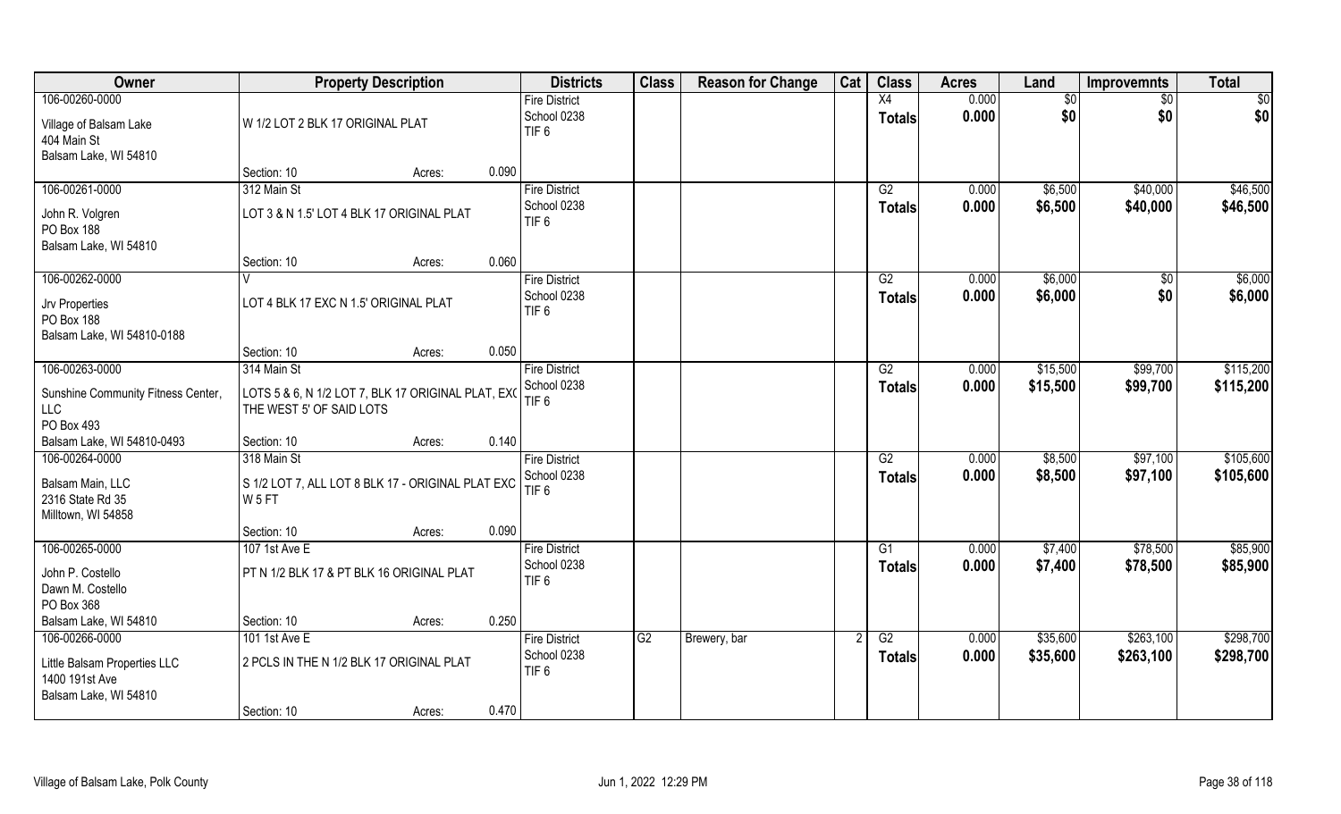| Owner | Property Description | | | Districts | Class | Reason for Change | Cat | Class | Acres | Land | Improvemnts | Total |
|---|---|---|---|---|---|---|---|---|---|---|---|---|
| 106-00260-0000<br>Village of Balsam Lake<br>404 Main St<br>Balsam Lake, WI 54810 | W 1/2 LOT 2 BLK 17 ORIGINAL PLAT<br>Section: 10 | Acres: | 0.090 | Fire District<br>School 0238<br>TIF 6 | | | | X4<br>Totals | 0.000<br>0.000 | $0<br>$0 | $0<br>$0 | $0<br>$0 |
| 106-00261-0000<br>John R. Volgren<br>PO Box 188<br>Balsam Lake, WI 54810 | 312 Main St<br>LOT 3 & N 1.5' LOT 4 BLK 17 ORIGINAL PLAT<br>Section: 10 | Acres: | 0.060 | Fire District<br>School 0238<br>TIF 6 | | | | G2<br>Totals | 0.000<br>0.000 | $6,500<br>$6,500 | $40,000<br>$40,000 | $46,500<br>$46,500 |
| 106-00262-0000<br>Jrv Properties<br>PO Box 188<br>Balsam Lake, WI 54810-0188 | V<br>LOT 4 BLK 17 EXC N 1.5' ORIGINAL PLAT<br>Section: 10 | Acres: | 0.050 | Fire District<br>School 0238<br>TIF 6 | | | | G2<br>Totals | 0.000<br>0.000 | $6,000<br>$6,000 | $0<br>$0 | $6,000<br>$6,000 |
| 106-00263-0000<br>Sunshine Community Fitness Center, LLC<br>PO Box 493<br>Balsam Lake, WI 54810-0493 | 314 Main St<br>LOTS 5 & 6, N 1/2 LOT 7, BLK 17 ORIGINAL PLAT, EXC THE WEST 5' OF SAID LOTS<br>Section: 10 | Acres: | 0.140 | Fire District<br>School 0238<br>TIF 6 | | | | G2<br>Totals | 0.000<br>0.000 | $15,500<br>$15,500 | $99,700<br>$99,700 | $115,200<br>$115,200 |
| 106-00264-0000<br>Balsam Main, LLC<br>2316 State Rd 35<br>Milltown, WI 54858 | 318 Main St<br>S 1/2 LOT 7, ALL LOT 8 BLK 17 - ORIGINAL PLAT EXC W 5 FT<br>Section: 10 | Acres: | 0.090 | Fire District<br>School 0238<br>TIF 6 | | | | G2<br>Totals | 0.000<br>0.000 | $8,500<br>$8,500 | $97,100<br>$97,100 | $105,600<br>$105,600 |
| 106-00265-0000<br>John P. Costello<br>Dawn M. Costello<br>PO Box 368<br>Balsam Lake, WI 54810 | 107 1st Ave E<br>PT N 1/2 BLK 17 & PT BLK 16 ORIGINAL PLAT<br>Section: 10 | Acres: | 0.250 | Fire District<br>School 0238<br>TIF 6 | | | | G1<br>Totals | 0.000<br>0.000 | $7,400<br>$7,400 | $78,500<br>$78,500 | $85,900<br>$85,900 |
| 106-00266-0000<br>Little Balsam Properties LLC<br>1400 191st Ave<br>Balsam Lake, WI 54810 | 101 1st Ave E<br>2 PCLS IN THE N 1/2 BLK 17 ORIGINAL PLAT<br>Section: 10 | Acres: | 0.470 | Fire District<br>School 0238<br>TIF 6 | G2 | Brewery, bar | 2 | G2<br>Totals | 0.000<br>0.000 | $35,600<br>$35,600 | $263,100<br>$263,100 | $298,700<br>$298,700 |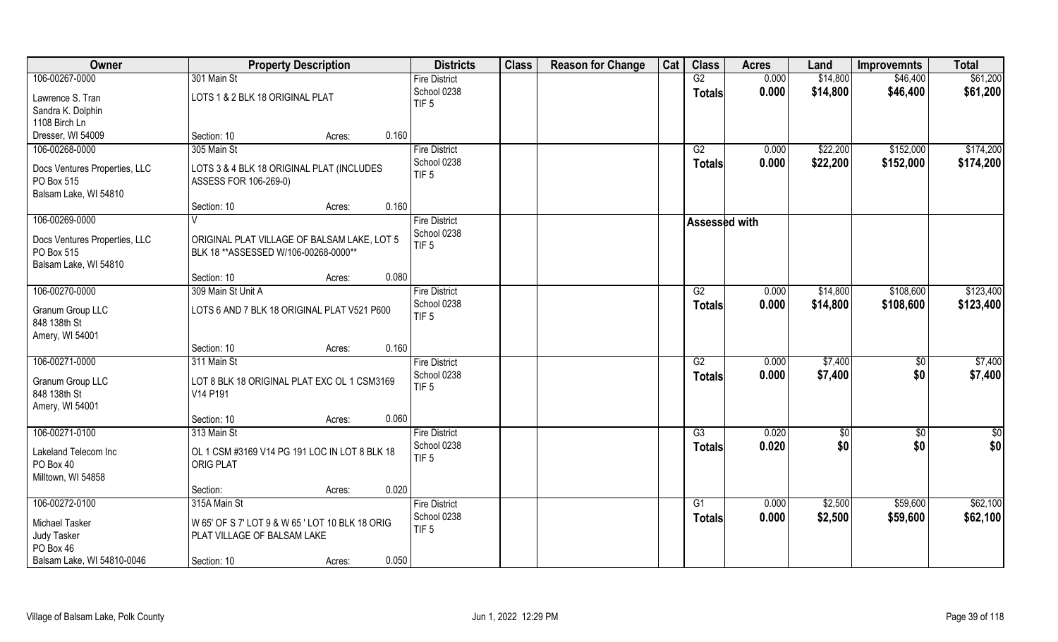| Owner | Property Description | | | Districts | Class | Reason for Change | Cat | Class | Acres | Land | Improvemnts | Total |
|---|---|---|---|---|---|---|---|---|---|---|---|---|
| 106-00267-0000 | 301 Main St | | | Fire District | | | | G2 | 0.000 | $14,800 | $46,400 | $61,200 |
| Lawrence S. Tran<br>Sandra K. Dolphin<br>1108 Birch Ln<br>Dresser, WI 54009 | LOTS 1 & 2 BLK 18 ORIGINAL PLAT | | | School 0238<br>TIF 5 | | | | Totals | 0.000 | $14,800 | $46,400 | $61,200 |
| | Section: 10 | Acres: | 0.160 | | | | | | | | | |
| 106-00268-0000 | 305 Main St | | | Fire District | | | | G2 | 0.000 | $22,200 | $152,000 | $174,200 |
| Docs Ventures Properties, LLC<br>PO Box 515<br>Balsam Lake, WI 54810 | LOTS 3 & 4 BLK 18 ORIGINAL PLAT (INCLUDES ASSESS FOR 106-269-0) | | | School 0238<br>TIF 5 | | | | Totals | 0.000 | $22,200 | $152,000 | $174,200 |
| | Section: 10 | Acres: | 0.160 | | | | | | | | | |
| 106-00269-0000 | V | | | Fire District | | | | Assessed with | | | | |
| Docs Ventures Properties, LLC<br>PO Box 515<br>Balsam Lake, WI 54810 | ORIGINAL PLAT VILLAGE OF BALSAM LAKE, LOT 5 BLK 18 **ASSESSED W/106-00268-0000** | | | School 0238<br>TIF 5 | | | | | | | | |
| | Section: 10 | Acres: | 0.080 | | | | | | | | | |
| 106-00270-0000 | 309 Main St Unit A | | | Fire District | | | | G2 | 0.000 | $14,800 | $108,600 | $123,400 |
| Granum Group LLC<br>848 138th St<br>Amery, WI 54001 | LOTS 6 AND 7 BLK 18 ORIGINAL PLAT V521 P600 | | | School 0238<br>TIF 5 | | | | Totals | 0.000 | $14,800 | $108,600 | $123,400 |
| | Section: 10 | Acres: | 0.160 | | | | | | | | | |
| 106-00271-0000 | 311 Main St | | | Fire District | | | | G2 | 0.000 | $7,400 | $0 | $7,400 |
| Granum Group LLC<br>848 138th St<br>Amery, WI 54001 | LOT 8 BLK 18 ORIGINAL PLAT EXC OL 1 CSM3169 V14 P191 | | | School 0238<br>TIF 5 | | | | Totals | 0.000 | $7,400 | $0 | $7,400 |
| | Section: 10 | Acres: | 0.060 | | | | | | | | | |
| 106-00271-0100 | 313 Main St | | | Fire District | | | | G3 | 0.020 | $0 | $0 | $0 |
| Lakeland Telecom Inc<br>PO Box 40<br>Milltown, WI 54858 | OL 1 CSM #3169 V14 PG 191 LOC IN LOT 8 BLK 18 ORIG PLAT | | | School 0238<br>TIF 5 | | | | Totals | 0.020 | $0 | $0 | $0 |
| | Section: | Acres: | 0.020 | | | | | | | | | |
| 106-00272-0100 | 315A Main St | | | Fire District | | | | G1 | 0.000 | $2,500 | $59,600 | $62,100 |
| Michael Tasker<br>Judy Tasker<br>PO Box 46<br>Balsam Lake, WI 54810-0046 | W 65' OF S 7' LOT 9 & W 65 ' LOT 10 BLK 18 ORIG PLAT VILLAGE OF BALSAM LAKE | | | School 0238<br>TIF 5 | | | | Totals | 0.000 | $2,500 | $59,600 | $62,100 |
| | Section: 10 | Acres: | 0.050 | | | | | | | | | |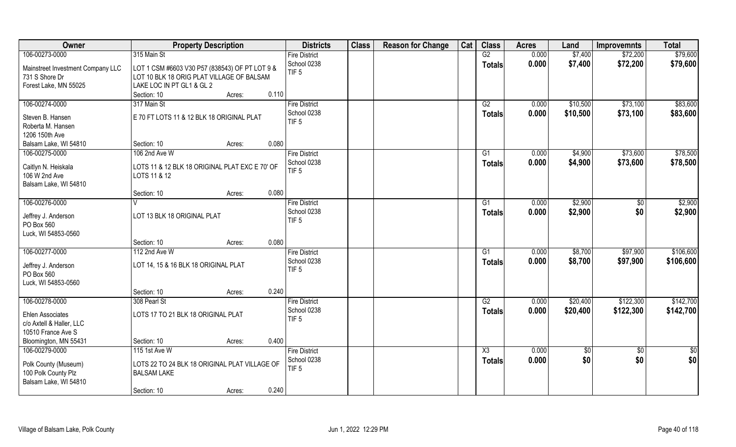| Owner | Property Description | | | Districts | Class | Reason for Change | Cat | Class | Acres | Land | Improvemnts | Total |
|---|---|---|---|---|---|---|---|---|---|---|---|---|
| 106-00273-0000 | 315 Main St | | | Fire District | | | | G2 | 0.000 | $7,400 | $72,200 | $79,600 |
| Mainstreet Investment Company LLC<br>731 S Shore Dr<br>Forest Lake, MN 55025 | LOT 1 CSM #6603 V30 P57 (838543) OF PT LOT 9 & LOT 10 BLK 18 ORIG PLAT VILLAGE OF BALSAM LAKE LOC IN PT GL1 & GL 2 | | | School 0238<br>TIF 5 | | | | Totals | 0.000 | $7,400 | $72,200 | $79,600 |
| | Section: 10 | Acres: | 0.110 | | | | | | | | | |
| 106-00274-0000 | 317 Main St | | | Fire District | | | | G2 | 0.000 | $10,500 | $73,100 | $83,600 |
| Steven B. Hansen<br>Roberta M. Hansen<br>1206 150th Ave<br>Balsam Lake, WI 54810 | E 70 FT LOTS 11 & 12 BLK 18 ORIGINAL PLAT | | | School 0238<br>TIF 5 | | | | Totals | 0.000 | $10,500 | $73,100 | $83,600 |
| | Section: 10 | Acres: | 0.080 | | | | | | | | | |
| 106-00275-0000 | 106 2nd Ave W | | | Fire District | | | | G1 | 0.000 | $4,900 | $73,600 | $78,500 |
| Caitlyn N. Heiskala<br>106 W 2nd Ave<br>Balsam Lake, WI 54810 | LOTS 11 & 12 BLK 18 ORIGINAL PLAT EXC E 70' OF LOTS 11 & 12 | | | School 0238<br>TIF 5 | | | | Totals | 0.000 | $4,900 | $73,600 | $78,500 |
| | Section: 10 | Acres: | 0.080 | | | | | | | | | |
| 106-00276-0000 | V | | | Fire District | | | | G1 | 0.000 | $2,900 | $0 | $2,900 |
| Jeffrey J. Anderson<br>PO Box 560<br>Luck, WI 54853-0560 | LOT 13 BLK 18 ORIGINAL PLAT | | | School 0238<br>TIF 5 | | | | Totals | 0.000 | $2,900 | $0 | $2,900 |
| | Section: 10 | Acres: | 0.080 | | | | | | | | | |
| 106-00277-0000 | 112 2nd Ave W | | | Fire District | | | | G1 | 0.000 | $8,700 | $97,900 | $106,600 |
| Jeffrey J. Anderson<br>PO Box 560<br>Luck, WI 54853-0560 | LOT 14, 15 & 16 BLK 18 ORIGINAL PLAT | | | School 0238<br>TIF 5 | | | | Totals | 0.000 | $8,700 | $97,900 | $106,600 |
| | Section: 10 | Acres: | 0.240 | | | | | | | | | |
| 106-00278-0000 | 308 Pearl St | | | Fire District | | | | G2 | 0.000 | $20,400 | $122,300 | $142,700 |
| Ehlen Associates<br>c/o Axtell & Haller, LLC<br>10510 France Ave S<br>Bloomington, MN 55431 | LOTS 17 TO 21 BLK 18 ORIGINAL PLAT | | | School 0238<br>TIF 5 | | | | Totals | 0.000 | $20,400 | $122,300 | $142,700 |
| | Section: 10 | Acres: | 0.400 | | | | | | | | | |
| 106-00279-0000 | 115 1st Ave W | | | Fire District | | | | X3 | 0.000 | $0 | $0 | $0 |
| Polk County (Museum)<br>100 Polk County Plz<br>Balsam Lake, WI 54810 | LOTS 22 TO 24 BLK 18 ORIGINAL PLAT VILLAGE OF BALSAM LAKE | | | School 0238<br>TIF 5 | | | | Totals | 0.000 | $0 | $0 | $0 |
| | Section: 10 | Acres: | 0.240 | | | | | | | | | |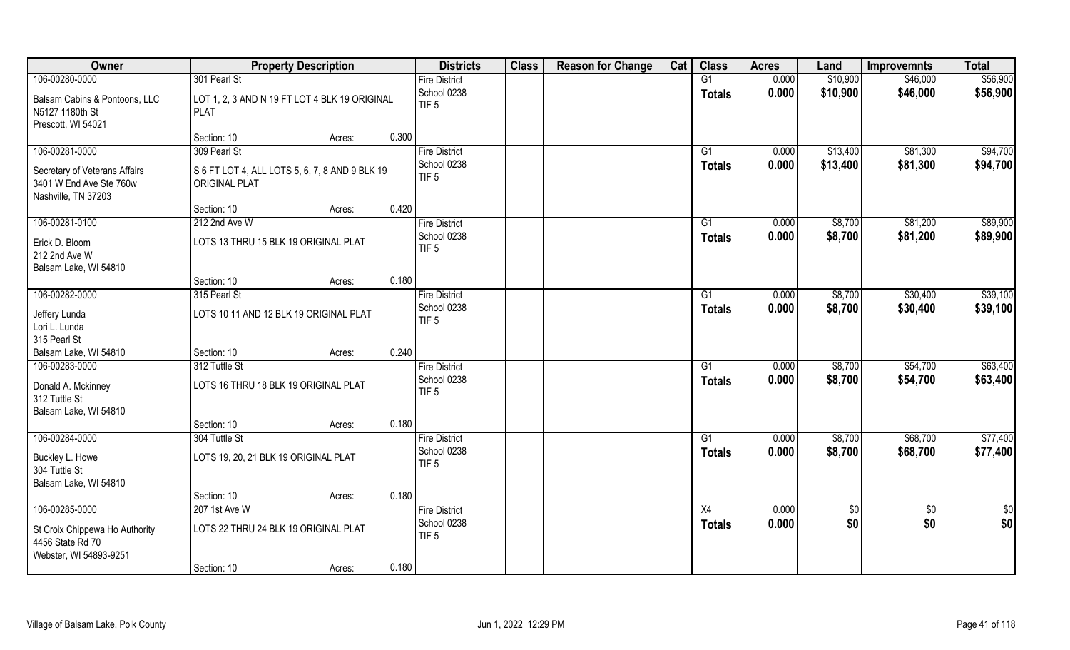| Owner | Property Description | | | Districts | Class | Reason for Change | Cat | Class | Acres | Land | Improvemnts | Total |
|---|---|---|---|---|---|---|---|---|---|---|---|---|
| 106-00280-0000 | 301 Pearl St | | | Fire District | | | | G1 | 0.000 | $10,900 | $46,000 | $56,900 |
| Balsam Cabins & Pontoons, LLC<br>N5127 1180th St<br>Prescott, WI 54021 | LOT 1, 2, 3 AND N 19 FT LOT 4 BLK 19 ORIGINAL PLAT | | | School 0238<br>TIF 5 | | | | **Totals** | **0.000** | **$10,900** | **$46,000** | **$56,900** |
| | Section: 10 | Acres: | 0.300 | | | | | | | | | |
| 106-00281-0000 | 309 Pearl St | | | Fire District | | | | G1 | 0.000 | $13,400 | $81,300 | $94,700 |
| Secretary of Veterans Affairs<br>3401 W End Ave Ste 760w<br>Nashville, TN 37203 | S 6 FT LOT 4, ALL LOTS 5, 6, 7, 8 AND 9 BLK 19 ORIGINAL PLAT | | | School 0238<br>TIF 5 | | | | **Totals** | **0.000** | **$13,400** | **$81,300** | **$94,700** |
| | Section: 10 | Acres: | 0.420 | | | | | | | | | |
| 106-00281-0100 | 212 2nd Ave W | | | Fire District | | | | G1 | 0.000 | $8,700 | $81,200 | $89,900 |
| Erick D. Bloom<br>212 2nd Ave W<br>Balsam Lake, WI 54810 | LOTS 13 THRU 15 BLK 19 ORIGINAL PLAT | | | School 0238<br>TIF 5 | | | | **Totals** | **0.000** | **$8,700** | **$81,200** | **$89,900** |
| | Section: 10 | Acres: | 0.180 | | | | | | | | | |
| 106-00282-0000 | 315 Pearl St | | | Fire District | | | | G1 | 0.000 | $8,700 | $30,400 | $39,100 |
| Jeffery Lunda<br>Lori L. Lunda<br>315 Pearl St<br>Balsam Lake, WI 54810 | LOTS 10 11 AND 12 BLK 19 ORIGINAL PLAT | | | School 0238<br>TIF 5 | | | | **Totals** | **0.000** | **$8,700** | **$30,400** | **$39,100** |
| | Section: 10 | Acres: | 0.240 | | | | | | | | | |
| 106-00283-0000 | 312 Tuttle St | | | Fire District | | | | G1 | 0.000 | $8,700 | $54,700 | $63,400 |
| Donald A. Mckinney<br>312 Tuttle St<br>Balsam Lake, WI 54810 | LOTS 16 THRU 18 BLK 19 ORIGINAL PLAT | | | School 0238<br>TIF 5 | | | | **Totals** | **0.000** | **$8,700** | **$54,700** | **$63,400** |
| | Section: 10 | Acres: | 0.180 | | | | | | | | | |
| 106-00284-0000 | 304 Tuttle St | | | Fire District | | | | G1 | 0.000 | $8,700 | $68,700 | $77,400 |
| Buckley L. Howe<br>304 Tuttle St<br>Balsam Lake, WI 54810 | LOTS 19, 20, 21 BLK 19 ORIGINAL PLAT | | | School 0238<br>TIF 5 | | | | **Totals** | **0.000** | **$8,700** | **$68,700** | **$77,400** |
| | Section: 10 | Acres: | 0.180 | | | | | | | | | |
| 106-00285-0000 | 207 1st Ave W | | | Fire District | | | | X4 | 0.000 | $0 | $0 | $0 |
| St Croix Chippewa Ho Authority<br>4456 State Rd 70<br>Webster, WI 54893-9251 | LOTS 22 THRU 24 BLK 19 ORIGINAL PLAT | | | School 0238<br>TIF 5 | | | | **Totals** | **0.000** | **$0** | **$0** | **$0** |
| | Section: 10 | Acres: | 0.180 | | | | | | | | | |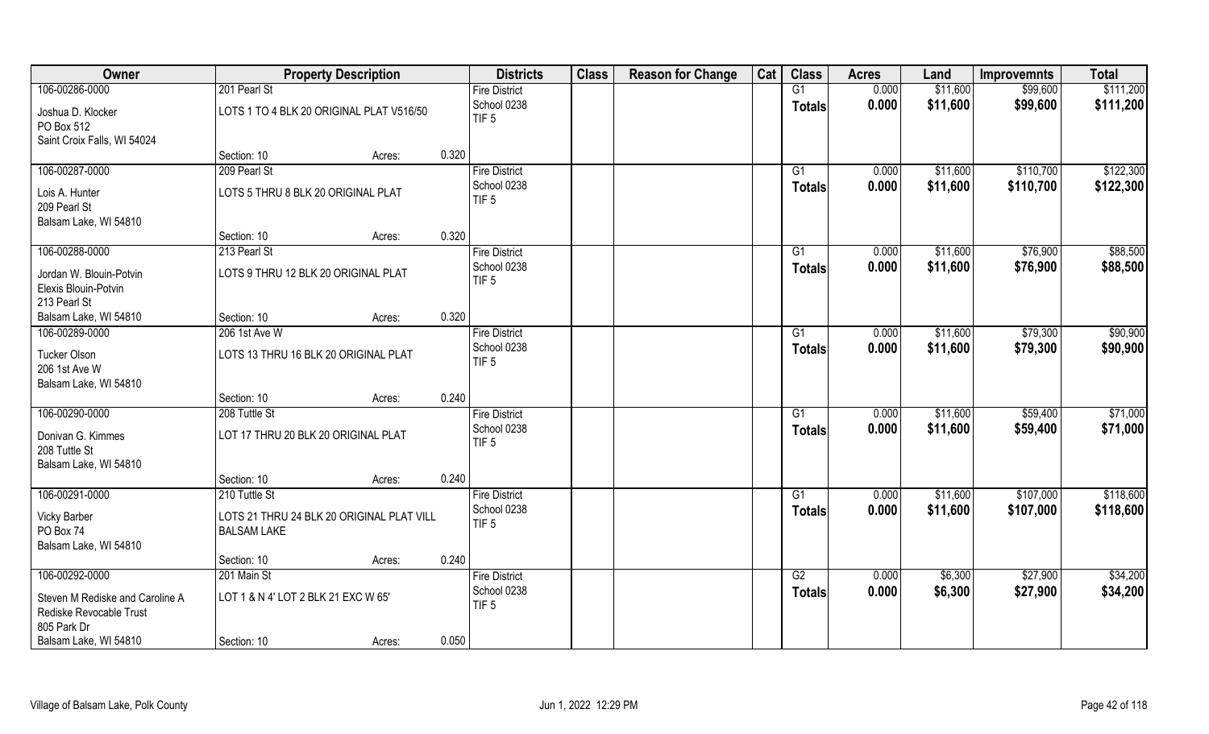| Owner | Property Description | | | Districts | Class | Reason for Change | Cat | Class | Acres | Land | Improvemnts | Total |
|---|---|---|---|---|---|---|---|---|---|---|---|---|
| 106-00286-0000 | 201 Pearl St | | | Fire District | | | | G1 | 0.000 | $11,600 | $99,600 | $111,200 |
| Joshua D. Klocker<br>PO Box 512<br>Saint Croix Falls, WI 54024 | LOTS 1 TO 4 BLK 20 ORIGINAL PLAT V516/50 | | | School 0238<br>TIF 5 | | | | **Totals** | **0.000** | **$11,600** | **$99,600** | **$111,200** |
| | Section: 10 | Acres: | 0.320 | | | | | | | | | |
| 106-00287-0000 | 209 Pearl St | | | Fire District | | | | G1 | 0.000 | $11,600 | $110,700 | $122,300 |
| Lois A. Hunter<br>209 Pearl St<br>Balsam Lake, WI 54810 | LOTS 5 THRU 8 BLK 20 ORIGINAL PLAT | | | School 0238<br>TIF 5 | | | | **Totals** | **0.000** | **$11,600** | **$110,700** | **$122,300** |
| | Section: 10 | Acres: | 0.320 | | | | | | | | | |
| 106-00288-0000 | 213 Pearl St | | | Fire District | | | | G1 | 0.000 | $11,600 | $76,900 | $88,500 |
| Jordan W. Blouin-Potvin<br>Elexis Blouin-Potvin<br>213 Pearl St<br>Balsam Lake, WI 54810 | LOTS 9 THRU 12 BLK 20 ORIGINAL PLAT | | | School 0238<br>TIF 5 | | | | **Totals** | **0.000** | **$11,600** | **$76,900** | **$88,500** |
| | Section: 10 | Acres: | 0.320 | | | | | | | | | |
| 106-00289-0000 | 206 1st Ave W | | | Fire District | | | | G1 | 0.000 | $11,600 | $79,300 | $90,900 |
| Tucker Olson<br>206 1st Ave W<br>Balsam Lake, WI 54810 | LOTS 13 THRU 16 BLK 20 ORIGINAL PLAT | | | School 0238<br>TIF 5 | | | | **Totals** | **0.000** | **$11,600** | **$79,300** | **$90,900** |
| | Section: 10 | Acres: | 0.240 | | | | | | | | | |
| 106-00290-0000 | 208 Tuttle St | | | Fire District | | | | G1 | 0.000 | $11,600 | $59,400 | $71,000 |
| Donivan G. Kimmes<br>208 Tuttle St<br>Balsam Lake, WI 54810 | LOT 17 THRU 20 BLK 20 ORIGINAL PLAT | | | School 0238<br>TIF 5 | | | | **Totals** | **0.000** | **$11,600** | **$59,400** | **$71,000** |
| | Section: 10 | Acres: | 0.240 | | | | | | | | | |
| 106-00291-0000 | 210 Tuttle St | | | Fire District | | | | G1 | 0.000 | $11,600 | $107,000 | $118,600 |
| Vicky Barber<br>PO Box 74<br>Balsam Lake, WI 54810 | LOTS 21 THRU 24 BLK 20 ORIGINAL PLAT VILL BALSAM LAKE | | | School 0238<br>TIF 5 | | | | **Totals** | **0.000** | **$11,600** | **$107,000** | **$118,600** |
| | Section: 10 | Acres: | 0.240 | | | | | | | | | |
| 106-00292-0000 | 201 Main St | | | Fire District | | | | G2 | 0.000 | $6,300 | $27,900 | $34,200 |
| Steven M Rediske and Caroline A<br>Rediske Revocable Trust<br>805 Park Dr<br>Balsam Lake, WI 54810 | LOT 1 & N 4' LOT 2 BLK 21 EXC W 65' | | | School 0238<br>TIF 5 | | | | **Totals** | **0.000** | **$6,300** | **$27,900** | **$34,200** |
| | Section: 10 | Acres: | 0.050 | | | | | | | | | |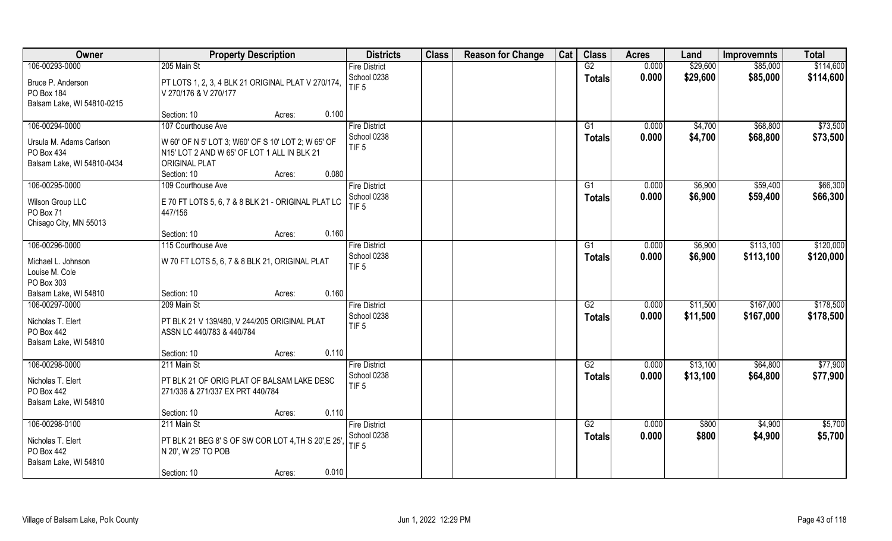| Owner | Property Description | | Districts | Class | Reason for Change | Cat | Class | Acres | Land | Improvemnts | Total |
|---|---|---|---|---|---|---|---|---|---|---|---|
| 106-00293-0000 | 205 Main St | | Fire District | | | | G2 | 0.000 | $29,600 | $85,000 | $114,600 |
| Bruce P. Anderson<br>PO Box 184<br>Balsam Lake, WI 54810-0215 | PT LOTS 1, 2, 3, 4 BLK 21 ORIGINAL PLAT V 270/174, V 270/176 & V 270/177 | | School 0238<br>TIF 5 | | | | Totals | 0.000 | $29,600 | $85,000 | $114,600 |
| | Section: 10 | Acres: 0.100 | | | | | | | | | |
| 106-00294-0000 | 107 Courthouse Ave | | Fire District | | | | G1 | 0.000 | $4,700 | $68,800 | $73,500 |
| Ursula M. Adams Carlson<br>PO Box 434<br>Balsam Lake, WI 54810-0434 | W 60' OF N 5' LOT 3; W60' OF S 10' LOT 2; W 65' OF N15' LOT 2 AND W 65' OF LOT 1 ALL IN BLK 21 ORIGINAL PLAT | | School 0238<br>TIF 5 | | | | Totals | 0.000 | $4,700 | $68,800 | $73,500 |
| | Section: 10 | Acres: 0.080 | | | | | | | | | |
| 106-00295-0000 | 109 Courthouse Ave | | Fire District | | | | G1 | 0.000 | $6,900 | $59,400 | $66,300 |
| Wilson Group LLC<br>PO Box 71<br>Chisago City, MN 55013 | E 70 FT LOTS 5, 6, 7 & 8 BLK 21 - ORIGINAL PLAT LC 447/156 | | School 0238<br>TIF 5 | | | | Totals | 0.000 | $6,900 | $59,400 | $66,300 |
| | Section: 10 | Acres: 0.160 | | | | | | | | | |
| 106-00296-0000 | 115 Courthouse Ave | | Fire District | | | | G1 | 0.000 | $6,900 | $113,100 | $120,000 |
| Michael L. Johnson<br>Louise M. Cole<br>PO Box 303<br>Balsam Lake, WI 54810 | W 70 FT LOTS 5, 6, 7 & 8 BLK 21, ORIGINAL PLAT | | School 0238<br>TIF 5 | | | | Totals | 0.000 | $6,900 | $113,100 | $120,000 |
| | Section: 10 | Acres: 0.160 | | | | | | | | | |
| 106-00297-0000 | 209 Main St | | Fire District | | | | G2 | 0.000 | $11,500 | $167,000 | $178,500 |
| Nicholas T. Elert<br>PO Box 442<br>Balsam Lake, WI 54810 | PT BLK 21 V 139/480, V 244/205 ORIGINAL PLAT ASSN LC 440/783 & 440/784 | | School 0238<br>TIF 5 | | | | Totals | 0.000 | $11,500 | $167,000 | $178,500 |
| | Section: 10 | Acres: 0.110 | | | | | | | | | |
| 106-00298-0000 | 211 Main St | | Fire District | | | | G2 | 0.000 | $13,100 | $64,800 | $77,900 |
| Nicholas T. Elert<br>PO Box 442<br>Balsam Lake, WI 54810 | PT BLK 21 OF ORIG PLAT OF BALSAM LAKE DESC 271/336 & 271/337 EX PRT 440/784 | | School 0238<br>TIF 5 | | | | Totals | 0.000 | $13,100 | $64,800 | $77,900 |
| | Section: 10 | Acres: 0.110 | | | | | | | | | |
| 106-00298-0100 | 211 Main St | | Fire District | | | | G2 | 0.000 | $800 | $4,900 | $5,700 |
| Nicholas T. Elert<br>PO Box 442<br>Balsam Lake, WI 54810 | PT BLK 21 BEG 8' S OF SW COR LOT 4,TH S 20',E 25', N 20', W 25' TO POB | | School 0238<br>TIF 5 | | | | Totals | 0.000 | $800 | $4,900 | $5,700 |
| | Section: 10 | Acres: 0.010 | | | | | | | | | |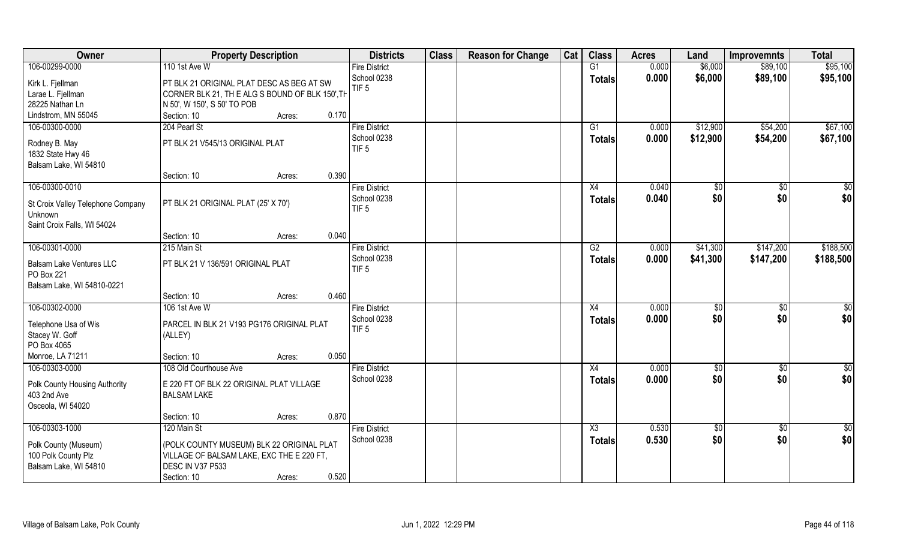| Owner | Property Description | Districts | Class | Reason for Change | Cat | Class | Acres | Land | Improvemnts | Total |
|---|---|---|---|---|---|---|---|---|---|---|
| 106-00299-0000 | 110 1st Ave W | Fire District | | | | G1 | 0.000 | $6,000 | $89,100 | $95,100 |
| Kirk L. Fjellman<br>Larae L. Fjellman<br>28225 Nathan Ln<br>Lindstrom, MN 55045 | PT BLK 21 ORIGINAL PLAT DESC AS BEG AT SW CORNER BLK 21, TH E ALG S BOUND OF BLK 150',TH N 50', W 150', S 50' TO POB<br>Section: 10 Acres: 0.170 | School 0238<br>TIF 5 | | | | Totals | 0.000 | $6,000 | $89,100 | $95,100 |
| 106-00300-0000 | 204 Pearl St | Fire District | | | | G1 | 0.000 | $12,900 | $54,200 | $67,100 |
| Rodney B. May<br>1832 State Hwy 46<br>Balsam Lake, WI 54810 | PT BLK 21 V545/13 ORIGINAL PLAT<br>Section: 10 Acres: 0.390 | School 0238<br>TIF 5 | | | | Totals | 0.000 | $12,900 | $54,200 | $67,100 |
| 106-00300-0010 | | Fire District | | | | X4 | 0.040 | $0 | $0 | $0 |
| St Croix Valley Telephone Company<br>Unknown<br>Saint Croix Falls, WI 54024 | PT BLK 21 ORIGINAL PLAT (25' X 70')<br>Section: 10 Acres: 0.040 | School 0238<br>TIF 5 | | | | Totals | 0.040 | $0 | $0 | $0 |
| 106-00301-0000 | 215 Main St | Fire District | | | | G2 | 0.000 | $41,300 | $147,200 | $188,500 |
| Balsam Lake Ventures LLC<br>PO Box 221<br>Balsam Lake, WI 54810-0221 | PT BLK 21 V 136/591 ORIGINAL PLAT<br>Section: 10 Acres: 0.460 | School 0238<br>TIF 5 | | | | Totals | 0.000 | $41,300 | $147,200 | $188,500 |
| 106-00302-0000 | 106 1st Ave W | Fire District | | | | X4 | 0.000 | $0 | $0 | $0 |
| Telephone Usa of Wis<br>Stacey W. Goff<br>PO Box 4065<br>Monroe, LA 71211 | PARCEL IN BLK 21 V193 PG176 ORIGINAL PLAT (ALLEY)<br>Section: 10 Acres: 0.050 | School 0238<br>TIF 5 | | | | Totals | 0.000 | $0 | $0 | $0 |
| 106-00303-0000 | 108 Old Courthouse Ave | Fire District | | | | X4 | 0.000 | $0 | $0 | $0 |
| Polk County Housing Authority<br>403 2nd Ave<br>Osceola, WI 54020 | E 220 FT OF BLK 22 ORIGINAL PLAT VILLAGE BALSAM LAKE<br>Section: 10 Acres: 0.870 | School 0238 | | | | Totals | 0.000 | $0 | $0 | $0 |
| 106-00303-1000 | 120 Main St | Fire District | | | | X3 | 0.530 | $0 | $0 | $0 |
| Polk County (Museum)<br>100 Polk County Plz<br>Balsam Lake, WI 54810 | (POLK COUNTY MUSEUM) BLK 22 ORIGINAL PLAT VILLAGE OF BALSAM LAKE, EXC THE E 220 FT, DESC IN V37 P533<br>Section: 10 Acres: 0.520 | School 0238 | | | | Totals | 0.530 | $0 | $0 | $0 |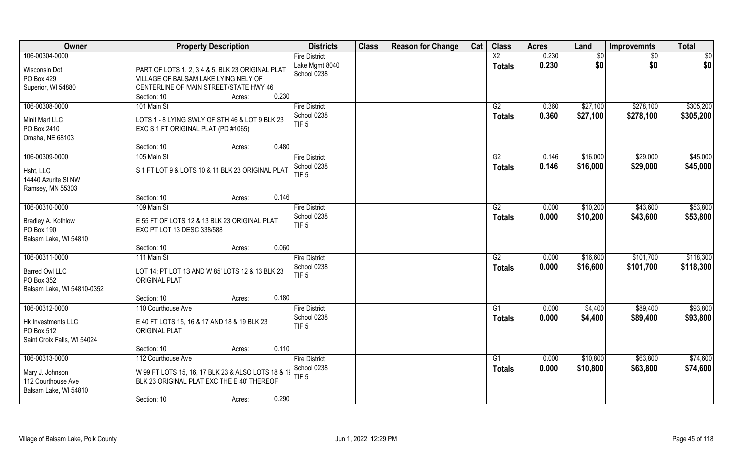| Owner | Property Description | Districts | Class | Reason for Change | Cat | Class | Acres | Land | Improvemnts | Total |
|---|---|---|---|---|---|---|---|---|---|---|
| 106-00304-0000<br>Wisconsin Dot<br>PO Box 429<br>Superior, WI 54880 | PART OF LOTS 1, 2, 3 4 & 5, BLK 23 ORIGINAL PLAT VILLAGE OF BALSAM LAKE LYING NELY OF CENTERLINE OF MAIN STREET/STATE HWY 46<br>Section: 10 Acres: 0.230 | Fire District<br>Lake Mgmt 8040<br>School 0238 | | | | X2<br>**Totals** | 0.230<br>**0.230** | $0<br>**$0** | $0<br>**$0** | $0<br>**$0** |
| 106-00308-0000<br>101 Main St<br>Minit Mart LLC<br>PO Box 2410<br>Omaha, NE 68103 | LOTS 1 - 8 LYING SWLY OF STH 46 & LOT 9 BLK 23 EXC S 1 FT ORIGINAL PLAT (PD #1065)<br>Section: 10 Acres: 0.480 | Fire District<br>School 0238<br>TIF 5 | | | | G2<br>**Totals** | 0.360<br>**0.360** | $27,100<br>**$27,100** | $278,100<br>**$278,100** | $305,200<br>**$305,200** |
| 106-00309-0000<br>105 Main St<br>Hsht, LLC<br>14440 Azurite St NW<br>Ramsey, MN 55303 | S 1 FT LOT 9 & LOTS 10 & 11 BLK 23 ORIGINAL PLAT<br>Section: 10 Acres: 0.146 | Fire District<br>School 0238<br>TIF 5 | | | | G2<br>**Totals** | 0.146<br>**0.146** | $16,000<br>**$16,000** | $29,000<br>**$29,000** | $45,000<br>**$45,000** |
| 106-00310-0000<br>109 Main St<br>Bradley A. Kothlow<br>PO Box 190<br>Balsam Lake, WI 54810 | E 55 FT OF LOTS 12 & 13 BLK 23 ORIGINAL PLAT EXC PT LOT 13 DESC 338/588<br>Section: 10 Acres: 0.060 | Fire District<br>School 0238<br>TIF 5 | | | | G2<br>**Totals** | 0.000<br>**0.000** | $10,200<br>**$10,200** | $43,600<br>**$43,600** | $53,800<br>**$53,800** |
| 106-00311-0000<br>111 Main St<br>Barred Owl LLC<br>PO Box 352<br>Balsam Lake, WI 54810-0352 | LOT 14; PT LOT 13 AND W 85' LOTS 12 & 13 BLK 23 ORIGINAL PLAT<br>Section: 10 Acres: 0.180 | Fire District<br>School 0238<br>TIF 5 | | | | G2<br>**Totals** | 0.000<br>**0.000** | $16,600<br>**$16,600** | $101,700<br>**$101,700** | $118,300<br>**$118,300** |
| 106-00312-0000<br>110 Courthouse Ave<br>Hk Investments LLC<br>PO Box 512<br>Saint Croix Falls, WI 54024 | E 40 FT LOTS 15, 16 & 17 AND 18 & 19 BLK 23 ORIGINAL PLAT<br>Section: 10 Acres: 0.110 | Fire District<br>School 0238<br>TIF 5 | | | | G1<br>**Totals** | 0.000<br>**0.000** | $4,400<br>**$4,400** | $89,400<br>**$89,400** | $93,800<br>**$93,800** |
| 106-00313-0000<br>112 Courthouse Ave<br>Mary J. Johnson<br>112 Courthouse Ave<br>Balsam Lake, WI 54810 | W 99 FT LOTS 15, 16, 17 BLK 23 & ALSO LOTS 18 & 1 BLK 23 ORIGINAL PLAT EXC THE E 40' THEREOF<br>Section: 10 Acres: 0.290 | Fire District<br>School 0238<br>TIF 5 | | | | G1<br>**Totals** | 0.000<br>**0.000** | $10,800<br>**$10,800** | $63,800<br>**$63,800** | $74,600<br>**$74,600** |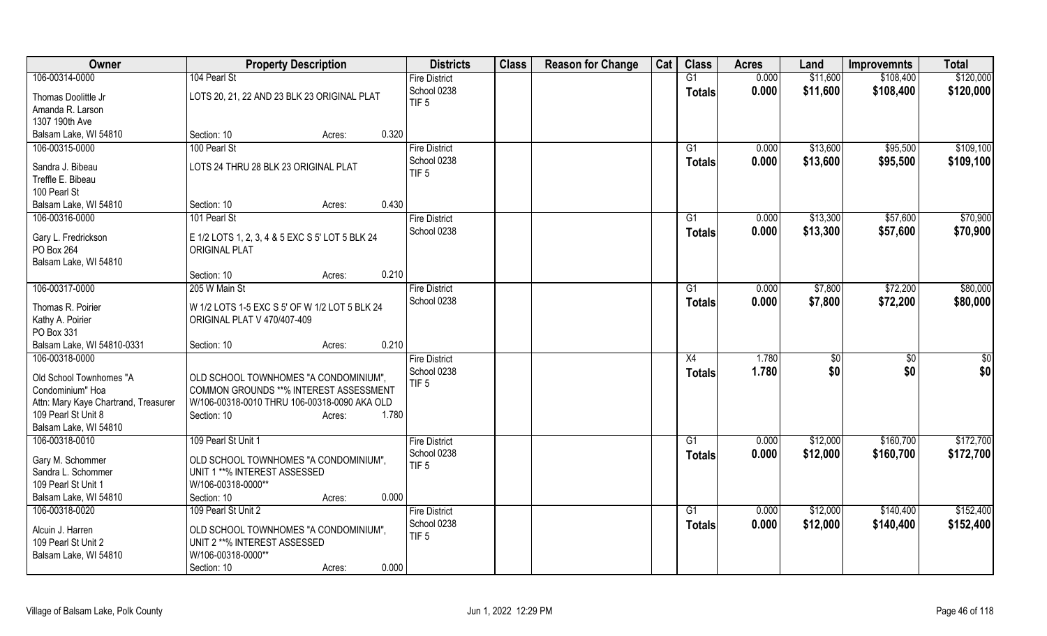| Owner | Property Description | | | Districts | Class | Reason for Change | Cat | Class | Acres | Land | Improvemnts | Total |
|---|---|---|---|---|---|---|---|---|---|---|---|---|
| 106-00314-0000 | 104 Pearl St | | | Fire District | | | | G1 | 0.000 | $11,600 | $108,400 | $120,000 |
| Thomas Doolittle Jr<br>Amanda R. Larson<br>1307 190th Ave<br>Balsam Lake, WI 54810 | LOTS 20, 21, 22 AND 23 BLK 23 ORIGINAL PLAT | | | School 0238<br>TIF 5 | | | | Totals | 0.000 | $11,600 | $108,400 | $120,000 |
| | Section: 10 | Acres: | 0.320 | | | | | | | | | |
| 106-00315-0000 | 100 Pearl St | | | Fire District | | | | G1 | 0.000 | $13,600 | $95,500 | $109,100 |
| Sandra J. Bibeau<br>Treffle E. Bibeau<br>100 Pearl St<br>Balsam Lake, WI 54810 | LOTS 24 THRU 28 BLK 23 ORIGINAL PLAT | | | School 0238<br>TIF 5 | | | | Totals | 0.000 | $13,600 | $95,500 | $109,100 |
| | Section: 10 | Acres: | 0.430 | | | | | | | | | |
| 106-00316-0000 | 101 Pearl St | | | Fire District | | | | G1 | 0.000 | $13,300 | $57,600 | $70,900 |
| Gary L. Fredrickson<br>PO Box 264<br>Balsam Lake, WI 54810 | E 1/2 LOTS 1, 2, 3, 4 & 5 EXC S 5' LOT 5 BLK 24 ORIGINAL PLAT | | | School 0238 | | | | Totals | 0.000 | $13,300 | $57,600 | $70,900 |
| | Section: 10 | Acres: | 0.210 | | | | | | | | | |
| 106-00317-0000 | 205 W Main St | | | Fire District | | | | G1 | 0.000 | $7,800 | $72,200 | $80,000 |
| Thomas R. Poirier<br>Kathy A. Poirier<br>PO Box 331<br>Balsam Lake, WI 54810-0331 | W 1/2 LOTS 1-5 EXC S 5' OF W 1/2 LOT 5 BLK 24 ORIGINAL PLAT V 470/407-409 | | | School 0238 | | | | Totals | 0.000 | $7,800 | $72,200 | $80,000 |
| | Section: 10 | Acres: | 0.210 | | | | | | | | | |
| 106-00318-0000 | | | | Fire District | | | | X4 | 1.780 | $0 | $0 | $0 |
| Old School Townhomes "A Condominium" Hoa<br>Attn: Mary Kaye Chartrand, Treasurer<br>109 Pearl St Unit 8<br>Balsam Lake, WI 54810 | OLD SCHOOL TOWNHOMES "A CONDOMINIUM", COMMON GROUNDS **% INTEREST ASSESSMENT W/106-00318-0010 THRU 106-00318-0090 AKA OLD | | | School 0238<br>TIF 5 | | | | Totals | 1.780 | $0 | $0 | $0 |
| | Section: 10 | Acres: | 1.780 | | | | | | | | | |
| 106-00318-0010 | 109 Pearl St Unit 1 | | | Fire District | | | | G1 | 0.000 | $12,000 | $160,700 | $172,700 |
| Gary M. Schommer<br>Sandra L. Schommer<br>109 Pearl St Unit 1<br>Balsam Lake, WI 54810 | OLD SCHOOL TOWNHOMES "A CONDOMINIUM", UNIT 1 **% INTEREST ASSESSED W/106-00318-0000** | | | School 0238<br>TIF 5 | | | | Totals | 0.000 | $12,000 | $160,700 | $172,700 |
| | Section: 10 | Acres: | 0.000 | | | | | | | | | |
| 106-00318-0020 | 109 Pearl St Unit 2 | | | Fire District | | | | G1 | 0.000 | $12,000 | $140,400 | $152,400 |
| Alcuin J. Harren<br>109 Pearl St Unit 2<br>Balsam Lake, WI 54810 | OLD SCHOOL TOWNHOMES "A CONDOMINIUM", UNIT 2 **% INTEREST ASSESSED W/106-00318-0000** | | | School 0238<br>TIF 5 | | | | Totals | 0.000 | $12,000 | $140,400 | $152,400 |
| | Section: 10 | Acres: | 0.000 | | | | | | | | | |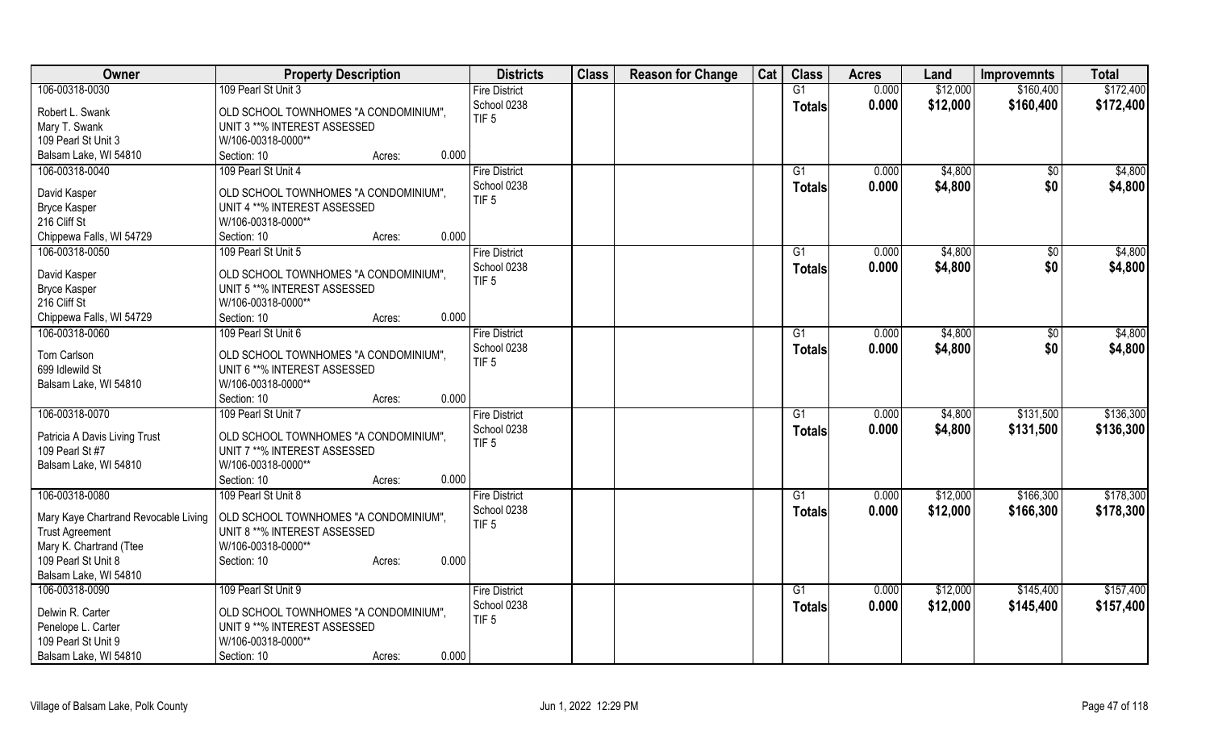| Owner | Property Description | Districts | Class | Reason for Change | Cat | Class | Acres | Land | Improvemnts | Total |
|---|---|---|---|---|---|---|---|---|---|---|
| 106-00318-0030 | 109 Pearl St Unit 3 | Fire District | | | | G1 | 0.000 | $12,000 | $160,400 | $172,400 |
| Robert L. Swank | OLD SCHOOL TOWNHOMES "A CONDOMINIUM", | School 0238 | | | | Totals | 0.000 | $12,000 | $160,400 | $172,400 |
| Mary T. Swank | UNIT 3 **% INTEREST ASSESSED | TIF 5 | | | | | | | | |
| 109 Pearl St Unit 3 | W/106-00318-0000** | | | | | | | | | |
| Balsam Lake, WI 54810 | Section: 10 Acres: 0.000 | | | | | | | | | |
| 106-00318-0040 | 109 Pearl St Unit 4 | Fire District | | | | G1 | 0.000 | $4,800 | $0 | $4,800 |
| David Kasper | OLD SCHOOL TOWNHOMES "A CONDOMINIUM", | School 0238 | | | | Totals | 0.000 | $4,800 | $0 | $4,800 |
| Bryce Kasper | UNIT 4 **% INTEREST ASSESSED | TIF 5 | | | | | | | | |
| 216 Cliff St | W/106-00318-0000** | | | | | | | | | |
| Chippewa Falls, WI 54729 | Section: 10 Acres: 0.000 | | | | | | | | | |
| 106-00318-0050 | 109 Pearl St Unit 5 | Fire District | | | | G1 | 0.000 | $4,800 | $0 | $4,800 |
| David Kasper | OLD SCHOOL TOWNHOMES "A CONDOMINIUM", | School 0238 | | | | Totals | 0.000 | $4,800 | $0 | $4,800 |
| Bryce Kasper | UNIT 5 **% INTEREST ASSESSED | TIF 5 | | | | | | | | |
| 216 Cliff St | W/106-00318-0000** | | | | | | | | | |
| Chippewa Falls, WI 54729 | Section: 10 Acres: 0.000 | | | | | | | | | |
| 106-00318-0060 | 109 Pearl St Unit 6 | Fire District | | | | G1 | 0.000 | $4,800 | $0 | $4,800 |
| Tom Carlson | OLD SCHOOL TOWNHOMES "A CONDOMINIUM", | School 0238 | | | | Totals | 0.000 | $4,800 | $0 | $4,800 |
| 699 Idlewild St | UNIT 6 **% INTEREST ASSESSED | TIF 5 | | | | | | | | |
| Balsam Lake, WI 54810 | W/106-00318-0000** | | | | | | | | | |
| | Section: 10 Acres: 0.000 | | | | | | | | | |
| 106-00318-0070 | 109 Pearl St Unit 7 | Fire District | | | | G1 | 0.000 | $4,800 | $131,500 | $136,300 |
| Patricia A Davis Living Trust | OLD SCHOOL TOWNHOMES "A CONDOMINIUM", | School 0238 | | | | Totals | 0.000 | $4,800 | $131,500 | $136,300 |
| 109 Pearl St #7 | UNIT 7 **% INTEREST ASSESSED | TIF 5 | | | | | | | | |
| Balsam Lake, WI 54810 | W/106-00318-0000** | | | | | | | | | |
| | Section: 10 Acres: 0.000 | | | | | | | | | |
| 106-00318-0080 | 109 Pearl St Unit 8 | Fire District | | | | G1 | 0.000 | $12,000 | $166,300 | $178,300 |
| Mary Kaye Chartrand Revocable Living | OLD SCHOOL TOWNHOMES "A CONDOMINIUM", | School 0238 | | | | Totals | 0.000 | $12,000 | $166,300 | $178,300 |
| Trust Agreement | UNIT 8 **% INTEREST ASSESSED | TIF 5 | | | | | | | | |
| Mary K. Chartrand (Ttee | W/106-00318-0000** | | | | | | | | | |
| 109 Pearl St Unit 8 | Section: 10 Acres: 0.000 | | | | | | | | | |
| Balsam Lake, WI 54810 | | | | | | | | | | |
| 106-00318-0090 | 109 Pearl St Unit 9 | Fire District | | | | G1 | 0.000 | $12,000 | $145,400 | $157,400 |
| Delwin R. Carter | OLD SCHOOL TOWNHOMES "A CONDOMINIUM", | School 0238 | | | | Totals | 0.000 | $12,000 | $145,400 | $157,400 |
| Penelope L. Carter | UNIT 9 **% INTEREST ASSESSED | TIF 5 | | | | | | | | |
| 109 Pearl St Unit 9 | W/106-00318-0000** | | | | | | | | | |
| Balsam Lake, WI 54810 | Section: 10 Acres: 0.000 | | | | | | | | | |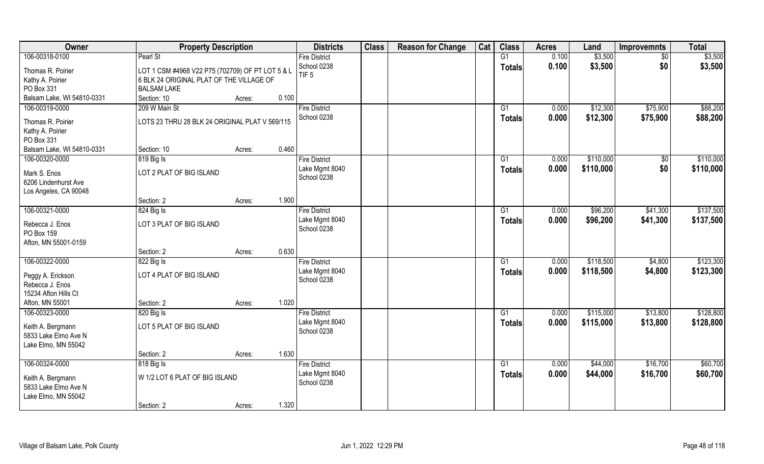| Owner | Property Description | | | Districts | Class | Reason for Change | Cat | Class | Acres | Land | Improvemnts | Total |
|---|---|---|---|---|---|---|---|---|---|---|---|---|
| 106-00318-0100 | Pearl St | | | Fire District | | | | G1 | 0.100 | $3,500 | $0 | $3,500 |
| Thomas R. Poirier<br>Kathy A. Poirier<br>PO Box 331<br>Balsam Lake, WI 54810-0331 | LOT 1 CSM #4968 V22 P75 (702709) OF PT LOT 5 & L 6 BLK 24 ORIGINAL PLAT OF THE VILLAGE OF BALSAM LAKE | | | School 0238<br>TIF 5 | | | | Totals | 0.100 | $3,500 | $0 | $3,500 |
| | Section: 10 | Acres: | 0.100 | | | | | | | | | |
| 106-00319-0000 | 209 W Main St | | | Fire District | | | | G1 | 0.000 | $12,300 | $75,900 | $88,200 |
| Thomas R. Poirier<br>Kathy A. Poirier<br>PO Box 331<br>Balsam Lake, WI 54810-0331 | LOTS 23 THRU 28 BLK 24 ORIGINAL PLAT V 569/115 | | | School 0238 | | | | Totals | 0.000 | $12,300 | $75,900 | $88,200 |
| | Section: 10 | Acres: | 0.460 | | | | | | | | | |
| 106-00320-0000 | 819 Big Is | | | Fire District | | | | G1 | 0.000 | $110,000 | $0 | $110,000 |
| Mark S. Enos<br>6206 Lindenhurst Ave<br>Los Angeles, CA 90048 | LOT 2 PLAT OF BIG ISLAND | | | Lake Mgmt 8040<br>School 0238 | | | | Totals | 0.000 | $110,000 | $0 | $110,000 |
| | Section: 2 | Acres: | 1.900 | | | | | | | | | |
| 106-00321-0000 | 824 Big Is | | | Fire District | | | | G1 | 0.000 | $96,200 | $41,300 | $137,500 |
| Rebecca J. Enos<br>PO Box 159<br>Afton, MN 55001-0159 | LOT 3 PLAT OF BIG ISLAND | | | Lake Mgmt 8040<br>School 0238 | | | | Totals | 0.000 | $96,200 | $41,300 | $137,500 |
| | Section: 2 | Acres: | 0.630 | | | | | | | | | |
| 106-00322-0000 | 822 Big Is | | | Fire District | | | | G1 | 0.000 | $118,500 | $4,800 | $123,300 |
| Peggy A. Erickson<br>Rebecca J. Enos<br>15234 Afton Hills Ct<br>Afton, MN 55001 | LOT 4 PLAT OF BIG ISLAND | | | Lake Mgmt 8040<br>School 0238 | | | | Totals | 0.000 | $118,500 | $4,800 | $123,300 |
| | Section: 2 | Acres: | 1.020 | | | | | | | | | |
| 106-00323-0000 | 820 Big Is | | | Fire District | | | | G1 | 0.000 | $115,000 | $13,800 | $128,800 |
| Keith A. Bergmann<br>5833 Lake Elmo Ave N<br>Lake Elmo, MN 55042 | LOT 5 PLAT OF BIG ISLAND | | | Lake Mgmt 8040<br>School 0238 | | | | Totals | 0.000 | $115,000 | $13,800 | $128,800 |
| | Section: 2 | Acres: | 1.630 | | | | | | | | | |
| 106-00324-0000 | 818 Big Is | | | Fire District | | | | G1 | 0.000 | $44,000 | $16,700 | $60,700 |
| Keith A. Bergmann<br>5833 Lake Elmo Ave N<br>Lake Elmo, MN 55042 | W 1/2 LOT 6 PLAT OF BIG ISLAND | | | Lake Mgmt 8040<br>School 0238 | | | | Totals | 0.000 | $44,000 | $16,700 | $60,700 |
| | Section: 2 | Acres: | 1.320 | | | | | | | | | |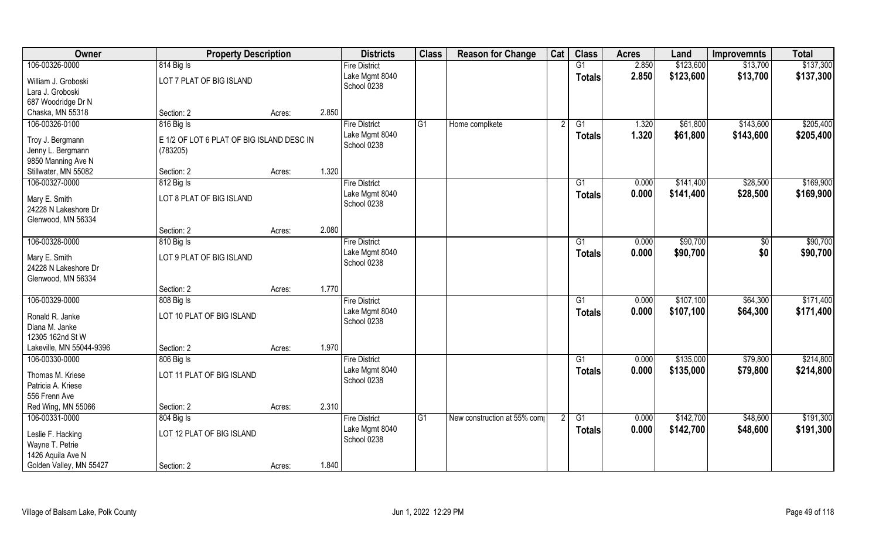| Owner | Property Description | | | Districts | Class | Reason for Change | Cat | Class | Acres | Land | Improvemnts | Total |
|---|---|---|---|---|---|---|---|---|---|---|---|---|
| 106-00326-0000 | 814 Big Is | | | Fire District | | | | G1 | 2.850 | $123,600 | $13,700 | $137,300 |
| William J. Groboski<br>Lara J. Groboski<br>687 Woodridge Dr N<br>Chaska, MN 55318 | LOT 7 PLAT OF BIG ISLAND | | | Lake Mgmt 8040<br>School 0238 | | | | **Totals** | **2.850** | **$123,600** | **$13,700** | **$137,300** |
| | Section: 2 | Acres: | 2.850 | | | | | | | | | |
| 106-00326-0100 | 816 Big Is | | | Fire District | G1 | Home complkete | 2 | G1 | 1.320 | $61,800 | $143,600 | $205,400 |
| Troy J. Bergmann<br>Jenny L. Bergmann<br>9850 Manning Ave N<br>Stillwater, MN 55082 | E 1/2 OF LOT 6 PLAT OF BIG ISLAND DESC IN (783205) | | | Lake Mgmt 8040<br>School 0238 | | | | **Totals** | **1.320** | **$61,800** | **$143,600** | **$205,400** |
| | Section: 2 | Acres: | 1.320 | | | | | | | | | |
| 106-00327-0000 | 812 Big Is | | | Fire District | | | | G1 | 0.000 | $141,400 | $28,500 | $169,900 |
| Mary E. Smith<br>24228 N Lakeshore Dr<br>Glenwood, MN 56334 | LOT 8 PLAT OF BIG ISLAND | | | Lake Mgmt 8040<br>School 0238 | | | | **Totals** | **0.000** | **$141,400** | **$28,500** | **$169,900** |
| | Section: 2 | Acres: | 2.080 | | | | | | | | | |
| 106-00328-0000 | 810 Big Is | | | Fire District | | | | G1 | 0.000 | $90,700 | $0 | $90,700 |
| Mary E. Smith<br>24228 N Lakeshore Dr<br>Glenwood, MN 56334 | LOT 9 PLAT OF BIG ISLAND | | | Lake Mgmt 8040<br>School 0238 | | | | **Totals** | **0.000** | **$90,700** | **$0** | **$90,700** |
| | Section: 2 | Acres: | 1.770 | | | | | | | | | |
| 106-00329-0000 | 808 Big Is | | | Fire District | | | | G1 | 0.000 | $107,100 | $64,300 | $171,400 |
| Ronald R. Janke<br>Diana M. Janke<br>12305 162nd St W<br>Lakeville, MN 55044-9396 | LOT 10 PLAT OF BIG ISLAND | | | Lake Mgmt 8040<br>School 0238 | | | | **Totals** | **0.000** | **$107,100** | **$64,300** | **$171,400** |
| | Section: 2 | Acres: | 1.970 | | | | | | | | | |
| 106-00330-0000 | 806 Big Is | | | Fire District | | | | G1 | 0.000 | $135,000 | $79,800 | $214,800 |
| Thomas M. Kriese<br>Patricia A. Kriese<br>556 Frenn Ave<br>Red Wing, MN 55066 | LOT 11 PLAT OF BIG ISLAND | | | Lake Mgmt 8040<br>School 0238 | | | | **Totals** | **0.000** | **$135,000** | **$79,800** | **$214,800** |
| | Section: 2 | Acres: | 2.310 | | | | | | | | | |
| 106-00331-0000 | 804 Big Is | | | Fire District | G1 | New construction at 55% com | 2 | G1 | 0.000 | $142,700 | $48,600 | $191,300 |
| Leslie F. Hacking<br>Wayne T. Petrie<br>1426 Aquila Ave N<br>Golden Valley, MN 55427 | LOT 12 PLAT OF BIG ISLAND | | | Lake Mgmt 8040<br>School 0238 | | | | **Totals** | **0.000** | **$142,700** | **$48,600** | **$191,300** |
| | Section: 2 | Acres: | 1.840 | | | | | | | | | |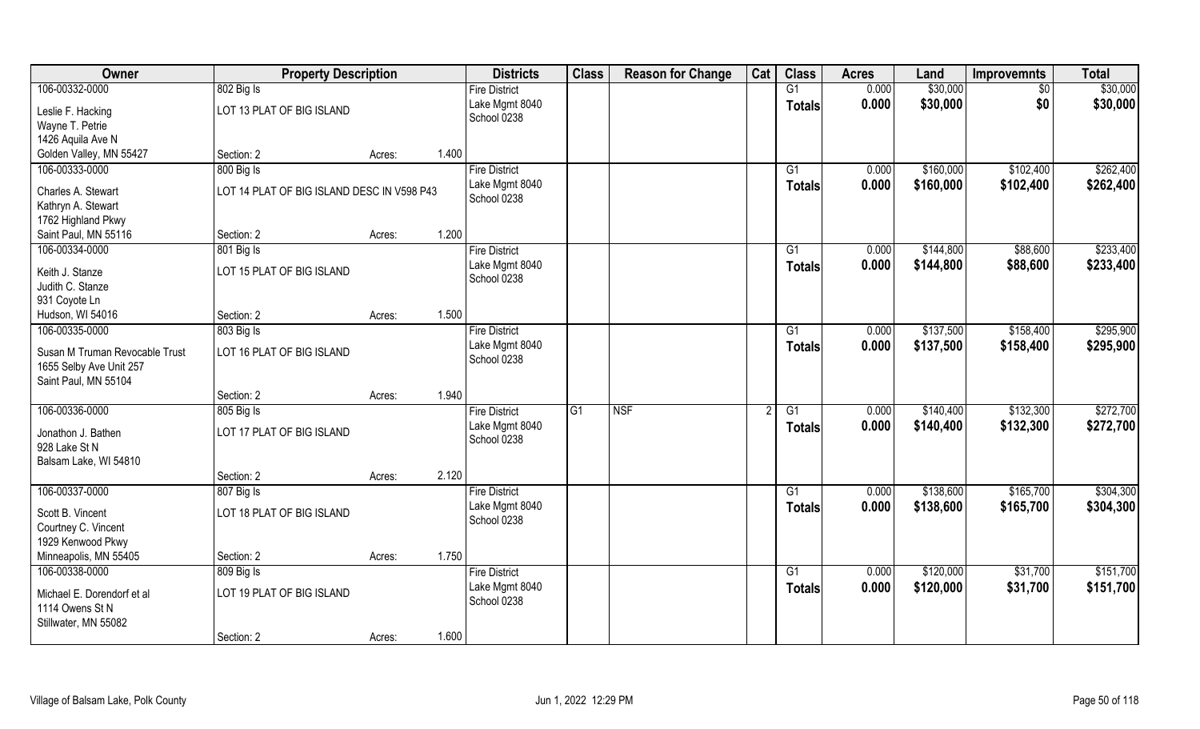| Owner | Property Description | | | Districts | Class | Reason for Change | Cat | Class | Acres | Land | Improvemnts | Total |
|---|---|---|---|---|---|---|---|---|---|---|---|---|
| 106-00332-0000 | 802 Big Is | | | Fire District | | | | G1 | 0.000 | $30,000 | $0 | $30,000 |
| Leslie F. Hacking<br>Wayne T. Petrie<br>1426 Aquila Ave N<br>Golden Valley, MN 55427 | LOT 13 PLAT OF BIG ISLAND | | | Lake Mgmt 8040<br>School 0238 | | | | Totals | 0.000 | $30,000 | $0 | $30,000 |
| | Section: 2 | Acres: | 1.400 | | | | | | | | | |
| 106-00333-0000 | 800 Big Is | | | Fire District | | | | G1 | 0.000 | $160,000 | $102,400 | $262,400 |
| Charles A. Stewart<br>Kathryn A. Stewart<br>1762 Highland Pkwy<br>Saint Paul, MN 55116 | LOT 14 PLAT OF BIG ISLAND DESC IN V598 P43 | | | Lake Mgmt 8040<br>School 0238 | | | | Totals | 0.000 | $160,000 | $102,400 | $262,400 |
| | Section: 2 | Acres: | 1.200 | | | | | | | | | |
| 106-00334-0000 | 801 Big Is | | | Fire District | | | | G1 | 0.000 | $144,800 | $88,600 | $233,400 |
| Keith J. Stanze<br>Judith C. Stanze<br>931 Coyote Ln<br>Hudson, WI 54016 | LOT 15 PLAT OF BIG ISLAND | | | Lake Mgmt 8040<br>School 0238 | | | | Totals | 0.000 | $144,800 | $88,600 | $233,400 |
| | Section: 2 | Acres: | 1.500 | | | | | | | | | |
| 106-00335-0000 | 803 Big Is | | | Fire District | | | | G1 | 0.000 | $137,500 | $158,400 | $295,900 |
| Susan M Truman Revocable Trust<br>1655 Selby Ave Unit 257<br>Saint Paul, MN 55104 | LOT 16 PLAT OF BIG ISLAND | | | Lake Mgmt 8040<br>School 0238 | | | | Totals | 0.000 | $137,500 | $158,400 | $295,900 |
| | Section: 2 | Acres: | 1.940 | | | | | | | | | |
| 106-00336-0000 | 805 Big Is | | | Fire District | G1 | NSF | 2 | G1 | 0.000 | $140,400 | $132,300 | $272,700 |
| Jonathon J. Bathen<br>928 Lake St N<br>Balsam Lake, WI 54810 | LOT 17 PLAT OF BIG ISLAND | | | Lake Mgmt 8040<br>School 0238 | | | | Totals | 0.000 | $140,400 | $132,300 | $272,700 |
| | Section: 2 | Acres: | 2.120 | | | | | | | | | |
| 106-00337-0000 | 807 Big Is | | | Fire District | | | | G1 | 0.000 | $138,600 | $165,700 | $304,300 |
| Scott B. Vincent<br>Courtney C. Vincent<br>1929 Kenwood Pkwy<br>Minneapolis, MN 55405 | LOT 18 PLAT OF BIG ISLAND | | | Lake Mgmt 8040<br>School 0238 | | | | Totals | 0.000 | $138,600 | $165,700 | $304,300 |
| | Section: 2 | Acres: | 1.750 | | | | | | | | | |
| 106-00338-0000 | 809 Big Is | | | Fire District | | | | G1 | 0.000 | $120,000 | $31,700 | $151,700 |
| Michael E. Dorendorf et al<br>1114 Owens St N<br>Stillwater, MN 55082 | LOT 19 PLAT OF BIG ISLAND | | | Lake Mgmt 8040<br>School 0238 | | | | Totals | 0.000 | $120,000 | $31,700 | $151,700 |
| | Section: 2 | Acres: | 1.600 | | | | | | | | | |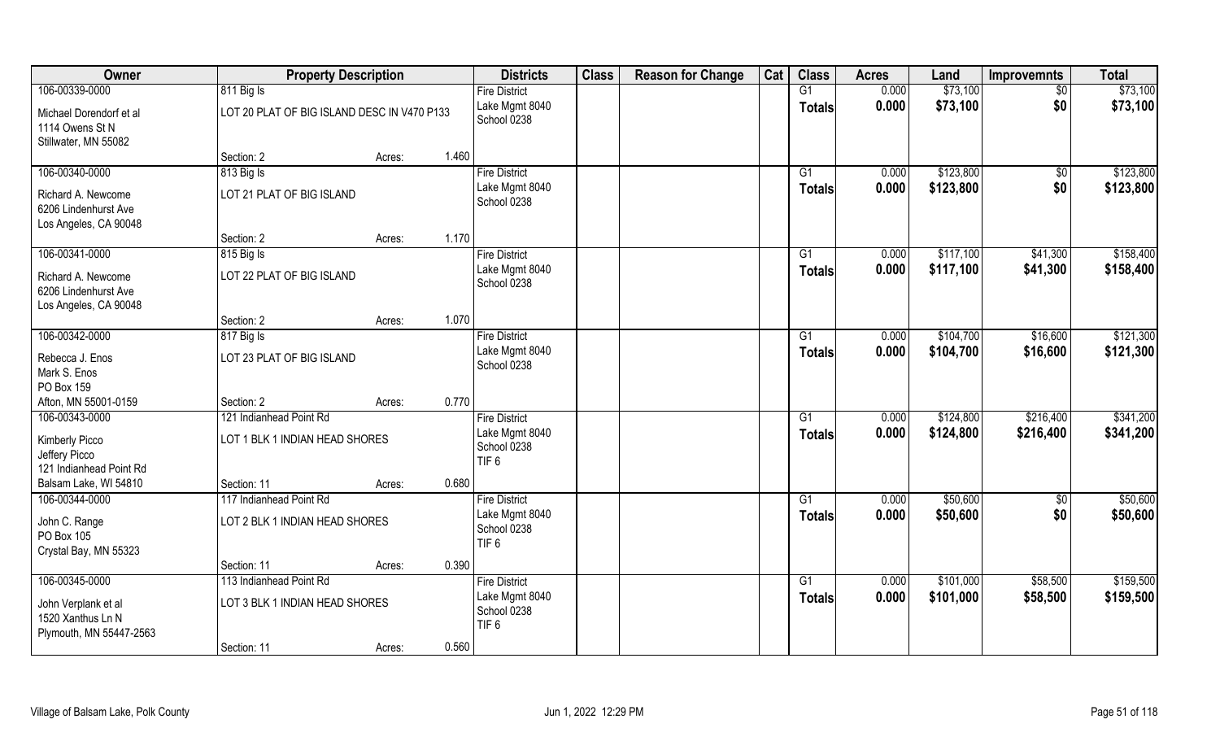| Owner | Property Description | | | Districts | Class | Reason for Change | Cat | Class | Acres | Land | Improvemnts | Total |
|---|---|---|---|---|---|---|---|---|---|---|---|---|
| 106-00339-0000 | 811 Big Is | | | Fire District | | | | G1 | 0.000 | $73,100 | $0 | $73,100 |
| Michael Dorendorf et al<br>1114 Owens St N<br>Stillwater, MN 55082 | LOT 20 PLAT OF BIG ISLAND DESC IN V470 P133 | | | Lake Mgmt 8040<br>School 0238 | | | | **Totals** | **0.000** | **$73,100** | **$0** | **$73,100** |
| | Section: 2 | Acres: | 1.460 | | | | | | | | | |
| 106-00340-0000 | 813 Big Is | | | Fire District | | | | G1 | 0.000 | $123,800 | $0 | $123,800 |
| Richard A. Newcome<br>6206 Lindenhurst Ave<br>Los Angeles, CA 90048 | LOT 21 PLAT OF BIG ISLAND | | | Lake Mgmt 8040<br>School 0238 | | | | **Totals** | **0.000** | **$123,800** | **$0** | **$123,800** |
| | Section: 2 | Acres: | 1.170 | | | | | | | | | |
| 106-00341-0000 | 815 Big Is | | | Fire District | | | | G1 | 0.000 | $117,100 | $41,300 | $158,400 |
| Richard A. Newcome<br>6206 Lindenhurst Ave<br>Los Angeles, CA 90048 | LOT 22 PLAT OF BIG ISLAND | | | Lake Mgmt 8040<br>School 0238 | | | | **Totals** | **0.000** | **$117,100** | **$41,300** | **$158,400** |
| | Section: 2 | Acres: | 1.070 | | | | | | | | | |
| 106-00342-0000 | 817 Big Is | | | Fire District | | | | G1 | 0.000 | $104,700 | $16,600 | $121,300 |
| Rebecca J. Enos<br>Mark S. Enos<br>PO Box 159<br>Afton, MN 55001-0159 | LOT 23 PLAT OF BIG ISLAND | | | Lake Mgmt 8040<br>School 0238 | | | | **Totals** | **0.000** | **$104,700** | **$16,600** | **$121,300** |
| | Section: 2 | Acres: | 0.770 | | | | | | | | | |
| 106-00343-0000 | 121 Indianhead Point Rd | | | Fire District | | | | G1 | 0.000 | $124,800 | $216,400 | $341,200 |
| Kimberly Picco<br>Jeffery Picco<br>121 Indianhead Point Rd<br>Balsam Lake, WI 54810 | LOT 1 BLK 1 INDIAN HEAD SHORES | | | Lake Mgmt 8040<br>School 0238<br>TIF 6 | | | | **Totals** | **0.000** | **$124,800** | **$216,400** | **$341,200** |
| | Section: 11 | Acres: | 0.680 | | | | | | | | | |
| 106-00344-0000 | 117 Indianhead Point Rd | | | Fire District | | | | G1 | 0.000 | $50,600 | $0 | $50,600 |
| John C. Range<br>PO Box 105<br>Crystal Bay, MN 55323 | LOT 2 BLK 1 INDIAN HEAD SHORES | | | Lake Mgmt 8040<br>School 0238<br>TIF 6 | | | | **Totals** | **0.000** | **$50,600** | **$0** | **$50,600** |
| | Section: 11 | Acres: | 0.390 | | | | | | | | | |
| 106-00345-0000 | 113 Indianhead Point Rd | | | Fire District | | | | G1 | 0.000 | $101,000 | $58,500 | $159,500 |
| John Verplank et al<br>1520 Xanthus Ln N<br>Plymouth, MN 55447-2563 | LOT 3 BLK 1 INDIAN HEAD SHORES | | | Lake Mgmt 8040<br>School 0238<br>TIF 6 | | | | **Totals** | **0.000** | **$101,000** | **$58,500** | **$159,500** |
| | Section: 11 | Acres: | 0.560 | | | | | | | | | |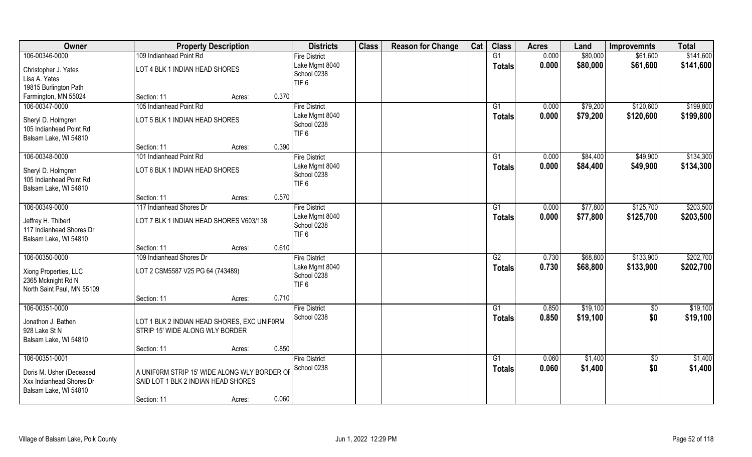| Owner | Property Description | | | Districts | Class | Reason for Change | Cat | Class | Acres | Land | Improvemnts | Total |
|---|---|---|---|---|---|---|---|---|---|---|---|---|
| 106-00346-0000 | 109 Indianhead Point Rd | | | Fire District | | | | G1 | 0.000 | $80,000 | $61,600 | $141,600 |
| Christopher J. Yates<br>Lisa A. Yates<br>19815 Burlington Path<br>Farmington, MN 55024 | LOT 4 BLK 1 INDIAN HEAD SHORES | | | Lake Mgmt 8040<br>School 0238<br>TIF 6 | | | | **Totals** | **0.000** | **$80,000** | **$61,600** | **$141,600** |
| | Section: 11 | Acres: | 0.370 | | | | | | | | | |
| 106-00347-0000 | 105 Indianhead Point Rd | | | Fire District | | | | G1 | 0.000 | $79,200 | $120,600 | $199,800 |
| Sheryl D. Holmgren<br>105 Indianhead Point Rd<br>Balsam Lake, WI 54810 | LOT 5 BLK 1 INDIAN HEAD SHORES | | | Lake Mgmt 8040<br>School 0238<br>TIF 6 | | | | **Totals** | **0.000** | **$79,200** | **$120,600** | **$199,800** |
| | Section: 11 | Acres: | 0.390 | | | | | | | | | |
| 106-00348-0000 | 101 Indianhead Point Rd | | | Fire District | | | | G1 | 0.000 | $84,400 | $49,900 | $134,300 |
| Sheryl D. Holmgren<br>105 Indianhead Point Rd<br>Balsam Lake, WI 54810 | LOT 6 BLK 1 INDIAN HEAD SHORES | | | Lake Mgmt 8040<br>School 0238<br>TIF 6 | | | | **Totals** | **0.000** | **$84,400** | **$49,900** | **$134,300** |
| | Section: 11 | Acres: | 0.570 | | | | | | | | | |
| 106-00349-0000 | 117 Indianhead Shores Dr | | | Fire District | | | | G1 | 0.000 | $77,800 | $125,700 | $203,500 |
| Jeffrey H. Thibert<br>117 Indianhead Shores Dr<br>Balsam Lake, WI 54810 | LOT 7 BLK 1 INDIAN HEAD SHORES V603/138 | | | Lake Mgmt 8040<br>School 0238<br>TIF 6 | | | | **Totals** | **0.000** | **$77,800** | **$125,700** | **$203,500** |
| | Section: 11 | Acres: | 0.610 | | | | | | | | | |
| 106-00350-0000 | 109 Indianhead Shores Dr | | | Fire District | | | | G2 | 0.730 | $68,800 | $133,900 | $202,700 |
| Xiong Properties, LLC<br>2365 Mcknight Rd N<br>North Saint Paul, MN 55109 | LOT 2 CSM5587 V25 PG 64 (743489) | | | Lake Mgmt 8040<br>School 0238<br>TIF 6 | | | | **Totals** | **0.730** | **$68,800** | **$133,900** | **$202,700** |
| | Section: 11 | Acres: | 0.710 | | | | | | | | | |
| 106-00351-0000 | | | | Fire District | | | | G1 | 0.850 | $19,100 | $0 | $19,100 |
| Jonathon J. Bathen<br>928 Lake St N<br>Balsam Lake, WI 54810 | LOT 1 BLK 2 INDIAN HEAD SHORES, EXC UNIF0RM STRIP 15' WIDE ALONG WLY BORDER | | | School 0238 | | | | **Totals** | **0.850** | **$19,100** | **$0** | **$19,100** |
| | Section: 11 | Acres: | 0.850 | | | | | | | | | |
| 106-00351-0001 | | | | Fire District | | | | G1 | 0.060 | $1,400 | $0 | $1,400 |
| Doris M. Usher (Deceased<br>Xxx Indianhead Shores Dr<br>Balsam Lake, WI 54810 | A UNIF0RM STRIP 15' WIDE ALONG WLY BORDER OF SAID LOT 1 BLK 2 INDIAN HEAD SHORES | | | School 0238 | | | | **Totals** | **0.060** | **$1,400** | **$0** | **$1,400** |
| | Section: 11 | Acres: | 0.060 | | | | | | | | | |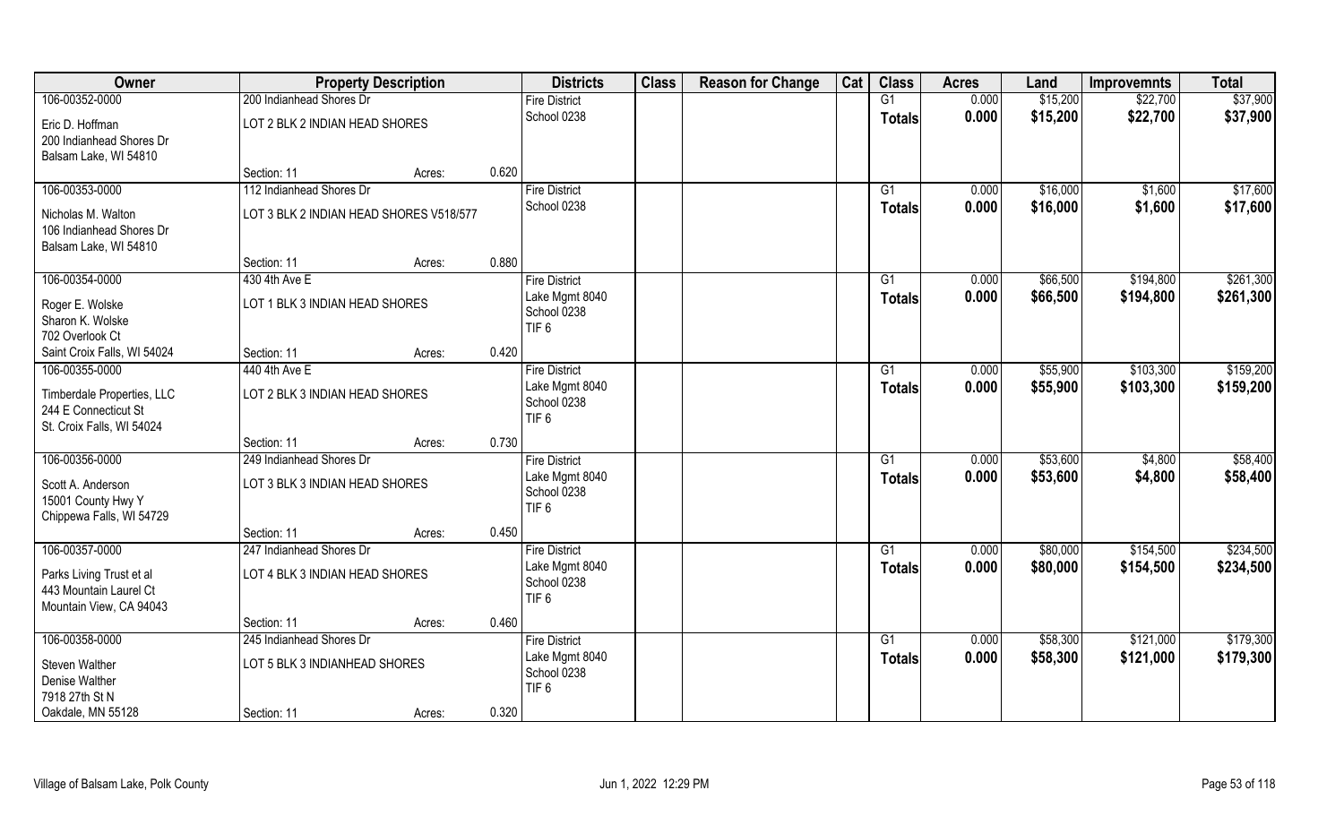| Owner | Property Description | | | Districts | Class | Reason for Change | Cat | Class | Acres | Land | Improvemnts | Total |
|---|---|---|---|---|---|---|---|---|---|---|---|---|
| 106-00352-0000 | 200 Indianhead Shores Dr | | | Fire District | | | | G1 | 0.000 | $15,200 | $22,700 | $37,900 |
| Eric D. Hoffman<br>200 Indianhead Shores Dr<br>Balsam Lake, WI 54810 | LOT 2 BLK 2 INDIAN HEAD SHORES | | | School 0238 | | | | **Totals** | **0.000** | **$15,200** | **$22,700** | **$37,900** |
| | Section: 11 | Acres: | 0.620 | | | | | | | | | |
| 106-00353-0000 | 112 Indianhead Shores Dr | | | Fire District | | | | G1 | 0.000 | $16,000 | $1,600 | $17,600 |
| Nicholas M. Walton<br>106 Indianhead Shores Dr<br>Balsam Lake, WI 54810 | LOT 3 BLK 2 INDIAN HEAD SHORES V518/577 | | | School 0238 | | | | **Totals** | **0.000** | **$16,000** | **$1,600** | **$17,600** |
| | Section: 11 | Acres: | 0.880 | | | | | | | | | |
| 106-00354-0000 | 430 4th Ave E | | | Fire District | | | | G1 | 0.000 | $66,500 | $194,800 | $261,300 |
| Roger E. Wolske<br>Sharon K. Wolske<br>702 Overlook Ct<br>Saint Croix Falls, WI 54024 | LOT 1 BLK 3 INDIAN HEAD SHORES | | | Lake Mgmt 8040<br>School 0238<br>TIF 6 | | | | **Totals** | **0.000** | **$66,500** | **$194,800** | **$261,300** |
| | Section: 11 | Acres: | 0.420 | | | | | | | | | |
| 106-00355-0000 | 440 4th Ave E | | | Fire District | | | | G1 | 0.000 | $55,900 | $103,300 | $159,200 |
| Timberdale Properties, LLC<br>244 E Connecticut St<br>St. Croix Falls, WI 54024 | LOT 2 BLK 3 INDIAN HEAD SHORES | | | Lake Mgmt 8040<br>School 0238<br>TIF 6 | | | | **Totals** | **0.000** | **$55,900** | **$103,300** | **$159,200** |
| | Section: 11 | Acres: | 0.730 | | | | | | | | | |
| 106-00356-0000 | 249 Indianhead Shores Dr | | | Fire District | | | | G1 | 0.000 | $53,600 | $4,800 | $58,400 |
| Scott A. Anderson<br>15001 County Hwy Y<br>Chippewa Falls, WI 54729 | LOT 3 BLK 3 INDIAN HEAD SHORES | | | Lake Mgmt 8040<br>School 0238<br>TIF 6 | | | | **Totals** | **0.000** | **$53,600** | **$4,800** | **$58,400** |
| | Section: 11 | Acres: | 0.450 | | | | | | | | | |
| 106-00357-0000 | 247 Indianhead Shores Dr | | | Fire District | | | | G1 | 0.000 | $80,000 | $154,500 | $234,500 |
| Parks Living Trust et al<br>443 Mountain Laurel Ct<br>Mountain View, CA 94043 | LOT 4 BLK 3 INDIAN HEAD SHORES | | | Lake Mgmt 8040<br>School 0238<br>TIF 6 | | | | **Totals** | **0.000** | **$80,000** | **$154,500** | **$234,500** |
| | Section: 11 | Acres: | 0.460 | | | | | | | | | |
| 106-00358-0000 | 245 Indianhead Shores Dr | | | Fire District | | | | G1 | 0.000 | $58,300 | $121,000 | $179,300 |
| Steven Walther<br>Denise Walther<br>7918 27th St N<br>Oakdale, MN 55128 | LOT 5 BLK 3 INDIANHEAD SHORES | | | Lake Mgmt 8040<br>School 0238<br>TIF 6 | | | | **Totals** | **0.000** | **$58,300** | **$121,000** | **$179,300** |
| | Section: 11 | Acres: | 0.320 | | | | | | | | | |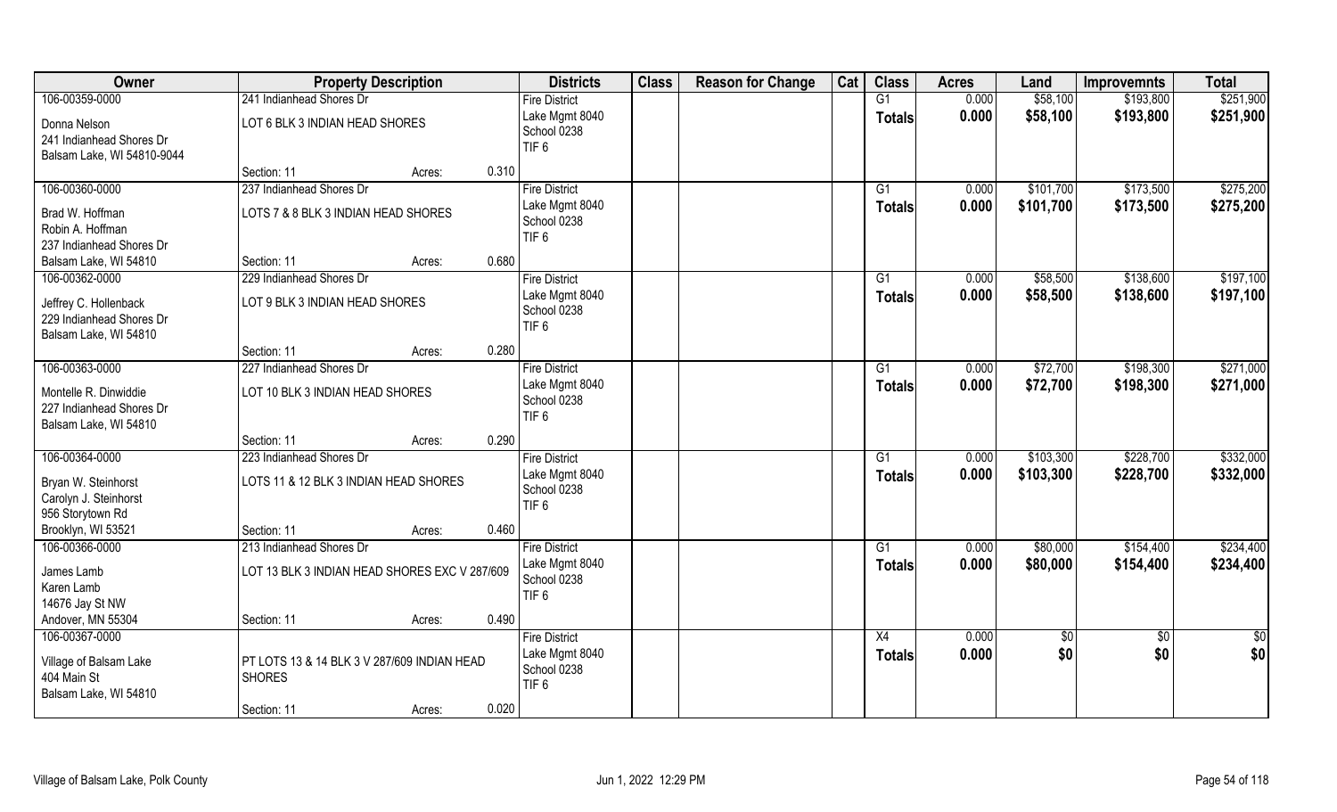| Owner | Property Description | | | Districts | Class | Reason for Change | Cat | Class | Acres | Land | Improvemnts | Total |
|---|---|---|---|---|---|---|---|---|---|---|---|---|
| 106-00359-0000<br>Donna Nelson<br>241 Indianhead Shores Dr<br>Balsam Lake, WI 54810-9044 | 241 Indianhead Shores Dr<br>LOT 6 BLK 3 INDIAN HEAD SHORES<br>Section: 11 | Acres: | 0.310 | Fire District<br>Lake Mgmt 8040<br>School 0238<br>TIF 6 | | | | G1<br>**Totals** | 0.000<br>**0.000** | $58,100<br>**$58,100** | $193,800<br>**$193,800** | $251,900<br>**$251,900** |
| 106-00360-0000<br>Brad W. Hoffman<br>Robin A. Hoffman<br>237 Indianhead Shores Dr<br>Balsam Lake, WI 54810 | 237 Indianhead Shores Dr<br>LOTS 7 & 8 BLK 3 INDIAN HEAD SHORES<br>Section: 11 | Acres: | 0.680 | Fire District<br>Lake Mgmt 8040<br>School 0238<br>TIF 6 | | | | G1<br>**Totals** | 0.000<br>**0.000** | $101,700<br>**$101,700** | $173,500<br>**$173,500** | $275,200<br>**$275,200** |
| 106-00362-0000<br>Jeffrey C. Hollenback<br>229 Indianhead Shores Dr<br>Balsam Lake, WI 54810 | 229 Indianhead Shores Dr<br>LOT 9 BLK 3 INDIAN HEAD SHORES<br>Section: 11 | Acres: | 0.280 | Fire District<br>Lake Mgmt 8040<br>School 0238<br>TIF 6 | | | | G1<br>**Totals** | 0.000<br>**0.000** | $58,500<br>**$58,500** | $138,600<br>**$138,600** | $197,100<br>**$197,100** |
| 106-00363-0000<br>Montelle R. Dinwiddie<br>227 Indianhead Shores Dr<br>Balsam Lake, WI 54810 | 227 Indianhead Shores Dr<br>LOT 10 BLK 3 INDIAN HEAD SHORES<br>Section: 11 | Acres: | 0.290 | Fire District<br>Lake Mgmt 8040<br>School 0238<br>TIF 6 | | | | G1<br>**Totals** | 0.000<br>**0.000** | $72,700<br>**$72,700** | $198,300<br>**$198,300** | $271,000<br>**$271,000** |
| 106-00364-0000<br>Bryan W. Steinhorst<br>Carolyn J. Steinhorst<br>956 Storytown Rd<br>Brooklyn, WI 53521 | 223 Indianhead Shores Dr<br>LOTS 11 & 12 BLK 3 INDIAN HEAD SHORES<br>Section: 11 | Acres: | 0.460 | Fire District<br>Lake Mgmt 8040<br>School 0238<br>TIF 6 | | | | G1<br>**Totals** | 0.000<br>**0.000** | $103,300<br>**$103,300** | $228,700<br>**$228,700** | $332,000<br>**$332,000** |
| 106-00366-0000<br>James Lamb<br>Karen Lamb<br>14676 Jay St NW<br>Andover, MN 55304 | 213 Indianhead Shores Dr<br>LOT 13 BLK 3 INDIAN HEAD SHORES EXC V 287/609<br>Section: 11 | Acres: | 0.490 | Fire District<br>Lake Mgmt 8040<br>School 0238<br>TIF 6 | | | | G1<br>**Totals** | 0.000<br>**0.000** | $80,000<br>**$80,000** | $154,400<br>**$154,400** | $234,400<br>**$234,400** |
| 106-00367-0000<br>Village of Balsam Lake<br>404 Main St<br>Balsam Lake, WI 54810 | PT LOTS 13 & 14 BLK 3 V 287/609 INDIAN HEAD SHORES<br>Section: 11 | Acres: | 0.020 | Fire District<br>Lake Mgmt 8040<br>School 0238<br>TIF 6 | | | | X4<br>**Totals** | 0.000<br>**0.000** | $0<br>**$0** | $0<br>**$0** | $0<br>**$0** |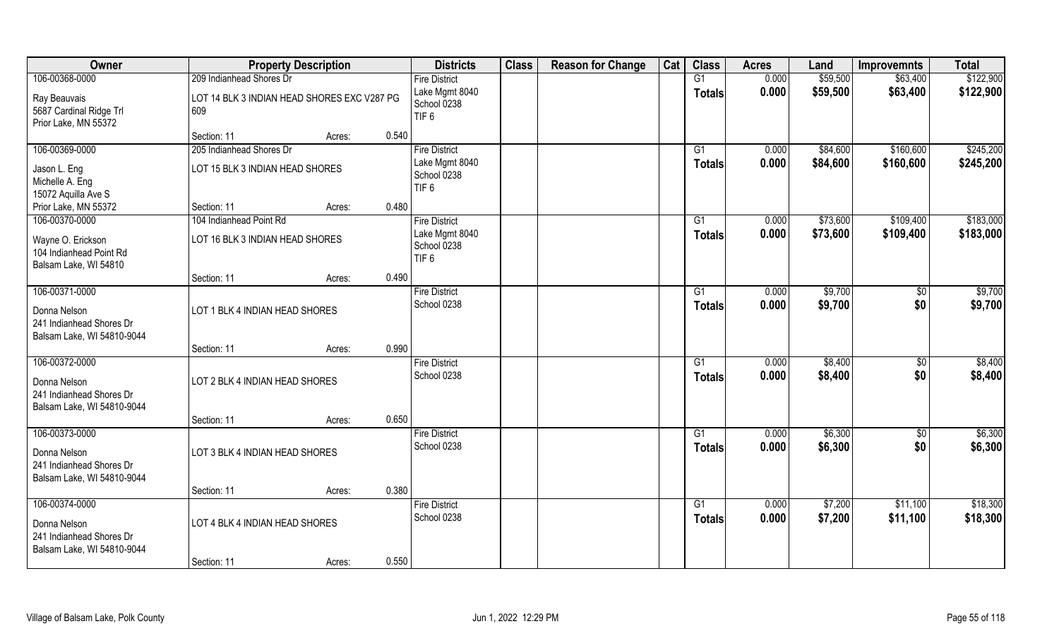| Owner | Property Description | | | Districts | Class | Reason for Change | Cat | Class | Acres | Land | Improvemnts | Total |
|---|---|---|---|---|---|---|---|---|---|---|---|---|
| 106-00368-0000<br>Ray Beauvais<br>5687 Cardinal Ridge Trl<br>Prior Lake, MN 55372 | 209 Indianhead Shores Dr<br>LOT 14 BLK 3 INDIAN HEAD SHORES EXC V287 PG 609<br>Section: 11 | Acres: | 0.540 | Fire District<br>Lake Mgmt 8040<br>School 0238<br>TIF 6 | | | | G1<br>Totals | 0.000<br>0.000 | $59,500<br>$59,500 | $63,400<br>$63,400 | $122,900<br>$122,900 |
| 106-00369-0000<br>Jason L. Eng<br>Michelle A. Eng<br>15072 Aquilla Ave S<br>Prior Lake, MN 55372 | 205 Indianhead Shores Dr<br>LOT 15 BLK 3 INDIAN HEAD SHORES<br>Section: 11 | Acres: | 0.480 | Fire District<br>Lake Mgmt 8040<br>School 0238<br>TIF 6 | | | | G1<br>Totals | 0.000<br>0.000 | $84,600<br>$84,600 | $160,600<br>$160,600 | $245,200<br>$245,200 |
| 106-00370-0000<br>Wayne O. Erickson<br>104 Indianhead Point Rd<br>Balsam Lake, WI 54810 | 104 Indianhead Point Rd<br>LOT 16 BLK 3 INDIAN HEAD SHORES<br>Section: 11 | Acres: | 0.490 | Fire District<br>Lake Mgmt 8040<br>School 0238<br>TIF 6 | | | | G1<br>Totals | 0.000<br>0.000 | $73,600<br>$73,600 | $109,400<br>$109,400 | $183,000<br>$183,000 |
| 106-00371-0000<br>Donna Nelson<br>241 Indianhead Shores Dr<br>Balsam Lake, WI 54810-9044 | LOT 1 BLK 4 INDIAN HEAD SHORES<br>Section: 11 | Acres: | 0.990 | Fire District<br>School 0238 | | | | G1<br>Totals | 0.000<br>0.000 | $9,700<br>$9,700 | $0<br>$0 | $9,700<br>$9,700 |
| 106-00372-0000<br>Donna Nelson<br>241 Indianhead Shores Dr<br>Balsam Lake, WI 54810-9044 | LOT 2 BLK 4 INDIAN HEAD SHORES<br>Section: 11 | Acres: | 0.650 | Fire District<br>School 0238 | | | | G1<br>Totals | 0.000<br>0.000 | $8,400<br>$8,400 | $0<br>$0 | $8,400<br>$8,400 |
| 106-00373-0000<br>Donna Nelson<br>241 Indianhead Shores Dr<br>Balsam Lake, WI 54810-9044 | LOT 3 BLK 4 INDIAN HEAD SHORES<br>Section: 11 | Acres: | 0.380 | Fire District<br>School 0238 | | | | G1<br>Totals | 0.000<br>0.000 | $6,300<br>$6,300 | $0<br>$0 | $6,300<br>$6,300 |
| 106-00374-0000<br>Donna Nelson<br>241 Indianhead Shores Dr<br>Balsam Lake, WI 54810-9044 | LOT 4 BLK 4 INDIAN HEAD SHORES<br>Section: 11 | Acres: | 0.550 | Fire District<br>School 0238 | | | | G1<br>Totals | 0.000<br>0.000 | $7,200<br>$7,200 | $11,100<br>$11,100 | $18,300<br>$18,300 |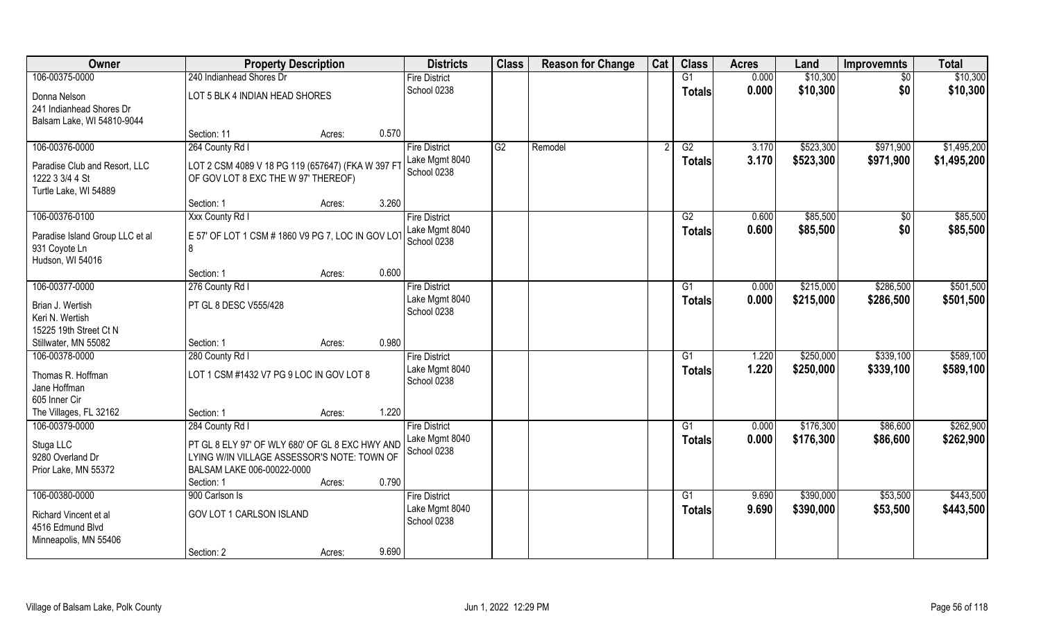| Owner | Property Description | | Districts | Class | Reason for Change | Cat | Class | Acres | Land | Improvemnts | Total |
|---|---|---|---|---|---|---|---|---|---|---|---|
| 106-00375-0000 | 240 Indianhead Shores Dr | | Fire District | | | | G1 | 0.000 | $10,300 | $0 | $10,300 |
| Donna Nelson<br>241 Indianhead Shores Dr<br>Balsam Lake, WI 54810-9044 | LOT 5 BLK 4 INDIAN HEAD SHORES | | School 0238 | | | | Totals | 0.000 | $10,300 | $0 | $10,300 |
| | Section: 11 | Acres: 0.570 | | | | | | | | | |
| 106-00376-0000 | 264 County Rd I | | Fire District | G2 | Remodel | 2 | G2 | 3.170 | $523,300 | $971,900 | $1,495,200 |
| Paradise Club and Resort, LLC<br>1222 3 3/4 4 St<br>Turtle Lake, WI 54889 | LOT 2 CSM 4089 V 18 PG 119 (657647) (FKA W 397 FT OF GOV LOT 8 EXC THE W 97' THEREOF) | | Lake Mgmt 8040<br>School 0238 | | | | Totals | 3.170 | $523,300 | $971,900 | $1,495,200 |
| | Section: 1 | Acres: 3.260 | | | | | | | | | |
| 106-00376-0100 | Xxx County Rd I | | Fire District | | | | G2 | 0.600 | $85,500 | $0 | $85,500 |
| Paradise Island Group LLC et al<br>931 Coyote Ln<br>Hudson, WI 54016 | E 57' OF LOT 1 CSM # 1860 V9 PG 7, LOC IN GOV LOT 8 | | Lake Mgmt 8040<br>School 0238 | | | | Totals | 0.600 | $85,500 | $0 | $85,500 |
| | Section: 1 | Acres: 0.600 | | | | | | | | | |
| 106-00377-0000 | 276 County Rd I | | Fire District | | | | G1 | 0.000 | $215,000 | $286,500 | $501,500 |
| Brian J. Wertish<br>Keri N. Wertish<br>15225 19th Street Ct N<br>Stillwater, MN 55082 | PT GL 8 DESC V555/428 | | Lake Mgmt 8040<br>School 0238 | | | | Totals | 0.000 | $215,000 | $286,500 | $501,500 |
| | Section: 1 | Acres: 0.980 | | | | | | | | | |
| 106-00378-0000 | 280 County Rd I | | Fire District | | | | G1 | 1.220 | $250,000 | $339,100 | $589,100 |
| Thomas R. Hoffman<br>Jane Hoffman<br>605 Inner Cir<br>The Villages, FL 32162 | LOT 1 CSM #1432 V7 PG 9 LOC IN GOV LOT 8 | | Lake Mgmt 8040<br>School 0238 | | | | Totals | 1.220 | $250,000 | $339,100 | $589,100 |
| | Section: 1 | Acres: 1.220 | | | | | | | | | |
| 106-00379-0000 | 284 County Rd I | | Fire District | | | | G1 | 0.000 | $176,300 | $86,600 | $262,900 |
| Stuga LLC<br>9280 Overland Dr<br>Prior Lake, MN 55372 | PT GL 8 ELY 97' OF WLY 680' OF GL 8 EXC HWY AND LYING W/IN VILLAGE ASSESSOR'S NOTE: TOWN OF BALSAM LAKE 006-00022-0000 | | Lake Mgmt 8040<br>School 0238 | | | | Totals | 0.000 | $176,300 | $86,600 | $262,900 |
| | Section: 1 | Acres: 0.790 | | | | | | | | | |
| 106-00380-0000 | 900 Carlson Is | | Fire District | | | | G1 | 9.690 | $390,000 | $53,500 | $443,500 |
| Richard Vincent et al<br>4516 Edmund Blvd<br>Minneapolis, MN 55406 | GOV LOT 1 CARLSON ISLAND | | Lake Mgmt 8040<br>School 0238 | | | | Totals | 9.690 | $390,000 | $53,500 | $443,500 |
| | Section: 2 | Acres: 9.690 | | | | | | | | | |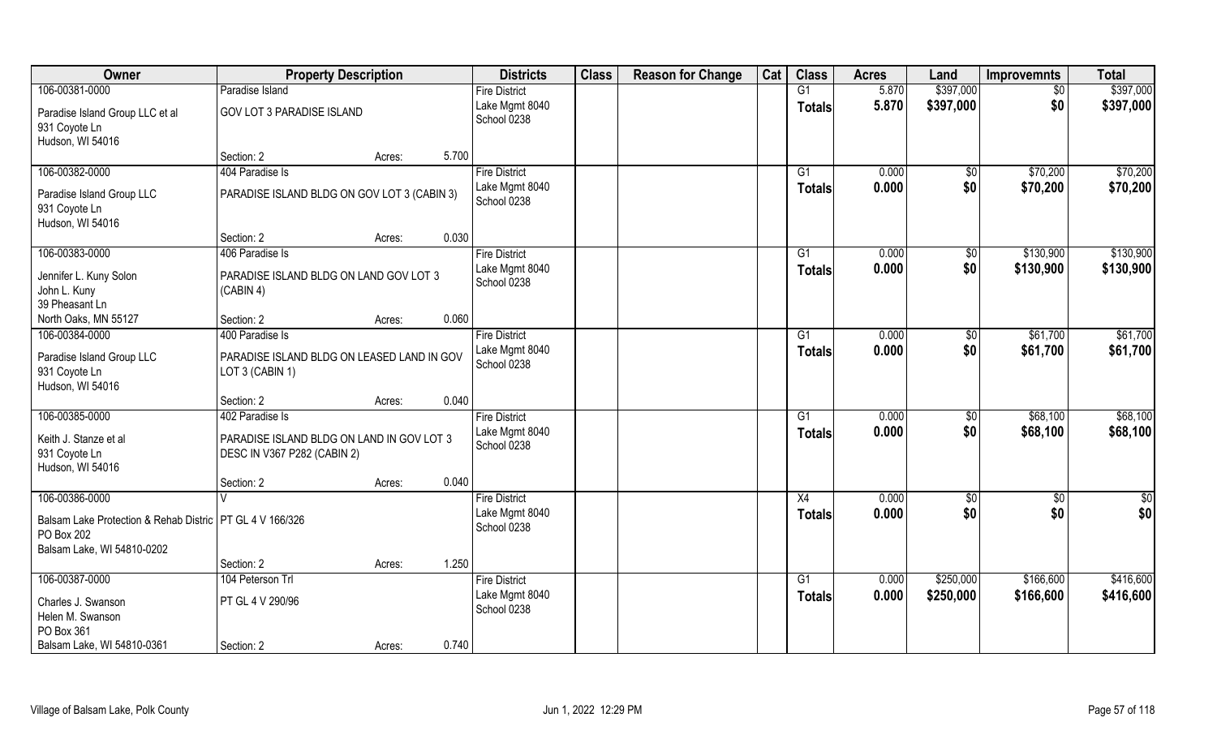| Owner | Property Description | | | Districts | Class | Reason for Change | Cat | Class | Acres | Land | Improvemnts | Total |
|---|---|---|---|---|---|---|---|---|---|---|---|---|
| 106-00381-0000 | Paradise Island | | | Fire District | | | | G1 | 5.870 | $397,000 | $0 | $397,000 |
| Paradise Island Group LLC et al<br>931 Coyote Ln<br>Hudson, WI 54016 | GOV LOT 3 PARADISE ISLAND | | | Lake Mgmt 8040<br>School 0238 | | | | Totals | 5.870 | $397,000 | $0 | $397,000 |
| | Section: 2 | Acres: | 5.700 | | | | | | | | | |
| 106-00382-0000 | 404 Paradise Is | | | Fire District | | | | G1 | 0.000 | $0 | $70,200 | $70,200 |
| Paradise Island Group LLC<br>931 Coyote Ln<br>Hudson, WI 54016 | PARADISE ISLAND BLDG ON GOV LOT 3 (CABIN 3) | | | Lake Mgmt 8040<br>School 0238 | | | | Totals | 0.000 | $0 | $70,200 | $70,200 |
| | Section: 2 | Acres: | 0.030 | | | | | | | | | |
| 106-00383-0000 | 406 Paradise Is | | | Fire District | | | | G1 | 0.000 | $0 | $130,900 | $130,900 |
| Jennifer L. Kuny Solon<br>John L. Kuny<br>39 Pheasant Ln<br>North Oaks, MN 55127 | PARADISE ISLAND BLDG ON LAND GOV LOT 3 (CABIN 4) | | | Lake Mgmt 8040<br>School 0238 | | | | Totals | 0.000 | $0 | $130,900 | $130,900 |
| | Section: 2 | Acres: | 0.060 | | | | | | | | | |
| 106-00384-0000 | 400 Paradise Is | | | Fire District | | | | G1 | 0.000 | $0 | $61,700 | $61,700 |
| Paradise Island Group LLC<br>931 Coyote Ln<br>Hudson, WI 54016 | PARADISE ISLAND BLDG ON LEASED LAND IN GOV LOT 3 (CABIN 1) | | | Lake Mgmt 8040<br>School 0238 | | | | Totals | 0.000 | $0 | $61,700 | $61,700 |
| | Section: 2 | Acres: | 0.040 | | | | | | | | | |
| 106-00385-0000 | 402 Paradise Is | | | Fire District | | | | G1 | 0.000 | $0 | $68,100 | $68,100 |
| Keith J. Stanze et al<br>931 Coyote Ln<br>Hudson, WI 54016 | PARADISE ISLAND BLDG ON LAND IN GOV LOT 3 DESC IN V367 P282 (CABIN 2) | | | Lake Mgmt 8040<br>School 0238 | | | | Totals | 0.000 | $0 | $68,100 | $68,100 |
| | Section: 2 | Acres: | 0.040 | | | | | | | | | |
| 106-00386-0000 | V | | | Fire District | | | | X4 | 0.000 | $0 | $0 | $0 |
| Balsam Lake Protection & Rehab Distric<br>PO Box 202<br>Balsam Lake, WI 54810-0202 | PT GL 4 V 166/326 | | | Lake Mgmt 8040<br>School 0238 | | | | Totals | 0.000 | $0 | $0 | $0 |
| | Section: 2 | Acres: | 1.250 | | | | | | | | | |
| 106-00387-0000 | 104 Peterson Trl | | | Fire District | | | | G1 | 0.000 | $250,000 | $166,600 | $416,600 |
| Charles J. Swanson<br>Helen M. Swanson<br>PO Box 361<br>Balsam Lake, WI 54810-0361 | PT GL 4 V 290/96 | | | Lake Mgmt 8040<br>School 0238 | | | | Totals | 0.000 | $250,000 | $166,600 | $416,600 |
| | Section: 2 | Acres: | 0.740 | | | | | | | | | |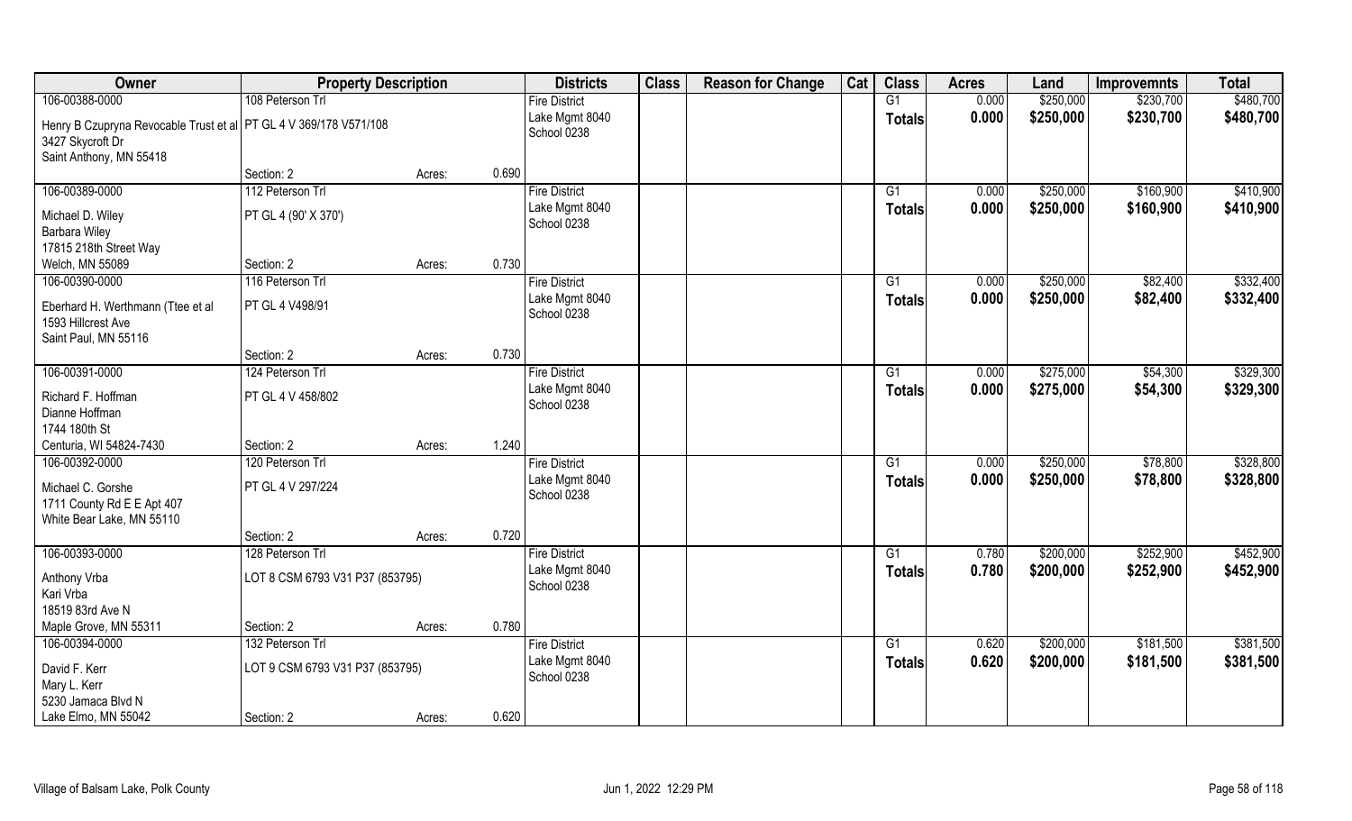| Owner | Property Description | | | Districts | Class | Reason for Change | Cat | Class | Acres | Land | Improvemnts | Total |
|---|---|---|---|---|---|---|---|---|---|---|---|---|
| 106-00388-0000 | 108 Peterson Trl | | | Fire District | | | | G1 | 0.000 | $250,000 | $230,700 | $480,700 |
| Henry B Czupryna Revocable Trust et al<br>3427 Skycroft Dr<br>Saint Anthony, MN 55418 | PT GL 4 V 369/178 V571/108 | | | Lake Mgmt 8040<br>School 0238 | | | | **Totals** | **0.000** | **$250,000** | **$230,700** | **$480,700** |
| | Section: 2 | Acres: | 0.690 | | | | | | | | | |
| 106-00389-0000 | 112 Peterson Trl | | | Fire District | | | | G1 | 0.000 | $250,000 | $160,900 | $410,900 |
| Michael D. Wiley<br>Barbara Wiley<br>17815 218th Street Way<br>Welch, MN 55089 | PT GL 4 (90' X 370') | | | Lake Mgmt 8040<br>School 0238 | | | | **Totals** | **0.000** | **$250,000** | **$160,900** | **$410,900** |
| | Section: 2 | Acres: | 0.730 | | | | | | | | | |
| 106-00390-0000 | 116 Peterson Trl | | | Fire District | | | | G1 | 0.000 | $250,000 | $82,400 | $332,400 |
| Eberhard H. Werthmann (Ttee et al<br>1593 Hillcrest Ave<br>Saint Paul, MN 55116 | PT GL 4 V498/91 | | | Lake Mgmt 8040<br>School 0238 | | | | **Totals** | **0.000** | **$250,000** | **$82,400** | **$332,400** |
| | Section: 2 | Acres: | 0.730 | | | | | | | | | |
| 106-00391-0000 | 124 Peterson Trl | | | Fire District | | | | G1 | 0.000 | $275,000 | $54,300 | $329,300 |
| Richard F. Hoffman<br>Dianne Hoffman<br>1744 180th St<br>Centuria, WI 54824-7430 | PT GL 4 V 458/802 | | | Lake Mgmt 8040<br>School 0238 | | | | **Totals** | **0.000** | **$275,000** | **$54,300** | **$329,300** |
| | Section: 2 | Acres: | 1.240 | | | | | | | | | |
| 106-00392-0000 | 120 Peterson Trl | | | Fire District | | | | G1 | 0.000 | $250,000 | $78,800 | $328,800 |
| Michael C. Gorshe<br>1711 County Rd E E Apt 407<br>White Bear Lake, MN 55110 | PT GL 4 V 297/224 | | | Lake Mgmt 8040<br>School 0238 | | | | **Totals** | **0.000** | **$250,000** | **$78,800** | **$328,800** |
| | Section: 2 | Acres: | 0.720 | | | | | | | | | |
| 106-00393-0000 | 128 Peterson Trl | | | Fire District | | | | G1 | 0.780 | $200,000 | $252,900 | $452,900 |
| Anthony Vrba<br>Kari Vrba<br>18519 83rd Ave N<br>Maple Grove, MN 55311 | LOT 8 CSM 6793 V31 P37 (853795) | | | Lake Mgmt 8040<br>School 0238 | | | | **Totals** | **0.780** | **$200,000** | **$252,900** | **$452,900** |
| | Section: 2 | Acres: | 0.780 | | | | | | | | | |
| 106-00394-0000 | 132 Peterson Trl | | | Fire District | | | | G1 | 0.620 | $200,000 | $181,500 | $381,500 |
| David F. Kerr<br>Mary L. Kerr<br>5230 Jamaca Blvd N<br>Lake Elmo, MN 55042 | LOT 9 CSM 6793 V31 P37 (853795) | | | Lake Mgmt 8040<br>School 0238 | | | | **Totals** | **0.620** | **$200,000** | **$181,500** | **$381,500** |
| | Section: 2 | Acres: | 0.620 | | | | | | | | | |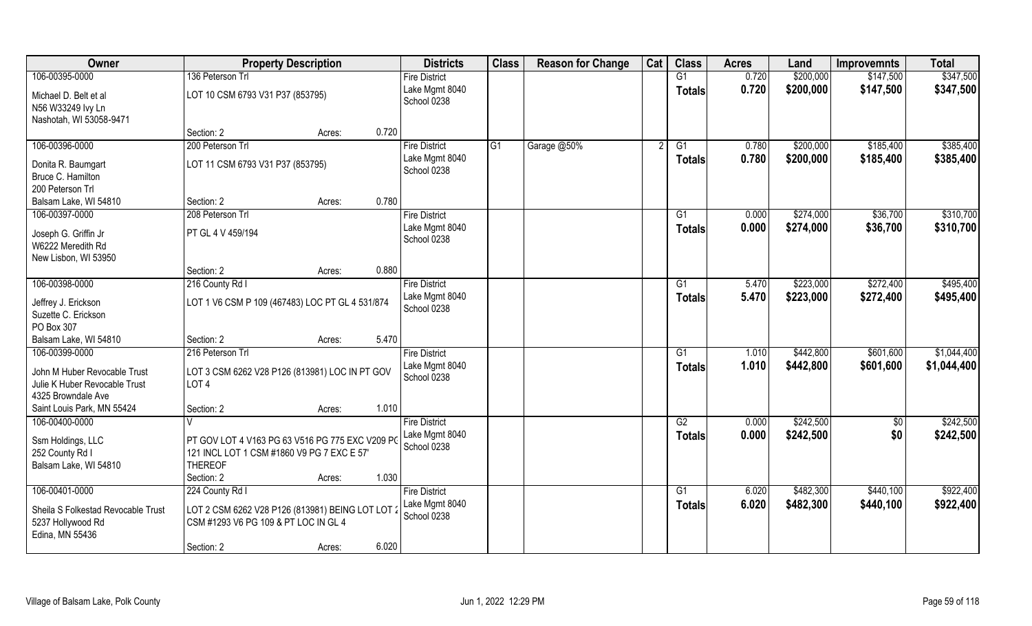| Owner | Property Description | | Districts | Class | Reason for Change | Cat | Class | Acres | Land | Improvemnts | Total |
|---|---|---|---|---|---|---|---|---|---|---|---|
| 106-00395-0000 | 136 Peterson Trl | | Fire District | | | | G1 | 0.720 | $200,000 | $147,500 | $347,500 |
| Michael D. Belt et al<br>N56 W33249 Ivy Ln<br>Nashotah, WI 53058-9471 | LOT 10 CSM 6793 V31 P37 (853795) | | Lake Mgmt 8040<br>School 0238 | | | | Totals | 0.720 | $200,000 | $147,500 | $347,500 |
| | Section: 2 | Acres: 0.720 | | | | | | | | | |
| 106-00396-0000 | 200 Peterson Trl | | Fire District | G1 | Garage @50% | 2 | G1 | 0.780 | $200,000 | $185,400 | $385,400 |
| Donita R. Baumgart<br>Bruce C. Hamilton<br>200 Peterson Trl<br>Balsam Lake, WI 54810 | LOT 11 CSM 6793 V31 P37 (853795) | | Lake Mgmt 8040<br>School 0238 | | | | Totals | 0.780 | $200,000 | $185,400 | $385,400 |
| | Section: 2 | Acres: 0.780 | | | | | | | | | |
| 106-00397-0000 | 208 Peterson Trl | | Fire District | | | | G1 | 0.000 | $274,000 | $36,700 | $310,700 |
| Joseph G. Griffin Jr<br>W6222 Meredith Rd<br>New Lisbon, WI 53950 | PT GL 4 V 459/194 | | Lake Mgmt 8040<br>School 0238 | | | | Totals | 0.000 | $274,000 | $36,700 | $310,700 |
| | Section: 2 | Acres: 0.880 | | | | | | | | | |
| 106-00398-0000 | 216 County Rd I | | Fire District | | | | G1 | 5.470 | $223,000 | $272,400 | $495,400 |
| Jeffrey J. Erickson<br>Suzette C. Erickson<br>PO Box 307<br>Balsam Lake, WI 54810 | LOT 1 V6 CSM P 109 (467483) LOC PT GL 4 531/874 | | Lake Mgmt 8040<br>School 0238 | | | | Totals | 5.470 | $223,000 | $272,400 | $495,400 |
| | Section: 2 | Acres: 5.470 | | | | | | | | | |
| 106-00399-0000 | 216 Peterson Trl | | Fire District | | | | G1 | 1.010 | $442,800 | $601,600 | $1,044,400 |
| John M Huber Revocable Trust<br>Julie K Huber Revocable Trust<br>4325 Browndale Ave<br>Saint Louis Park, MN 55424 | LOT 3 CSM 6262 V28 P126 (813981) LOC IN PT GOV LOT 4 | | Lake Mgmt 8040<br>School 0238 | | | | Totals | 1.010 | $442,800 | $601,600 | $1,044,400 |
| | Section: 2 | Acres: 1.010 | | | | | | | | | |
| 106-00400-0000 | V | | Fire District | | | | G2 | 0.000 | $242,500 | $0 | $242,500 |
| Ssm Holdings, LLC<br>252 County Rd I<br>Balsam Lake, WI 54810 | PT GOV LOT 4 V163 PG 63 V516 PG 775 EXC V209 PG 121 INCL LOT 1 CSM #1860 V9 PG 7 EXC E 57' THEREOF | | Lake Mgmt 8040<br>School 0238 | | | | Totals | 0.000 | $242,500 | $0 | $242,500 |
| | Section: 2 | Acres: 1.030 | | | | | | | | | |
| 106-00401-0000 | 224 County Rd I | | Fire District | | | | G1 | 6.020 | $482,300 | $440,100 | $922,400 |
| Sheila S Folkestad Revocable Trust<br>5237 Hollywood Rd<br>Edina, MN 55436 | LOT 2 CSM 6262 V28 P126 (813981) BEING LOT LOT 2 CSM #1293 V6 PG 109 & PT LOC IN GL 4 | | Lake Mgmt 8040<br>School 0238 | | | | Totals | 6.020 | $482,300 | $440,100 | $922,400 |
| | Section: 2 | Acres: 6.020 | | | | | | | | | |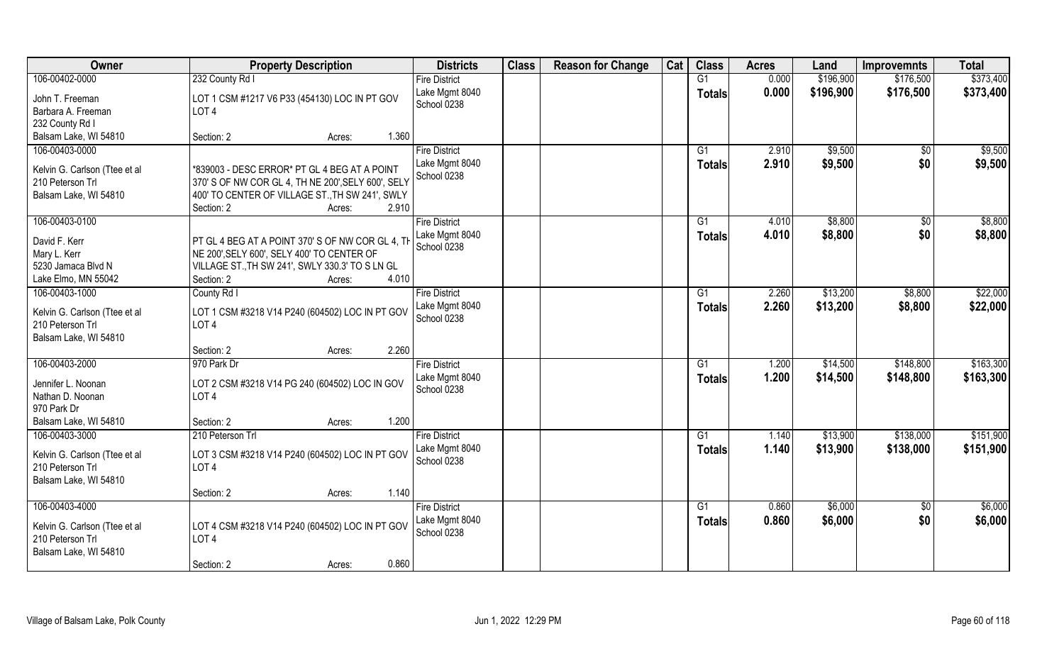| Owner | Property Description | Districts | Class | Reason for Change | Cat | Class | Acres | Land | Improvemnts | Total |
|---|---|---|---|---|---|---|---|---|---|---|
| 106-00402-0000<br>John T. Freeman<br>Barbara A. Freeman<br>232 County Rd I<br>Balsam Lake, WI 54810 | 232 County Rd I<br>LOT 1 CSM #1217 V6 P33 (454130) LOC IN PT GOV LOT 4<br>Section: 2 Acres: 1.360 | Fire District<br>Lake Mgmt 8040<br>School 0238 | | | | G1<br>**Totals** | 0.000<br>**0.000** | $196,900<br>**$196,900** | $176,500<br>**$176,500** | $373,400<br>**$373,400** |
| 106-00403-0000<br>Kelvin G. Carlson (Ttee et al<br>210 Peterson Trl<br>Balsam Lake, WI 54810 | *839003 - DESC ERROR* PT GL 4 BEG AT A POINT 370' S OF NW COR GL 4, TH NE 200',SELY 600', SELY 400' TO CENTER OF VILLAGE ST.,TH SW 241', SWLY<br>Section: 2 Acres: 2.910 | Fire District<br>Lake Mgmt 8040<br>School 0238 | | | | G1<br>**Totals** | 2.910<br>**2.910** | $9,500<br>**$9,500** | $0<br>**$0** | $9,500<br>**$9,500** |
| 106-00403-0100<br>David F. Kerr<br>Mary L. Kerr<br>5230 Jamaca Blvd N<br>Lake Elmo, MN 55042 | PT GL 4 BEG AT A POINT 370' S OF NW COR GL 4, TH NE 200',SELY 600', SELY 400' TO CENTER OF VILLAGE ST.,TH SW 241', SWLY 330.3' TO S LN GL<br>Section: 2 Acres: 4.010 | Fire District<br>Lake Mgmt 8040<br>School 0238 | | | | G1<br>**Totals** | 4.010<br>**4.010** | $8,800<br>**$8,800** | $0<br>**$0** | $8,800<br>**$8,800** |
| 106-00403-1000<br>Kelvin G. Carlson (Ttee et al<br>210 Peterson Trl<br>Balsam Lake, WI 54810 | County Rd I<br>LOT 1 CSM #3218 V14 P240 (604502) LOC IN PT GOV LOT 4<br>Section: 2 Acres: 2.260 | Fire District<br>Lake Mgmt 8040<br>School 0238 | | | | G1<br>**Totals** | 2.260<br>**2.260** | $13,200<br>**$13,200** | $8,800<br>**$8,800** | $22,000<br>**$22,000** |
| 106-00403-2000<br>Jennifer L. Noonan<br>Nathan D. Noonan<br>970 Park Dr<br>Balsam Lake, WI 54810 | 970 Park Dr<br>LOT 2 CSM #3218 V14 PG 240 (604502) LOC IN GOV LOT 4<br>Section: 2 Acres: 1.200 | Fire District<br>Lake Mgmt 8040<br>School 0238 | | | | G1<br>**Totals** | 1.200<br>**1.200** | $14,500<br>**$14,500** | $148,800<br>**$148,800** | $163,300<br>**$163,300** |
| 106-00403-3000<br>Kelvin G. Carlson (Ttee et al<br>210 Peterson Trl<br>Balsam Lake, WI 54810 | 210 Peterson Trl<br>LOT 3 CSM #3218 V14 P240 (604502) LOC IN PT GOV LOT 4<br>Section: 2 Acres: 1.140 | Fire District<br>Lake Mgmt 8040<br>School 0238 | | | | G1<br>**Totals** | 1.140<br>**1.140** | $13,900<br>**$13,900** | $138,000<br>**$138,000** | $151,900<br>**$151,900** |
| 106-00403-4000<br>Kelvin G. Carlson (Ttee et al<br>210 Peterson Trl<br>Balsam Lake, WI 54810 | LOT 4 CSM #3218 V14 P240 (604502) LOC IN PT GOV LOT 4<br>Section: 2 Acres: 0.860 | Fire District<br>Lake Mgmt 8040<br>School 0238 | | | | G1<br>**Totals** | 0.860<br>**0.860** | $6,000<br>**$6,000** | $0<br>**$0** | $6,000<br>**$6,000** |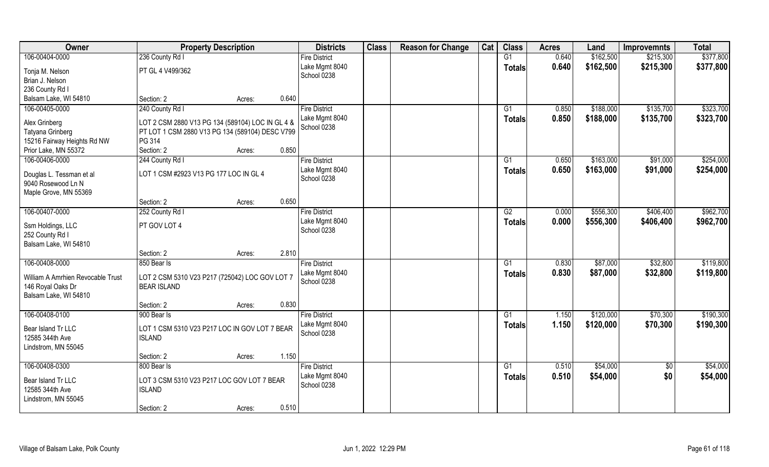| Owner | Property Description | | Districts | Class | Reason for Change | Cat | Class | Acres | Land | Improvemnts | Total |
|---|---|---|---|---|---|---|---|---|---|---|---|
| 106-00404-0000 | 236 County Rd I | | Fire District | | | | G1 | 0.640 | $162,500 | $215,300 | $377,800 |
| Tonja M. Nelson<br>Brian J. Nelson<br>236 County Rd I<br>Balsam Lake, WI 54810 | PT GL 4 V499/362 | | Lake Mgmt 8040<br>School 0238 | | | | Totals | 0.640 | $162,500 | $215,300 | $377,800 |
| | Section: 2 | Acres: 0.640 | | | | | | | | | |
| 106-00405-0000 | 240 County Rd I | | Fire District | | | | G1 | 0.850 | $188,000 | $135,700 | $323,700 |
| Alex Grinberg<br>Tatyana Grinberg<br>15216 Fairway Heights Rd NW<br>Prior Lake, MN 55372 | LOT 2 CSM 2880 V13 PG 134 (589104) LOC IN GL 4 & PT LOT 1 CSM 2880 V13 PG 134 (589104) DESC V799 PG 314 | | Lake Mgmt 8040<br>School 0238 | | | | Totals | 0.850 | $188,000 | $135,700 | $323,700 |
| | Section: 2 | Acres: 0.850 | | | | | | | | | |
| 106-00406-0000 | 244 County Rd I | | Fire District | | | | G1 | 0.650 | $163,000 | $91,000 | $254,000 |
| Douglas L. Tessman et al<br>9040 Rosewood Ln N<br>Maple Grove, MN 55369 | LOT 1 CSM #2923 V13 PG 177 LOC IN GL 4 | | Lake Mgmt 8040<br>School 0238 | | | | Totals | 0.650 | $163,000 | $91,000 | $254,000 |
| | Section: 2 | Acres: 0.650 | | | | | | | | | |
| 106-00407-0000 | 252 County Rd I | | Fire District | | | | G2 | 0.000 | $556,300 | $406,400 | $962,700 |
| Ssm Holdings, LLC<br>252 County Rd I<br>Balsam Lake, WI 54810 | PT GOV LOT 4 | | Lake Mgmt 8040<br>School 0238 | | | | Totals | 0.000 | $556,300 | $406,400 | $962,700 |
| | Section: 2 | Acres: 2.810 | | | | | | | | | |
| 106-00408-0000 | 850 Bear Is | | Fire District | | | | G1 | 0.830 | $87,000 | $32,800 | $119,800 |
| William A Amrhien Revocable Trust<br>146 Royal Oaks Dr<br>Balsam Lake, WI 54810 | LOT 2 CSM 5310 V23 P217 (725042) LOC GOV LOT 7 BEAR ISLAND | | Lake Mgmt 8040<br>School 0238 | | | | Totals | 0.830 | $87,000 | $32,800 | $119,800 |
| | Section: 2 | Acres: 0.830 | | | | | | | | | |
| 106-00408-0100 | 900 Bear Is | | Fire District | | | | G1 | 1.150 | $120,000 | $70,300 | $190,300 |
| Bear Island Tr LLC<br>12585 344th Ave<br>Lindstrom, MN 55045 | LOT 1 CSM 5310 V23 P217 LOC IN GOV LOT 7 BEAR ISLAND | | Lake Mgmt 8040<br>School 0238 | | | | Totals | 1.150 | $120,000 | $70,300 | $190,300 |
| | Section: 2 | Acres: 1.150 | | | | | | | | | |
| 106-00408-0300 | 800 Bear Is | | Fire District | | | | G1 | 0.510 | $54,000 | $0 | $54,000 |
| Bear Island Tr LLC<br>12585 344th Ave<br>Lindstrom, MN 55045 | LOT 3 CSM 5310 V23 P217 LOC GOV LOT 7 BEAR ISLAND | | Lake Mgmt 8040<br>School 0238 | | | | Totals | 0.510 | $54,000 | $0 | $54,000 |
| | Section: 2 | Acres: 0.510 | | | | | | | | | |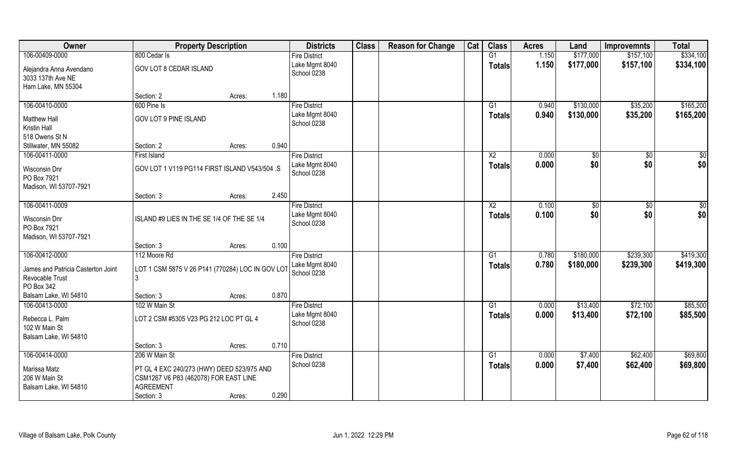| Owner | Property Description | Districts | Class | Reason for Change | Cat | Class | Acres | Land | Improvemnts | Total |
|---|---|---|---|---|---|---|---|---|---|---|
| 106-00409-0000 | 800 Cedar Is | Fire District | | | | G1 | 1.150 | $177,000 | $157,100 | $334,100 |
| Alejandra Anna Avendano<br>3033 137th Ave NE<br>Ham Lake, MN 55304 | GOV LOT 8 CEDAR ISLAND | Lake Mgmt 8040<br>School 0238 | | | | Totals | 1.150 | $177,000 | $157,100 | $334,100 |
| | Section: 2 Acres: 1.180 | | | | | | | | | |
| 106-00410-0000 | 600 Pine Is | Fire District | | | | G1 | 0.940 | $130,000 | $35,200 | $165,200 |
| Matthew Hall<br>Kristin Hall<br>518 Owens St N<br>Stillwater, MN 55082 | GOV LOT 9 PINE ISLAND | Lake Mgmt 8040<br>School 0238 | | | | Totals | 0.940 | $130,000 | $35,200 | $165,200 |
| | Section: 2 Acres: 0.940 | | | | | | | | | |
| 106-00411-0000 | First Island | Fire District | | | | X2 | 0.000 | $0 | $0 | $0 |
| Wisconsin Dnr<br>PO Box 7921<br>Madison, WI 53707-7921 | GOV LOT 1 V119 PG114 FIRST ISLAND V543/504 .S | Lake Mgmt 8040<br>School 0238 | | | | Totals | 0.000 | $0 | $0 | $0 |
| | Section: 3 Acres: 2.450 | | | | | | | | | |
| 106-00411-0009 | | Fire District | | | | X2 | 0.100 | $0 | $0 | $0 |
| Wisconsin Dnr<br>PO Box 7921<br>Madison, WI 53707-7921 | ISLAND #9 LIES IN THE SE 1/4 OF THE SE 1/4 | Lake Mgmt 8040<br>School 0238 | | | | Totals | 0.100 | $0 | $0 | $0 |
| | Section: 3 Acres: 0.100 | | | | | | | | | |
| 106-00412-0000 | 112 Moore Rd | Fire District | | | | G1 | 0.780 | $180,000 | $239,300 | $419,300 |
| James and Patricia Casterton Joint Revocable Trust<br>PO Box 342<br>Balsam Lake, WI 54810 | LOT 1 CSM 5875 V 26 P141 (770284) LOC IN GOV LOT 3 | Lake Mgmt 8040<br>School 0238 | | | | Totals | 0.780 | $180,000 | $239,300 | $419,300 |
| | Section: 3 Acres: 0.870 | | | | | | | | | |
| 106-00413-0000 | 102 W Main St | Fire District | | | | G1 | 0.000 | $13,400 | $72,100 | $85,500 |
| Rebecca L. Palm<br>102 W Main St<br>Balsam Lake, WI 54810 | LOT 2 CSM #5305 V23 PG 212 LOC PT GL 4 | Lake Mgmt 8040<br>School 0238 | | | | Totals | 0.000 | $13,400 | $72,100 | $85,500 |
| | Section: 3 Acres: 0.710 | | | | | | | | | |
| 106-00414-0000 | 206 W Main St | Fire District | | | | G1 | 0.000 | $7,400 | $62,400 | $69,800 |
| Marissa Matz<br>206 W Main St<br>Balsam Lake, WI 54810 | PT GL 4 EXC 240/273 (HWY) DEED 523/975 AND CSM1267 V6 P83 (462078) FOR EAST LINE AGREEMENT | School 0238 | | | | Totals | 0.000 | $7,400 | $62,400 | $69,800 |
| | Section: 3 Acres: 0.290 | | | | | | | | | |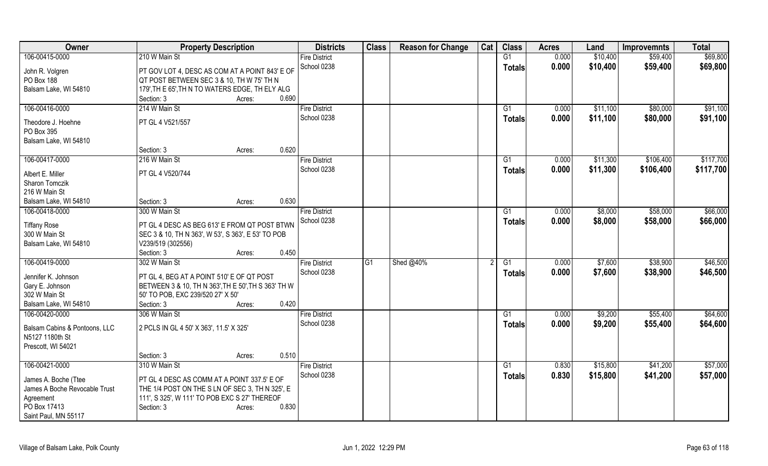| Owner | Property Description | Districts | Class | Reason for Change | Cat | Class | Acres | Land | Improvemnts | Total |
|---|---|---|---|---|---|---|---|---|---|---|
| 106-00415-0000 | 210 W Main St | Fire District | | | | G1 | 0.000 | $10,400 | $59,400 | $69,800 |
| John R. Volgren | PT GOV LOT 4, DESC AS COM AT A POINT 843' E OF | School 0238 | | | | **Totals** | **0.000** | **$10,400** | **$59,400** | **$69,800** |
| PO Box 188 | QT POST BETWEEN SEC 3 & 10, TH W 75' TH N | | | | | | | | | |
| Balsam Lake, WI 54810 | 179',TH E 65',TH N TO WATERS EDGE, TH ELY ALG | | | | | | | | | |
| | Section: 3 Acres: 0.690 | | | | | | | | | |
| 106-00416-0000 | 214 W Main St | Fire District | | | | G1 | 0.000 | $11,100 | $80,000 | $91,100 |
| Theodore J. Hoehne | PT GL 4 V521/557 | School 0238 | | | | **Totals** | **0.000** | **$11,100** | **$80,000** | **$91,100** |
| PO Box 395 | | | | | | | | | | |
| Balsam Lake, WI 54810 | | | | | | | | | | |
| | Section: 3 Acres: 0.620 | | | | | | | | | |
| 106-00417-0000 | 216 W Main St | Fire District | | | | G1 | 0.000 | $11,300 | $106,400 | $117,700 |
| Albert E. Miller | PT GL 4 V520/744 | School 0238 | | | | **Totals** | **0.000** | **$11,300** | **$106,400** | **$117,700** |
| Sharon Tomczik | | | | | | | | | | |
| 216 W Main St | | | | | | | | | | |
| Balsam Lake, WI 54810 | Section: 3 Acres: 0.630 | | | | | | | | | |
| 106-00418-0000 | 300 W Main St | Fire District | | | | G1 | 0.000 | $8,000 | $58,000 | $66,000 |
| Tiffany Rose | PT GL 4 DESC AS BEG 613' E FROM QT POST BTWN | School 0238 | | | | **Totals** | **0.000** | **$8,000** | **$58,000** | **$66,000** |
| 300 W Main St | SEC 3 & 10, TH N 363', W 53', S 363', E 53' TO POB | | | | | | | | | |
| Balsam Lake, WI 54810 | V239/519 (302556) | | | | | | | | | |
| | Section: 3 Acres: 0.450 | | | | | | | | | |
| 106-00419-0000 | 302 W Main St | Fire District | G1 | Shed @40% | 2 | G1 | 0.000 | $7,600 | $38,900 | $46,500 |
| Jennifer K. Johnson | PT GL 4, BEG AT A POINT 510' E OF QT POST | School 0238 | | | | **Totals** | **0.000** | **$7,600** | **$38,900** | **$46,500** |
| Gary E. Johnson | BETWEEN 3 & 10, TH N 363',TH E 50',TH S 363' TH W | | | | | | | | | |
| 302 W Main St | 50' TO POB, EXC 239/520 27' X 50' | | | | | | | | | |
| Balsam Lake, WI 54810 | Section: 3 Acres: 0.420 | | | | | | | | | |
| 106-00420-0000 | 306 W Main St | Fire District | | | | G1 | 0.000 | $9,200 | $55,400 | $64,600 |
| Balsam Cabins & Pontoons, LLC | 2 PCLS IN GL 4 50' X 363', 11.5' X 325' | School 0238 | | | | **Totals** | **0.000** | **$9,200** | **$55,400** | **$64,600** |
| N5127 1180th St | | | | | | | | | | |
| Prescott, WI 54021 | | | | | | | | | | |
| | Section: 3 Acres: 0.510 | | | | | | | | | |
| 106-00421-0000 | 310 W Main St | Fire District | | | | G1 | 0.830 | $15,800 | $41,200 | $57,000 |
| James A. Boche (Ttee | PT GL 4 DESC AS COMM AT A POINT 337.5' E OF | School 0238 | | | | **Totals** | **0.830** | **$15,800** | **$41,200** | **$57,000** |
| James A Boche Revocable Trust | THE 1/4 POST ON THE S LN OF SEC 3, TH N 325', E | | | | | | | | | |
| Agreement | 111', S 325', W 111' TO POB EXC S 27' THEREOF | | | | | | | | | |
| PO Box 17413 | Section: 3 Acres: 0.830 | | | | | | | | | |
| Saint Paul, MN 55117 | | | | | | | | | | |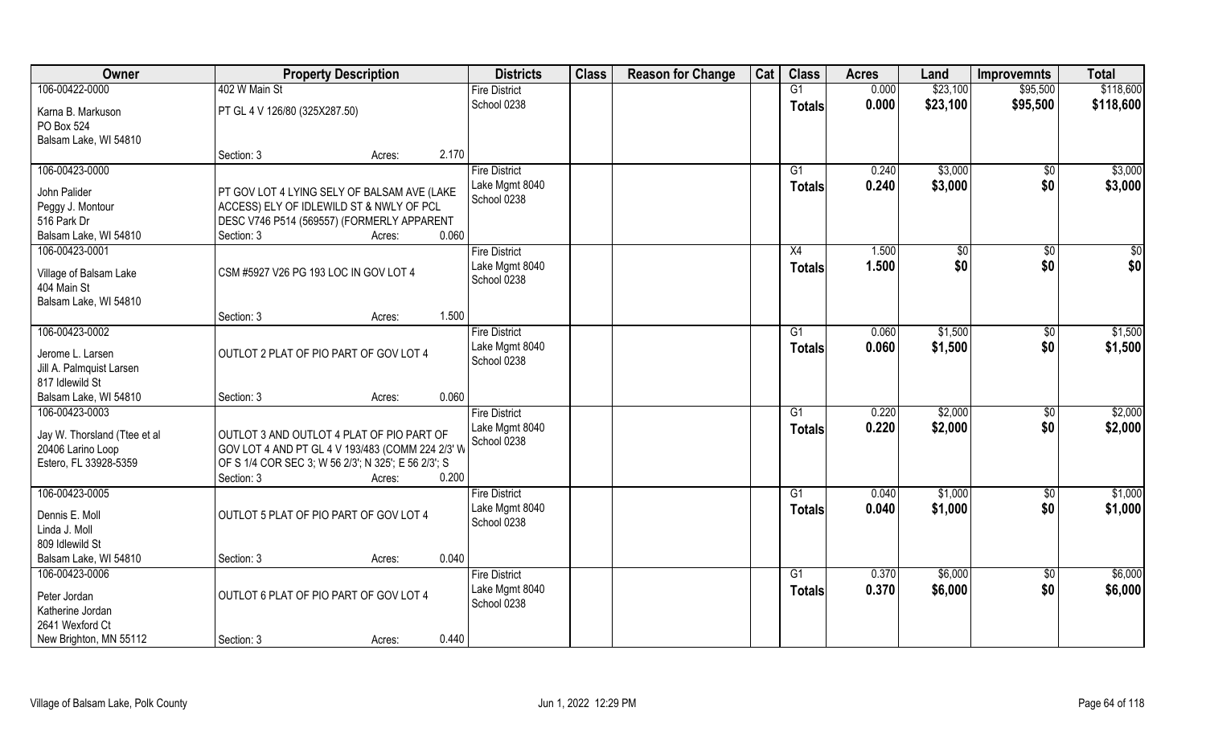| Owner | Property Description | | | Districts | Class | Reason for Change | Cat | Class | Acres | Land | Improvemnts | Total |
|---|---|---|---|---|---|---|---|---|---|---|---|---|
| 106-00422-0000 | 402 W Main St | | | Fire District | | | | G1 | 0.000 | $23,100 | $95,500 | $118,600 |
| Karna B. Markuson<br>PO Box 524<br>Balsam Lake, WI 54810 | PT GL 4 V 126/80 (325X287.50) | | | School 0238 | | | | Totals | 0.000 | $23,100 | $95,500 | $118,600 |
| | Section: 3 | Acres: | 2.170 | | | | | | | | | |
| 106-00423-0000 | | | | Fire District | | | | G1 | 0.240 | $3,000 | $0 | $3,000 |
| John Palider<br>Peggy J. Montour<br>516 Park Dr<br>Balsam Lake, WI 54810 | PT GOV LOT 4 LYING SELY OF BALSAM AVE (LAKE ACCESS) ELY OF IDLEWILD ST & NWLY OF PCL DESC V746 P514 (569557) (FORMERLY APPARENT | | | Lake Mgmt 8040<br>School 0238 | | | | Totals | 0.240 | $3,000 | $0 | $3,000 |
| | Section: 3 | Acres: | 0.060 | | | | | | | | | |
| 106-00423-0001 | | | | Fire District | | | | X4 | 1.500 | $0 | $0 | $0 |
| Village of Balsam Lake<br>404 Main St<br>Balsam Lake, WI 54810 | CSM #5927 V26 PG 193 LOC IN GOV LOT 4 | | | Lake Mgmt 8040<br>School 0238 | | | | Totals | 1.500 | $0 | $0 | $0 |
| | Section: 3 | Acres: | 1.500 | | | | | | | | | |
| 106-00423-0002 | | | | Fire District | | | | G1 | 0.060 | $1,500 | $0 | $1,500 |
| Jerome L. Larsen<br>Jill A. Palmquist Larsen<br>817 Idlewild St<br>Balsam Lake, WI 54810 | OUTLOT 2 PLAT OF PIO PART OF GOV LOT 4 | | | Lake Mgmt 8040<br>School 0238 | | | | Totals | 0.060 | $1,500 | $0 | $1,500 |
| | Section: 3 | Acres: | 0.060 | | | | | | | | | |
| 106-00423-0003 | | | | Fire District | | | | G1 | 0.220 | $2,000 | $0 | $2,000 |
| Jay W. Thorsland (Ttee et al<br>20406 Larino Loop<br>Estero, FL 33928-5359 | OUTLOT 3 AND OUTLOT 4 PLAT OF PIO PART OF GOV LOT 4 AND PT GL 4 V 193/483 (COMM 224 2/3' W OF S 1/4 COR SEC 3; W 56 2/3'; N 325'; E 56 2/3'; S | | | Lake Mgmt 8040<br>School 0238 | | | | Totals | 0.220 | $2,000 | $0 | $2,000 |
| | Section: 3 | Acres: | 0.200 | | | | | | | | | |
| 106-00423-0005 | | | | Fire District | | | | G1 | 0.040 | $1,000 | $0 | $1,000 |
| Dennis E. Moll<br>Linda J. Moll<br>809 Idlewild St<br>Balsam Lake, WI 54810 | OUTLOT 5 PLAT OF PIO PART OF GOV LOT 4 | | | Lake Mgmt 8040<br>School 0238 | | | | Totals | 0.040 | $1,000 | $0 | $1,000 |
| | Section: 3 | Acres: | 0.040 | | | | | | | | | |
| 106-00423-0006 | | | | Fire District | | | | G1 | 0.370 | $6,000 | $0 | $6,000 |
| Peter Jordan<br>Katherine Jordan<br>2641 Wexford Ct<br>New Brighton, MN 55112 | OUTLOT 6 PLAT OF PIO PART OF GOV LOT 4 | | | Lake Mgmt 8040<br>School 0238 | | | | Totals | 0.370 | $6,000 | $0 | $6,000 |
| | Section: 3 | Acres: | 0.440 | | | | | | | | | |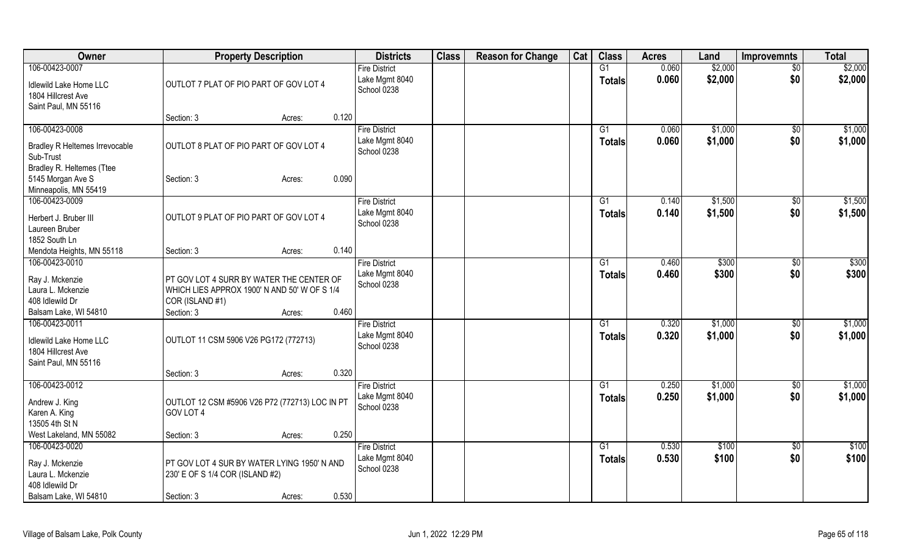| Owner | Property Description | | | Districts | Class | Reason for Change | Cat | Class | Acres | Land | Improvemnts | Total |
|---|---|---|---|---|---|---|---|---|---|---|---|---|
| 106-00423-0007<br>Idlewild Lake Home LLC<br>1804 Hillcrest Ave<br>Saint Paul, MN 55116 | OUTLOT 7 PLAT OF PIO PART OF GOV LOT 4<br>Section: 3 | Acres: | 0.120 | Fire District<br>Lake Mgmt 8040<br>School 0238 | | | | G1<br>**Totals** | 0.060<br>**0.060** | $2,000<br>**$2,000** | $0<br>**$0** | $2,000<br>**$2,000** |
| 106-00423-0008<br>Bradley R Heltemes Irrevocable Sub-Trust<br>Bradley R. Heltemes (Ttee<br>5145 Morgan Ave S<br>Minneapolis, MN 55419 | OUTLOT 8 PLAT OF PIO PART OF GOV LOT 4<br>Section: 3 | Acres: | 0.090 | Fire District<br>Lake Mgmt 8040<br>School 0238 | | | | G1<br>**Totals** | 0.060<br>**0.060** | $1,000<br>**$1,000** | $0<br>**$0** | $1,000<br>**$1,000** |
| 106-00423-0009<br>Herbert J. Bruber III<br>Laureen Bruber<br>1852 South Ln<br>Mendota Heights, MN 55118 | OUTLOT 9 PLAT OF PIO PART OF GOV LOT 4<br>Section: 3 | Acres: | 0.140 | Fire District<br>Lake Mgmt 8040<br>School 0238 | | | | G1<br>**Totals** | 0.140<br>**0.140** | $1,500<br>**$1,500** | $0<br>**$0** | $1,500<br>**$1,500** |
| 106-00423-0010<br>Ray J. Mckenzie<br>Laura L. Mckenzie<br>408 Idlewild Dr<br>Balsam Lake, WI 54810 | PT GOV LOT 4 SURR BY WATER THE CENTER OF WHICH LIES APPROX 1900' N AND 50' W OF S 1/4 COR (ISLAND #1)<br>Section: 3 | Acres: | 0.460 | Fire District<br>Lake Mgmt 8040<br>School 0238 | | | | G1<br>**Totals** | 0.460<br>**0.460** | $300<br>**$300** | $0<br>**$0** | $300<br>**$300** |
| 106-00423-0011<br>Idlewild Lake Home LLC<br>1804 Hillcrest Ave<br>Saint Paul, MN 55116 | OUTLOT 11 CSM 5906 V26 PG172 (772713)<br>Section: 3 | Acres: | 0.320 | Fire District<br>Lake Mgmt 8040<br>School 0238 | | | | G1<br>**Totals** | 0.320<br>**0.320** | $1,000<br>**$1,000** | $0<br>**$0** | $1,000<br>**$1,000** |
| 106-00423-0012<br>Andrew J. King<br>Karen A. King<br>13505 4th St N<br>West Lakeland, MN 55082 | OUTLOT 12 CSM #5906 V26 P72 (772713) LOC IN PT GOV LOT 4<br>Section: 3 | Acres: | 0.250 | Fire District<br>Lake Mgmt 8040<br>School 0238 | | | | G1<br>**Totals** | 0.250<br>**0.250** | $1,000<br>**$1,000** | $0<br>**$0** | $1,000<br>**$1,000** |
| 106-00423-0020<br>Ray J. Mckenzie<br>Laura L. Mckenzie<br>408 Idlewild Dr<br>Balsam Lake, WI 54810 | PT GOV LOT 4 SUR BY WATER LYING 1950' N AND 230' E OF S 1/4 COR (ISLAND #2)<br>Section: 3 | Acres: | 0.530 | Fire District<br>Lake Mgmt 8040<br>School 0238 | | | | G1<br>**Totals** | 0.530<br>**0.530** | $100<br>**$100** | $0<br>**$0** | $100<br>**$100** |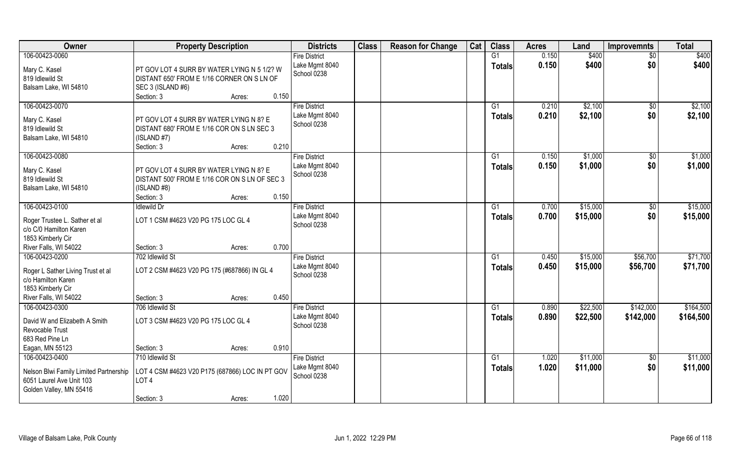| Owner | Property Description | Districts | Class | Reason for Change | Cat | Class | Acres | Land | Improvemnts | Total |
|---|---|---|---|---|---|---|---|---|---|---|
| 106-00423-0060<br>Mary C. Kasel<br>819 Idlewild St<br>Balsam Lake, WI 54810 | PT GOV LOT 4 SURR BY WATER LYING N 5 1/2? W DISTANT 650' FROM E 1/16 CORNER ON S LN OF SEC 3 (ISLAND #6)<br>Section: 3 Acres: 0.150 | Fire District<br>Lake Mgmt 8040<br>School 0238 | | | | G1<br>**Totals** | 0.150<br>**0.150** | $400<br>**$400** | $0<br>**$0** | $400<br>**$400** |
| 106-00423-0070<br>Mary C. Kasel<br>819 Idlewild St<br>Balsam Lake, WI 54810 | PT GOV LOT 4 SURR BY WATER LYING N 8? E DISTANT 680' FROM E 1/16 COR ON S LN SEC 3 (ISLAND #7)<br>Section: 3 Acres: 0.210 | Fire District<br>Lake Mgmt 8040<br>School 0238 | | | | G1<br>**Totals** | 0.210<br>**0.210** | $2,100<br>**$2,100** | $0<br>**$0** | $2,100<br>**$2,100** |
| 106-00423-0080<br>Mary C. Kasel<br>819 Idlewild St<br>Balsam Lake, WI 54810 | PT GOV LOT 4 SURR BY WATER LYING N 8? E DISTANT 500' FROM E 1/16 COR ON S LN OF SEC 3 (ISLAND #8)<br>Section: 3 Acres: 0.150 | Fire District<br>Lake Mgmt 8040<br>School 0238 | | | | G1<br>**Totals** | 0.150<br>**0.150** | $1,000<br>**$1,000** | $0<br>**$0** | $1,000<br>**$1,000** |
| 106-00423-0100<br>Roger Trustee L. Sather et al<br>c/o C/0 Hamilton Karen<br>1853 Kimberly Cir<br>River Falls, WI 54022 | Idlewild Dr<br>LOT 1 CSM #4623 V20 PG 175 LOC GL 4<br>Section: 3 Acres: 0.700 | Fire District<br>Lake Mgmt 8040<br>School 0238 | | | | G1<br>**Totals** | 0.700<br>**0.700** | $15,000<br>**$15,000** | $0<br>**$0** | $15,000<br>**$15,000** |
| 106-00423-0200<br>Roger L Sather Living Trust et al<br>c/o Hamilton Karen<br>1853 Kimberly Cir<br>River Falls, WI 54022 | 702 Idlewild St<br>LOT 2 CSM #4623 V20 PG 175 (#687866) IN GL 4<br>Section: 3 Acres: 0.450 | Fire District<br>Lake Mgmt 8040<br>School 0238 | | | | G1<br>**Totals** | 0.450<br>**0.450** | $15,000<br>**$15,000** | $56,700<br>**$56,700** | $71,700<br>**$71,700** |
| 106-00423-0300<br>David W and Elizabeth A Smith Revocable Trust<br>683 Red Pine Ln<br>Eagan, MN 55123 | 706 Idlewild St<br>LOT 3 CSM #4623 V20 PG 175 LOC GL 4<br>Section: 3 Acres: 0.910 | Fire District<br>Lake Mgmt 8040<br>School 0238 | | | | G1<br>**Totals** | 0.890<br>**0.890** | $22,500<br>**$22,500** | $142,000<br>**$142,000** | $164,500<br>**$164,500** |
| 106-00423-0400<br>Nelson Blwi Family Limited Partnership<br>6051 Laurel Ave Unit 103<br>Golden Valley, MN 55416 | 710 Idlewild St<br>LOT 4 CSM #4623 V20 P175 (687866) LOC IN PT GOV LOT 4<br>Section: 3 Acres: 1.020 | Fire District<br>Lake Mgmt 8040<br>School 0238 | | | | G1<br>**Totals** | 1.020<br>**1.020** | $11,000<br>**$11,000** | $0<br>**$0** | $11,000<br>**$11,000** |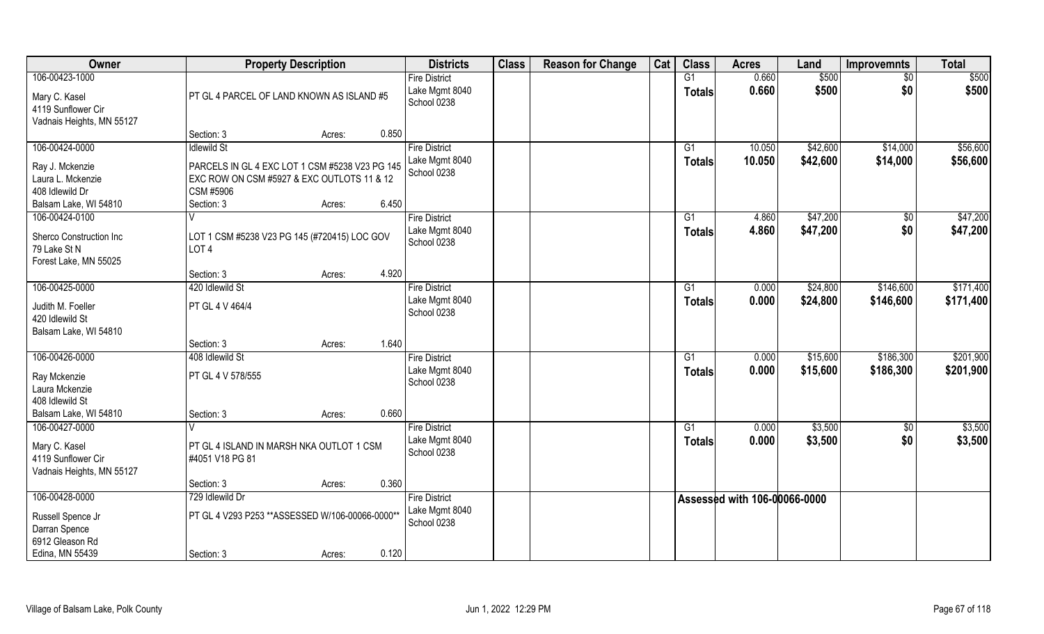| Owner | Property Description | Districts | Class | Reason for Change | Cat | Class | Acres | Land | Improvemnts | Total |
|---|---|---|---|---|---|---|---|---|---|---|
| 106-00423-1000<br>Mary C. Kasel<br>4119 Sunflower Cir<br>Vadnais Heights, MN 55127 | PT GL 4 PARCEL OF LAND KNOWN AS ISLAND #5<br>Section: 3 Acres: 0.850 | Fire District<br>Lake Mgmt 8040<br>School 0238 | | | | G1<br>**Totals** | 0.660<br>**0.660** | $500<br>**$500** | $0<br>**$0** | $500<br>**$500** |
| 106-00424-0000<br>Ray J. Mckenzie<br>Laura L. Mckenzie<br>408 Idlewild Dr<br>Balsam Lake, WI 54810 | Idlewild St<br>PARCELS IN GL 4 EXC LOT 1 CSM #5238 V23 PG 145 EXC ROW ON CSM #5927 & EXC OUTLOTS 11 & 12 CSM #5906<br>Section: 3 Acres: 6.450 | Fire District<br>Lake Mgmt 8040<br>School 0238 | | | | G1<br>**Totals** | 10.050<br>**10.050** | $42,600<br>**$42,600** | $14,000<br>**$14,000** | $56,600<br>**$56,600** |
| 106-00424-0100<br>Sherco Construction Inc<br>79 Lake St N<br>Forest Lake, MN 55025 | V<br>LOT 1 CSM #5238 V23 PG 145 (#720415) LOC GOV LOT 4<br>Section: 3 Acres: 4.920 | Fire District<br>Lake Mgmt 8040<br>School 0238 | | | | G1<br>**Totals** | 4.860<br>**4.860** | $47,200<br>**$47,200** | $0<br>**$0** | $47,200<br>**$47,200** |
| 106-00425-0000<br>Judith M. Foeller<br>420 Idlewild St<br>Balsam Lake, WI 54810 | 420 Idlewild St<br>PT GL 4 V 464/4<br>Section: 3 Acres: 1.640 | Fire District<br>Lake Mgmt 8040<br>School 0238 | | | | G1<br>**Totals** | 0.000<br>**0.000** | $24,800<br>**$24,800** | $146,600<br>**$146,600** | $171,400<br>**$171,400** |
| 106-00426-0000<br>Ray Mckenzie<br>Laura Mckenzie<br>408 Idlewild St<br>Balsam Lake, WI 54810 | 408 Idlewild St<br>PT GL 4 V 578/555<br>Section: 3 Acres: 0.660 | Fire District<br>Lake Mgmt 8040<br>School 0238 | | | | G1<br>**Totals** | 0.000<br>**0.000** | $15,600<br>**$15,600** | $186,300<br>**$186,300** | $201,900<br>**$201,900** |
| 106-00427-0000<br>Mary C. Kasel<br>4119 Sunflower Cir<br>Vadnais Heights, MN 55127 | V<br>PT GL 4 ISLAND IN MARSH NKA OUTLOT 1 CSM #4051 V18 PG 81<br>Section: 3 Acres: 0.360 | Fire District<br>Lake Mgmt 8040<br>School 0238 | | | | G1<br>**Totals** | 0.000<br>**0.000** | $3,500<br>**$3,500** | $0<br>**$0** | $3,500<br>**$3,500** |
| 106-00428-0000<br>Russell Spence Jr<br>Darran Spence<br>6912 Gleason Rd<br>Edina, MN 55439 | 729 Idlewild Dr<br>PT GL 4 V293 P253 **ASSESSED W/106-00066-0000**<br>Section: 3 Acres: 0.120 | Fire District<br>Lake Mgmt 8040<br>School 0238 | | | | Assessed with 106-00066-0000 | | | | |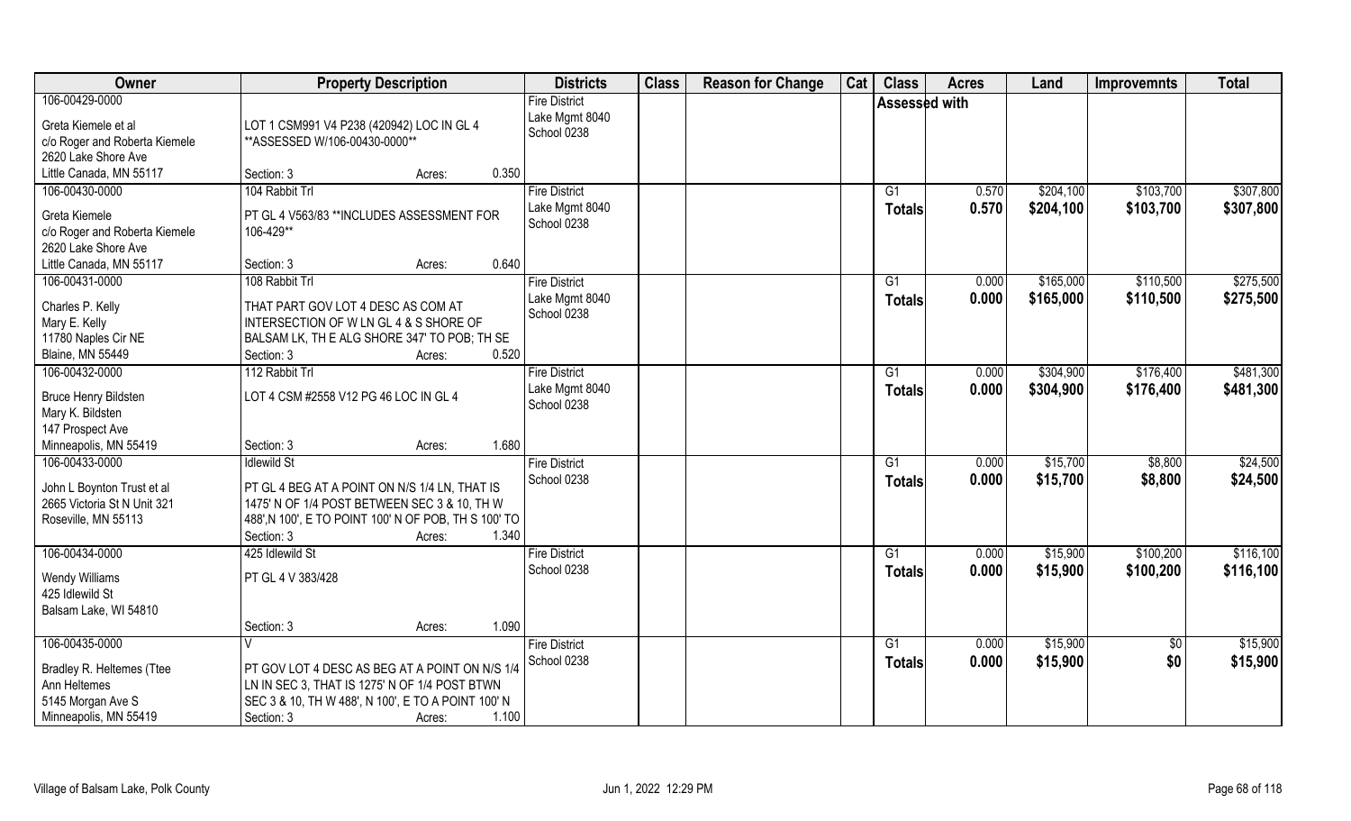| Owner | Property Description | Districts | Class | Reason for Change | Cat | Class | Acres | Land | Improvemnts | Total |
|---|---|---|---|---|---|---|---|---|---|---|
| 106-00429-0000<br>Greta Kiemele et al<br>c/o Roger and Roberta Kiemele<br>2620 Lake Shore Ave<br>Little Canada, MN 55117 | LOT 1 CSM991 V4 P238 (420942) LOC IN GL 4<br>**ASSESSED W/106-00430-0000**<br>Section: 3 Acres: 0.350 | Fire District<br>Lake Mgmt 8040<br>School 0238 | | | | Assessed with | | | | |
| 106-00430-0000<br>Greta Kiemele<br>c/o Roger and Roberta Kiemele<br>2620 Lake Shore Ave<br>Little Canada, MN 55117 | 104 Rabbit Trl<br>PT GL 4 V563/83 **INCLUDES ASSESSMENT FOR 106-429**<br>Section: 3 Acres: 0.640 | Fire District<br>Lake Mgmt 8040<br>School 0238 | | | | G1<br>**Totals** | 0.570<br>**0.570** | $204,100<br>**$204,100** | $103,700<br>**$103,700** | $307,800<br>**$307,800** |
| 106-00431-0000<br>Charles P. Kelly<br>Mary E. Kelly<br>11780 Naples Cir NE<br>Blaine, MN 55449 | 108 Rabbit Trl<br>THAT PART GOV LOT 4 DESC AS COM AT INTERSECTION OF W LN GL 4 & S SHORE OF BALSAM LK, TH E ALG SHORE 347' TO POB; TH SE<br>Section: 3 Acres: 0.520 | Fire District<br>Lake Mgmt 8040<br>School 0238 | | | | G1<br>**Totals** | 0.000<br>**0.000** | $165,000<br>**$165,000** | $110,500<br>**$110,500** | $275,500<br>**$275,500** |
| 106-00432-0000<br>Bruce Henry Bildsten<br>Mary K. Bildsten<br>147 Prospect Ave<br>Minneapolis, MN 55419 | 112 Rabbit Trl<br>LOT 4 CSM #2558 V12 PG 46 LOC IN GL 4<br>Section: 3 Acres: 1.680 | Fire District<br>Lake Mgmt 8040<br>School 0238 | | | | G1<br>**Totals** | 0.000<br>**0.000** | $304,900<br>**$304,900** | $176,400<br>**$176,400** | $481,300<br>**$481,300** |
| 106-00433-0000<br>John L Boynton Trust et al<br>2665 Victoria St N Unit 321<br>Roseville, MN 55113 | Idlewild St<br>PT GL 4 BEG AT A POINT ON N/S 1/4 LN, THAT IS 1475' N OF 1/4 POST BETWEEN SEC 3 & 10, TH W 488',N 100', E TO POINT 100' N OF POB, TH S 100' TO<br>Section: 3 Acres: 1.340 | Fire District<br>School 0238 | | | | G1<br>**Totals** | 0.000<br>**0.000** | $15,700<br>**$15,700** | $8,800<br>**$8,800** | $24,500<br>**$24,500** |
| 106-00434-0000<br>Wendy Williams<br>425 Idlewild St<br>Balsam Lake, WI 54810 | 425 Idlewild St<br>PT GL 4 V 383/428<br>Section: 3 Acres: 1.090 | Fire District<br>School 0238 | | | | G1<br>**Totals** | 0.000<br>**0.000** | $15,900<br>**$15,900** | $100,200<br>**$100,200** | $116,100<br>**$116,100** |
| 106-00435-0000<br>Bradley R. Heltemes (Ttee<br>Ann Heltemes<br>5145 Morgan Ave S<br>Minneapolis, MN 55419 | V<br>PT GOV LOT 4 DESC AS BEG AT A POINT ON N/S 1/4 LN IN SEC 3, THAT IS 1275' N OF 1/4 POST BTWN SEC 3 & 10, TH W 488', N 100', E TO A POINT 100' N<br>Section: 3 Acres: 1.100 | Fire District<br>School 0238 | | | | G1<br>**Totals** | 0.000<br>**0.000** | $15,900<br>**$15,900** | $0<br>**$0** | $15,900<br>**$15,900** |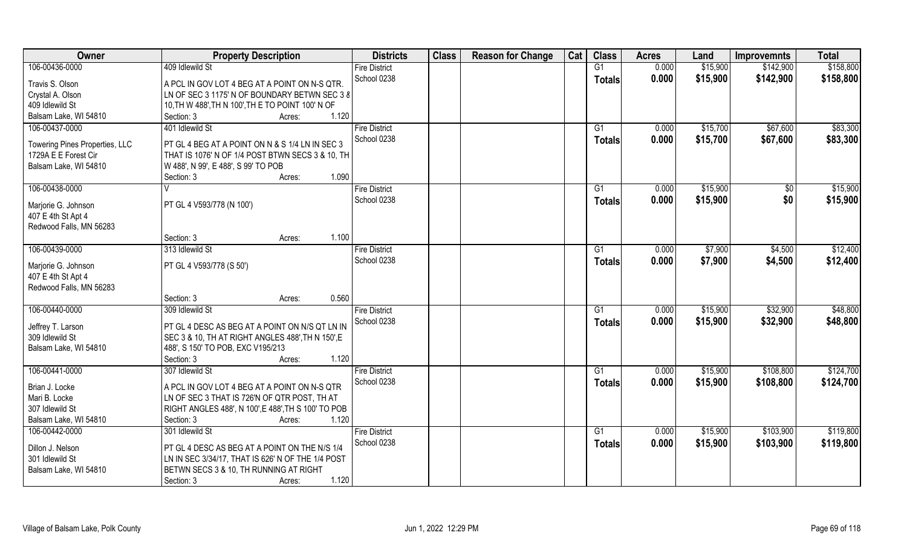| Owner | Property Description | Districts | Class | Reason for Change | Cat | Class | Acres | Land | Improvemnts | Total |
|---|---|---|---|---|---|---|---|---|---|---|
| 106-00436-0000 | 409 Idlewild St | Fire District | | | | G1 | 0.000 | $15,900 | $142,900 | $158,800 |
| Travis S. Olson<br>Crystal A. Olson<br>409 Idlewild St<br>Balsam Lake, WI 54810 | A PCL IN GOV LOT 4 BEG AT A POINT ON N-S QTR. LN OF SEC 3 1175' N OF BOUNDARY BETWN SEC 3 8 10,TH W 488',TH N 100',TH E TO POINT 100' N OF<br>Section: 3 Acres: 1.120 | School 0238 | | | | **Totals** | **0.000** | **$15,900** | **$142,900** | **$158,800** |
| 106-00437-0000 | 401 Idlewild St | Fire District | | | | G1 | 0.000 | $15,700 | $67,600 | $83,300 |
| Towering Pines Properties, LLC<br>1729A E E Forest Cir<br>Balsam Lake, WI 54810 | PT GL 4 BEG AT A POINT ON N & S 1/4 LN IN SEC 3 THAT IS 1076' N OF 1/4 POST BTWN SECS 3 & 10, TH W 488', N 99', E 488', S 99' TO POB<br>Section: 3 Acres: 1.090 | School 0238 | | | | **Totals** | **0.000** | **$15,700** | **$67,600** | **$83,300** |
| 106-00438-0000 | V | Fire District | | | | G1 | 0.000 | $15,900 | $0 | $15,900 |
| Marjorie G. Johnson<br>407 E 4th St Apt 4<br>Redwood Falls, MN 56283 | PT GL 4 V593/778 (N 100')<br>Section: 3 Acres: 1.100 | School 0238 | | | | **Totals** | **0.000** | **$15,900** | **$0** | **$15,900** |
| 106-00439-0000 | 313 Idlewild St | Fire District | | | | G1 | 0.000 | $7,900 | $4,500 | $12,400 |
| Marjorie G. Johnson<br>407 E 4th St Apt 4<br>Redwood Falls, MN 56283 | PT GL 4 V593/778 (S 50')<br>Section: 3 Acres: 0.560 | School 0238 | | | | **Totals** | **0.000** | **$7,900** | **$4,500** | **$12,400** |
| 106-00440-0000 | 309 Idlewild St | Fire District | | | | G1 | 0.000 | $15,900 | $32,900 | $48,800 |
| Jeffrey T. Larson<br>309 Idlewild St<br>Balsam Lake, WI 54810 | PT GL 4 DESC AS BEG AT A POINT ON N/S QT LN IN SEC 3 & 10, TH AT RIGHT ANGLES 488',TH N 150',E 488', S 150' TO POB, EXC V195/213<br>Section: 3 Acres: 1.120 | School 0238 | | | | **Totals** | **0.000** | **$15,900** | **$32,900** | **$48,800** |
| 106-00441-0000 | 307 Idlewild St | Fire District | | | | G1 | 0.000 | $15,900 | $108,800 | $124,700 |
| Brian J. Locke<br>Mari B. Locke<br>307 Idlewild St<br>Balsam Lake, WI 54810 | A PCL IN GOV LOT 4 BEG AT A POINT ON N-S QTR LN OF SEC 3 THAT IS 726'N OF QTR POST, TH AT RIGHT ANGLES 488', N 100',E 488',TH S 100' TO POB<br>Section: 3 Acres: 1.120 | School 0238 | | | | **Totals** | **0.000** | **$15,900** | **$108,800** | **$124,700** |
| 106-00442-0000 | 301 Idlewild St | Fire District | | | | G1 | 0.000 | $15,900 | $103,900 | $119,800 |
| Dillon J. Nelson<br>301 Idlewild St<br>Balsam Lake, WI 54810 | PT GL 4 DESC AS BEG AT A POINT ON THE N/S 1/4 LN IN SEC 3/34/17, THAT IS 626' N OF THE 1/4 POST BETWN SECS 3 & 10, TH RUNNING AT RIGHT<br>Section: 3 Acres: 1.120 | School 0238 | | | | **Totals** | **0.000** | **$15,900** | **$103,900** | **$119,800** |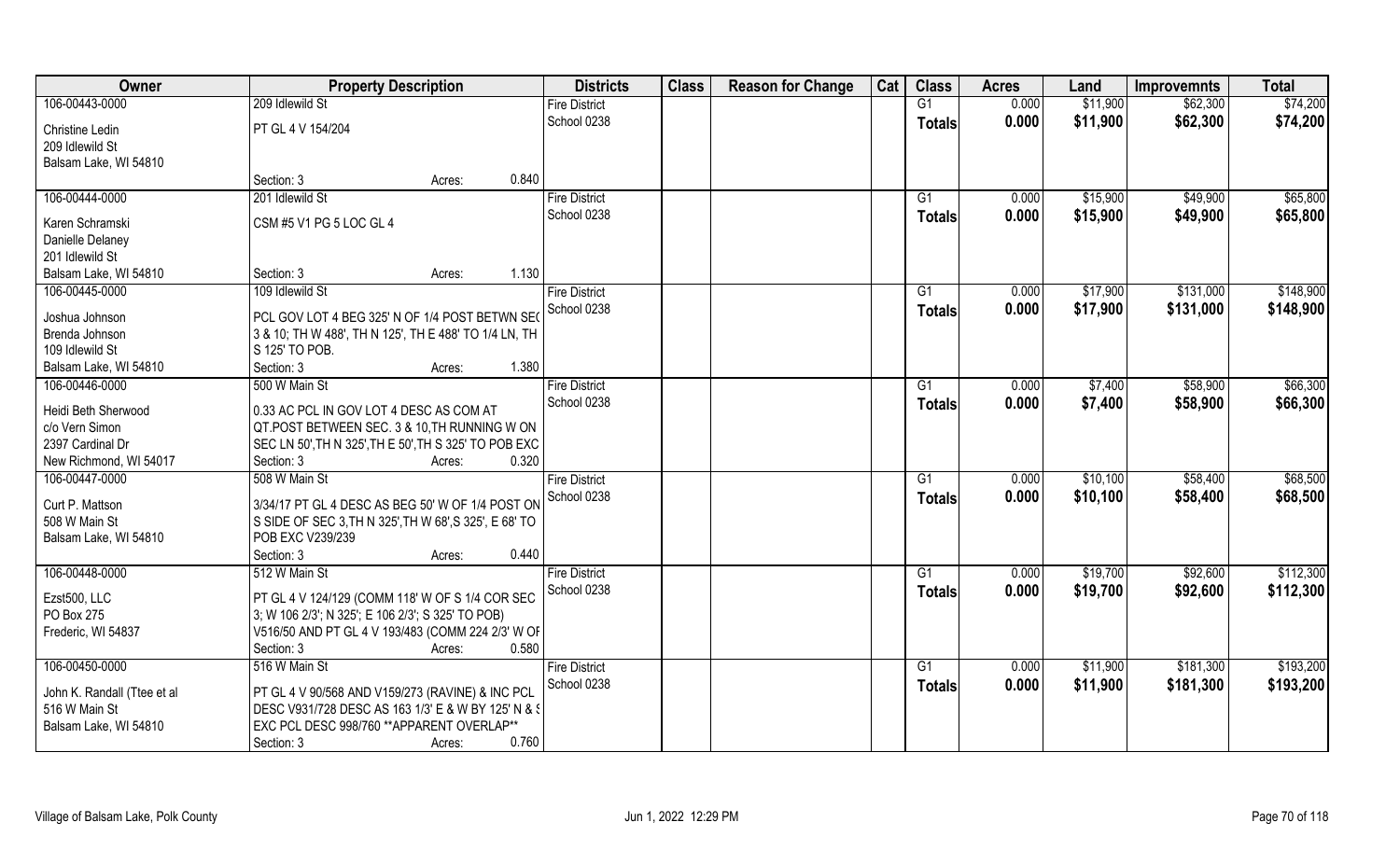| Owner | Property Description | | Districts | Class | Reason for Change | Cat | Class | Acres | Land | Improvemnts | Total |
|---|---|---|---|---|---|---|---|---|---|---|---|
| 106-00443-0000 | 209 Idlewild St | | Fire District | | | | G1 | 0.000 | $11,900 | $62,300 | $74,200 |
| Christine Ledin | PT GL 4 V 154/204 | | School 0238 | | | | **Totals** | **0.000** | **$11,900** | **$62,300** | **$74,200** |
| 209 Idlewild St | | | | | | | | | | | |
| Balsam Lake, WI 54810 | | | | | | | | | | | |
| | Section: 3 | Acres: 0.840 | | | | | | | | | |
| 106-00444-0000 | 201 Idlewild St | | Fire District | | | | G1 | 0.000 | $15,900 | $49,900 | $65,800 |
| Karen Schramski | CSM #5 V1 PG 5 LOC GL 4 | | School 0238 | | | | **Totals** | **0.000** | **$15,900** | **$49,900** | **$65,800** |
| Danielle Delaney | | | | | | | | | | | |
| 201 Idlewild St | | | | | | | | | | | |
| Balsam Lake, WI 54810 | Section: 3 | Acres: 1.130 | | | | | | | | | |
| 106-00445-0000 | 109 Idlewild St | | Fire District | | | | G1 | 0.000 | $17,900 | $131,000 | $148,900 |
| Joshua Johnson | PCL GOV LOT 4 BEG 325' N OF 1/4 POST BETWN SE( | | School 0238 | | | | **Totals** | **0.000** | **$17,900** | **$131,000** | **$148,900** |
| Brenda Johnson | 3 & 10; TH W 488', TH N 125', TH E 488' TO 1/4 LN, TH | | | | | | | | | | |
| 109 Idlewild St | S 125' TO POB. | | | | | | | | | | |
| Balsam Lake, WI 54810 | Section: 3 | Acres: 1.380 | | | | | | | | | |
| 106-00446-0000 | 500 W Main St | | Fire District | | | | G1 | 0.000 | $7,400 | $58,900 | $66,300 |
| Heidi Beth Sherwood | 0.33 AC PCL IN GOV LOT 4 DESC AS COM AT | | School 0238 | | | | **Totals** | **0.000** | **$7,400** | **$58,900** | **$66,300** |
| c/o Vern Simon | QT.POST BETWEEN SEC. 3 & 10,TH RUNNING W ON | | | | | | | | | | |
| 2397 Cardinal Dr | SEC LN 50',TH N 325',TH E 50',TH S 325' TO POB EXC | | | | | | | | | | |
| New Richmond, WI 54017 | Section: 3 | Acres: 0.320 | | | | | | | | | |
| 106-00447-0000 | 508 W Main St | | Fire District | | | | G1 | 0.000 | $10,100 | $58,400 | $68,500 |
| Curt P. Mattson | 3/34/17 PT GL 4 DESC AS BEG 50' W OF 1/4 POST ON | | School 0238 | | | | **Totals** | **0.000** | **$10,100** | **$58,400** | **$68,500** |
| 508 W Main St | S SIDE OF SEC 3,TH N 325',TH W 68',S 325', E 68' TO | | | | | | | | | | |
| Balsam Lake, WI 54810 | POB EXC V239/239 | | | | | | | | | | |
| | Section: 3 | Acres: 0.440 | | | | | | | | | |
| 106-00448-0000 | 512 W Main St | | Fire District | | | | G1 | 0.000 | $19,700 | $92,600 | $112,300 |
| Ezst500, LLC | PT GL 4 V 124/129 (COMM 118' W OF S 1/4 COR SEC | | School 0238 | | | | **Totals** | **0.000** | **$19,700** | **$92,600** | **$112,300** |
| PO Box 275 | 3; W 106 2/3'; N 325'; E 106 2/3'; S 325' TO POB) | | | | | | | | | | |
| Frederic, WI 54837 | V516/50 AND PT GL 4 V 193/483 (COMM 224 2/3' W OF | | | | | | | | | | |
| | Section: 3 | Acres: 0.580 | | | | | | | | | |
| 106-00450-0000 | 516 W Main St | | Fire District | | | | G1 | 0.000 | $11,900 | $181,300 | $193,200 |
| John K. Randall (Ttee et al | PT GL 4 V 90/568 AND V159/273 (RAVINE) & INC PCL | | School 0238 | | | | **Totals** | **0.000** | **$11,900** | **$181,300** | **$193,200** |
| 516 W Main St | DESC V931/728 DESC AS 163 1/3' E & W BY 125' N & S | | | | | | | | | | |
| Balsam Lake, WI 54810 | EXC PCL DESC 998/760 **APPARENT OVERLAP** | | | | | | | | | | |
| | Section: 3 | Acres: 0.760 | | | | | | | | | |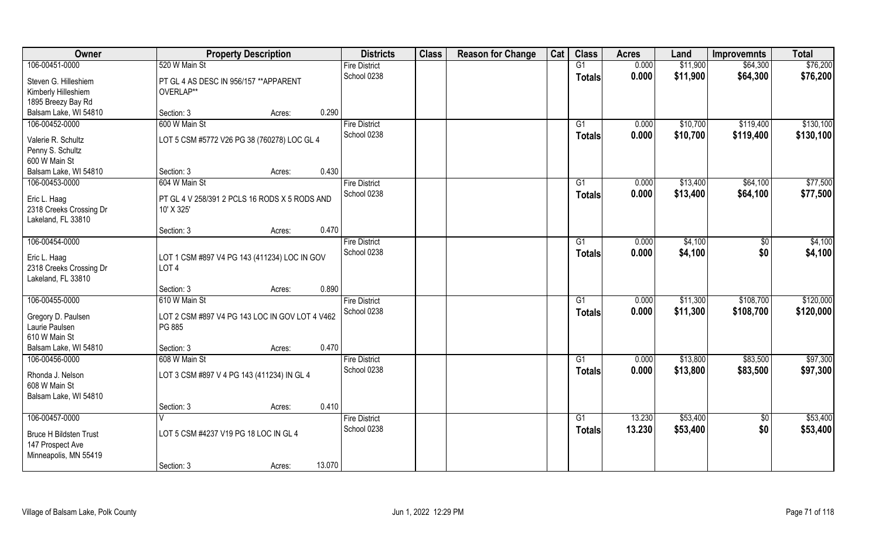| Owner | Property Description | Districts | Class | Reason for Change | Cat | Class | Acres | Land | Improvemnts | Total |
|---|---|---|---|---|---|---|---|---|---|---|
| 106-00451-0000 | 520 W Main St | Fire District | | | | G1 | 0.000 | $11,900 | $64,300 | $76,200 |
| Steven G. Hilleshiem<br>Kimberly Hilleshiem<br>1895 Breezy Bay Rd<br>Balsam Lake, WI 54810 | PT GL 4 AS DESC IN 956/157 **APPARENT OVERLAP**<br>Section: 3 Acres: 0.290 | School 0238 | | | | **Totals** | **0.000** | **$11,900** | **$64,300** | **$76,200** |
| 106-00452-0000 | 600 W Main St | Fire District | | | | G1 | 0.000 | $10,700 | $119,400 | $130,100 |
| Valerie R. Schultz<br>Penny S. Schultz<br>600 W Main St<br>Balsam Lake, WI 54810 | LOT 5 CSM #5772 V26 PG 38 (760278) LOC GL 4<br>Section: 3 Acres: 0.430 | School 0238 | | | | **Totals** | **0.000** | **$10,700** | **$119,400** | **$130,100** |
| 106-00453-0000 | 604 W Main St | Fire District | | | | G1 | 0.000 | $13,400 | $64,100 | $77,500 |
| Eric L. Haag<br>2318 Creeks Crossing Dr<br>Lakeland, FL 33810 | PT GL 4 V 258/391 2 PCLS 16 RODS X 5 RODS AND 10' X 325'<br>Section: 3 Acres: 0.470 | School 0238 | | | | **Totals** | **0.000** | **$13,400** | **$64,100** | **$77,500** |
| 106-00454-0000 | | Fire District | | | | G1 | 0.000 | $4,100 | $0 | $4,100 |
| Eric L. Haag<br>2318 Creeks Crossing Dr<br>Lakeland, FL 33810 | LOT 1 CSM #897 V4 PG 143 (411234) LOC IN GOV LOT 4<br>Section: 3 Acres: 0.890 | School 0238 | | | | **Totals** | **0.000** | **$4,100** | **$0** | **$4,100** |
| 106-00455-0000 | 610 W Main St | Fire District | | | | G1 | 0.000 | $11,300 | $108,700 | $120,000 |
| Gregory D. Paulsen<br>Laurie Paulsen<br>610 W Main St<br>Balsam Lake, WI 54810 | LOT 2 CSM #897 V4 PG 143 LOC IN GOV LOT 4 V462 PG 885<br>Section: 3 Acres: 0.470 | School 0238 | | | | **Totals** | **0.000** | **$11,300** | **$108,700** | **$120,000** |
| 106-00456-0000 | 608 W Main St | Fire District | | | | G1 | 0.000 | $13,800 | $83,500 | $97,300 |
| Rhonda J. Nelson<br>608 W Main St<br>Balsam Lake, WI 54810 | LOT 3 CSM #897 V 4 PG 143 (411234) IN GL 4<br>Section: 3 Acres: 0.410 | School 0238 | | | | **Totals** | **0.000** | **$13,800** | **$83,500** | **$97,300** |
| 106-00457-0000 | V | Fire District | | | | G1 | 13.230 | $53,400 | $0 | $53,400 |
| Bruce H Bildsten Trust<br>147 Prospect Ave<br>Minneapolis, MN 55419 | LOT 5 CSM #4237 V19 PG 18 LOC IN GL 4<br>Section: 3 Acres: 13.070 | School 0238 | | | | **Totals** | **13.230** | **$53,400** | **$0** | **$53,400** |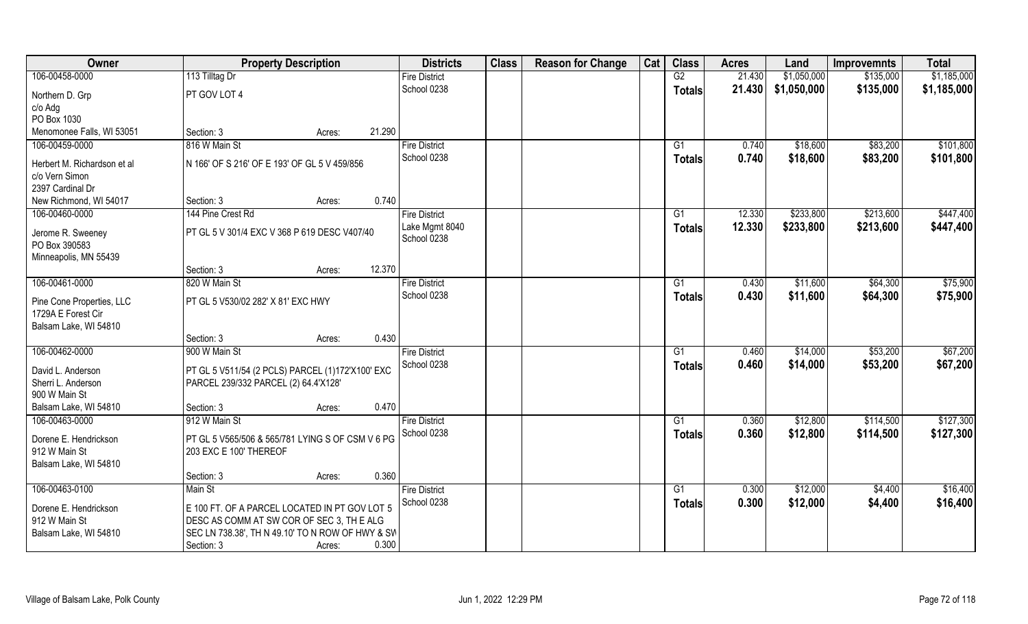| Owner | Property Description | | | Districts | Class | Reason for Change | Cat | Class | Acres | Land | Improvemnts | Total |
|---|---|---|---|---|---|---|---|---|---|---|---|---|
| 106-00458-0000 | 113 Tilltag Dr | | | Fire District | | | | G2 | 21.430 | $1,050,000 | $135,000 | $1,185,000 |
| Northern D. Grp<br>c/o Adg<br>PO Box 1030<br>Menomonee Falls, WI 53051 | PT GOV LOT 4 | | | School 0238 | | | | Totals | 21.430 | $1,050,000 | $135,000 | $1,185,000 |
| | Section: 3 | Acres: | 21.290 | | | | | | | | | |
| 106-00459-0000 | 816 W Main St | | | Fire District | | | | G1 | 0.740 | $18,600 | $83,200 | $101,800 |
| Herbert M. Richardson et al<br>c/o Vern Simon<br>2397 Cardinal Dr<br>New Richmond, WI 54017 | N 166' OF S 216' OF E 193' OF GL 5 V 459/856 | | | School 0238 | | | | Totals | 0.740 | $18,600 | $83,200 | $101,800 |
| | Section: 3 | Acres: | 0.740 | | | | | | | | | |
| 106-00460-0000 | 144 Pine Crest Rd | | | Fire District | | | | G1 | 12.330 | $233,800 | $213,600 | $447,400 |
| Jerome R. Sweeney<br>PO Box 390583<br>Minneapolis, MN 55439 | PT GL 5 V 301/4 EXC V 368 P 619 DESC V407/40 | | | Lake Mgmt 8040<br>School 0238 | | | | Totals | 12.330 | $233,800 | $213,600 | $447,400 |
| | Section: 3 | Acres: | 12.370 | | | | | | | | | |
| 106-00461-0000 | 820 W Main St | | | Fire District | | | | G1 | 0.430 | $11,600 | $64,300 | $75,900 |
| Pine Cone Properties, LLC<br>1729A E Forest Cir<br>Balsam Lake, WI 54810 | PT GL 5 V530/02 282' X 81' EXC HWY | | | School 0238 | | | | Totals | 0.430 | $11,600 | $64,300 | $75,900 |
| | Section: 3 | Acres: | 0.430 | | | | | | | | | |
| 106-00462-0000 | 900 W Main St | | | Fire District | | | | G1 | 0.460 | $14,000 | $53,200 | $67,200 |
| David L. Anderson<br>Sherri L. Anderson<br>900 W Main St<br>Balsam Lake, WI 54810 | PT GL 5 V511/54 (2 PCLS) PARCEL (1)172'X100' EXC PARCEL 239/332 PARCEL (2) 64.4'X128' | | | School 0238 | | | | Totals | 0.460 | $14,000 | $53,200 | $67,200 |
| | Section: 3 | Acres: | 0.470 | | | | | | | | | |
| 106-00463-0000 | 912 W Main St | | | Fire District | | | | G1 | 0.360 | $12,800 | $114,500 | $127,300 |
| Dorene E. Hendrickson<br>912 W Main St<br>Balsam Lake, WI 54810 | PT GL 5 V565/506 & 565/781 LYING S OF CSM V 6 PG 203 EXC E 100' THEREOF | | | School 0238 | | | | Totals | 0.360 | $12,800 | $114,500 | $127,300 |
| | Section: 3 | Acres: | 0.360 | | | | | | | | | |
| 106-00463-0100 | Main St | | | Fire District | | | | G1 | 0.300 | $12,000 | $4,400 | $16,400 |
| Dorene E. Hendrickson<br>912 W Main St<br>Balsam Lake, WI 54810 | E 100 FT. OF A PARCEL LOCATED IN PT GOV LOT 5 DESC AS COMM AT SW COR OF SEC 3, TH E ALG SEC LN 738.38', TH N 49.10' TO N ROW OF HWY & SW | | | School 0238 | | | | Totals | 0.300 | $12,000 | $4,400 | $16,400 |
| | Section: 3 | Acres: | 0.300 | | | | | | | | | |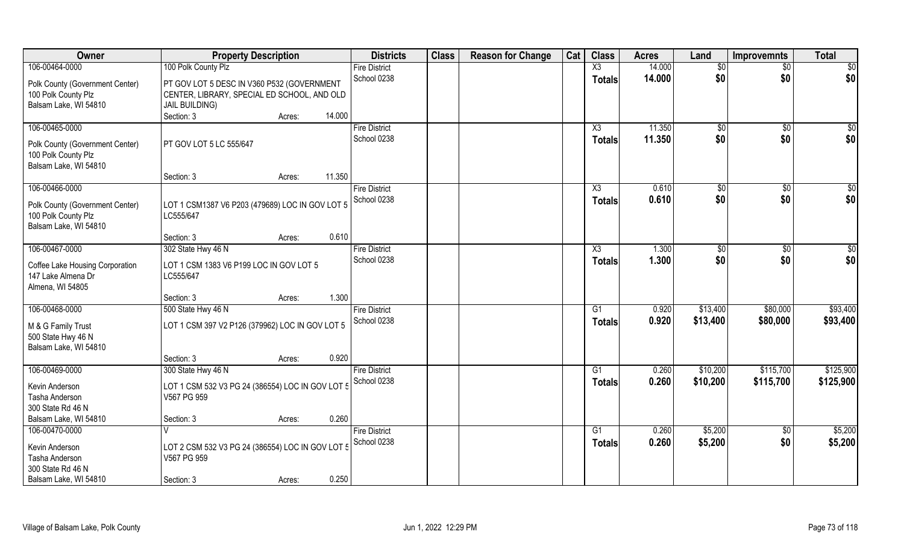| Owner | Property Description | | | Districts | Class | Reason for Change | Cat | Class | Acres | Land | Improvemnts | Total |
|---|---|---|---|---|---|---|---|---|---|---|---|---|
| 106-00464-0000 | 100 Polk County Plz | | | Fire District | | | | X3 | 14.000 | $0 | $0 | $0 |
| Polk County (Government Center) 100 Polk County Plz Balsam Lake, WI 54810 | PT GOV LOT 5 DESC IN V360 P532 (GOVERNMENT CENTER, LIBRARY, SPECIAL ED SCHOOL, AND OLD JAIL BUILDING) | | | School 0238 | | | | Totals | 14.000 | $0 | $0 | $0 |
| | Section: 3 | Acres: | 14.000 | | | | | | | | | |
| 106-00465-0000 | | | | Fire District | | | | X3 | 11.350 | $0 | $0 | $0 |
| Polk County (Government Center) 100 Polk County Plz Balsam Lake, WI 54810 | PT GOV LOT 5 LC 555/647 | | | School 0238 | | | | Totals | 11.350 | $0 | $0 | $0 |
| | Section: 3 | Acres: | 11.350 | | | | | | | | | |
| 106-00466-0000 | | | | Fire District | | | | X3 | 0.610 | $0 | $0 | $0 |
| Polk County (Government Center) 100 Polk County Plz Balsam Lake, WI 54810 | LOT 1 CSM1387 V6 P203 (479689) LOC IN GOV LOT 5 LC555/647 | | | School 0238 | | | | Totals | 0.610 | $0 | $0 | $0 |
| | Section: 3 | Acres: | 0.610 | | | | | | | | | |
| 106-00467-0000 | 302 State Hwy 46 N | | | Fire District | | | | X3 | 1.300 | $0 | $0 | $0 |
| Coffee Lake Housing Corporation 147 Lake Almena Dr Almena, WI 54805 | LOT 1 CSM 1383 V6 P199 LOC IN GOV LOT 5 LC555/647 | | | School 0238 | | | | Totals | 1.300 | $0 | $0 | $0 |
| | Section: 3 | Acres: | 1.300 | | | | | | | | | |
| 106-00468-0000 | 500 State Hwy 46 N | | | Fire District | | | | G1 | 0.920 | $13,400 | $80,000 | $93,400 |
| M & G Family Trust 500 State Hwy 46 N Balsam Lake, WI 54810 | LOT 1 CSM 397 V2 P126 (379962) LOC IN GOV LOT 5 | | | School 0238 | | | | Totals | 0.920 | $13,400 | $80,000 | $93,400 |
| | Section: 3 | Acres: | 0.920 | | | | | | | | | |
| 106-00469-0000 | 300 State Hwy 46 N | | | Fire District | | | | G1 | 0.260 | $10,200 | $115,700 | $125,900 |
| Kevin Anderson Tasha Anderson 300 State Rd 46 N Balsam Lake, WI 54810 | LOT 1 CSM 532 V3 PG 24 (386554) LOC IN GOV LOT 5 V567 PG 959 | | | School 0238 | | | | Totals | 0.260 | $10,200 | $115,700 | $125,900 |
| | Section: 3 | Acres: | 0.260 | | | | | | | | | |
| 106-00470-0000 | V | | | Fire District | | | | G1 | 0.260 | $5,200 | $0 | $5,200 |
| Kevin Anderson Tasha Anderson 300 State Rd 46 N Balsam Lake, WI 54810 | LOT 2 CSM 532 V3 PG 24 (386554) LOC IN GOV LOT 5 V567 PG 959 | | | School 0238 | | | | Totals | 0.260 | $5,200 | $0 | $5,200 |
| | Section: 3 | Acres: | 0.250 | | | | | | | | | |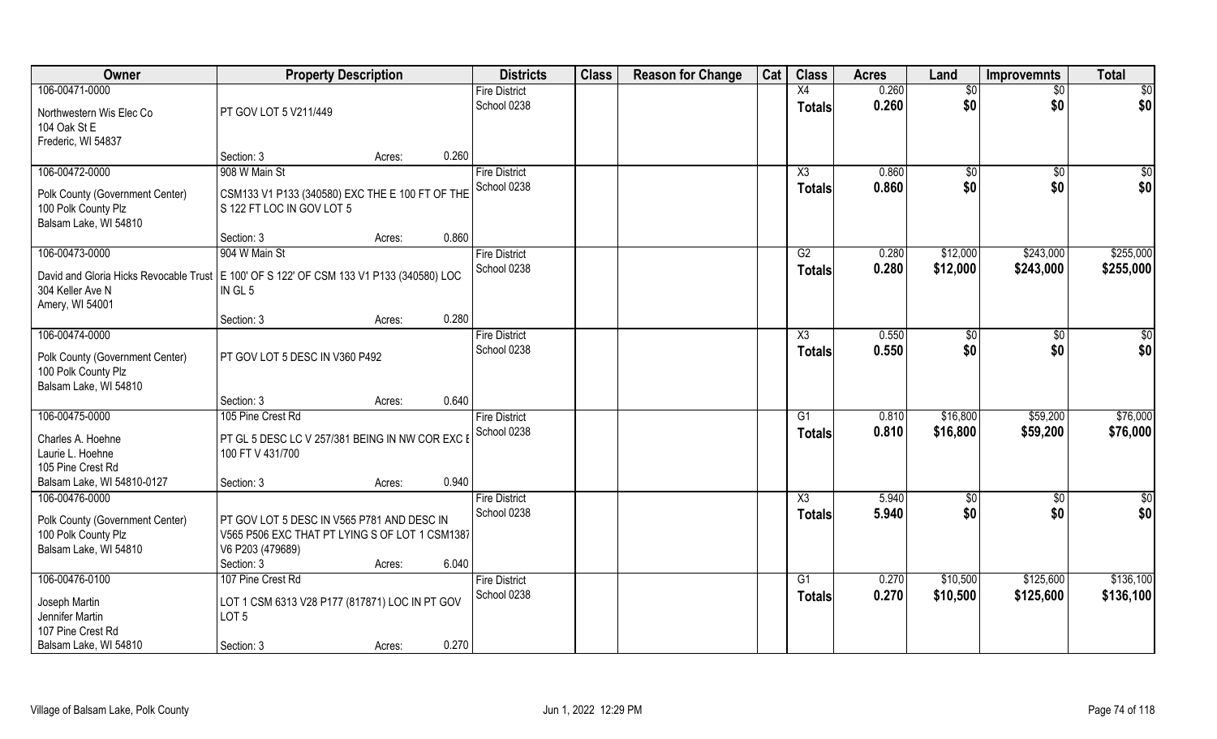| Owner | Property Description | | Districts | Class | Reason for Change | Cat | Class | Acres | Land | Improvemnts | Total |
|---|---|---|---|---|---|---|---|---|---|---|---|
| 106-00471-0000 | | | Fire District | | | | X4 | 0.260 | $0 | $0 | $0 |
| Northwestern Wis Elec Co<br>104 Oak St E<br>Frederic, WI 54837 | PT GOV LOT 5 V211/449 | | School 0238 | | | | Totals | 0.260 | $0 | $0 | $0 |
| | Section: 3 | Acres: 0.260 | | | | | | | | | |
| 106-00472-0000 | 908 W Main St | | Fire District | | | | X3 | 0.860 | $0 | $0 | $0 |
| Polk County (Government Center)<br>100 Polk County Plz<br>Balsam Lake, WI 54810 | CSM133 V1 P133 (340580) EXC THE E 100 FT OF THE S 122 FT LOC IN GOV LOT 5 | | School 0238 | | | | Totals | 0.860 | $0 | $0 | $0 |
| | Section: 3 | Acres: 0.860 | | | | | | | | | |
| 106-00473-0000 | 904 W Main St | | Fire District | | | | G2 | 0.280 | $12,000 | $243,000 | $255,000 |
| David and Gloria Hicks Revocable Trust<br>304 Keller Ave N<br>Amery, WI 54001 | E 100' OF S 122' OF CSM 133 V1 P133 (340580) LOC IN GL 5 | | School 0238 | | | | Totals | 0.280 | $12,000 | $243,000 | $255,000 |
| | Section: 3 | Acres: 0.280 | | | | | | | | | |
| 106-00474-0000 | | | Fire District | | | | X3 | 0.550 | $0 | $0 | $0 |
| Polk County (Government Center)<br>100 Polk County Plz<br>Balsam Lake, WI 54810 | PT GOV LOT 5 DESC IN V360 P492 | | School 0238 | | | | Totals | 0.550 | $0 | $0 | $0 |
| | Section: 3 | Acres: 0.640 | | | | | | | | | |
| 106-00475-0000 | 105 Pine Crest Rd | | Fire District | | | | G1 | 0.810 | $16,800 | $59,200 | $76,000 |
| Charles A. Hoehne<br>Laurie L. Hoehne<br>105 Pine Crest Rd<br>Balsam Lake, WI 54810-0127 | PT GL 5 DESC LC V 257/381 BEING IN NW COR EXC E 100 FT V 431/700 | | School 0238 | | | | Totals | 0.810 | $16,800 | $59,200 | $76,000 |
| | Section: 3 | Acres: 0.940 | | | | | | | | | |
| 106-00476-0000 | | | Fire District | | | | X3 | 5.940 | $0 | $0 | $0 |
| Polk County (Government Center)<br>100 Polk County Plz<br>Balsam Lake, WI 54810 | PT GOV LOT 5 DESC IN V565 P781 AND DESC IN V565 P506 EXC THAT PT LYING S OF LOT 1 CSM1387 V6 P203 (479689) | | School 0238 | | | | Totals | 5.940 | $0 | $0 | $0 |
| | Section: 3 | Acres: 6.040 | | | | | | | | | |
| 106-00476-0100 | 107 Pine Crest Rd | | Fire District | | | | G1 | 0.270 | $10,500 | $125,600 | $136,100 |
| Joseph Martin<br>Jennifer Martin<br>107 Pine Crest Rd<br>Balsam Lake, WI 54810 | LOT 1 CSM 6313 V28 P177 (817871) LOC IN PT GOV LOT 5 | | School 0238 | | | | Totals | 0.270 | $10,500 | $125,600 | $136,100 |
| | Section: 3 | Acres: 0.270 | | | | | | | | | |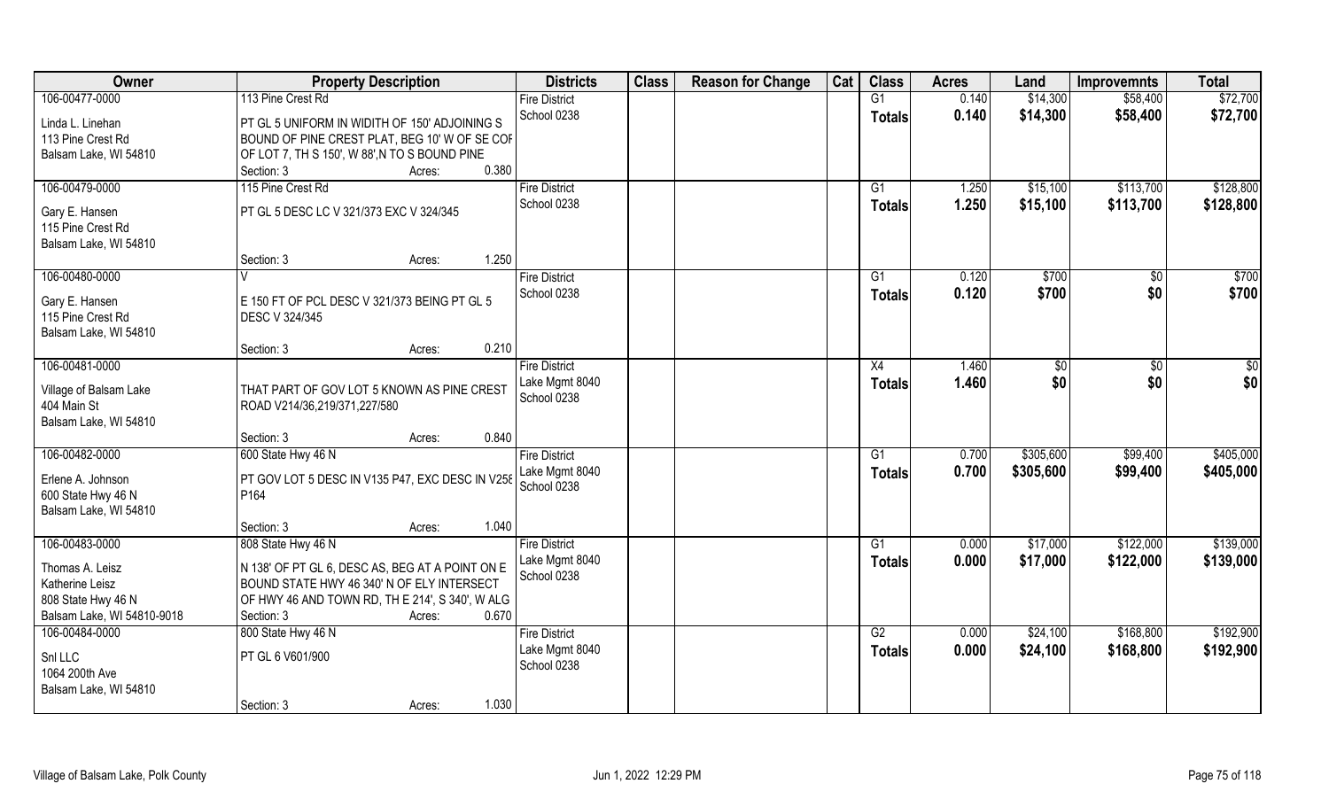| Owner | Property Description | Districts | Class | Reason for Change | Cat | Class | Acres | Land | Improvemnts | Total |
|---|---|---|---|---|---|---|---|---|---|---|
| 106-00477-0000<br>Linda L. Linehan<br>113 Pine Crest Rd<br>Balsam Lake, WI 54810 | 113 Pine Crest Rd<br>PT GL 5 UNIFORM IN WIDITH OF 150' ADJOINING S BOUND OF PINE CREST PLAT, BEG 10' W OF SE COF OF LOT 7, TH S 150', W 88',N TO S BOUND PINE<br>Section: 3 Acres: 0.380 | Fire District<br>School 0238 | | | | G1<br>**Totals** | 0.140<br>**0.140** | $14,300<br>**$14,300** | $58,400<br>**$58,400** | $72,700<br>**$72,700** |
| 106-00479-0000<br>Gary E. Hansen<br>115 Pine Crest Rd<br>Balsam Lake, WI 54810 | 115 Pine Crest Rd<br>PT GL 5 DESC LC V 321/373 EXC V 324/345<br>Section: 3 Acres: 1.250 | Fire District<br>School 0238 | | | | G1<br>**Totals** | 1.250<br>**1.250** | $15,100<br>**$15,100** | $113,700<br>**$113,700** | $128,800<br>**$128,800** |
| 106-00480-0000<br>Gary E. Hansen<br>115 Pine Crest Rd<br>Balsam Lake, WI 54810 | V<br>E 150 FT OF PCL DESC V 321/373 BEING PT GL 5 DESC V 324/345<br>Section: 3 Acres: 0.210 | Fire District<br>School 0238 | | | | G1<br>**Totals** | 0.120<br>**0.120** | $700<br>**$700** | $0<br>**$0** | $700<br>**$700** |
| 106-00481-0000<br>Village of Balsam Lake<br>404 Main St<br>Balsam Lake, WI 54810 | THAT PART OF GOV LOT 5 KNOWN AS PINE CREST ROAD V214/36,219/371,227/580<br>Section: 3 Acres: 0.840 | Fire District<br>Lake Mgmt 8040<br>School 0238 | | | | X4<br>**Totals** | 1.460<br>**1.460** | $0<br>**$0** | $0<br>**$0** | $0<br>**$0** |
| 106-00482-0000<br>Erlene A. Johnson<br>600 State Hwy 46 N<br>Balsam Lake, WI 54810 | 600 State Hwy 46 N<br>PT GOV LOT 5 DESC IN V135 P47, EXC DESC IN V258 P164<br>Section: 3 Acres: 1.040 | Fire District<br>Lake Mgmt 8040<br>School 0238 | | | | G1<br>**Totals** | 0.700<br>**0.700** | $305,600<br>**$305,600** | $99,400<br>**$99,400** | $405,000<br>**$405,000** |
| 106-00483-0000<br>Thomas A. Leisz<br>Katherine Leisz<br>808 State Hwy 46 N<br>Balsam Lake, WI 54810-9018 | 808 State Hwy 46 N<br>N 138' OF PT GL 6, DESC AS, BEG AT A POINT ON E BOUND STATE HWY 46 340' N OF ELY INTERSECT OF HWY 46 AND TOWN RD, TH E 214', S 340', W ALG<br>Section: 3 Acres: 0.670 | Fire District<br>Lake Mgmt 8040<br>School 0238 | | | | G1<br>**Totals** | 0.000<br>**0.000** | $17,000<br>**$17,000** | $122,000<br>**$122,000** | $139,000<br>**$139,000** |
| 106-00484-0000<br>Snl LLC<br>1064 200th Ave<br>Balsam Lake, WI 54810 | 800 State Hwy 46 N<br>PT GL 6 V601/900<br>Section: 3 Acres: 1.030 | Fire District<br>Lake Mgmt 8040<br>School 0238 | | | | G2<br>**Totals** | 0.000<br>**0.000** | $24,100<br>**$24,100** | $168,800<br>**$168,800** | $192,900<br>**$192,900** |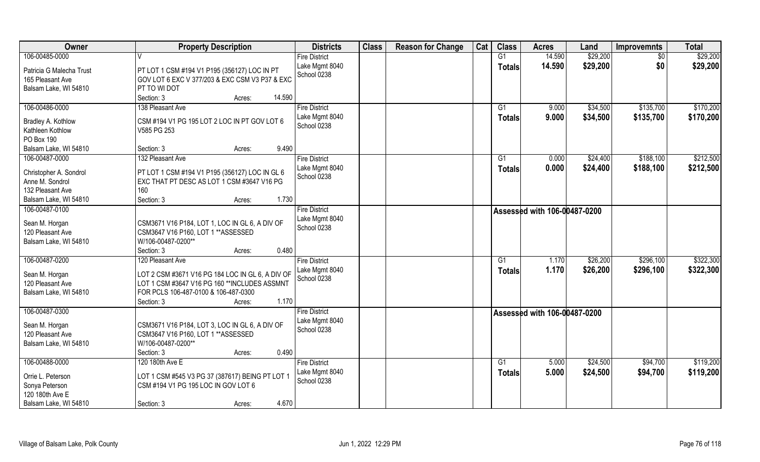| Owner | Property Description | Districts | Class | Reason for Change | Cat | Class | Acres | Land | Improvemnts | Total |
|---|---|---|---|---|---|---|---|---|---|---|
| 106-00485-0000<br><br>Patricia G Malecha Trust<br>165 Pleasant Ave<br>Balsam Lake, WI 54810 | V<br><br>PT LOT 1 CSM #194 V1 P195 (356127) LOC IN PT GOV LOT 6 EXC V 377/203 & EXC CSM V3 P37 & EXC PT TO WI DOT<br>Section: 3 Acres: 14.590 | Fire District<br>Lake Mgmt 8040<br>School 0238 | | | | G1<br>Totals | 14.590<br>14.590 | $29,200<br>$29,200 | $0<br>$0 | $29,200<br>$29,200 |
| 106-00486-0000<br><br>Bradley A. Kothlow<br>Kathleen Kothlow<br>PO Box 190<br>Balsam Lake, WI 54810 | 138 Pleasant Ave<br><br>CSM #194 V1 PG 195 LOT 2 LOC IN PT GOV LOT 6 V585 PG 253<br>Section: 3 Acres: 9.490 | Fire District<br>Lake Mgmt 8040<br>School 0238 | | | | G1<br>Totals | 9.000<br>9.000 | $34,500<br>$34,500 | $135,700<br>$135,700 | $170,200<br>$170,200 |
| 106-00487-0000<br><br>Christopher A. Sondrol<br>Anne M. Sondrol<br>132 Pleasant Ave<br>Balsam Lake, WI 54810 | 132 Pleasant Ave<br><br>PT LOT 1 CSM #194 V1 P195 (356127) LOC IN GL 6 EXC THAT PT DESC AS LOT 1 CSM #3647 V16 PG 160<br>Section: 3 Acres: 1.730 | Fire District<br>Lake Mgmt 8040<br>School 0238 | | | | G1<br>Totals | 0.000<br>0.000 | $24,400<br>$24,400 | $188,100<br>$188,100 | $212,500<br>$212,500 |
| 106-00487-0100<br><br>Sean M. Horgan<br>120 Pleasant Ave<br>Balsam Lake, WI 54810 | CSM3671 V16 P184, LOT 1, LOC IN GL 6, A DIV OF CSM3647 V16 P160, LOT 1 **ASSESSED W/106-00487-0200**<br>Section: 3 Acres: 0.480 | Fire District<br>Lake Mgmt 8040<br>School 0238 | | | | Assessed with 106-00487-0200 | | | | |
| 106-00487-0200<br><br>Sean M. Horgan<br>120 Pleasant Ave<br>Balsam Lake, WI 54810 | 120 Pleasant Ave<br><br>LOT 2 CSM #3671 V16 PG 184 LOC IN GL 6, A DIV OF LOT 1 CSM #3647 V16 PG 160 **INCLUDES ASSMNT FOR PCLS 106-487-0100 & 106-487-0300<br>Section: 3 Acres: 1.170 | Fire District<br>Lake Mgmt 8040<br>School 0238 | | | | G1<br>Totals | 1.170<br>1.170 | $26,200<br>$26,200 | $296,100<br>$296,100 | $322,300<br>$322,300 |
| 106-00487-0300<br><br>Sean M. Horgan<br>120 Pleasant Ave<br>Balsam Lake, WI 54810 | CSM3671 V16 P184, LOT 3, LOC IN GL 6, A DIV OF CSM3647 V16 P160, LOT 1 **ASSESSED W/106-00487-0200**<br>Section: 3 Acres: 0.490 | Fire District<br>Lake Mgmt 8040<br>School 0238 | | | | Assessed with 106-00487-0200 | | | | |
| 106-00488-0000<br><br>Orrie L. Peterson<br>Sonya Peterson<br>120 180th Ave E<br>Balsam Lake, WI 54810 | 120 180th Ave E<br><br>LOT 1 CSM #545 V3 PG 37 (387617) BEING PT LOT 1 CSM #194 V1 PG 195 LOC IN GOV LOT 6<br>Section: 3 Acres: 4.670 | Fire District<br>Lake Mgmt 8040<br>School 0238 | | | | G1<br>Totals | 5.000<br>5.000 | $24,500<br>$24,500 | $94,700<br>$94,700 | $119,200<br>$119,200 |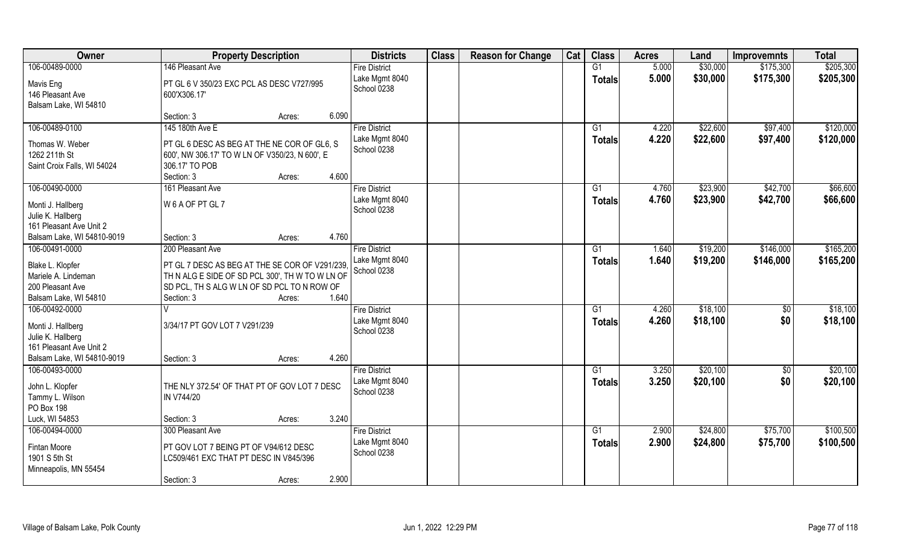| Owner | Property Description | Districts | Class | Reason for Change | Cat | Class | Acres | Land | Improvemnts | Total |
|---|---|---|---|---|---|---|---|---|---|---|
| 106-00489-0000<br>Mavis Eng<br>146 Pleasant Ave<br>Balsam Lake, WI 54810 | 146 Pleasant Ave<br>PT GL 6 V 350/23 EXC PCL AS DESC V727/995 600'X306.17'<br>Section: 3 Acres: 6.090 | Fire District<br>Lake Mgmt 8040<br>School 0238 | | | | G1<br>**Totals** | 5.000<br>**5.000** | $30,000<br>**$30,000** | $175,300<br>**$175,300** | $205,300<br>**$205,300** |
| 106-00489-0100<br>Thomas W. Weber<br>1262 211th St<br>Saint Croix Falls, WI 54024 | 145 180th Ave E<br>PT GL 6 DESC AS BEG AT THE NE COR OF GL6, S 600', NW 306.17' TO W LN OF V350/23, N 600', E 306.17' TO POB<br>Section: 3 Acres: 4.600 | Fire District<br>Lake Mgmt 8040<br>School 0238 | | | | G1<br>**Totals** | 4.220<br>**4.220** | $22,600<br>**$22,600** | $97,400<br>**$97,400** | $120,000<br>**$120,000** |
| 106-00490-0000<br>Monti J. Hallberg<br>Julie K. Hallberg<br>161 Pleasant Ave Unit 2<br>Balsam Lake, WI 54810-9019 | 161 Pleasant Ave<br>W 6 A OF PT GL 7<br>Section: 3 Acres: 4.760 | Fire District<br>Lake Mgmt 8040<br>School 0238 | | | | G1<br>**Totals** | 4.760<br>**4.760** | $23,900<br>**$23,900** | $42,700<br>**$42,700** | $66,600<br>**$66,600** |
| 106-00491-0000<br>Blake L. Klopfer<br>Mariele A. Lindeman<br>200 Pleasant Ave<br>Balsam Lake, WI 54810 | 200 Pleasant Ave<br>PT GL 7 DESC AS BEG AT THE SE COR OF V291/239, TH N ALG E SIDE OF SD PCL 300', TH W TO W LN OF SD PCL, TH S ALG W LN OF SD PCL TO N ROW OF<br>Section: 3 Acres: 1.640 | Fire District<br>Lake Mgmt 8040<br>School 0238 | | | | G1<br>**Totals** | 1.640<br>**1.640** | $19,200<br>**$19,200** | $146,000<br>**$146,000** | $165,200<br>**$165,200** |
| 106-00492-0000<br>Monti J. Hallberg<br>Julie K. Hallberg<br>161 Pleasant Ave Unit 2<br>Balsam Lake, WI 54810-9019 | V<br>3/34/17 PT GOV LOT 7 V291/239<br>Section: 3 Acres: 4.260 | Fire District<br>Lake Mgmt 8040<br>School 0238 | | | | G1<br>**Totals** | 4.260<br>**4.260** | $18,100<br>**$18,100** | $0<br>**$0** | $18,100<br>**$18,100** |
| 106-00493-0000<br>John L. Klopfer<br>Tammy L. Wilson<br>PO Box 198<br>Luck, WI 54853 | THE NLY 372.54' OF THAT PT OF GOV LOT 7 DESC IN V744/20<br>Section: 3 Acres: 3.240 | Fire District<br>Lake Mgmt 8040<br>School 0238 | | | | G1<br>**Totals** | 3.250<br>**3.250** | $20,100<br>**$20,100** | $0<br>**$0** | $20,100<br>**$20,100** |
| 106-00494-0000<br>Fintan Moore<br>1901 S 5th St<br>Minneapolis, MN 55454 | 300 Pleasant Ave<br>PT GOV LOT 7 BEING PT OF V94/612 DESC LC509/461 EXC THAT PT DESC IN V845/396<br>Section: 3 Acres: 2.900 | Fire District<br>Lake Mgmt 8040<br>School 0238 | | | | G1<br>**Totals** | 2.900<br>**2.900** | $24,800<br>**$24,800** | $75,700<br>**$75,700** | $100,500<br>**$100,500** |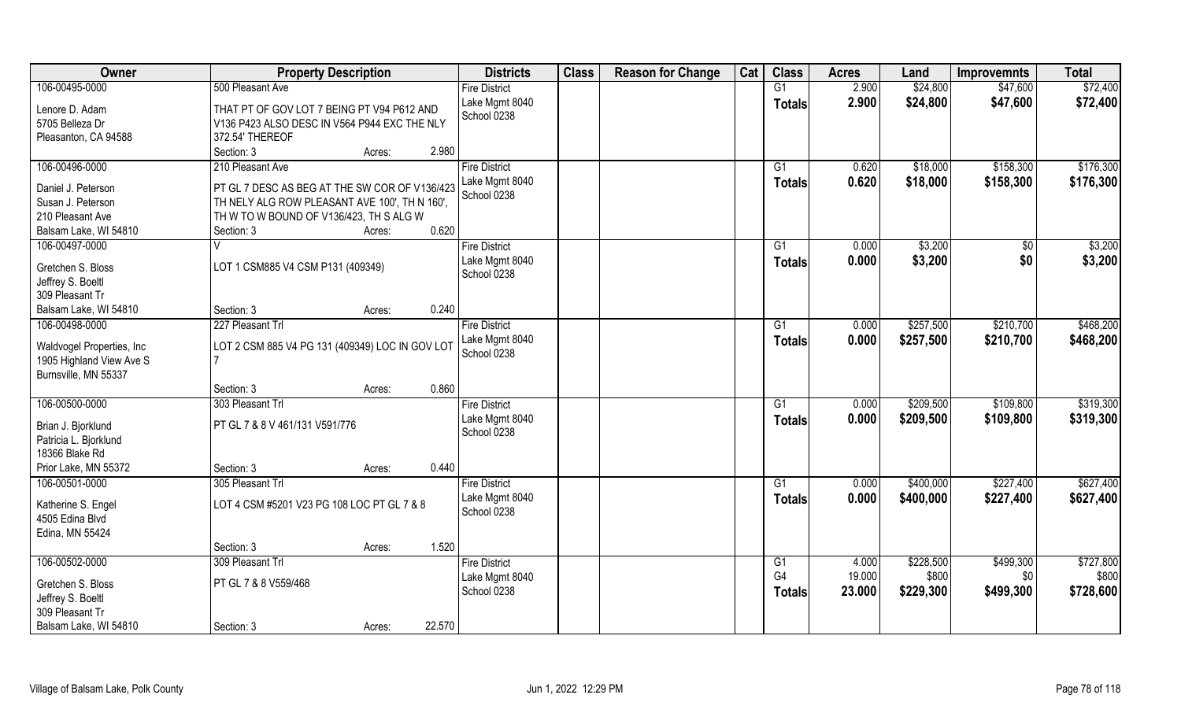| Owner | Property Description | | | Districts | Class | Reason for Change | Cat | Class | Acres | Land | Improvemnts | Total |
|---|---|---|---|---|---|---|---|---|---|---|---|---|
| 106-00495-0000 | 500 Pleasant Ave | | | Fire District | | | | G1 | 2.900 | $24,800 | $47,600 | $72,400 |
| Lenore D. Adam<br>5705 Belleza Dr<br>Pleasanton, CA 94588 | THAT PT OF GOV LOT 7 BEING PT V94 P612 AND V136 P423 ALSO DESC IN V564 P944 EXC THE NLY 372.54' THEREOF | | | Lake Mgmt 8040<br>School 0238 | | | | **Totals** | **2.900** | **$24,800** | **$47,600** | **$72,400** |
| | Section: 3 | Acres: | 2.980 | | | | | | | | | |
| 106-00496-0000 | 210 Pleasant Ave | | | Fire District | | | | G1 | 0.620 | $18,000 | $158,300 | $176,300 |
| Daniel J. Peterson<br>Susan J. Peterson<br>210 Pleasant Ave<br>Balsam Lake, WI 54810 | PT GL 7 DESC AS BEG AT THE SW COR OF V136/423 TH NELY ALG ROW PLEASANT AVE 100', TH N 160', TH W TO W BOUND OF V136/423, TH S ALG W | | | Lake Mgmt 8040<br>School 0238 | | | | **Totals** | **0.620** | **$18,000** | **$158,300** | **$176,300** |
| | Section: 3 | Acres: | 0.620 | | | | | | | | | |
| 106-00497-0000 | V | | | Fire District | | | | G1 | 0.000 | $3,200 | $0 | $3,200 |
| Gretchen S. Bloss<br>Jeffrey S. Boeltl<br>309 Pleasant Tr<br>Balsam Lake, WI 54810 | LOT 1 CSM885 V4 CSM P131 (409349) | | | Lake Mgmt 8040<br>School 0238 | | | | **Totals** | **0.000** | **$3,200** | **$0** | **$3,200** |
| | Section: 3 | Acres: | 0.240 | | | | | | | | | |
| 106-00498-0000 | 227 Pleasant Trl | | | Fire District | | | | G1 | 0.000 | $257,500 | $210,700 | $468,200 |
| Waldvogel Properties, Inc<br>1905 Highland View Ave S<br>Burnsville, MN 55337 | LOT 2 CSM 885 V4 PG 131 (409349) LOC IN GOV LOT 7 | | | Lake Mgmt 8040<br>School 0238 | | | | **Totals** | **0.000** | **$257,500** | **$210,700** | **$468,200** |
| | Section: 3 | Acres: | 0.860 | | | | | | | | | |
| 106-00500-0000 | 303 Pleasant Trl | | | Fire District | | | | G1 | 0.000 | $209,500 | $109,800 | $319,300 |
| Brian J. Bjorklund<br>Patricia L. Bjorklund<br>18366 Blake Rd<br>Prior Lake, MN 55372 | PT GL 7 & 8 V 461/131 V591/776 | | | Lake Mgmt 8040<br>School 0238 | | | | **Totals** | **0.000** | **$209,500** | **$109,800** | **$319,300** |
| | Section: 3 | Acres: | 0.440 | | | | | | | | | |
| 106-00501-0000 | 305 Pleasant Trl | | | Fire District | | | | G1 | 0.000 | $400,000 | $227,400 | $627,400 |
| Katherine S. Engel<br>4505 Edina Blvd<br>Edina, MN 55424 | LOT 4 CSM #5201 V23 PG 108 LOC PT GL 7 & 8 | | | Lake Mgmt 8040<br>School 0238 | | | | **Totals** | **0.000** | **$400,000** | **$227,400** | **$627,400** |
| | Section: 3 | Acres: | 1.520 | | | | | | | | | |
| 106-00502-0000 | 309 Pleasant Trl | | | Fire District | | | | G1 | 4.000 | $228,500 | $499,300 | $727,800 |
| Gretchen S. Bloss<br>Jeffrey S. Boeltl<br>309 Pleasant Tr<br>Balsam Lake, WI 54810 | PT GL 7 & 8 V559/468 | | | Lake Mgmt 8040<br>School 0238 | | | | G4 | 19.000 | $800 | $0 | $800 |
| | | | | | | | | **Totals** | **23.000** | **$229,300** | **$499,300** | **$728,600** |
| | Section: 3 | Acres: | 22.570 | | | | | | | | | |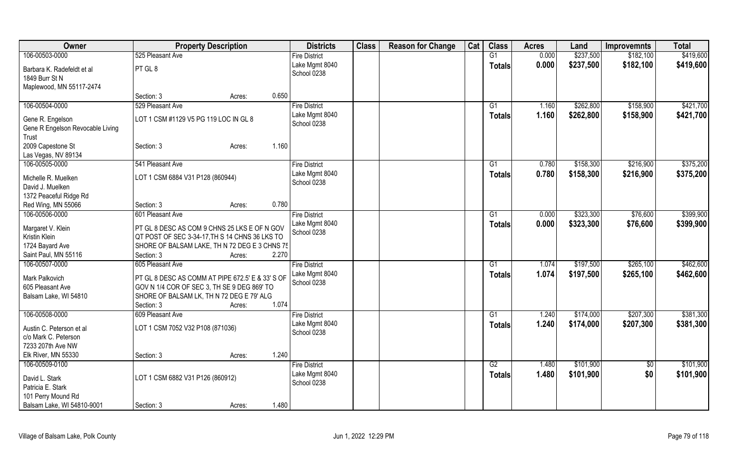| Owner | Property Description | | | Districts | Class | Reason for Change | Cat | Class | Acres | Land | Improvemnts | Total |
|---|---|---|---|---|---|---|---|---|---|---|---|---|
| 106-00503-0000 | 525 Pleasant Ave | | | Fire District | | | | G1 | 0.000 | $237,500 | $182,100 | $419,600 |
| Barbara K. Radefeldt et al<br>1849 Burr St N<br>Maplewood, MN 55117-2474 | PT GL 8 | | | Lake Mgmt 8040<br>School 0238 | | | | **Totals** | **0.000** | **$237,500** | **$182,100** | **$419,600** |
| | Section: 3 | Acres: | 0.650 | | | | | | | | | |
| 106-00504-0000 | 529 Pleasant Ave | | | Fire District | | | | G1 | 1.160 | $262,800 | $158,900 | $421,700 |
| Gene R. Engelson<br>Gene R Engelson Revocable Living Trust<br>2009 Capestone St<br>Las Vegas, NV 89134 | LOT 1 CSM #1129 V5 PG 119 LOC IN GL 8 | | | Lake Mgmt 8040<br>School 0238 | | | | **Totals** | **1.160** | **$262,800** | **$158,900** | **$421,700** |
| | Section: 3 | Acres: | 1.160 | | | | | | | | | |
| 106-00505-0000 | 541 Pleasant Ave | | | Fire District | | | | G1 | 0.780 | $158,300 | $216,900 | $375,200 |
| Michelle R. Muelken<br>David J. Muelken<br>1372 Peaceful Ridge Rd<br>Red Wing, MN 55066 | LOT 1 CSM 6884 V31 P128 (860944) | | | Lake Mgmt 8040<br>School 0238 | | | | **Totals** | **0.780** | **$158,300** | **$216,900** | **$375,200** |
| | Section: 3 | Acres: | 0.780 | | | | | | | | | |
| 106-00506-0000 | 601 Pleasant Ave | | | Fire District | | | | G1 | 0.000 | $323,300 | $76,600 | $399,900 |
| Margaret V. Klein<br>Kristin Klein<br>1724 Bayard Ave<br>Saint Paul, MN 55116 | PT GL 8 DESC AS COM 9 CHNS 25 LKS E OF N GOV QT POST OF SEC 3-34-17,TH S 14 CHNS 36 LKS TO SHORE OF BALSAM LAKE, TH N 72 DEG E 3 CHNS 75 | | | Lake Mgmt 8040<br>School 0238 | | | | **Totals** | **0.000** | **$323,300** | **$76,600** | **$399,900** |
| | Section: 3 | Acres: | 2.270 | | | | | | | | | |
| 106-00507-0000 | 605 Pleasant Ave | | | Fire District | | | | G1 | 1.074 | $197,500 | $265,100 | $462,600 |
| Mark Palkovich<br>605 Pleasant Ave<br>Balsam Lake, WI 54810 | PT GL 8 DESC AS COMM AT PIPE 672.5' E & 33' S OF GOV N 1/4 COR OF SEC 3, TH SE 9 DEG 869' TO SHORE OF BALSAM LK, TH N 72 DEG E 79' ALG | | | Lake Mgmt 8040<br>School 0238 | | | | **Totals** | **1.074** | **$197,500** | **$265,100** | **$462,600** |
| | Section: 3 | Acres: | 1.074 | | | | | | | | | |
| 106-00508-0000 | 609 Pleasant Ave | | | Fire District | | | | G1 | 1.240 | $174,000 | $207,300 | $381,300 |
| Austin C. Peterson et al<br>c/o Mark C. Peterson<br>7233 207th Ave NW<br>Elk River, MN 55330 | LOT 1 CSM 7052 V32 P108 (871036) | | | Lake Mgmt 8040<br>School 0238 | | | | **Totals** | **1.240** | **$174,000** | **$207,300** | **$381,300** |
| | Section: 3 | Acres: | 1.240 | | | | | | | | | |
| 106-00509-0100 | | | | Fire District | | | | G2 | 1.480 | $101,900 | $0 | $101,900 |
| David L. Stark<br>Patricia E. Stark<br>101 Perry Mound Rd<br>Balsam Lake, WI 54810-9001 | LOT 1 CSM 6882 V31 P126 (860912) | | | Lake Mgmt 8040<br>School 0238 | | | | **Totals** | **1.480** | **$101,900** | **$0** | **$101,900** |
| | Section: 3 | Acres: | 1.480 | | | | | | | | | |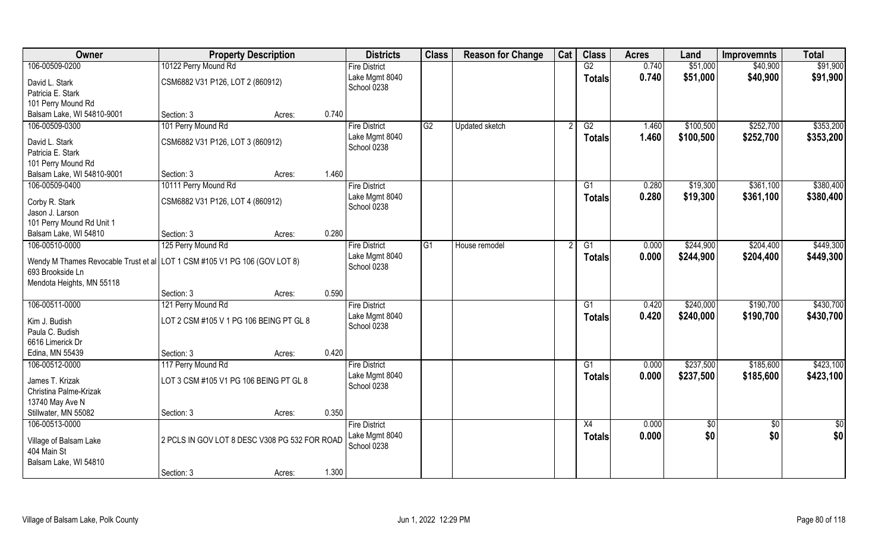| Owner | Property Description | | | Districts | Class | Reason for Change | Cat | Class | Acres | Land | Improvemnts | Total |
|---|---|---|---|---|---|---|---|---|---|---|---|---|
| 106-00509-0200 | 10122 Perry Mound Rd | | | Fire District | | | | G2 | 0.740 | $51,000 | $40,900 | $91,900 |
| David L. Stark | CSM6882 V31 P126, LOT 2 (860912) | | | Lake Mgmt 8040 | | | | Totals | 0.740 | $51,000 | $40,900 | $91,900 |
| Patricia E. Stark | | | | School 0238 | | | | | | | | |
| 101 Perry Mound Rd | | | | | | | | | | | | |
| Balsam Lake, WI 54810-9001 | Section: 3 | Acres: | 0.740 | | | | | | | | | |
| 106-00509-0300 | 101 Perry Mound Rd | | | Fire District | G2 | Updated sketch | 2 | G2 | 1.460 | $100,500 | $252,700 | $353,200 |
| David L. Stark | CSM6882 V31 P126, LOT 3 (860912) | | | Lake Mgmt 8040 | | | | Totals | 1.460 | $100,500 | $252,700 | $353,200 |
| Patricia E. Stark | | | | School 0238 | | | | | | | | |
| 101 Perry Mound Rd | | | | | | | | | | | | |
| Balsam Lake, WI 54810-9001 | Section: 3 | Acres: | 1.460 | | | | | | | | | |
| 106-00509-0400 | 10111 Perry Mound Rd | | | Fire District | | | | G1 | 0.280 | $19,300 | $361,100 | $380,400 |
| Corby R. Stark | CSM6882 V31 P126, LOT 4 (860912) | | | Lake Mgmt 8040 | | | | Totals | 0.280 | $19,300 | $361,100 | $380,400 |
| Jason J. Larson | | | | School 0238 | | | | | | | | |
| 101 Perry Mound Rd Unit 1 | | | | | | | | | | | | |
| Balsam Lake, WI 54810 | Section: 3 | Acres: | 0.280 | | | | | | | | | |
| 106-00510-0000 | 125 Perry Mound Rd | | | Fire District | G1 | House remodel | 2 | G1 | 0.000 | $244,900 | $204,400 | $449,300 |
| Wendy M Thames Revocable Trust et al | LOT 1 CSM #105 V1 PG 106 (GOV LOT 8) | | | Lake Mgmt 8040 | | | | Totals | 0.000 | $244,900 | $204,400 | $449,300 |
| 693 Brookside Ln | | | | School 0238 | | | | | | | | |
| Mendota Heights, MN 55118 | | | | | | | | | | | | |
| | Section: 3 | Acres: | 0.590 | | | | | | | | | |
| 106-00511-0000 | 121 Perry Mound Rd | | | Fire District | | | | G1 | 0.420 | $240,000 | $190,700 | $430,700 |
| Kim J. Budish | LOT 2 CSM #105 V 1 PG 106 BEING PT GL 8 | | | Lake Mgmt 8040 | | | | Totals | 0.420 | $240,000 | $190,700 | $430,700 |
| Paula C. Budish | | | | School 0238 | | | | | | | | |
| 6616 Limerick Dr | | | | | | | | | | | | |
| Edina, MN 55439 | Section: 3 | Acres: | 0.420 | | | | | | | | | |
| 106-00512-0000 | 117 Perry Mound Rd | | | Fire District | | | | G1 | 0.000 | $237,500 | $185,600 | $423,100 |
| James T. Krizak | LOT 3 CSM #105 V1 PG 106 BEING PT GL 8 | | | Lake Mgmt 8040 | | | | Totals | 0.000 | $237,500 | $185,600 | $423,100 |
| Christina Palme-Krizak | | | | School 0238 | | | | | | | | |
| 13740 May Ave N | | | | | | | | | | | | |
| Stillwater, MN 55082 | Section: 3 | Acres: | 0.350 | | | | | | | | | |
| 106-00513-0000 | | | | Fire District | | | | X4 | 0.000 | $0 | $0 | $0 |
| Village of Balsam Lake | 2 PCLS IN GOV LOT 8 DESC V308 PG 532 FOR ROAD | | | Lake Mgmt 8040 | | | | Totals | 0.000 | $0 | $0 | $0 |
| 404 Main St | | | | School 0238 | | | | | | | | |
| Balsam Lake, WI 54810 | | | | | | | | | | | | |
| | Section: 3 | Acres: | 1.300 | | | | | | | | | |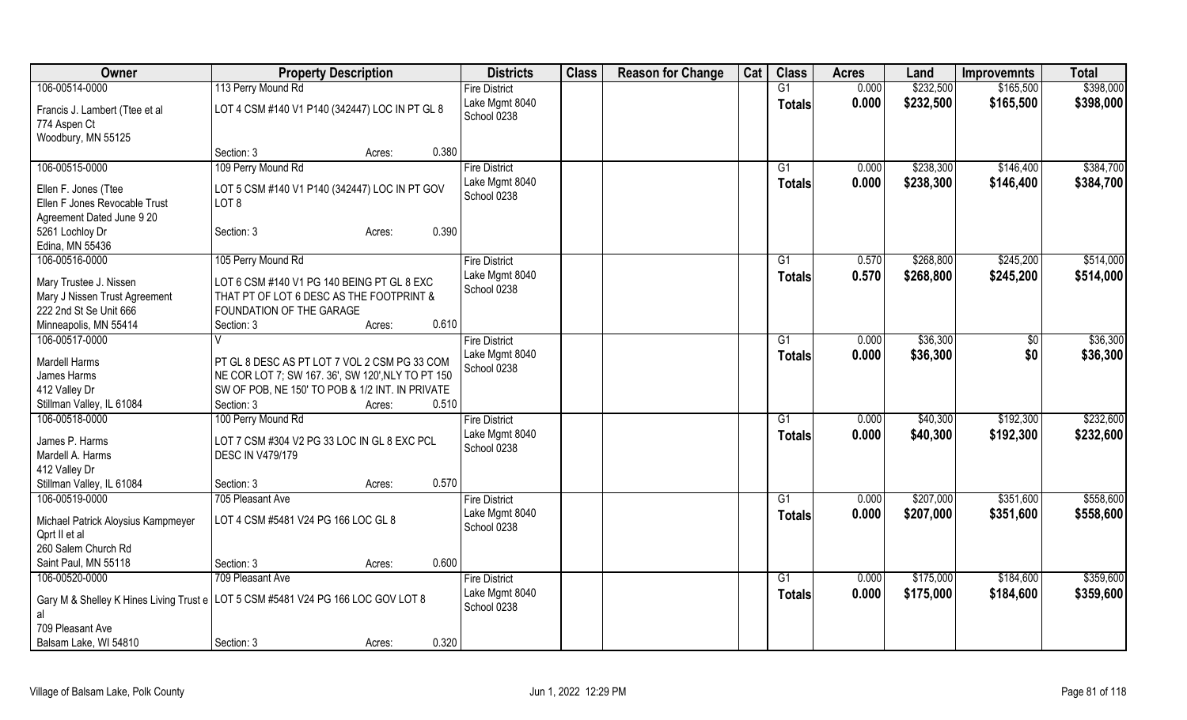| Owner | Property Description | Districts | Class | Reason for Change | Cat | Class | Acres | Land | Improvemnts | Total |
|---|---|---|---|---|---|---|---|---|---|---|
| 106-00514-0000<br>Francis J. Lambert (Ttee et al<br>774 Aspen Ct<br>Woodbury, MN 55125 | 113 Perry Mound Rd<br>LOT 4 CSM #140 V1 P140 (342447) LOC IN PT GL 8<br>Section: 3 Acres: 0.380 | Fire District<br>Lake Mgmt 8040<br>School 0238 | | | | G1<br>**Totals** | 0.000<br>**0.000** | $232,500<br>**$232,500** | $165,500<br>**$165,500** | $398,000<br>**$398,000** |
| 106-00515-0000<br>Ellen F. Jones (Ttee<br>Ellen F Jones Revocable Trust<br>Agreement Dated June 9 20<br>5261 Lochloy Dr<br>Edina, MN 55436 | 109 Perry Mound Rd<br>LOT 5 CSM #140 V1 P140 (342447) LOC IN PT GOV LOT 8<br>Section: 3 Acres: 0.390 | Fire District<br>Lake Mgmt 8040<br>School 0238 | | | | G1<br>**Totals** | 0.000<br>**0.000** | $238,300<br>**$238,300** | $146,400<br>**$146,400** | $384,700<br>**$384,700** |
| 106-00516-0000<br>Mary Trustee J. Nissen<br>Mary J Nissen Trust Agreement<br>222 2nd St Se Unit 666<br>Minneapolis, MN 55414 | 105 Perry Mound Rd<br>LOT 6 CSM #140 V1 PG 140 BEING PT GL 8 EXC THAT PT OF LOT 6 DESC AS THE FOOTPRINT & FOUNDATION OF THE GARAGE<br>Section: 3 Acres: 0.610 | Fire District<br>Lake Mgmt 8040<br>School 0238 | | | | G1<br>**Totals** | 0.570<br>**0.570** | $268,800<br>**$268,800** | $245,200<br>**$245,200** | $514,000<br>**$514,000** |
| 106-00517-0000<br>Mardell Harms<br>James Harms<br>412 Valley Dr<br>Stillman Valley, IL 61084 | V<br>PT GL 8 DESC AS PT LOT 7 VOL 2 CSM PG 33 COM NE COR LOT 7; SW 167. 36', SW 120',NLY TO PT 150 SW OF POB, NE 150' TO POB & 1/2 INT. IN PRIVATE<br>Section: 3 Acres: 0.510 | Fire District<br>Lake Mgmt 8040<br>School 0238 | | | | G1<br>**Totals** | 0.000<br>**0.000** | $36,300<br>**$36,300** | $0<br>**$0** | $36,300<br>**$36,300** |
| 106-00518-0000<br>James P. Harms<br>Mardell A. Harms<br>412 Valley Dr<br>Stillman Valley, IL 61084 | 100 Perry Mound Rd<br>LOT 7 CSM #304 V2 PG 33 LOC IN GL 8 EXC PCL DESC IN V479/179<br>Section: 3 Acres: 0.570 | Fire District<br>Lake Mgmt 8040<br>School 0238 | | | | G1<br>**Totals** | 0.000<br>**0.000** | $40,300<br>**$40,300** | $192,300<br>**$192,300** | $232,600<br>**$232,600** |
| 106-00519-0000<br>Michael Patrick Aloysius Kampmeyer Qprt II et al<br>260 Salem Church Rd<br>Saint Paul, MN 55118 | 705 Pleasant Ave<br>LOT 4 CSM #5481 V24 PG 166 LOC GL 8<br>Section: 3 Acres: 0.600 | Fire District<br>Lake Mgmt 8040<br>School 0238 | | | | G1<br>**Totals** | 0.000<br>**0.000** | $207,000<br>**$207,000** | $351,600<br>**$351,600** | $558,600<br>**$558,600** |
| 106-00520-0000<br>Gary M & Shelley K Hines Living Trust e al<br>709 Pleasant Ave<br>Balsam Lake, WI 54810 | 709 Pleasant Ave<br>LOT 5 CSM #5481 V24 PG 166 LOC GOV LOT 8<br>Section: 3 Acres: 0.320 | Fire District<br>Lake Mgmt 8040<br>School 0238 | | | | G1<br>**Totals** | 0.000<br>**0.000** | $175,000<br>**$175,000** | $184,600<br>**$184,600** | $359,600<br>**$359,600** |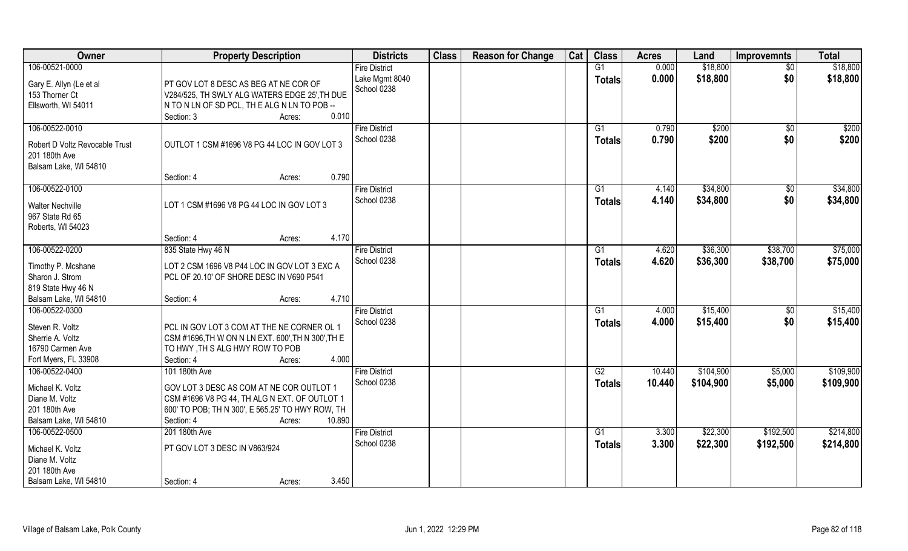| Owner | Property Description | Districts | Class | Reason for Change | Cat | Class | Acres | Land | Improvemnts | Total |
|---|---|---|---|---|---|---|---|---|---|---|
| 106-00521-0000<br>Gary E. Allyn (Le et al<br>153 Thorner Ct<br>Ellsworth, WI 54011 | PT GOV LOT 8 DESC AS BEG AT NE COR OF V284/525, TH SWLY ALG WATERS EDGE 25',TH DUE N TO N LN OF SD PCL, TH E ALG N LN TO POB --<br>Section: 3 Acres: 0.010 | Fire District<br>Lake Mgmt 8040<br>School 0238 | | | | G1<br>Totals | 0.000<br>0.000 | $18,800<br>$18,800 | $0<br>$0 | $18,800<br>$18,800 |
| 106-00522-0010<br>Robert D Voltz Revocable Trust<br>201 180th Ave<br>Balsam Lake, WI 54810 | OUTLOT 1 CSM #1696 V8 PG 44 LOC IN GOV LOT 3<br>Section: 4 Acres: 0.790 | Fire District<br>School 0238 | | | | G1<br>Totals | 0.790<br>0.790 | $200<br>$200 | $0<br>$0 | $200<br>$200 |
| 106-00522-0100<br>Walter Nechville<br>967 State Rd 65<br>Roberts, WI 54023 | LOT 1 CSM #1696 V8 PG 44 LOC IN GOV LOT 3<br>Section: 4 Acres: 4.170 | Fire District<br>School 0238 | | | | G1<br>Totals | 4.140<br>4.140 | $34,800<br>$34,800 | $0<br>$0 | $34,800<br>$34,800 |
| 106-00522-0200<br>Timothy P. Mcshane<br>Sharon J. Strom<br>819 State Hwy 46 N<br>Balsam Lake, WI 54810 | 835 State Hwy 46 N<br>LOT 2 CSM 1696 V8 P44 LOC IN GOV LOT 3 EXC A PCL OF 20.10' OF SHORE DESC IN V690 P541<br>Section: 4 Acres: 4.710 | Fire District<br>School 0238 | | | | G1<br>Totals | 4.620<br>4.620 | $36,300<br>$36,300 | $38,700<br>$38,700 | $75,000<br>$75,000 |
| 106-00522-0300<br>Steven R. Voltz<br>Sherrie A. Voltz<br>16790 Carmen Ave<br>Fort Myers, FL 33908 | PCL IN GOV LOT 3 COM AT THE NE CORNER OL 1 CSM #1696,TH W ON N LN EXT. 600',TH N 300',TH E TO HWY ,TH S ALG HWY ROW TO POB<br>Section: 4 Acres: 4.000 | Fire District<br>School 0238 | | | | G1<br>Totals | 4.000<br>4.000 | $15,400<br>$15,400 | $0<br>$0 | $15,400<br>$15,400 |
| 106-00522-0400<br>Michael K. Voltz<br>Diane M. Voltz<br>201 180th Ave<br>Balsam Lake, WI 54810 | 101 180th Ave<br>GOV LOT 3 DESC AS COM AT NE COR OUTLOT 1 CSM #1696 V8 PG 44, TH ALG N EXT. OF OUTLOT 1 600' TO POB; TH N 300', E 565.25' TO HWY ROW, TH<br>Section: 4 Acres: 10.890 | Fire District<br>School 0238 | | | | G2<br>Totals | 10.440<br>10.440 | $104,900<br>$104,900 | $5,000<br>$5,000 | $109,900<br>$109,900 |
| 106-00522-0500<br>Michael K. Voltz<br>Diane M. Voltz<br>201 180th Ave<br>Balsam Lake, WI 54810 | 201 180th Ave<br>PT GOV LOT 3 DESC IN V863/924<br>Section: 4 Acres: 3.450 | Fire District<br>School 0238 | | | | G1<br>Totals | 3.300<br>3.300 | $22,300<br>$22,300 | $192,500<br>$192,500 | $214,800<br>$214,800 |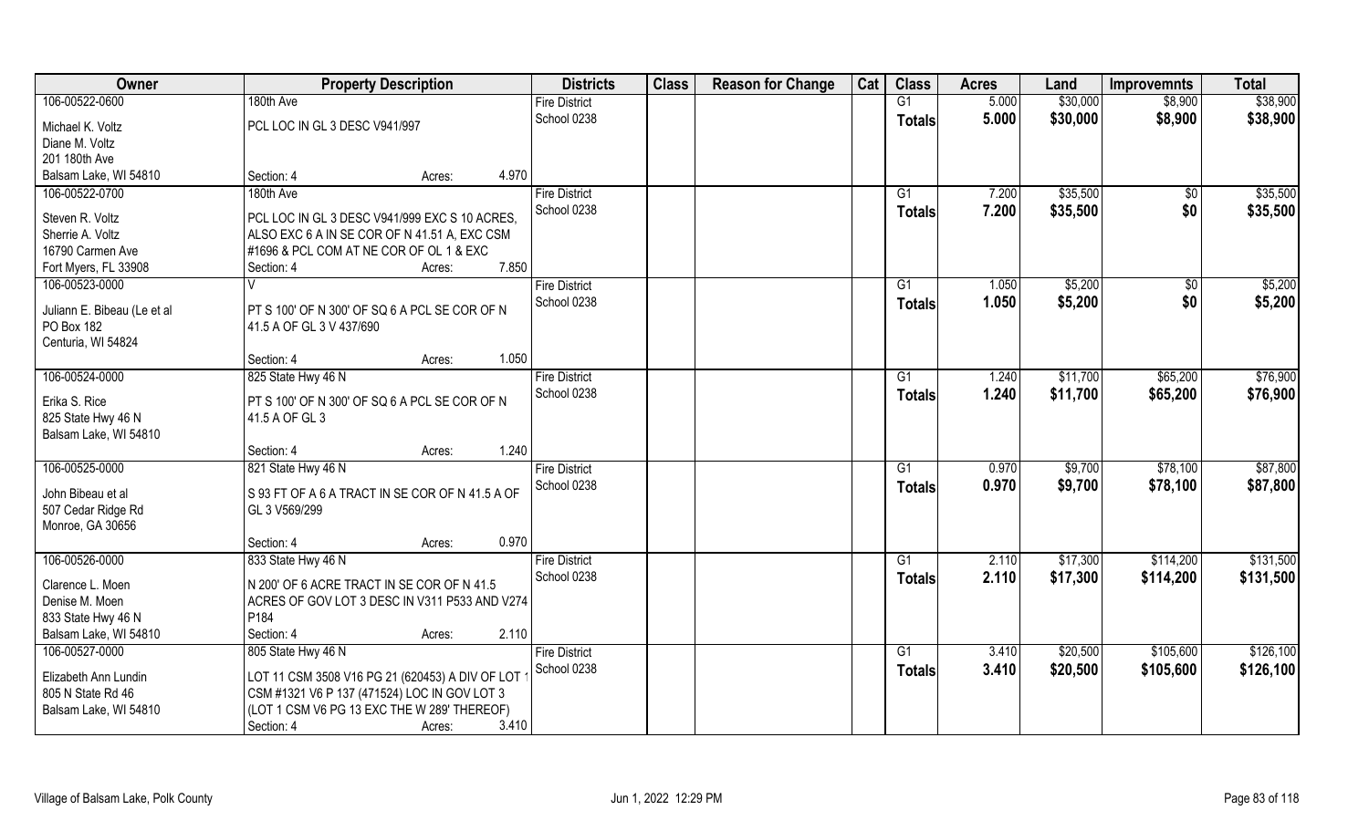| Owner | Property Description | Districts | Class | Reason for Change | Cat | Class | Acres | Land | Improvemnts | Total |
|---|---|---|---|---|---|---|---|---|---|---|
| 106-00522-0600 | 180th Ave | Fire District | | | | G1 | 5.000 | $30,000 | $8,900 | $38,900 |
| Michael K. Voltz<br>Diane M. Voltz<br>201 180th Ave<br>Balsam Lake, WI 54810 | PCL LOC IN GL 3 DESC V941/997<br>Section: 4 Acres: 4.970 | School 0238 | | | | **Totals** | **5.000** | **$30,000** | **$8,900** | **$38,900** |
| 106-00522-0700 | 180th Ave | Fire District | | | | G1 | 7.200 | $35,500 | $0 | $35,500 |
| Steven R. Voltz<br>Sherrie A. Voltz<br>16790 Carmen Ave<br>Fort Myers, FL 33908 | PCL LOC IN GL 3 DESC V941/999 EXC S 10 ACRES, ALSO EXC 6 A IN SE COR OF N 41.51 A, EXC CSM #1696 & PCL COM AT NE COR OF OL 1 & EXC<br>Section: 4 Acres: 7.850 | School 0238 | | | | **Totals** | **7.200** | **$35,500** | **$0** | **$35,500** |
| 106-00523-0000 | V | Fire District | | | | G1 | 1.050 | $5,200 | $0 | $5,200 |
| Juliann E. Bibeau (Le et al<br>PO Box 182<br>Centuria, WI 54824 | PT S 100' OF N 300' OF SQ 6 A PCL SE COR OF N 41.5 A OF GL 3 V 437/690<br>Section: 4 Acres: 1.050 | School 0238 | | | | **Totals** | **1.050** | **$5,200** | **$0** | **$5,200** |
| 106-00524-0000 | 825 State Hwy 46 N | Fire District | | | | G1 | 1.240 | $11,700 | $65,200 | $76,900 |
| Erika S. Rice<br>825 State Hwy 46 N<br>Balsam Lake, WI 54810 | PT S 100' OF N 300' OF SQ 6 A PCL SE COR OF N 41.5 A OF GL 3<br>Section: 4 Acres: 1.240 | School 0238 | | | | **Totals** | **1.240** | **$11,700** | **$65,200** | **$76,900** |
| 106-00525-0000 | 821 State Hwy 46 N | Fire District | | | | G1 | 0.970 | $9,700 | $78,100 | $87,800 |
| John Bibeau et al<br>507 Cedar Ridge Rd<br>Monroe, GA 30656 | S 93 FT OF A 6 A TRACT IN SE COR OF N 41.5 A OF GL 3 V569/299<br>Section: 4 Acres: 0.970 | School 0238 | | | | **Totals** | **0.970** | **$9,700** | **$78,100** | **$87,800** |
| 106-00526-0000 | 833 State Hwy 46 N | Fire District | | | | G1 | 2.110 | $17,300 | $114,200 | $131,500 |
| Clarence L. Moen<br>Denise M. Moen<br>833 State Hwy 46 N<br>Balsam Lake, WI 54810 | N 200' OF 6 ACRE TRACT IN SE COR OF N 41.5 ACRES OF GOV LOT 3 DESC IN V311 P533 AND V274 P184<br>Section: 4 Acres: 2.110 | School 0238 | | | | **Totals** | **2.110** | **$17,300** | **$114,200** | **$131,500** |
| 106-00527-0000 | 805 State Hwy 46 N | Fire District | | | | G1 | 3.410 | $20,500 | $105,600 | $126,100 |
| Elizabeth Ann Lundin<br>805 N State Rd 46<br>Balsam Lake, WI 54810 | LOT 11 CSM 3508 V16 PG 21 (620453) A DIV OF LOT 1 CSM #1321 V6 P 137 (471524) LOC IN GOV LOT 3 (LOT 1 CSM V6 PG 13 EXC THE W 289' THEREOF)<br>Section: 4 Acres: 3.410 | School 0238 | | | | **Totals** | **3.410** | **$20,500** | **$105,600** | **$126,100** |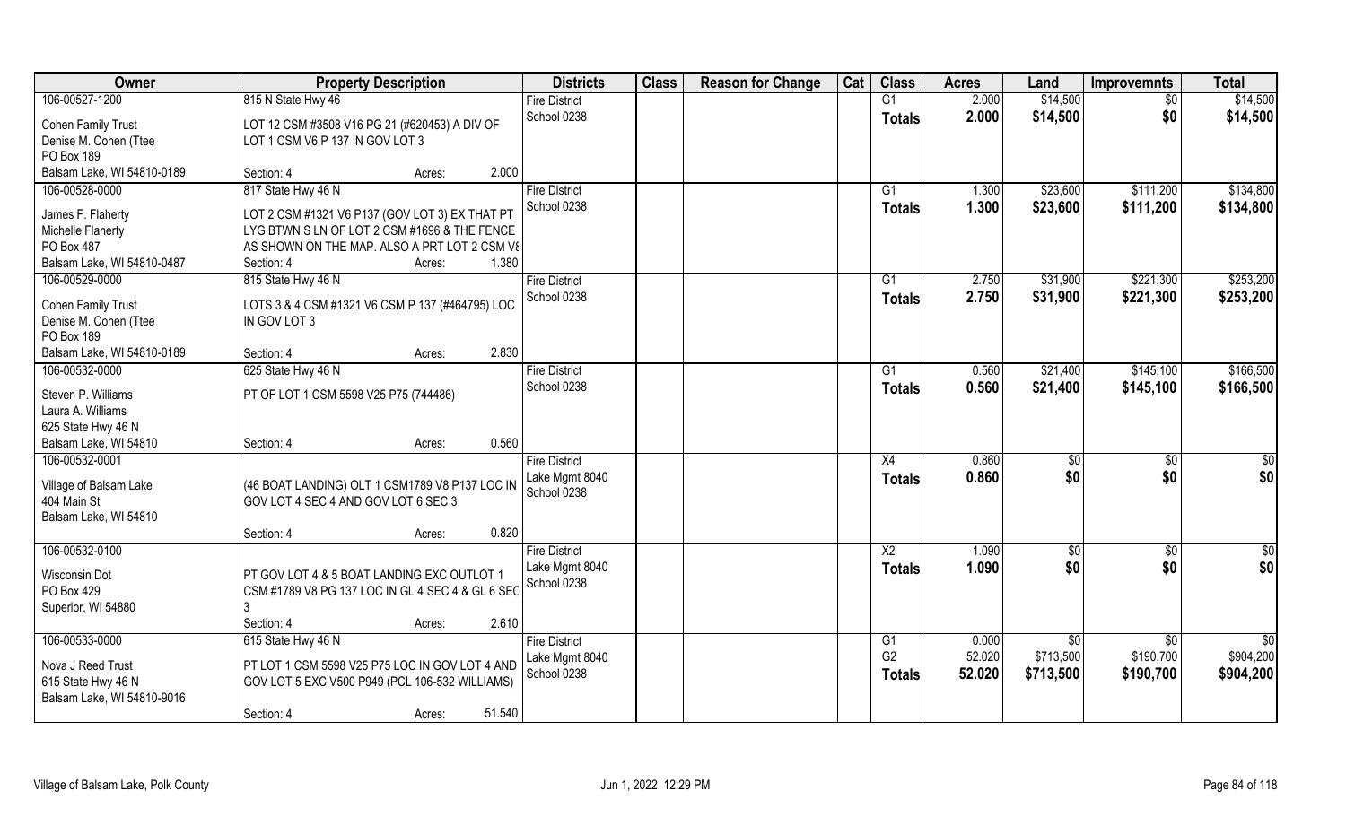| Owner | Property Description | Districts | Class | Reason for Change | Cat | Class | Acres | Land | Improvemnts | Total |
|---|---|---|---|---|---|---|---|---|---|---|
| 106-00527-1200<br>Cohen Family Trust<br>Denise M. Cohen (Ttee<br>PO Box 189<br>Balsam Lake, WI 54810-0189 | 815 N State Hwy 46<br>LOT 12 CSM #3508 V16 PG 21 (#620453) A DIV OF LOT 1 CSM V6 P 137 IN GOV LOT 3<br>Section: 4 Acres: 2.000 | Fire District<br>School 0238 | | | | G1<br>Totals | 2.000<br>2.000 | $14,500<br>$14,500 | $0<br>$0 | $14,500<br>$14,500 |
| 106-00528-0000<br>James F. Flaherty<br>Michelle Flaherty<br>PO Box 487<br>Balsam Lake, WI 54810-0487 | 817 State Hwy 46 N<br>LOT 2 CSM #1321 V6 P137 (GOV LOT 3) EX THAT PT LYG BTWN S LN OF LOT 2 CSM #1696 & THE FENCE AS SHOWN ON THE MAP. ALSO A PRT LOT 2 CSM V6<br>Section: 4 Acres: 1.380 | Fire District<br>School 0238 | | | | G1<br>Totals | 1.300<br>1.300 | $23,600<br>$23,600 | $111,200<br>$111,200 | $134,800<br>$134,800 |
| 106-00529-0000<br>Cohen Family Trust<br>Denise M. Cohen (Ttee<br>PO Box 189<br>Balsam Lake, WI 54810-0189 | 815 State Hwy 46 N<br>LOTS 3 & 4 CSM #1321 V6 CSM P 137 (#464795) LOC IN GOV LOT 3<br>Section: 4 Acres: 2.830 | Fire District<br>School 0238 | | | | G1<br>Totals | 2.750<br>2.750 | $31,900<br>$31,900 | $221,300<br>$221,300 | $253,200<br>$253,200 |
| 106-00532-0000<br>Steven P. Williams<br>Laura A. Williams<br>625 State Hwy 46 N<br>Balsam Lake, WI 54810 | 625 State Hwy 46 N<br>PT OF LOT 1 CSM 5598 V25 P75 (744486)<br>Section: 4 Acres: 0.560 | Fire District<br>School 0238 | | | | G1<br>Totals | 0.560<br>0.560 | $21,400<br>$21,400 | $145,100<br>$145,100 | $166,500<br>$166,500 |
| 106-00532-0001<br>Village of Balsam Lake<br>404 Main St<br>Balsam Lake, WI 54810 | (46 BOAT LANDING) OLT 1 CSM1789 V8 P137 LOC IN GOV LOT 4 SEC 4 AND GOV LOT 6 SEC 3<br>Section: 4 Acres: 0.820 | Fire District<br>Lake Mgmt 8040<br>School 0238 | | | | X4<br>Totals | 0.860<br>0.860 | $0<br>$0 | $0<br>$0 | $0<br>$0 |
| 106-00532-0100<br>Wisconsin Dot<br>PO Box 429<br>Superior, WI 54880 | PT GOV LOT 4 & 5 BOAT LANDING EXC OUTLOT 1 CSM #1789 V8 PG 137 LOC IN GL 4 SEC 4 & GL 6 SEC 3<br>Section: 4 Acres: 2.610 | Fire District<br>Lake Mgmt 8040<br>School 0238 | | | | X2<br>Totals | 1.090<br>1.090 | $0<br>$0 | $0<br>$0 | $0<br>$0 |
| 106-00533-0000<br>Nova J Reed Trust<br>615 State Hwy 46 N<br>Balsam Lake, WI 54810-9016 | 615 State Hwy 46 N<br>PT LOT 1 CSM 5598 V25 P75 LOC IN GOV LOT 4 AND GOV LOT 5 EXC V500 P949 (PCL 106-532 WILLIAMS)<br>Section: 4 Acres: 51.540 | Fire District<br>Lake Mgmt 8040<br>School 0238 | | | | G1<br>G2<br>Totals | 0.000<br>52.020<br>52.020 | $0<br>$713,500<br>$713,500 | $0<br>$190,700<br>$190,700 | $0<br>$904,200<br>$904,200 |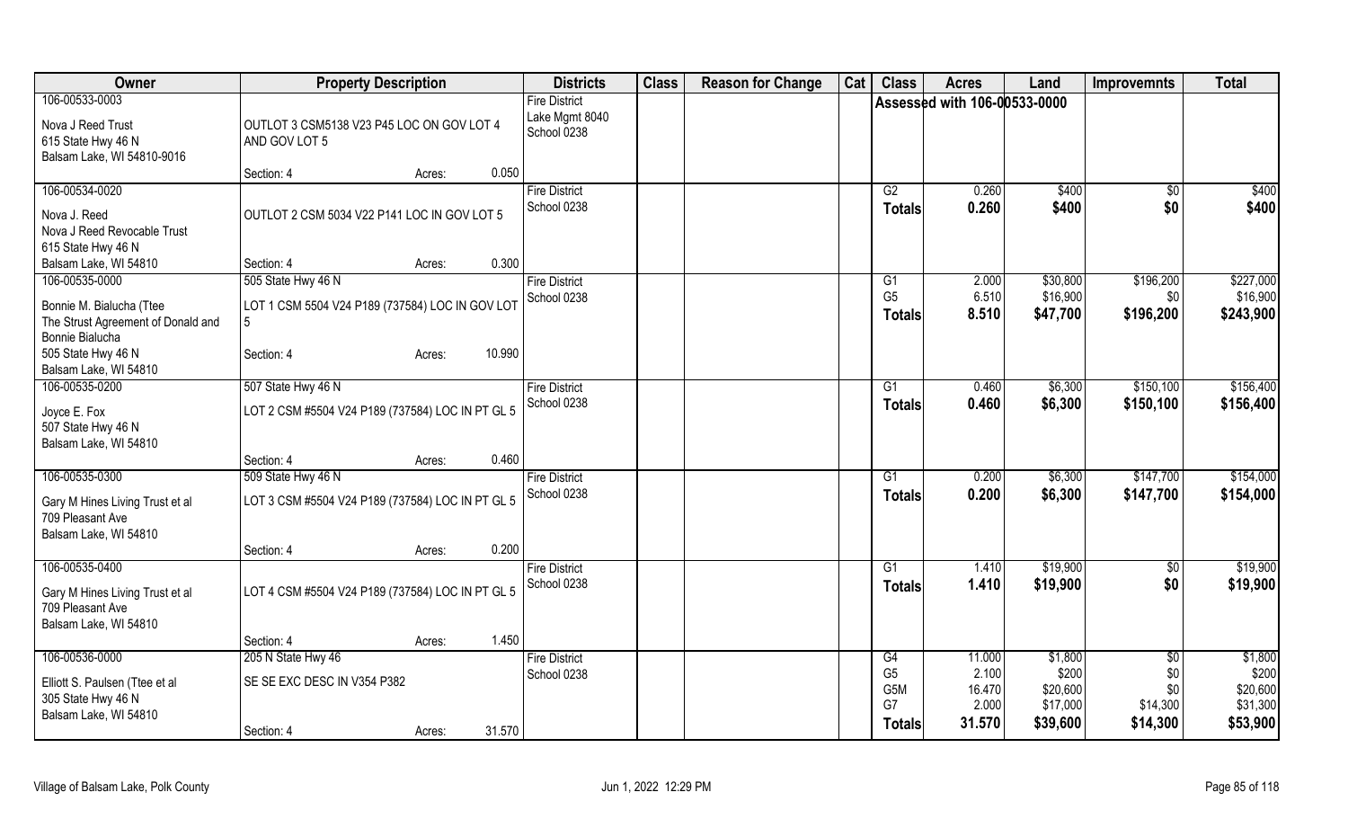| Owner | Property Description | Districts | Class | Reason for Change | Cat | Class | Acres | Land | Improvemnts | Total |
|---|---|---|---|---|---|---|---|---|---|---|
| 106-00533-0003<br>Nova J Reed Trust<br>615 State Hwy 46 N<br>Balsam Lake, WI 54810-9016 | OUTLOT 3 CSM5138 V23 P45 LOC ON GOV LOT 4 AND GOV LOT 5<br>Section: 4 Acres: 0.050 | Fire District<br>Lake Mgmt 8040<br>School 0238 | | | | Assessed with 106-00533-0000 | | | | |
| 106-00534-0020<br>Nova J. Reed<br>Nova J Reed Revocable Trust<br>615 State Hwy 46 N<br>Balsam Lake, WI 54810 | OUTLOT 2 CSM 5034 V22 P141 LOC IN GOV LOT 5<br>Section: 4 Acres: 0.300 | Fire District<br>School 0238 | | | | G2<br>**Totals** | 0.260<br>**0.260** | $400<br>**$400** | $0<br>**$0** | $400<br>**$400** |
| 106-00535-0000<br>Bonnie M. Bialucha (Ttee<br>The Strust Agreement of Donald and Bonnie Bialucha<br>505 State Hwy 46 N<br>Balsam Lake, WI 54810 | 505 State Hwy 46 N<br>LOT 1 CSM 5504 V24 P189 (737584) LOC IN GOV LOT 5<br>Section: 4 Acres: 10.990 | Fire District<br>School 0238 | | | | G1<br>G5<br>**Totals** | 2.000<br>6.510<br>**8.510** | $30,800<br>$16,900<br>**$47,700** | $196,200<br>$0<br>**$196,200** | $227,000<br>$16,900<br>**$243,900** |
| 106-00535-0200<br>Joyce E. Fox<br>507 State Hwy 46 N<br>Balsam Lake, WI 54810 | 507 State Hwy 46 N<br>LOT 2 CSM #5504 V24 P189 (737584) LOC IN PT GL 5<br>Section: 4 Acres: 0.460 | Fire District<br>School 0238 | | | | G1<br>**Totals** | 0.460<br>**0.460** | $6,300<br>**$6,300** | $150,100<br>**$150,100** | $156,400<br>**$156,400** |
| 106-00535-0300<br>Gary M Hines Living Trust et al<br>709 Pleasant Ave<br>Balsam Lake, WI 54810 | 509 State Hwy 46 N<br>LOT 3 CSM #5504 V24 P189 (737584) LOC IN PT GL 5<br>Section: 4 Acres: 0.200 | Fire District<br>School 0238 | | | | G1<br>**Totals** | 0.200<br>**0.200** | $6,300<br>**$6,300** | $147,700<br>**$147,700** | $154,000<br>**$154,000** |
| 106-00535-0400<br>Gary M Hines Living Trust et al<br>709 Pleasant Ave<br>Balsam Lake, WI 54810 | LOT 4 CSM #5504 V24 P189 (737584) LOC IN PT GL 5<br>Section: 4 Acres: 1.450 | Fire District<br>School 0238 | | | | G1<br>**Totals** | 1.410<br>**1.410** | $19,900<br>**$19,900** | $0<br>**$0** | $19,900<br>**$19,900** |
| 106-00536-0000<br>Elliott S. Paulsen (Ttee et al<br>305 State Hwy 46 N<br>Balsam Lake, WI 54810 | 205 N State Hwy 46<br>SE SE EXC DESC IN V354 P382<br>Section: 4 Acres: 31.570 | Fire District<br>School 0238 | | | | G4<br>G5<br>G5M<br>G7<br>**Totals** | 11.000<br>2.100<br>16.470<br>2.000<br>**31.570** | $1,800<br>$200<br>$20,600<br>$17,000<br>**$39,600** | $0<br>$0<br>$0<br>$14,300<br>**$14,300** | $1,800<br>$200<br>$20,600<br>$31,300<br>**$53,900** |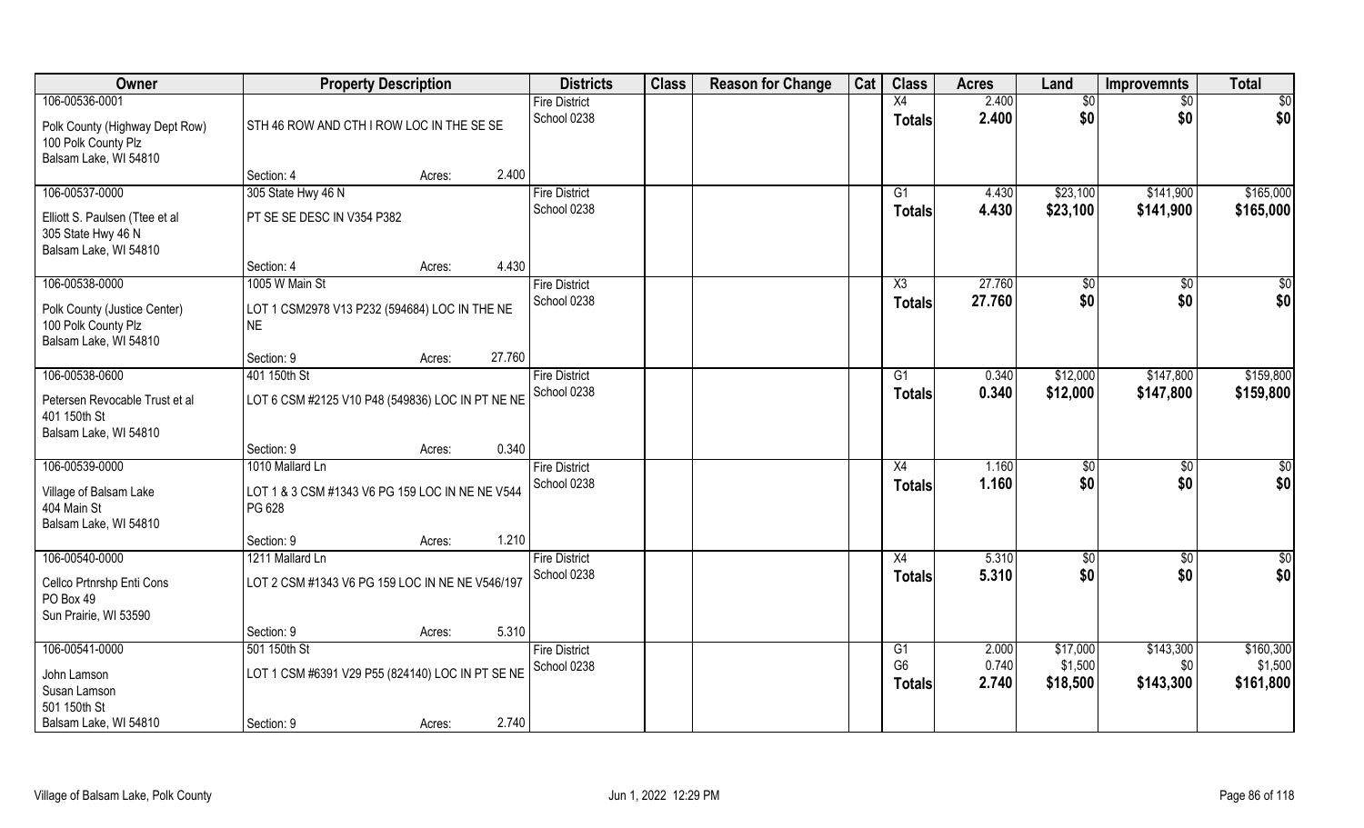| Owner | Property Description | | | Districts | Class | Reason for Change | Cat | Class | Acres | Land | Improvemnts | Total |
|---|---|---|---|---|---|---|---|---|---|---|---|---|
| 106-00536-0001 | | | | Fire District | | | | X4 | 2.400 | $0 | $0 | $0 |
| Polk County (Highway Dept Row) 100 Polk County Plz Balsam Lake, WI 54810 | STH 46 ROW AND CTH I ROW LOC IN THE SE SE | | | School 0238 | | | | Totals | 2.400 | $0 | $0 | $0 |
| | Section: 4 | Acres: | 2.400 | | | | | | | | | |
| 106-00537-0000 | 305 State Hwy 46 N | | | Fire District | | | | G1 | 4.430 | $23,100 | $141,900 | $165,000 |
| Elliott S. Paulsen (Ttee et al 305 State Hwy 46 N Balsam Lake, WI 54810 | PT SE SE DESC IN V354 P382 | | | School 0238 | | | | Totals | 4.430 | $23,100 | $141,900 | $165,000 |
| | Section: 4 | Acres: | 4.430 | | | | | | | | | |
| 106-00538-0000 | 1005 W Main St | | | Fire District | | | | X3 | 27.760 | $0 | $0 | $0 |
| Polk County (Justice Center) 100 Polk County Plz Balsam Lake, WI 54810 | LOT 1 CSM2978 V13 P232 (594684) LOC IN THE NE NE | | | School 0238 | | | | Totals | 27.760 | $0 | $0 | $0 |
| | Section: 9 | Acres: | 27.760 | | | | | | | | | |
| 106-00538-0600 | 401 150th St | | | Fire District | | | | G1 | 0.340 | $12,000 | $147,800 | $159,800 |
| Petersen Revocable Trust et al 401 150th St Balsam Lake, WI 54810 | LOT 6 CSM #2125 V10 P48 (549836) LOC IN PT NE NE | | | School 0238 | | | | Totals | 0.340 | $12,000 | $147,800 | $159,800 |
| | Section: 9 | Acres: | 0.340 | | | | | | | | | |
| 106-00539-0000 | 1010 Mallard Ln | | | Fire District | | | | X4 | 1.160 | $0 | $0 | $0 |
| Village of Balsam Lake 404 Main St Balsam Lake, WI 54810 | LOT 1 & 3 CSM #1343 V6 PG 159 LOC IN NE NE V544 PG 628 | | | School 0238 | | | | Totals | 1.160 | $0 | $0 | $0 |
| | Section: 9 | Acres: | 1.210 | | | | | | | | | |
| 106-00540-0000 | 1211 Mallard Ln | | | Fire District | | | | X4 | 5.310 | $0 | $0 | $0 |
| Cellco Prtnrshp Enti Cons PO Box 49 Sun Prairie, WI 53590 | LOT 2 CSM #1343 V6 PG 159 LOC IN NE NE V546/197 | | | School 0238 | | | | Totals | 5.310 | $0 | $0 | $0 |
| | Section: 9 | Acres: | 5.310 | | | | | | | | | |
| 106-00541-0000 | 501 150th St | | | Fire District | | | | G1 | 2.000 | $17,000 | $143,300 | $160,300 |
| John Lamson Susan Lamson 501 150th St Balsam Lake, WI 54810 | LOT 1 CSM #6391 V29 P55 (824140) LOC IN PT SE NE | | | School 0238 | | | | G6 | 0.740 | $1,500 | $0 | $1,500 |
| | | | | | | | | Totals | 2.740 | $18,500 | $143,300 | $161,800 |
| | Section: 9 | Acres: | 2.740 | | | | | | | | | |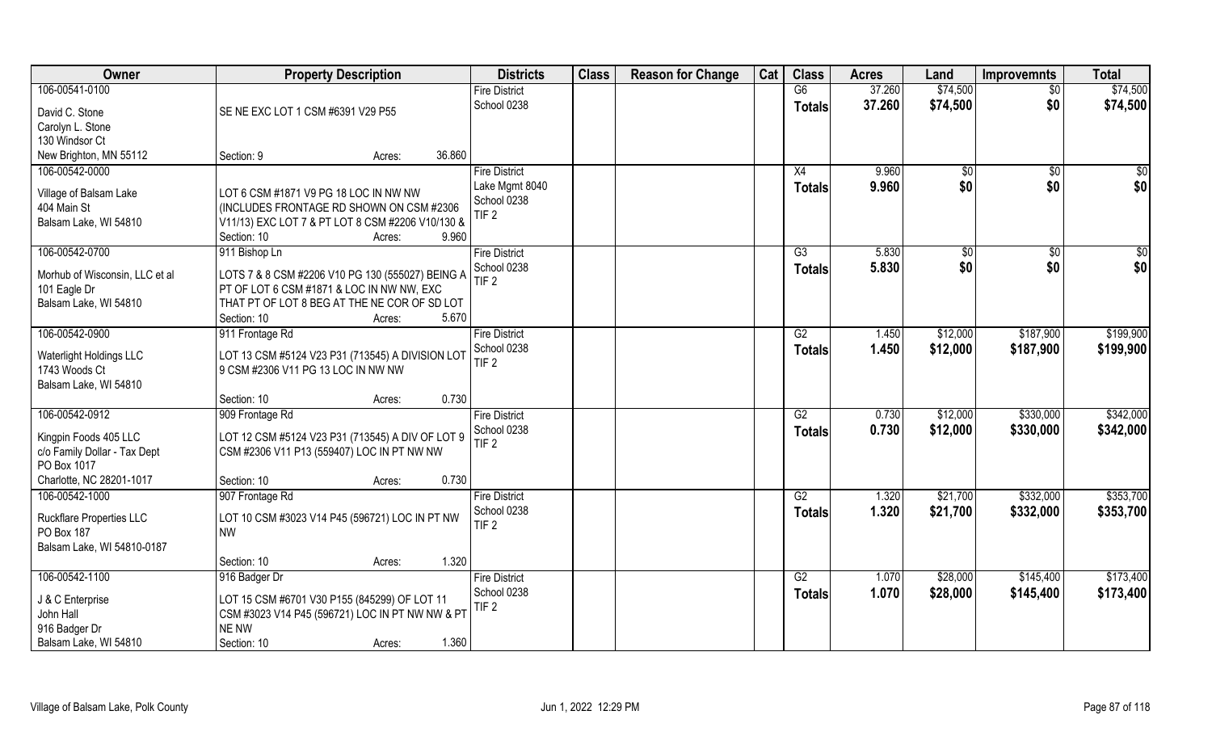| Owner | Property Description | Districts | Class | Reason for Change | Cat | Class | Acres | Land | Improvemnts | Total |
|---|---|---|---|---|---|---|---|---|---|---|
| 106-00541-0100<br>David C. Stone<br>Carolyn L. Stone<br>130 Windsor Ct<br>New Brighton, MN 55112 | SE NE EXC LOT 1 CSM #6391 V29 P55<br>Section: 9 Acres: 36.860 | Fire District<br>School 0238 | | | | G6<br>**Totals** | 37.260<br>**37.260** | $74,500<br>**$74,500** | $0<br>**$0** | $74,500<br>**$74,500** |
| 106-00542-0000<br>Village of Balsam Lake<br>404 Main St<br>Balsam Lake, WI 54810 | LOT 6 CSM #1871 V9 PG 18 LOC IN NW NW (INCLUDES FRONTAGE RD SHOWN ON CSM #2306 V11/13) EXC LOT 7 & PT LOT 8 CSM #2206 V10/130 &<br>Section: 10 Acres: 9.960 | Fire District<br>Lake Mgmt 8040<br>School 0238<br>TIF 2 | | | | X4<br>**Totals** | 9.960<br>**9.960** | $0<br>**$0** | $0<br>**$0** | $0<br>**$0** |
| 106-00542-0700<br>Morhub of Wisconsin, LLC et al<br>101 Eagle Dr<br>Balsam Lake, WI 54810 | 911 Bishop Ln<br>LOTS 7 & 8 CSM #2206 V10 PG 130 (555027) BEING A PT OF LOT 6 CSM #1871 & LOC IN NW NW, EXC THAT PT OF LOT 8 BEG AT THE NE COR OF SD LOT<br>Section: 10 Acres: 5.670 | Fire District<br>School 0238<br>TIF 2 | | | | G3<br>**Totals** | 5.830<br>**5.830** | $0<br>**$0** | $0<br>**$0** | $0<br>**$0** |
| 106-00542-0900<br>Waterlight Holdings LLC<br>1743 Woods Ct<br>Balsam Lake, WI 54810 | 911 Frontage Rd<br>LOT 13 CSM #5124 V23 P31 (713545) A DIVISION LOT 9 CSM #2306 V11 PG 13 LOC IN NW NW<br>Section: 10 Acres: 0.730 | Fire District<br>School 0238<br>TIF 2 | | | | G2<br>**Totals** | 1.450<br>**1.450** | $12,000<br>**$12,000** | $187,900<br>**$187,900** | $199,900<br>**$199,900** |
| 106-00542-0912<br>Kingpin Foods 405 LLC<br>c/o Family Dollar - Tax Dept<br>PO Box 1017<br>Charlotte, NC 28201-1017 | 909 Frontage Rd<br>LOT 12 CSM #5124 V23 P31 (713545) A DIV OF LOT 9 CSM #2306 V11 P13 (559407) LOC IN PT NW NW<br>Section: 10 Acres: 0.730 | Fire District<br>School 0238<br>TIF 2 | | | | G2<br>**Totals** | 0.730<br>**0.730** | $12,000<br>**$12,000** | $330,000<br>**$330,000** | $342,000<br>**$342,000** |
| 106-00542-1000<br>Ruckflare Properties LLC<br>PO Box 187<br>Balsam Lake, WI 54810-0187 | 907 Frontage Rd<br>LOT 10 CSM #3023 V14 P45 (596721) LOC IN PT NW NW<br>Section: 10 Acres: 1.320 | Fire District<br>School 0238<br>TIF 2 | | | | G2<br>**Totals** | 1.320<br>**1.320** | $21,700<br>**$21,700** | $332,000<br>**$332,000** | $353,700<br>**$353,700** |
| 106-00542-1100<br>J & C Enterprise<br>John Hall<br>916 Badger Dr<br>Balsam Lake, WI 54810 | 916 Badger Dr<br>LOT 15 CSM #6701 V30 P155 (845299) OF LOT 11 CSM #3023 V14 P45 (596721) LOC IN PT NW NW & PT NE NW<br>Section: 10 Acres: 1.360 | Fire District<br>School 0238<br>TIF 2 | | | | G2<br>**Totals** | 1.070<br>**1.070** | $28,000<br>**$28,000** | $145,400<br>**$145,400** | $173,400<br>**$173,400** |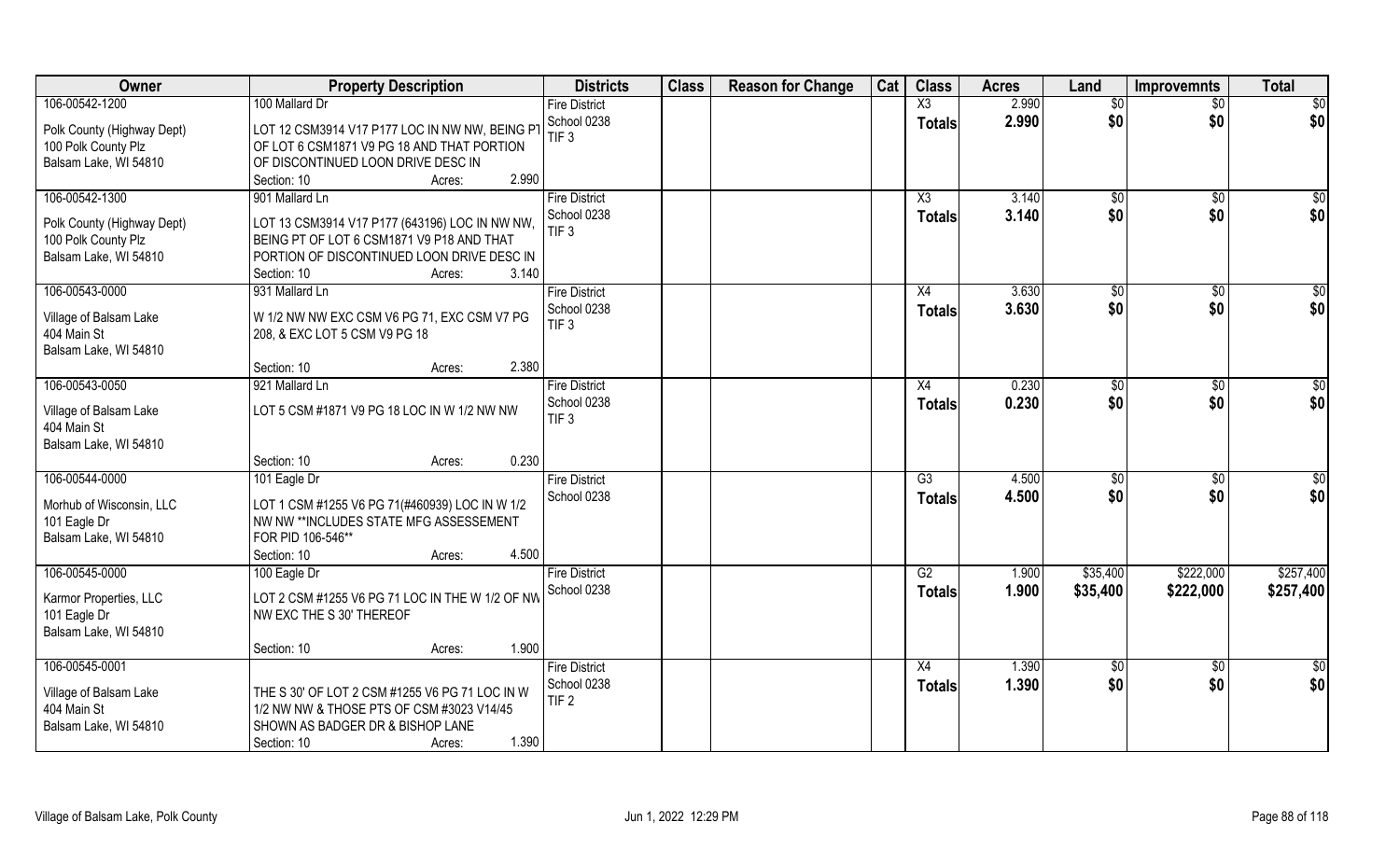| Owner | Property Description | Districts | Class | Reason for Change | Cat | Class | Acres | Land | Improvemnts | Total |
|---|---|---|---|---|---|---|---|---|---|---|
| 106-00542-1200<br>Polk County (Highway Dept)<br>100 Polk County Plz<br>Balsam Lake, WI 54810 | 100 Mallard Dr<br>LOT 12 CSM3914 V17 P177 LOC IN NW NW, BEING PT OF LOT 6 CSM1871 V9 PG 18 AND THAT PORTION OF DISCONTINUED LOON DRIVE DESC IN<br>Section: 10 Acres: 2.990 | Fire District<br>School 0238<br>TIF 3 | | | | X3<br>**Totals** | 2.990<br>**2.990** | $0<br>**$0** | $0<br>**$0** | $0<br>**$0** |
| 106-00542-1300<br>Polk County (Highway Dept)<br>100 Polk County Plz<br>Balsam Lake, WI 54810 | 901 Mallard Ln<br>LOT 13 CSM3914 V17 P177 (643196) LOC IN NW NW, BEING PT OF LOT 6 CSM1871 V9 P18 AND THAT PORTION OF DISCONTINUED LOON DRIVE DESC IN<br>Section: 10 Acres: 3.140 | Fire District<br>School 0238<br>TIF 3 | | | | X3<br>**Totals** | 3.140<br>**3.140** | $0<br>**$0** | $0<br>**$0** | $0<br>**$0** |
| 106-00543-0000<br>Village of Balsam Lake<br>404 Main St<br>Balsam Lake, WI 54810 | 931 Mallard Ln<br>W 1/2 NW NW EXC CSM V6 PG 71, EXC CSM V7 PG 208, & EXC LOT 5 CSM V9 PG 18<br>Section: 10 Acres: 2.380 | Fire District<br>School 0238<br>TIF 3 | | | | X4<br>**Totals** | 3.630<br>**3.630** | $0<br>**$0** | $0<br>**$0** | $0<br>**$0** |
| 106-00543-0050<br>Village of Balsam Lake<br>404 Main St<br>Balsam Lake, WI 54810 | 921 Mallard Ln<br>LOT 5 CSM #1871 V9 PG 18 LOC IN W 1/2 NW NW<br>Section: 10 Acres: 0.230 | Fire District<br>School 0238<br>TIF 3 | | | | X4<br>**Totals** | 0.230<br>**0.230** | $0<br>**$0** | $0<br>**$0** | $0<br>**$0** |
| 106-00544-0000<br>Morhub of Wisconsin, LLC<br>101 Eagle Dr<br>Balsam Lake, WI 54810 | 101 Eagle Dr<br>LOT 1 CSM #1255 V6 PG 71(#460939) LOC IN W 1/2 NW NW **INCLUDES STATE MFG ASSESSEMENT FOR PID 106-546**<br>Section: 10 Acres: 4.500 | Fire District<br>School 0238 | | | | G3<br>**Totals** | 4.500<br>**4.500** | $0<br>**$0** | $0<br>**$0** | $0<br>**$0** |
| 106-00545-0000<br>Karmor Properties, LLC<br>101 Eagle Dr<br>Balsam Lake, WI 54810 | 100 Eagle Dr<br>LOT 2 CSM #1255 V6 PG 71 LOC IN THE W 1/2 OF NW NW EXC THE S 30' THEREOF<br>Section: 10 Acres: 1.900 | Fire District<br>School 0238 | | | | G2<br>**Totals** | 1.900<br>**1.900** | $35,400<br>**$35,400** | $222,000<br>**$222,000** | $257,400<br>**$257,400** |
| 106-00545-0001<br>Village of Balsam Lake<br>404 Main St<br>Balsam Lake, WI 54810 | THE S 30' OF LOT 2 CSM #1255 V6 PG 71 LOC IN W 1/2 NW NW & THOSE PTS OF CSM #3023 V14/45 SHOWN AS BADGER DR & BISHOP LANE<br>Section: 10 Acres: 1.390 | Fire District<br>School 0238<br>TIF 2 | | | | X4<br>**Totals** | 1.390<br>**1.390** | $0<br>**$0** | $0<br>**$0** | $0<br>**$0** |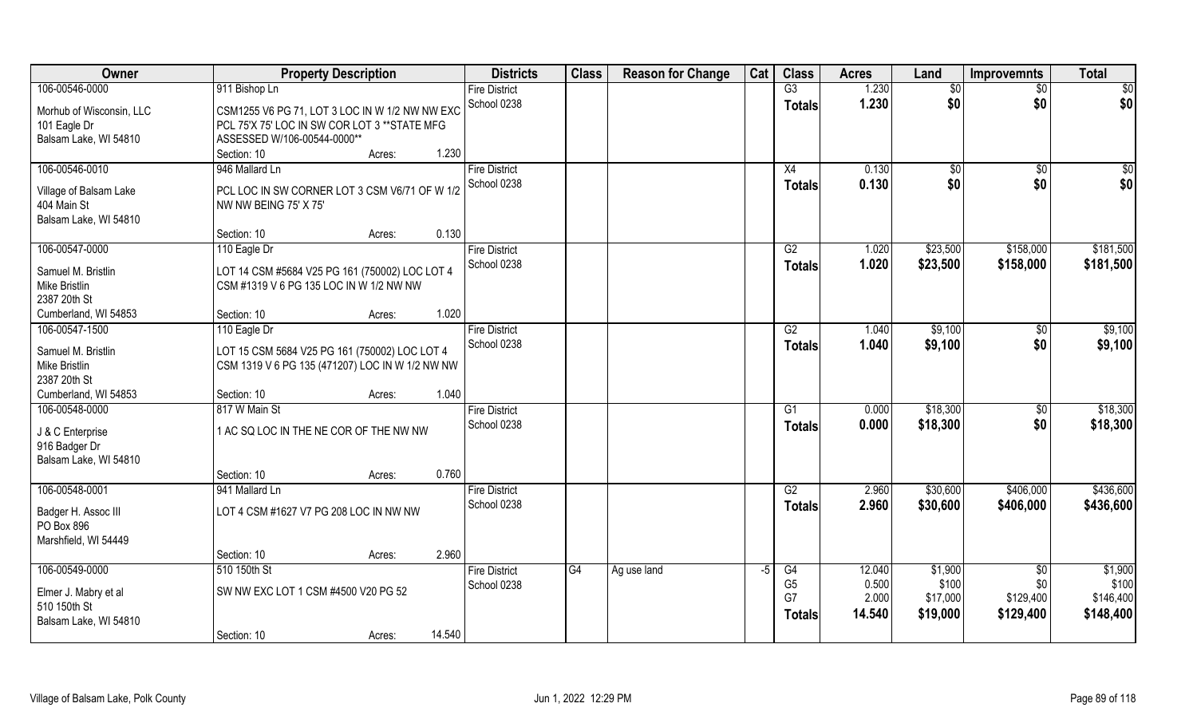| Owner | Property Description | Districts | Class | Reason for Change | Cat | Class | Acres | Land | Improvemnts | Total |
|---|---|---|---|---|---|---|---|---|---|---|
| 106-00546-0000 | 911 Bishop Ln | Fire District | | | | G3 | 1.230 | $0 | $0 | $0 |
| Morhub of Wisconsin, LLC<br>101 Eagle Dr<br>Balsam Lake, WI 54810 | CSM1255 V6 PG 71, LOT 3 LOC IN W 1/2 NW NW EXC PCL 75'X 75' LOC IN SW COR LOT 3 **STATE MFG ASSESSED W/106-00544-0000**<br>Section: 10 Acres: 1.230 | School 0238 | | | | Totals | 1.230 | $0 | $0 | $0 |
| 106-00546-0010 | 946 Mallard Ln | Fire District | | | | X4 | 0.130 | $0 | $0 | $0 |
| Village of Balsam Lake<br>404 Main St<br>Balsam Lake, WI 54810 | PCL LOC IN SW CORNER LOT 3 CSM V6/71 OF W 1/2 NW NW BEING 75' X 75'<br>Section: 10 Acres: 0.130 | School 0238 | | | | Totals | 0.130 | $0 | $0 | $0 |
| 106-00547-0000 | 110 Eagle Dr | Fire District | | | | G2 | 1.020 | $23,500 | $158,000 | $181,500 |
| Samuel M. Bristlin<br>Mike Bristlin<br>2387 20th St<br>Cumberland, WI 54853 | LOT 14 CSM #5684 V25 PG 161 (750002) LOC LOT 4 CSM #1319 V 6 PG 135 LOC IN W 1/2 NW NW<br>Section: 10 Acres: 1.020 | School 0238 | | | | Totals | 1.020 | $23,500 | $158,000 | $181,500 |
| 106-00547-1500 | 110 Eagle Dr | Fire District | | | | G2 | 1.040 | $9,100 | $0 | $9,100 |
| Samuel M. Bristlin<br>Mike Bristlin<br>2387 20th St<br>Cumberland, WI 54853 | LOT 15 CSM 5684 V25 PG 161 (750002) LOC LOT 4 CSM 1319 V 6 PG 135 (471207) LOC IN W 1/2 NW NW<br>Section: 10 Acres: 1.040 | School 0238 | | | | Totals | 1.040 | $9,100 | $0 | $9,100 |
| 106-00548-0000 | 817 W Main St | Fire District | | | | G1 | 0.000 | $18,300 | $0 | $18,300 |
| J & C Enterprise<br>916 Badger Dr<br>Balsam Lake, WI 54810 | 1 AC SQ LOC IN THE NE COR OF THE NW NW<br>Section: 10 Acres: 0.760 | School 0238 | | | | Totals | 0.000 | $18,300 | $0 | $18,300 |
| 106-00548-0001 | 941 Mallard Ln | Fire District | | | | G2 | 2.960 | $30,600 | $406,000 | $436,600 |
| Badger H. Assoc III<br>PO Box 896<br>Marshfield, WI 54449 | LOT 4 CSM #1627 V7 PG 208 LOC IN NW NW<br>Section: 10 Acres: 2.960 | School 0238 | | | | Totals | 2.960 | $30,600 | $406,000 | $436,600 |
| 106-00549-0000 | 510 150th St | Fire District | G4 | Ag use land | -5 | G4 | 12.040 | $1,900 | $0 | $1,900 |
| Elmer J. Mabry et al<br>510 150th St<br>Balsam Lake, WI 54810 | SW NW EXC LOT 1 CSM #4500 V20 PG 52<br>Section: 10 Acres: 14.540 | School 0238 | | | | G5 | 0.500 | $100 | $0 | $100 |
| | | | | | | G7 | 2.000 | $17,000 | $129,400 | $146,400 |
| | | | | | | Totals | 14.540 | $19,000 | $129,400 | $148,400 |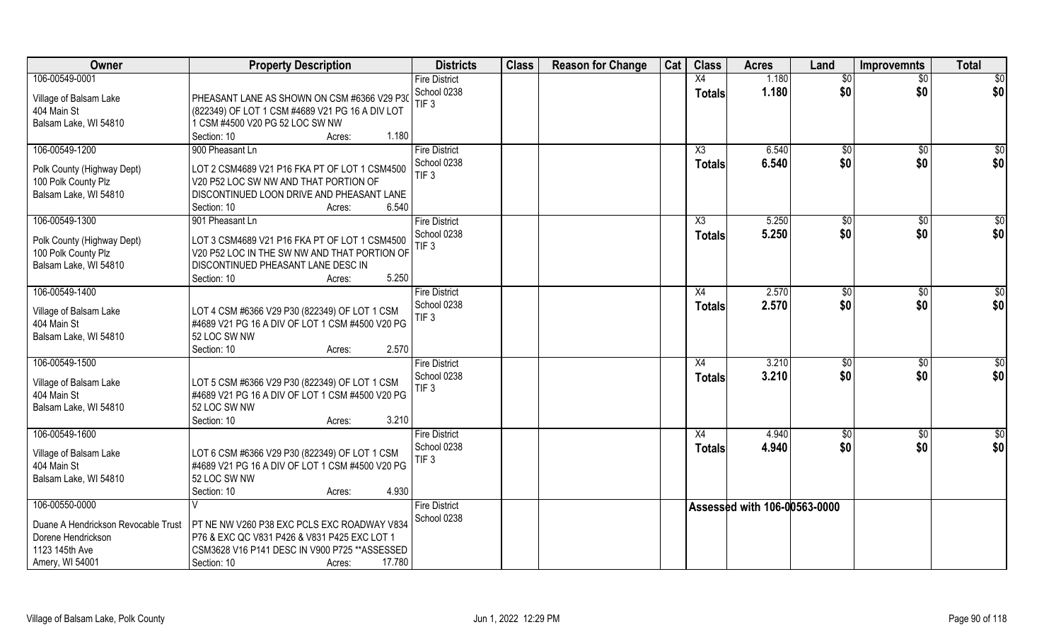| Owner | Property Description | Districts | Class | Reason for Change | Cat | Class | Acres | Land | Improvemnts | Total |
|---|---|---|---|---|---|---|---|---|---|---|
| 106-00549-0001<br>Village of Balsam Lake<br>404 Main St<br>Balsam Lake, WI 54810 | PHEASANT LANE AS SHOWN ON CSM #6366 V29 P30 (822349) OF LOT 1 CSM #4689 V21 PG 16 A DIV LOT 1 CSM #4500 V20 PG 52 LOC SW NW<br>Section: 10 Acres: 1.180 | Fire District<br>School 0238<br>TIF 3 | | | | X4<br>**Totals** | 1.180<br>**1.180** | $0<br>**$0** | $0<br>**$0** | $0<br>**$0** |
| 106-00549-1200<br>Polk County (Highway Dept)<br>100 Polk County Plz<br>Balsam Lake, WI 54810 | 900 Pheasant Ln<br>LOT 2 CSM4689 V21 P16 FKA PT OF LOT 1 CSM4500 V20 P52 LOC SW NW AND THAT PORTION OF DISCONTINUED LOON DRIVE AND PHEASANT LANE<br>Section: 10 Acres: 6.540 | Fire District<br>School 0238<br>TIF 3 | | | | X3<br>**Totals** | 6.540<br>**6.540** | $0<br>**$0** | $0<br>**$0** | $0<br>**$0** |
| 106-00549-1300<br>Polk County (Highway Dept)<br>100 Polk County Plz<br>Balsam Lake, WI 54810 | 901 Pheasant Ln<br>LOT 3 CSM4689 V21 P16 FKA PT OF LOT 1 CSM4500 V20 P52 LOC IN THE SW NW AND THAT PORTION OF DISCONTINUED PHEASANT LANE DESC IN<br>Section: 10 Acres: 5.250 | Fire District<br>School 0238<br>TIF 3 | | | | X3<br>**Totals** | 5.250<br>**5.250** | $0<br>**$0** | $0<br>**$0** | $0<br>**$0** |
| 106-00549-1400<br>Village of Balsam Lake<br>404 Main St<br>Balsam Lake, WI 54810 | LOT 4 CSM #6366 V29 P30 (822349) OF LOT 1 CSM #4689 V21 PG 16 A DIV OF LOT 1 CSM #4500 V20 PG 52 LOC SW NW<br>Section: 10 Acres: 2.570 | Fire District<br>School 0238<br>TIF 3 | | | | X4<br>**Totals** | 2.570<br>**2.570** | $0<br>**$0** | $0<br>**$0** | $0<br>**$0** |
| 106-00549-1500<br>Village of Balsam Lake<br>404 Main St<br>Balsam Lake, WI 54810 | LOT 5 CSM #6366 V29 P30 (822349) OF LOT 1 CSM #4689 V21 PG 16 A DIV OF LOT 1 CSM #4500 V20 PG 52 LOC SW NW<br>Section: 10 Acres: 3.210 | Fire District<br>School 0238<br>TIF 3 | | | | X4<br>**Totals** | 3.210<br>**3.210** | $0<br>**$0** | $0<br>**$0** | $0<br>**$0** |
| 106-00549-1600<br>Village of Balsam Lake<br>404 Main St<br>Balsam Lake, WI 54810 | LOT 6 CSM #6366 V29 P30 (822349) OF LOT 1 CSM #4689 V21 PG 16 A DIV OF LOT 1 CSM #4500 V20 PG 52 LOC SW NW<br>Section: 10 Acres: 4.930 | Fire District<br>School 0238<br>TIF 3 | | | | X4<br>**Totals** | 4.940<br>**4.940** | $0<br>**$0** | $0<br>**$0** | $0<br>**$0** |
| 106-00550-0000<br>Duane A Hendrickson Revocable Trust<br>Dorene Hendrickson<br>1123 145th Ave<br>Amery, WI 54001 | V<br>PT NE NW V260 P38 EXC PCLS EXC ROADWAY V834 P76 & EXC QC V831 P426 & V831 P425 EXC LOT 1 CSM3628 V16 P141 DESC IN V900 P725 **ASSESSED<br>Section: 10 Acres: 17.780 | Fire District<br>School 0238 | | | | Assessed with 106-00563-0000 | | | | |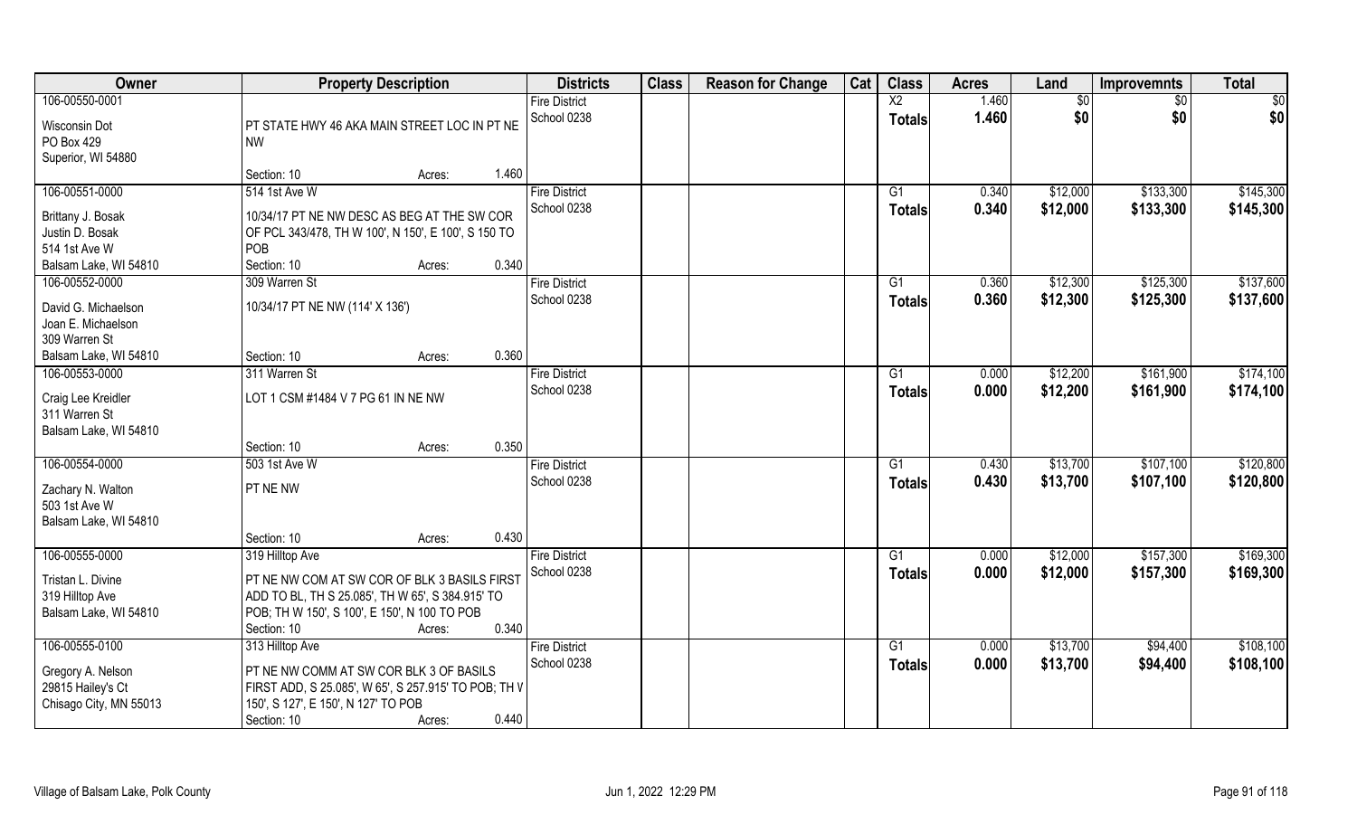| Owner | Property Description | Districts | Class | Reason for Change | Cat | Class | Acres | Land | Improvemnts | Total |
|---|---|---|---|---|---|---|---|---|---|---|
| 106-00550-0001<br>Wisconsin Dot<br>PO Box 429<br>Superior, WI 54880 | PT STATE HWY 46 AKA MAIN STREET LOC IN PT NE NW<br>Section: 10 Acres: 1.460 | Fire District<br>School 0238 | | | | X2<br>Totals | 1.460<br>1.460 | $0<br>$0 | $0<br>$0 | $0<br>$0 |
| 106-00551-0000<br>Brittany J. Bosak<br>Justin D. Bosak<br>514 1st Ave W<br>Balsam Lake, WI 54810 | 514 1st Ave W<br>10/34/17 PT NE NW DESC AS BEG AT THE SW COR OF PCL 343/478, TH W 100', N 150', E 100', S 150 TO POB<br>Section: 10 Acres: 0.340 | Fire District<br>School 0238 | | | | G1<br>Totals | 0.340<br>0.340 | $12,000<br>$12,000 | $133,300<br>$133,300 | $145,300<br>$145,300 |
| 106-00552-0000<br>David G. Michaelson<br>Joan E. Michaelson<br>309 Warren St<br>Balsam Lake, WI 54810 | 309 Warren St<br>10/34/17 PT NE NW (114' X 136')<br>Section: 10 Acres: 0.360 | Fire District<br>School 0238 | | | | G1<br>Totals | 0.360<br>0.360 | $12,300<br>$12,300 | $125,300<br>$125,300 | $137,600<br>$137,600 |
| 106-00553-0000<br>Craig Lee Kreidler<br>311 Warren St<br>Balsam Lake, WI 54810 | 311 Warren St<br>LOT 1 CSM #1484 V 7 PG 61 IN NE NW<br>Section: 10 Acres: 0.350 | Fire District<br>School 0238 | | | | G1<br>Totals | 0.000<br>0.000 | $12,200<br>$12,200 | $161,900<br>$161,900 | $174,100<br>$174,100 |
| 106-00554-0000<br>Zachary N. Walton<br>503 1st Ave W<br>Balsam Lake, WI 54810 | 503 1st Ave W<br>PT NE NW<br>Section: 10 Acres: 0.430 | Fire District<br>School 0238 | | | | G1<br>Totals | 0.430<br>0.430 | $13,700<br>$13,700 | $107,100<br>$107,100 | $120,800<br>$120,800 |
| 106-00555-0000<br>Tristan L. Divine<br>319 Hilltop Ave<br>Balsam Lake, WI 54810 | 319 Hilltop Ave<br>PT NE NW COM AT SW COR OF BLK 3 BASILS FIRST ADD TO BL, TH S 25.085', TH W 65', S 384.915' TO POB; TH W 150', S 100', E 150', N 100 TO POB<br>Section: 10 Acres: 0.340 | Fire District<br>School 0238 | | | | G1<br>Totals | 0.000<br>0.000 | $12,000<br>$12,000 | $157,300<br>$157,300 | $169,300<br>$169,300 |
| 106-00555-0100<br>Gregory A. Nelson<br>29815 Hailey's Ct<br>Chisago City, MN 55013 | 313 Hilltop Ave<br>PT NE NW COMM AT SW COR BLK 3 OF BASILS FIRST ADD, S 25.085', W 65', S 257.915' TO POB; TH V 150', S 127', E 150', N 127' TO POB<br>Section: 10 Acres: 0.440 | Fire District<br>School 0238 | | | | G1<br>Totals | 0.000<br>0.000 | $13,700<br>$13,700 | $94,400<br>$94,400 | $108,100<br>$108,100 |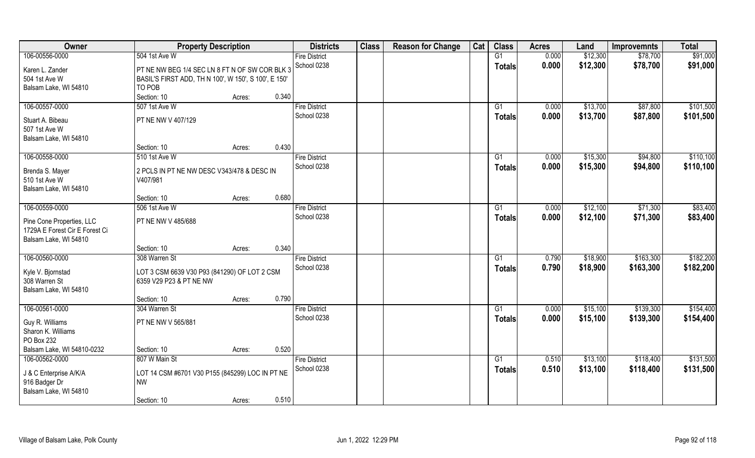| Owner | Property Description | | | Districts | Class | Reason for Change | Cat | Class | Acres | Land | Improvemnts | Total |
|---|---|---|---|---|---|---|---|---|---|---|---|---|
| 106-00556-0000 | 504 1st Ave W | | | Fire District | | | | G1 | 0.000 | $12,300 | $78,700 | $91,000 |
| Karen L. Zander<br>504 1st Ave W<br>Balsam Lake, WI 54810 | PT NE NW BEG 1/4 SEC LN 8 FT N OF SW COR BLK 3 BASIL'S FIRST ADD, TH N 100', W 150', S 100', E 150' TO POB | | | School 0238 | | | | **Totals** | **0.000** | **$12,300** | **$78,700** | **$91,000** |
| | Section: 10 | Acres: | 0.340 | | | | | | | | | |
| 106-00557-0000 | 507 1st Ave W | | | Fire District | | | | G1 | 0.000 | $13,700 | $87,800 | $101,500 |
| Stuart A. Bibeau<br>507 1st Ave W<br>Balsam Lake, WI 54810 | PT NE NW V 407/129 | | | School 0238 | | | | **Totals** | **0.000** | **$13,700** | **$87,800** | **$101,500** |
| | Section: 10 | Acres: | 0.430 | | | | | | | | | |
| 106-00558-0000 | 510 1st Ave W | | | Fire District | | | | G1 | 0.000 | $15,300 | $94,800 | $110,100 |
| Brenda S. Mayer<br>510 1st Ave W<br>Balsam Lake, WI 54810 | 2 PCLS IN PT NE NW DESC V343/478 & DESC IN V407/981 | | | School 0238 | | | | **Totals** | **0.000** | **$15,300** | **$94,800** | **$110,100** |
| | Section: 10 | Acres: | 0.680 | | | | | | | | | |
| 106-00559-0000 | 506 1st Ave W | | | Fire District | | | | G1 | 0.000 | $12,100 | $71,300 | $83,400 |
| Pine Cone Properties, LLC<br>1729A E Forest Cir E Forest Ci<br>Balsam Lake, WI 54810 | PT NE NW V 485/688 | | | School 0238 | | | | **Totals** | **0.000** | **$12,100** | **$71,300** | **$83,400** |
| | Section: 10 | Acres: | 0.340 | | | | | | | | | |
| 106-00560-0000 | 308 Warren St | | | Fire District | | | | G1 | 0.790 | $18,900 | $163,300 | $182,200 |
| Kyle V. Bjornstad<br>308 Warren St<br>Balsam Lake, WI 54810 | LOT 3 CSM 6639 V30 P93 (841290) OF LOT 2 CSM 6359 V29 P23 & PT NE NW | | | School 0238 | | | | **Totals** | **0.790** | **$18,900** | **$163,300** | **$182,200** |
| | Section: 10 | Acres: | 0.790 | | | | | | | | | |
| 106-00561-0000 | 304 Warren St | | | Fire District | | | | G1 | 0.000 | $15,100 | $139,300 | $154,400 |
| Guy R. Williams<br>Sharon K. Williams<br>PO Box 232<br>Balsam Lake, WI 54810-0232 | PT NE NW V 565/881 | | | School 0238 | | | | **Totals** | **0.000** | **$15,100** | **$139,300** | **$154,400** |
| | Section: 10 | Acres: | 0.520 | | | | | | | | | |
| 106-00562-0000 | 807 W Main St | | | Fire District | | | | G1 | 0.510 | $13,100 | $118,400 | $131,500 |
| J & C Enterprise A/K/A<br>916 Badger Dr<br>Balsam Lake, WI 54810 | LOT 14 CSM #6701 V30 P155 (845299) LOC IN PT NE NW | | | School 0238 | | | | **Totals** | **0.510** | **$13,100** | **$118,400** | **$131,500** |
| | Section: 10 | Acres: | 0.510 | | | | | | | | | |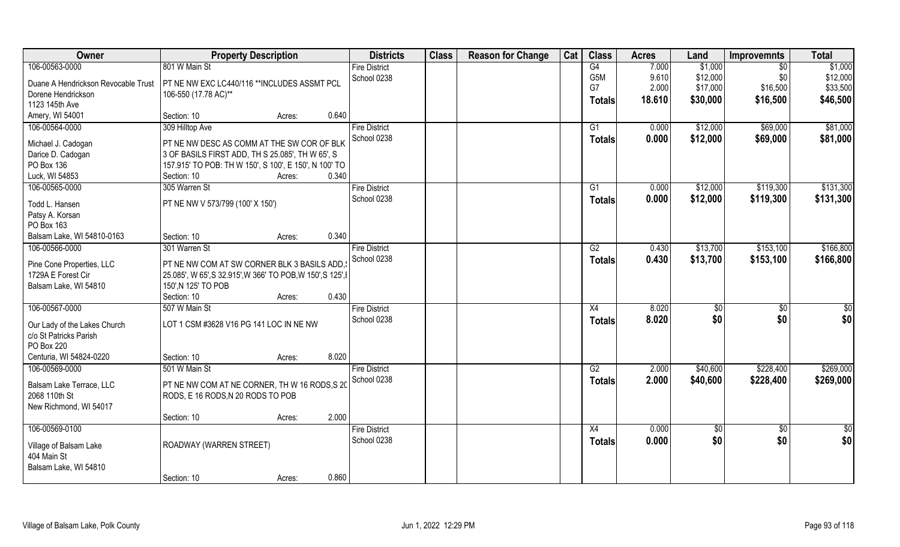| Owner | Property Description | Districts | Class | Reason for Change | Cat | Class | Acres | Land | Improvemnts | Total |
|---|---|---|---|---|---|---|---|---|---|---|
| 106-00563-0000<br>Duane A Hendrickson Revocable Trust<br>Dorene Hendrickson<br>1123 145th Ave<br>Amery, WI 54001 | 801 W Main St<br>PT NE NW EXC LC440/116 **INCLUDES ASSMT PCL 106-550 (17.78 AC)**<br>Section: 10 Acres: 0.640 | Fire District<br>School 0238 | | | | G4<br>G5M<br>G7<br>**Totals** | 7.000<br>9.610<br>2.000<br>**18.610** | $1,000<br>$12,000<br>$17,000<br>**$30,000** | $0<br>$0<br>$16,500<br>**$16,500** | $1,000<br>$12,000<br>$33,500<br>**$46,500** |
| 106-00564-0000<br>Michael J. Cadogan<br>Darice D. Cadogan<br>PO Box 136<br>Luck, WI 54853 | 309 Hilltop Ave<br>PT NE NW DESC AS COMM AT THE SW COR OF BLK 3 OF BASILS FIRST ADD, TH S 25.085', TH W 65', S 157.915' TO POB: TH W 150', S 100', E 150', N 100' TO<br>Section: 10 Acres: 0.340 | Fire District<br>School 0238 | | | | G1<br>**Totals** | 0.000<br>**0.000** | $12,000<br>**$12,000** | $69,000<br>**$69,000** | $81,000<br>**$81,000** |
| 106-00565-0000<br>Todd L. Hansen<br>Patsy A. Korsan<br>PO Box 163<br>Balsam Lake, WI 54810-0163 | 305 Warren St<br>PT NE NW V 573/799 (100' X 150')<br>Section: 10 Acres: 0.340 | Fire District<br>School 0238 | | | | G1<br>**Totals** | 0.000<br>**0.000** | $12,000<br>**$12,000** | $119,300<br>**$119,300** | $131,300<br>**$131,300** |
| 106-00566-0000<br>Pine Cone Properties, LLC<br>1729A E Forest Cir<br>Balsam Lake, WI 54810 | 301 Warren St<br>PT NE NW COM AT SW CORNER BLK 3 BASILS ADD,S 25.085', W 65',S 32.915',W 366' TO POB,W 150',S 125',E 150',N 125' TO POB<br>Section: 10 Acres: 0.430 | Fire District<br>School 0238 | | | | G2<br>**Totals** | 0.430<br>**0.430** | $13,700<br>**$13,700** | $153,100<br>**$153,100** | $166,800<br>**$166,800** |
| 106-00567-0000<br>Our Lady of the Lakes Church<br>c/o St Patricks Parish<br>PO Box 220<br>Centuria, WI 54824-0220 | 507 W Main St<br>LOT 1 CSM #3628 V16 PG 141 LOC IN NE NW<br>Section: 10 Acres: 8.020 | Fire District<br>School 0238 | | | | X4<br>**Totals** | 8.020<br>**8.020** | $0<br>**$0** | $0<br>**$0** | $0<br>**$0** |
| 106-00569-0000<br>Balsam Lake Terrace, LLC<br>2068 110th St<br>New Richmond, WI 54017 | 501 W Main St<br>PT NE NW COM AT NE CORNER, TH W 16 RODS,S 20 RODS, E 16 RODS,N 20 RODS TO POB<br>Section: 10 Acres: 2.000 | Fire District<br>School 0238 | | | | G2<br>**Totals** | 2.000<br>**2.000** | $40,600<br>**$40,600** | $228,400<br>**$228,400** | $269,000<br>**$269,000** |
| 106-00569-0100<br>Village of Balsam Lake<br>404 Main St<br>Balsam Lake, WI 54810 | ROADWAY (WARREN STREET)<br>Section: 10 Acres: 0.860 | Fire District<br>School 0238 | | | | X4<br>**Totals** | 0.000<br>**0.000** | $0<br>**$0** | $0<br>**$0** | $0<br>**$0** |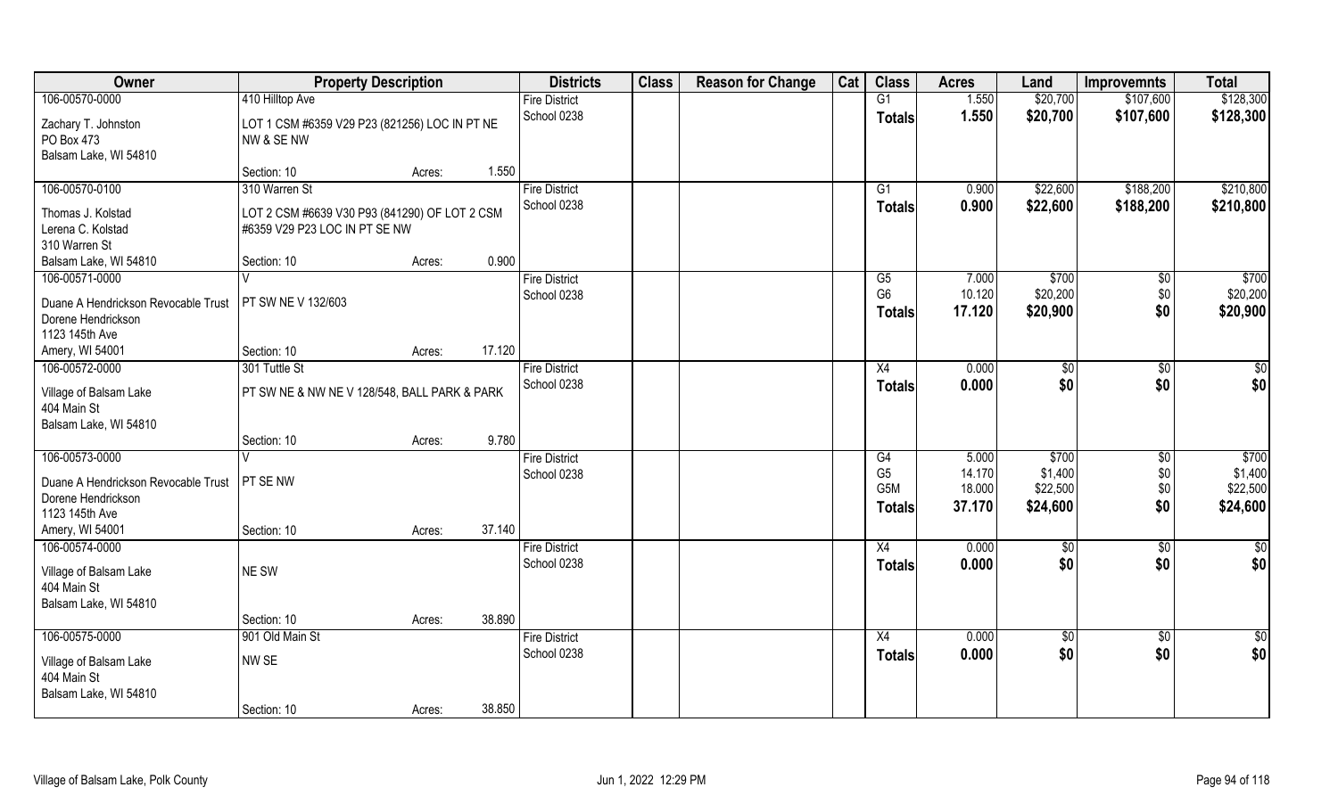| Owner | Property Description | | | Districts | Class | Reason for Change | Cat | Class | Acres | Land | Improvemnts | Total |
|---|---|---|---|---|---|---|---|---|---|---|---|---|
| 106-00570-0000 | 410 Hilltop Ave | | | Fire District | | | | G1 | 1.550 | $20,700 | $107,600 | $128,300 |
| Zachary T. Johnston<br>PO Box 473<br>Balsam Lake, WI 54810 | LOT 1 CSM #6359 V29 P23 (821256) LOC IN PT NE NW & SE NW | | | School 0238 | | | | Totals | 1.550 | $20,700 | $107,600 | $128,300 |
| | Section: 10 | Acres: | 1.550 | | | | | | | | | |
| 106-00570-0100 | 310 Warren St | | | Fire District | | | | G1 | 0.900 | $22,600 | $188,200 | $210,800 |
| Thomas J. Kolstad<br>Lerena C. Kolstad<br>310 Warren St<br>Balsam Lake, WI 54810 | LOT 2 CSM #6639 V30 P93 (841290) OF LOT 2 CSM #6359 V29 P23 LOC IN PT SE NW | | | School 0238 | | | | Totals | 0.900 | $22,600 | $188,200 | $210,800 |
| | Section: 10 | Acres: | 0.900 | | | | | | | | | |
| 106-00571-0000 | V | | | Fire District | | | | G5 | 7.000 | $700 | $0 | $700 |
| Duane A Hendrickson Revocable Trust<br>Dorene Hendrickson<br>1123 145th Ave<br>Amery, WI 54001 | PT SW NE V 132/603 | | | School 0238 | | | | G6 | 10.120 | $20,200 | $0 | $20,200 |
| | | | | | | | | Totals | 17.120 | $20,900 | $0 | $20,900 |
| | Section: 10 | Acres: | 17.120 | | | | | | | | | |
| 106-00572-0000 | 301 Tuttle St | | | Fire District | | | | X4 | 0.000 | $0 | $0 | $0 |
| Village of Balsam Lake<br>404 Main St<br>Balsam Lake, WI 54810 | PT SW NE & NW NE V 128/548, BALL PARK & PARK | | | School 0238 | | | | Totals | 0.000 | $0 | $0 | $0 |
| | Section: 10 | Acres: | 9.780 | | | | | | | | | |
| 106-00573-0000 | V | | | Fire District | | | | G4 | 5.000 | $700 | $0 | $700 |
| Duane A Hendrickson Revocable Trust<br>Dorene Hendrickson<br>1123 145th Ave<br>Amery, WI 54001 | PT SE NW | | | School 0238 | | | | G5 | 14.170 | $1,400 | $0 | $1,400 |
| | | | | | | | | G5M | 18.000 | $22,500 | $0 | $22,500 |
| | | | | | | | | Totals | 37.170 | $24,600 | $0 | $24,600 |
| | Section: 10 | Acres: | 37.140 | | | | | | | | | |
| 106-00574-0000 | | | | Fire District | | | | X4 | 0.000 | $0 | $0 | $0 |
| Village of Balsam Lake<br>404 Main St<br>Balsam Lake, WI 54810 | NE SW | | | School 0238 | | | | Totals | 0.000 | $0 | $0 | $0 |
| | Section: 10 | Acres: | 38.890 | | | | | | | | | |
| 106-00575-0000 | 901 Old Main St | | | Fire District | | | | X4 | 0.000 | $0 | $0 | $0 |
| Village of Balsam Lake<br>404 Main St<br>Balsam Lake, WI 54810 | NW SE | | | School 0238 | | | | Totals | 0.000 | $0 | $0 | $0 |
| | Section: 10 | Acres: | 38.850 | | | | | | | | | |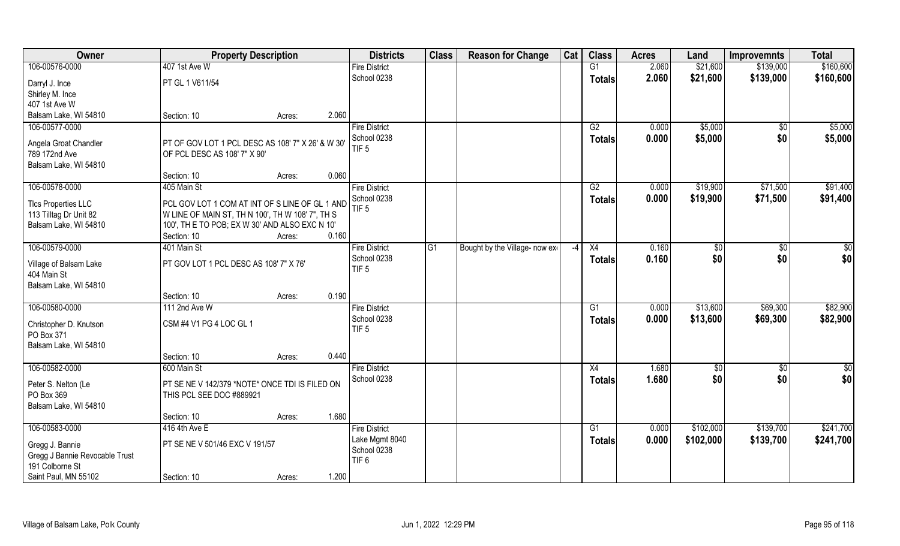| Owner | Property Description | | Districts | Class | Reason for Change | Cat | Class | Acres | Land | Improvemnts | Total |
|---|---|---|---|---|---|---|---|---|---|---|---|
| 106-00576-0000 | 407 1st Ave W | | Fire District | | | | G1 | 2.060 | $21,600 | $139,000 | $160,600 |
| Darryl J. Ince | PT GL 1 V611/54 | | School 0238 | | | | Totals | 2.060 | $21,600 | $139,000 | $160,600 |
| Shirley M. Ince | | | | | | | | | | | |
| 407 1st Ave W | | | | | | | | | | | |
| Balsam Lake, WI 54810 | Section: 10 | Acres: 2.060 | | | | | | | | | |
| 106-00577-0000 | | | Fire District | | | | G2 | 0.000 | $5,000 | $0 | $5,000 |
| Angela Groat Chandler | PT OF GOV LOT 1 PCL DESC AS 108' 7" X 26' & W 30' OF PCL DESC AS 108' 7" X 90' | | School 0238 | | | | Totals | 0.000 | $5,000 | $0 | $5,000 |
| 789 172nd Ave | | | TIF 5 | | | | | | | | |
| Balsam Lake, WI 54810 | | | | | | | | | | | |
| | Section: 10 | Acres: 0.060 | | | | | | | | | |
| 106-00578-0000 | 405 Main St | | Fire District | | | | G2 | 0.000 | $19,900 | $71,500 | $91,400 |
| Tlcs Properties LLC | PCL GOV LOT 1 COM AT INT OF S LINE OF GL 1 AND W LINE OF MAIN ST, TH N 100', TH W 108' 7", TH S 100', TH E TO POB; EX W 30' AND ALSO EXC N 10' | | School 0238 | | | | Totals | 0.000 | $19,900 | $71,500 | $91,400 |
| 113 Tilltag Dr Unit 82 | | | TIF 5 | | | | | | | | |
| Balsam Lake, WI 54810 | | | | | | | | | | | |
| | Section: 10 | Acres: 0.160 | | | | | | | | | |
| 106-00579-0000 | 401 Main St | | Fire District | G1 | Bought by the Village- now ex | -4 | X4 | 0.160 | $0 | $0 | $0 |
| Village of Balsam Lake | PT GOV LOT 1 PCL DESC AS 108' 7" X 76' | | School 0238 | | | | Totals | 0.160 | $0 | $0 | $0 |
| 404 Main St | | | TIF 5 | | | | | | | | |
| Balsam Lake, WI 54810 | | | | | | | | | | | |
| | Section: 10 | Acres: 0.190 | | | | | | | | | |
| 106-00580-0000 | 111 2nd Ave W | | Fire District | | | | G1 | 0.000 | $13,600 | $69,300 | $82,900 |
| Christopher D. Knutson | CSM #4 V1 PG 4 LOC GL 1 | | School 0238 | | | | Totals | 0.000 | $13,600 | $69,300 | $82,900 |
| PO Box 371 | | | TIF 5 | | | | | | | | |
| Balsam Lake, WI 54810 | | | | | | | | | | | |
| | Section: 10 | Acres: 0.440 | | | | | | | | | |
| 106-00582-0000 | 600 Main St | | Fire District | | | | X4 | 1.680 | $0 | $0 | $0 |
| Peter S. Nelton (Le | PT SE NE V 142/379 *NOTE* ONCE TDI IS FILED ON THIS PCL SEE DOC #889921 | | School 0238 | | | | Totals | 1.680 | $0 | $0 | $0 |
| PO Box 369 | | | | | | | | | | | |
| Balsam Lake, WI 54810 | | | | | | | | | | | |
| | Section: 10 | Acres: 1.680 | | | | | | | | | |
| 106-00583-0000 | 416 4th Ave E | | Fire District | | | | G1 | 0.000 | $102,000 | $139,700 | $241,700 |
| Gregg J. Bannie | PT SE NE V 501/46 EXC V 191/57 | | Lake Mgmt 8040 | | | | Totals | 0.000 | $102,000 | $139,700 | $241,700 |
| Gregg J Bannie Revocable Trust | | | School 0238 | | | | | | | | |
| 191 Colborne St | | | TIF 6 | | | | | | | | |
| Saint Paul, MN 55102 | Section: 10 | Acres: 1.200 | | | | | | | | | |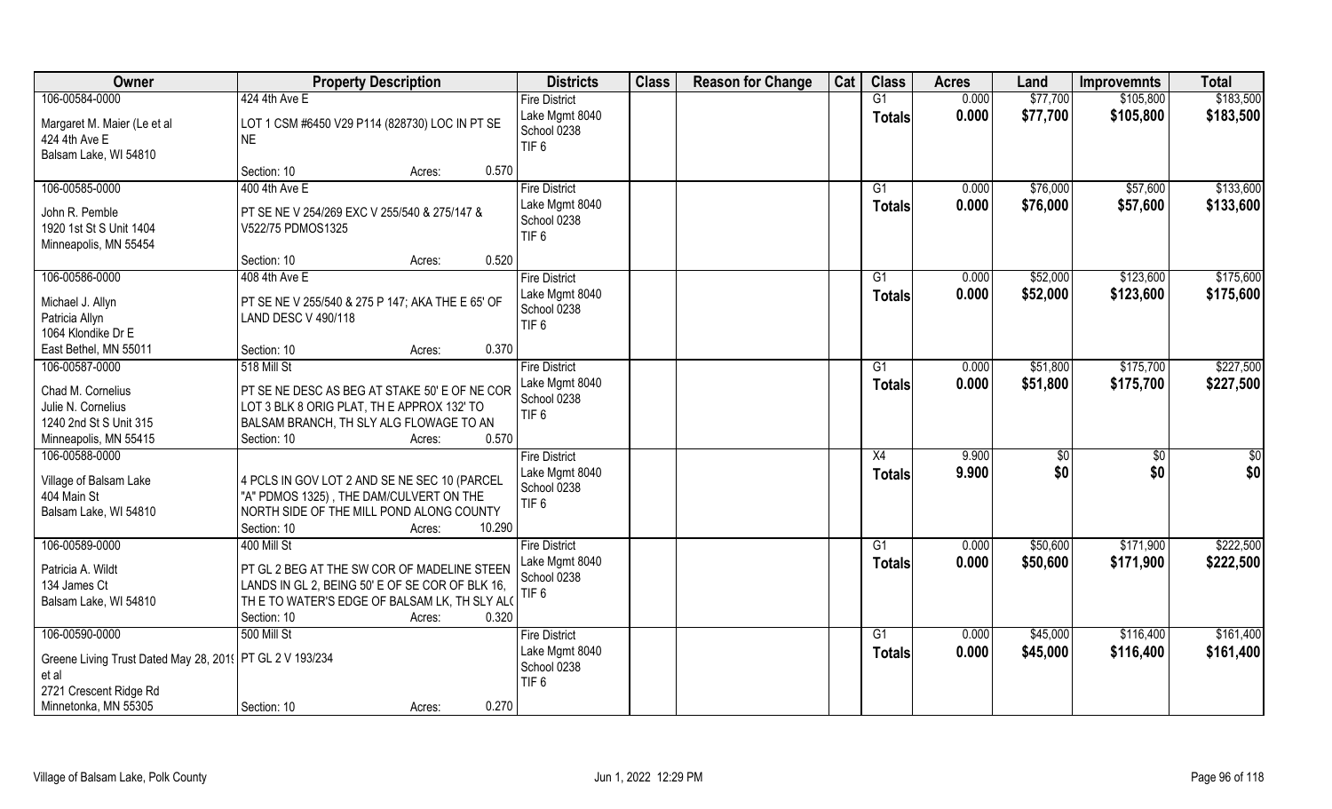| Owner | Property Description | | Districts | Class | Reason for Change | Cat | Class | Acres | Land | Improvemnts | Total |
|---|---|---|---|---|---|---|---|---|---|---|---|
| 106-00584-0000 | 424 4th Ave E | | Fire District | | | | G1 | 0.000 | $77,700 | $105,800 | $183,500 |
| Margaret M. Maier (Le et al<br>424 4th Ave E<br>Balsam Lake, WI 54810 | LOT 1 CSM #6450 V29 P114 (828730) LOC IN PT SE NE | | Lake Mgmt 8040<br>School 0238<br>TIF 6 | | | | **Totals** | **0.000** | **$77,700** | **$105,800** | **$183,500** |
| | Section: 10 | Acres: 0.570 | | | | | | | | | |
| 106-00585-0000 | 400 4th Ave E | | Fire District | | | | G1 | 0.000 | $76,000 | $57,600 | $133,600 |
| John R. Pemble<br>1920 1st St S Unit 1404<br>Minneapolis, MN 55454 | PT SE NE V 254/269 EXC V 255/540 & 275/147 & V522/75 PDMOS1325 | | Lake Mgmt 8040<br>School 0238<br>TIF 6 | | | | **Totals** | **0.000** | **$76,000** | **$57,600** | **$133,600** |
| | Section: 10 | Acres: 0.520 | | | | | | | | | |
| 106-00586-0000 | 408 4th Ave E | | Fire District | | | | G1 | 0.000 | $52,000 | $123,600 | $175,600 |
| Michael J. Allyn<br>Patricia Allyn<br>1064 Klondike Dr E<br>East Bethel, MN 55011 | PT SE NE V 255/540 & 275 P 147; AKA THE E 65' OF LAND DESC V 490/118 | | Lake Mgmt 8040<br>School 0238<br>TIF 6 | | | | **Totals** | **0.000** | **$52,000** | **$123,600** | **$175,600** |
| | Section: 10 | Acres: 0.370 | | | | | | | | | |
| 106-00587-0000 | 518 Mill St | | Fire District | | | | G1 | 0.000 | $51,800 | $175,700 | $227,500 |
| Chad M. Cornelius<br>Julie N. Cornelius<br>1240 2nd St S Unit 315<br>Minneapolis, MN 55415 | PT SE NE DESC AS BEG AT STAKE 50' E OF NE COR LOT 3 BLK 8 ORIG PLAT, TH E APPROX 132' TO BALSAM BRANCH, TH SLY ALG FLOWAGE TO AN | | Lake Mgmt 8040<br>School 0238<br>TIF 6 | | | | **Totals** | **0.000** | **$51,800** | **$175,700** | **$227,500** |
| | Section: 10 | Acres: 0.570 | | | | | | | | | |
| 106-00588-0000 | | | Fire District | | | | X4 | 9.900 | $0 | $0 | $0 |
| Village of Balsam Lake<br>404 Main St<br>Balsam Lake, WI 54810 | 4 PCLS IN GOV LOT 2 AND SE NE SEC 10 (PARCEL "A" PDMOS 1325) , THE DAM/CULVERT ON THE NORTH SIDE OF THE MILL POND ALONG COUNTY | | Lake Mgmt 8040<br>School 0238<br>TIF 6 | | | | **Totals** | **9.900** | **$0** | **$0** | **$0** |
| | Section: 10 | Acres: 10.290 | | | | | | | | | |
| 106-00589-0000 | 400 Mill St | | Fire District | | | | G1 | 0.000 | $50,600 | $171,900 | $222,500 |
| Patricia A. Wildt<br>134 James Ct<br>Balsam Lake, WI 54810 | PT GL 2 BEG AT THE SW COR OF MADELINE STEEN LANDS IN GL 2, BEING 50' E OF SE COR OF BLK 16, TH E TO WATER'S EDGE OF BALSAM LK, TH SLY AL( | | Lake Mgmt 8040<br>School 0238<br>TIF 6 | | | | **Totals** | **0.000** | **$50,600** | **$171,900** | **$222,500** |
| | Section: 10 | Acres: 0.320 | | | | | | | | | |
| 106-00590-0000 | 500 Mill St | | Fire District | | | | G1 | 0.000 | $45,000 | $116,400 | $161,400 |
| Greene Living Trust Dated May 28, 201( et al<br>2721 Crescent Ridge Rd<br>Minnetonka, MN 55305 | PT GL 2 V 193/234 | | Lake Mgmt 8040<br>School 0238<br>TIF 6 | | | | **Totals** | **0.000** | **$45,000** | **$116,400** | **$161,400** |
| | Section: 10 | Acres: 0.270 | | | | | | | | | |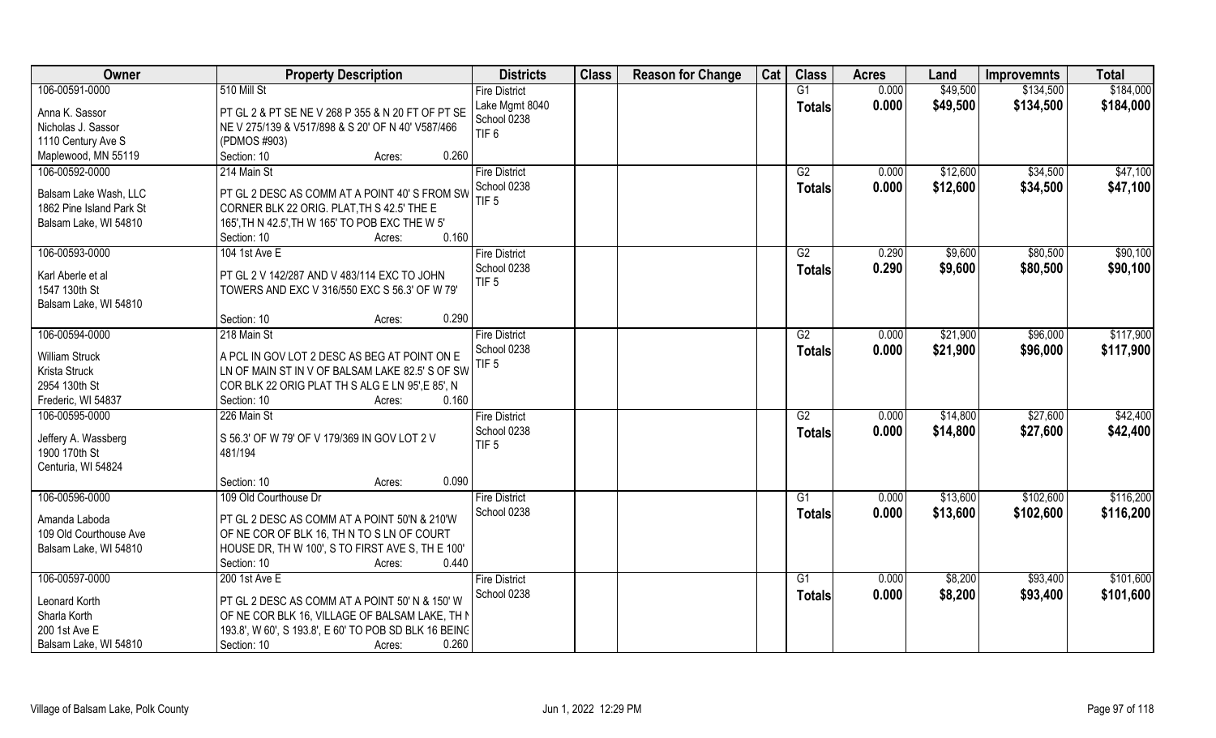| Owner | Property Description | Districts | Class | Reason for Change | Cat | Class | Acres | Land | Improvemnts | Total |
|---|---|---|---|---|---|---|---|---|---|---|
| 106-00591-0000<br>Anna K. Sassor<br>Nicholas J. Sassor<br>1110 Century Ave S<br>Maplewood, MN 55119 | 510 Mill St<br>PT GL 2 & PT SE NE V 268 P 355 & N 20 FT OF PT SE NE V 275/139 & V517/898 & S 20' OF N 40' V587/466 (PDMOS #903)<br>Section: 10 Acres: 0.260 | Fire District<br>Lake Mgmt 8040<br>School 0238<br>TIF 6 | | | | G1<br>Totals | 0.000<br>0.000 | $49,500<br>$49,500 | $134,500<br>$134,500 | $184,000<br>$184,000 |
| 106-00592-0000<br>Balsam Lake Wash, LLC<br>1862 Pine Island Park St<br>Balsam Lake, WI 54810 | 214 Main St<br>PT GL 2 DESC AS COMM AT A POINT 40' S FROM SW CORNER BLK 22 ORIG. PLAT,TH S 42.5' THE E 165',TH N 42.5',TH W 165' TO POB EXC THE W 5'<br>Section: 10 Acres: 0.160 | Fire District<br>School 0238<br>TIF 5 | | | | G2<br>Totals | 0.000<br>0.000 | $12,600<br>$12,600 | $34,500<br>$34,500 | $47,100<br>$47,100 |
| 106-00593-0000<br>Karl Aberle et al<br>1547 130th St<br>Balsam Lake, WI 54810 | 104 1st Ave E<br>PT GL 2 V 142/287 AND V 483/114 EXC TO JOHN TOWERS AND EXC V 316/550 EXC S 56.3' OF W 79'<br>Section: 10 Acres: 0.290 | Fire District<br>School 0238<br>TIF 5 | | | | G2<br>Totals | 0.290<br>0.290 | $9,600<br>$9,600 | $80,500<br>$80,500 | $90,100<br>$90,100 |
| 106-00594-0000<br>William Struck<br>Krista Struck<br>2954 130th St<br>Frederic, WI 54837 | 218 Main St<br>A PCL IN GOV LOT 2 DESC AS BEG AT POINT ON E LN OF MAIN ST IN V OF BALSAM LAKE 82.5' S OF SW COR BLK 22 ORIG PLAT TH S ALG E LN 95',E 85', N<br>Section: 10 Acres: 0.160 | Fire District<br>School 0238<br>TIF 5 | | | | G2<br>Totals | 0.000<br>0.000 | $21,900<br>$21,900 | $96,000<br>$96,000 | $117,900<br>$117,900 |
| 106-00595-0000<br>Jeffery A. Wassberg<br>1900 170th St<br>Centuria, WI 54824 | 226 Main St<br>S 56.3' OF W 79' OF V 179/369 IN GOV LOT 2 V 481/194<br>Section: 10 Acres: 0.090 | Fire District<br>School 0238<br>TIF 5 | | | | G2<br>Totals | 0.000<br>0.000 | $14,800<br>$14,800 | $27,600<br>$27,600 | $42,400<br>$42,400 |
| 106-00596-0000<br>Amanda Laboda<br>109 Old Courthouse Ave<br>Balsam Lake, WI 54810 | 109 Old Courthouse Dr<br>PT GL 2 DESC AS COMM AT A POINT 50'N & 210'W OF NE COR OF BLK 16, TH N TO S LN OF COURT HOUSE DR, TH W 100', S TO FIRST AVE S, TH E 100'<br>Section: 10 Acres: 0.440 | Fire District<br>School 0238 | | | | G1<br>Totals | 0.000<br>0.000 | $13,600<br>$13,600 | $102,600<br>$102,600 | $116,200<br>$116,200 |
| 106-00597-0000<br>Leonard Korth<br>Sharla Korth<br>200 1st Ave E<br>Balsam Lake, WI 54810 | 200 1st Ave E<br>PT GL 2 DESC AS COMM AT A POINT 50' N & 150' W OF NE COR BLK 16, VILLAGE OF BALSAM LAKE, TH N 193.8', W 60', S 193.8', E 60' TO POB SD BLK 16 BEING<br>Section: 10 Acres: 0.260 | Fire District<br>School 0238 | | | | G1<br>Totals | 0.000<br>0.000 | $8,200<br>$8,200 | $93,400<br>$93,400 | $101,600<br>$101,600 |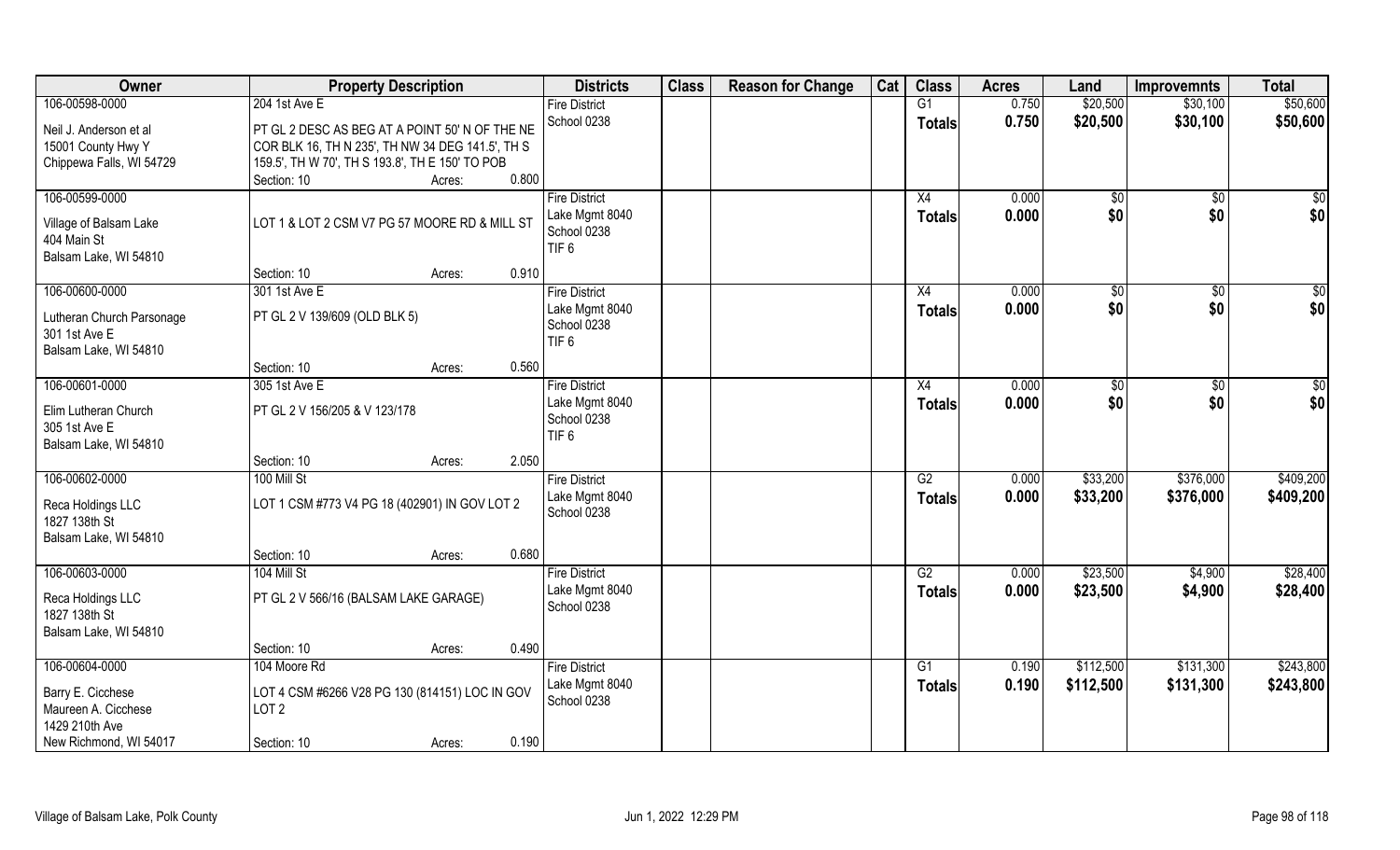| Owner | Property Description | Districts | Class | Reason for Change | Cat | Class | Acres | Land | Improvemnts | Total |
|---|---|---|---|---|---|---|---|---|---|---|
| 106-00598-0000<br>Neil J. Anderson et al<br>15001 County Hwy Y<br>Chippewa Falls, WI 54729 | 204 1st Ave E<br>PT GL 2 DESC AS BEG AT A POINT 50' N OF THE NE COR BLK 16, TH N 235', TH NW 34 DEG 141.5', TH S 159.5', TH W 70', TH S 193.8', TH E 150' TO POB<br>Section: 10 Acres: 0.800 | Fire District<br>School 0238 | | | | G1<br>**Totals** | 0.750<br>**0.750** | $20,500<br>**$20,500** | $30,100<br>**$30,100** | $50,600<br>**$50,600** |
| 106-00599-0000<br>Village of Balsam Lake<br>404 Main St<br>Balsam Lake, WI 54810 | LOT 1 & LOT 2 CSM V7 PG 57 MOORE RD & MILL ST<br>Section: 10 Acres: 0.910 | Fire District<br>Lake Mgmt 8040<br>School 0238<br>TIF 6 | | | | X4<br>**Totals** | 0.000<br>**0.000** | $0<br>**$0** | $0<br>**$0** | $0<br>**$0** |
| 106-00600-0000<br>Lutheran Church Parsonage<br>301 1st Ave E<br>Balsam Lake, WI 54810 | 301 1st Ave E<br>PT GL 2 V 139/609 (OLD BLK 5)<br>Section: 10 Acres: 0.560 | Fire District<br>Lake Mgmt 8040<br>School 0238<br>TIF 6 | | | | X4<br>**Totals** | 0.000<br>**0.000** | $0<br>**$0** | $0<br>**$0** | $0<br>**$0** |
| 106-00601-0000<br>Elim Lutheran Church<br>305 1st Ave E<br>Balsam Lake, WI 54810 | 305 1st Ave E<br>PT GL 2 V 156/205 & V 123/178<br>Section: 10 Acres: 2.050 | Fire District<br>Lake Mgmt 8040<br>School 0238<br>TIF 6 | | | | X4<br>**Totals** | 0.000<br>**0.000** | $0<br>**$0** | $0<br>**$0** | $0<br>**$0** |
| 106-00602-0000<br>Reca Holdings LLC<br>1827 138th St<br>Balsam Lake, WI 54810 | 100 Mill St<br>LOT 1 CSM #773 V4 PG 18 (402901) IN GOV LOT 2<br>Section: 10 Acres: 0.680 | Fire District<br>Lake Mgmt 8040<br>School 0238 | | | | G2<br>**Totals** | 0.000<br>**0.000** | $33,200<br>**$33,200** | $376,000<br>**$376,000** | $409,200<br>**$409,200** |
| 106-00603-0000<br>Reca Holdings LLC<br>1827 138th St<br>Balsam Lake, WI 54810 | 104 Mill St<br>PT GL 2 V 566/16 (BALSAM LAKE GARAGE)<br>Section: 10 Acres: 0.490 | Fire District<br>Lake Mgmt 8040<br>School 0238 | | | | G2<br>**Totals** | 0.000<br>**0.000** | $23,500<br>**$23,500** | $4,900<br>**$4,900** | $28,400<br>**$28,400** |
| 106-00604-0000<br>Barry E. Cicchese<br>Maureen A. Cicchese<br>1429 210th Ave<br>New Richmond, WI 54017 | 104 Moore Rd<br>LOT 4 CSM #6266 V28 PG 130 (814151) LOC IN GOV LOT 2<br>Section: 10 Acres: 0.190 | Fire District<br>Lake Mgmt 8040<br>School 0238 | | | | G1<br>**Totals** | 0.190<br>**0.190** | $112,500<br>**$112,500** | $131,300<br>**$131,300** | $243,800<br>**$243,800** |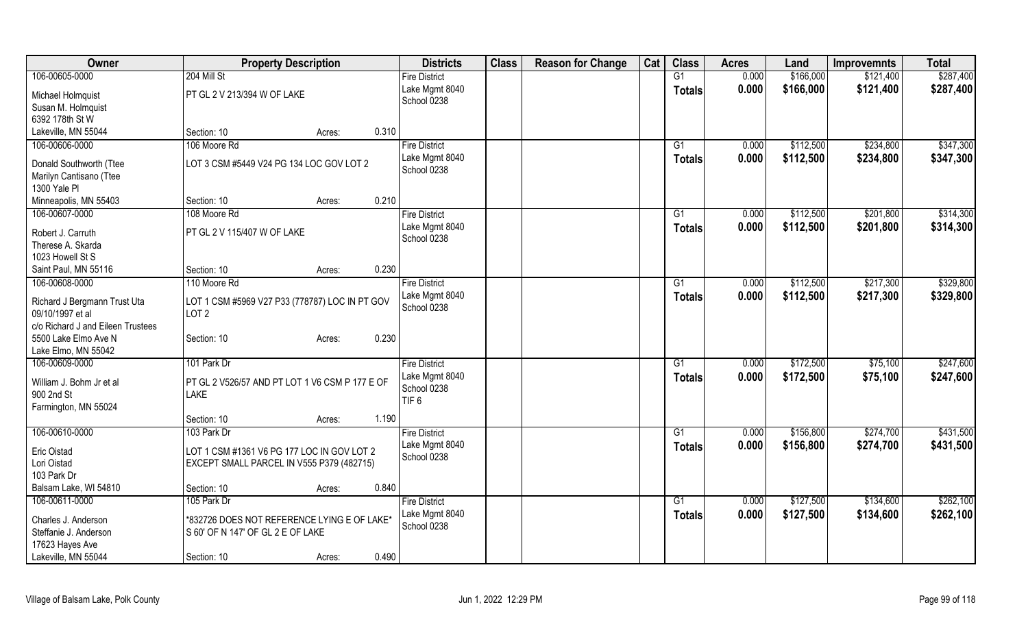| Owner | Property Description | | | Districts | Class | Reason for Change | Cat | Class | Acres | Land | Improvemnts | Total |
|---|---|---|---|---|---|---|---|---|---|---|---|---|
| 106-00605-0000 | 204 Mill St | | | Fire District | | | | G1 | 0.000 | $166,000 | $121,400 | $287,400 |
| Michael Holmquist | PT GL 2 V 213/394 W OF LAKE | | | Lake Mgmt 8040 | | | | **Totals** | **0.000** | **$166,000** | **$121,400** | **$287,400** |
| Susan M. Holmquist | | | | School 0238 | | | | | | | | |
| 6392 178th St W | | | | | | | | | | | | |
| Lakeville, MN 55044 | Section: 10 | Acres: | 0.310 | | | | | | | | | |
| 106-00606-0000 | 106 Moore Rd | | | Fire District | | | | G1 | 0.000 | $112,500 | $234,800 | $347,300 |
| Donald Southworth (Ttee | LOT 3 CSM #5449 V24 PG 134 LOC GOV LOT 2 | | | Lake Mgmt 8040 | | | | **Totals** | **0.000** | **$112,500** | **$234,800** | **$347,300** |
| Marilyn Cantisano (Ttee | | | | School 0238 | | | | | | | | |
| 1300 Yale Pl | | | | | | | | | | | | |
| Minneapolis, MN 55403 | Section: 10 | Acres: | 0.210 | | | | | | | | | |
| 106-00607-0000 | 108 Moore Rd | | | Fire District | | | | G1 | 0.000 | $112,500 | $201,800 | $314,300 |
| Robert J. Carruth | PT GL 2 V 115/407 W OF LAKE | | | Lake Mgmt 8040 | | | | **Totals** | **0.000** | **$112,500** | **$201,800** | **$314,300** |
| Therese A. Skarda | | | | School 0238 | | | | | | | | |
| 1023 Howell St S | | | | | | | | | | | | |
| Saint Paul, MN 55116 | Section: 10 | Acres: | 0.230 | | | | | | | | | |
| 106-00608-0000 | 110 Moore Rd | | | Fire District | | | | G1 | 0.000 | $112,500 | $217,300 | $329,800 |
| Richard J Bergmann Trust Uta | LOT 1 CSM #5969 V27 P33 (778787) LOC IN PT GOV | | | Lake Mgmt 8040 | | | | **Totals** | **0.000** | **$112,500** | **$217,300** | **$329,800** |
| 09/10/1997 et al | LOT 2 | | | School 0238 | | | | | | | | |
| c/o Richard J and Eileen Trustees | | | | | | | | | | | | |
| 5500 Lake Elmo Ave N | Section: 10 | Acres: | 0.230 | | | | | | | | | |
| Lake Elmo, MN 55042 | | | | | | | | | | | | |
| 106-00609-0000 | 101 Park Dr | | | Fire District | | | | G1 | 0.000 | $172,500 | $75,100 | $247,600 |
| William J. Bohm Jr et al | PT GL 2 V526/57 AND PT LOT 1 V6 CSM P 177 E OF | | | Lake Mgmt 8040 | | | | **Totals** | **0.000** | **$172,500** | **$75,100** | **$247,600** |
| 900 2nd St | LAKE | | | School 0238 | | | | | | | | |
| Farmington, MN 55024 | | | | TIF 6 | | | | | | | | |
| | Section: 10 | Acres: | 1.190 | | | | | | | | | |
| 106-00610-0000 | 103 Park Dr | | | Fire District | | | | G1 | 0.000 | $156,800 | $274,700 | $431,500 |
| Eric Oistad | LOT 1 CSM #1361 V6 PG 177 LOC IN GOV LOT 2 | | | Lake Mgmt 8040 | | | | **Totals** | **0.000** | **$156,800** | **$274,700** | **$431,500** |
| Lori Oistad | EXCEPT SMALL PARCEL IN V555 P379 (482715) | | | School 0238 | | | | | | | | |
| 103 Park Dr | | | | | | | | | | | | |
| Balsam Lake, WI 54810 | Section: 10 | Acres: | 0.840 | | | | | | | | | |
| 106-00611-0000 | 105 Park Dr | | | Fire District | | | | G1 | 0.000 | $127,500 | $134,600 | $262,100 |
| Charles J. Anderson | *832726 DOES NOT REFERENCE LYING E OF LAKE* | | | Lake Mgmt 8040 | | | | **Totals** | **0.000** | **$127,500** | **$134,600** | **$262,100** |
| Steffanie J. Anderson | S 60' OF N 147' OF GL 2 E OF LAKE | | | School 0238 | | | | | | | | |
| 17623 Hayes Ave | | | | | | | | | | | | |
| Lakeville, MN 55044 | Section: 10 | Acres: | 0.490 | | | | | | | | | |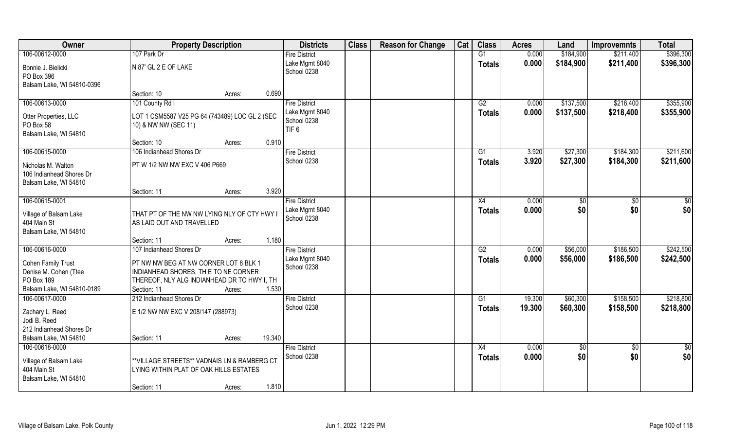| Owner | Property Description | | Districts | Class | Reason for Change | Cat | Class | Acres | Land | Improvemnts | Total |
|---|---|---|---|---|---|---|---|---|---|---|---|
| 106-00612-0000 | 107 Park Dr | | Fire District | | | | G1 | 0.000 | $184,900 | $211,400 | $396,300 |
| Bonnie J. Bielicki<br>PO Box 396<br>Balsam Lake, WI 54810-0396 | N 87' GL 2 E OF LAKE | | Lake Mgmt 8040<br>School 0238 | | | | Totals | 0.000 | $184,900 | $211,400 | $396,300 |
| | Section: 10 | Acres: 0.690 | | | | | | | | | |
| 106-00613-0000 | 101 County Rd I | | Fire District | | | | G2 | 0.000 | $137,500 | $218,400 | $355,900 |
| Otter Properties, LLC<br>PO Box 58<br>Balsam Lake, WI 54810 | LOT 1 CSM5587 V25 PG 64 (743489) LOC GL 2 (SEC 10) & NW NW (SEC 11) | | Lake Mgmt 8040<br>School 0238<br>TIF 6 | | | | Totals | 0.000 | $137,500 | $218,400 | $355,900 |
| | Section: 10 | Acres: 0.910 | | | | | | | | | |
| 106-00615-0000 | 106 Indianhead Shores Dr | | Fire District | | | | G1 | 3.920 | $27,300 | $184,300 | $211,600 |
| Nicholas M. Walton<br>106 Indianhead Shores Dr<br>Balsam Lake, WI 54810 | PT W 1/2 NW NW EXC V 406 P669 | | School 0238 | | | | Totals | 3.920 | $27,300 | $184,300 | $211,600 |
| | Section: 11 | Acres: 3.920 | | | | | | | | | |
| 106-00615-0001 | | | Fire District | | | | X4 | 0.000 | $0 | $0 | $0 |
| Village of Balsam Lake<br>404 Main St<br>Balsam Lake, WI 54810 | THAT PT OF THE NW NW LYING NLY OF CTY HWY I AS LAID OUT AND TRAVELLED | | Lake Mgmt 8040<br>School 0238 | | | | Totals | 0.000 | $0 | $0 | $0 |
| | Section: 11 | Acres: 1.180 | | | | | | | | | |
| 106-00616-0000 | 107 Indianhead Shores Dr | | Fire District | | | | G2 | 0.000 | $56,000 | $186,500 | $242,500 |
| Cohen Family Trust<br>Denise M. Cohen (Ttee<br>PO Box 189<br>Balsam Lake, WI 54810-0189 | PT NW NW BEG AT NW CORNER LOT 8 BLK 1 INDIANHEAD SHORES, TH E TO NE CORNER THEREOF, NLY ALG INDIANHEAD DR TO HWY I, TH | | Lake Mgmt 8040<br>School 0238 | | | | Totals | 0.000 | $56,000 | $186,500 | $242,500 |
| | Section: 11 | Acres: 1.530 | | | | | | | | | |
| 106-00617-0000 | 212 Indianhead Shores Dr | | Fire District | | | | G1 | 19.300 | $60,300 | $158,500 | $218,800 |
| Zachary L. Reed<br>Jodi B. Reed<br>212 Indianhead Shores Dr<br>Balsam Lake, WI 54810 | E 1/2 NW NW EXC V 208/147 (288973) | | School 0238 | | | | Totals | 19.300 | $60,300 | $158,500 | $218,800 |
| | Section: 11 | Acres: 19.340 | | | | | | | | | |
| 106-00618-0000 | | | Fire District | | | | X4 | 0.000 | $0 | $0 | $0 |
| Village of Balsam Lake<br>404 Main St<br>Balsam Lake, WI 54810 | **VILLAGE STREETS** VADNAIS LN & RAMBERG CT LYING WITHIN PLAT OF OAK HILLS ESTATES | | School 0238 | | | | Totals | 0.000 | $0 | $0 | $0 |
| | Section: 11 | Acres: 1.810 | | | | | | | | | |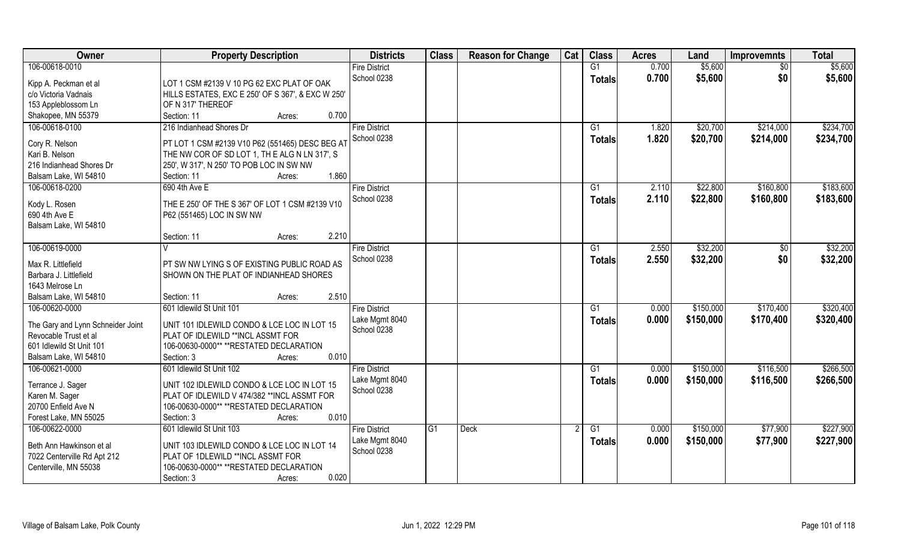| Owner | Property Description | Districts | Class | Reason for Change | Cat | Class | Acres | Land | Improvemnts | Total |
|---|---|---|---|---|---|---|---|---|---|---|
| 106-00618-0010<br>Kipp A. Peckman et al<br>c/o Victoria Vadnais<br>153 Appleblossom Ln<br>Shakopee, MN 55379 | LOT 1 CSM #2139 V 10 PG 62 EXC PLAT OF OAK HILLS ESTATES, EXC E 250' OF S 367', & EXC W 250' OF N 317' THEREOF<br>Section: 11 Acres: 0.700 | Fire District<br>School 0238 | | | | G1<br>**Totals** | 0.700<br>**0.700** | $5,600<br>**$5,600** | $0<br>**$0** | $5,600<br>**$5,600** |
| 106-00618-0100<br>Cory R. Nelson<br>Kari B. Nelson<br>216 Indianhead Shores Dr<br>Balsam Lake, WI 54810 | 216 Indianhead Shores Dr<br>PT LOT 1 CSM #2139 V10 P62 (551465) DESC BEG AT THE NW COR OF SD LOT 1, TH E ALG N LN 317', S 250', W 317', N 250' TO POB LOC IN SW NW<br>Section: 11 Acres: 1.860 | Fire District<br>School 0238 | | | | G1<br>**Totals** | 1.820<br>**1.820** | $20,700<br>**$20,700** | $214,000<br>**$214,000** | $234,700<br>**$234,700** |
| 106-00618-0200<br>Kody L. Rosen<br>690 4th Ave E<br>Balsam Lake, WI 54810 | 690 4th Ave E<br>THE E 250' OF THE S 367' OF LOT 1 CSM #2139 V10 P62 (551465) LOC IN SW NW<br>Section: 11 Acres: 2.210 | Fire District<br>School 0238 | | | | G1<br>**Totals** | 2.110<br>**2.110** | $22,800<br>**$22,800** | $160,800<br>**$160,800** | $183,600<br>**$183,600** |
| 106-00619-0000<br>Max R. Littlefield<br>Barbara J. Littlefield<br>1643 Melrose Ln<br>Balsam Lake, WI 54810 | V<br>PT SW NW LYING S OF EXISTING PUBLIC ROAD AS SHOWN ON THE PLAT OF INDIANHEAD SHORES<br>Section: 11 Acres: 2.510 | Fire District<br>School 0238 | | | | G1<br>**Totals** | 2.550<br>**2.550** | $32,200<br>**$32,200** | $0<br>**$0** | $32,200<br>**$32,200** |
| 106-00620-0000<br>The Gary and Lynn Schneider Joint Revocable Trust et al<br>601 Idlewild St Unit 101<br>Balsam Lake, WI 54810 | 601 Idlewild St Unit 101<br>UNIT 101 IDLEWILD CONDO & LCE LOC IN LOT 15 PLAT OF IDLEWILD **INCL ASSMT FOR 106-00630-0000** **RESTATED DECLARATION<br>Section: 3 Acres: 0.010 | Fire District<br>Lake Mgmt 8040<br>School 0238 | | | | G1<br>**Totals** | 0.000<br>**0.000** | $150,000<br>**$150,000** | $170,400<br>**$170,400** | $320,400<br>**$320,400** |
| 106-00621-0000<br>Terrance J. Sager<br>Karen M. Sager<br>20700 Enfield Ave N<br>Forest Lake, MN 55025 | 601 Idlewild St Unit 102<br>UNIT 102 IDLEWILD CONDO & LCE LOC IN LOT 15 PLAT OF IDLEWILD V 474/382 **INCL ASSMT FOR 106-00630-0000** **RESTATED DECLARATION<br>Section: 3 Acres: 0.010 | Fire District<br>Lake Mgmt 8040<br>School 0238 | | | | G1<br>**Totals** | 0.000<br>**0.000** | $150,000<br>**$150,000** | $116,500<br>**$116,500** | $266,500<br>**$266,500** |
| 106-00622-0000<br>Beth Ann Hawkinson et al<br>7022 Centerville Rd Apt 212<br>Centerville, MN 55038 | 601 Idlewild St Unit 103<br>UNIT 103 IDLEWILD CONDO & LCE LOC IN LOT 14 PLAT OF 1DLEWILD **INCL ASSMT FOR 106-00630-0000** **RESTATED DECLARATION<br>Section: 3 Acres: 0.020 | Fire District<br>Lake Mgmt 8040<br>School 0238 | G1 | Deck | 2 | G1<br>**Totals** | 0.000<br>**0.000** | $150,000<br>**$150,000** | $77,900<br>**$77,900** | $227,900<br>**$227,900** |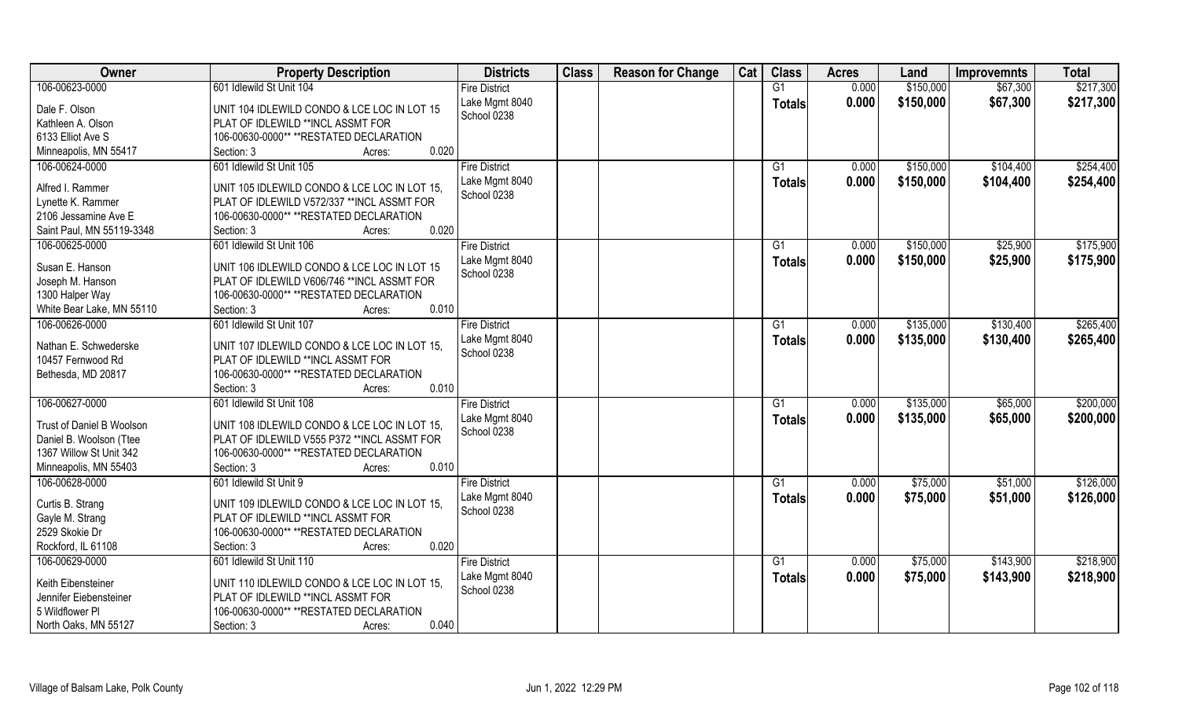| Owner | Property Description | Districts | Class | Reason for Change | Cat | Class | Acres | Land | Improvemnts | Total |
|---|---|---|---|---|---|---|---|---|---|---|
| 106-00623-0000 | 601 Idlewild St Unit 104 | Fire District | | | | G1 | 0.000 | $150,000 | $67,300 | $217,300 |
| Dale F. Olson | UNIT 104 IDLEWILD CONDO & LCE LOC IN LOT 15 | Lake Mgmt 8040 | | | | Totals | 0.000 | $150,000 | $67,300 | $217,300 |
| Kathleen A. Olson | PLAT OF IDLEWILD **INCL ASSMT FOR | School 0238 | | | | | | | | |
| 6133 Elliot Ave S | 106-00630-0000** **RESTATED DECLARATION | | | | | | | | | |
| Minneapolis, MN 55417 | Section: 3 Acres: 0.020 | | | | | | | | | |
| 106-00624-0000 | 601 Idlewild St Unit 105 | Fire District | | | | G1 | 0.000 | $150,000 | $104,400 | $254,400 |
| Alfred I. Rammer | UNIT 105 IDLEWILD CONDO & LCE LOC IN LOT 15, | Lake Mgmt 8040 | | | | Totals | 0.000 | $150,000 | $104,400 | $254,400 |
| Lynette K. Rammer | PLAT OF IDLEWILD V572/337 **INCL ASSMT FOR | School 0238 | | | | | | | | |
| 2106 Jessamine Ave E | 106-00630-0000** **RESTATED DECLARATION | | | | | | | | | |
| Saint Paul, MN 55119-3348 | Section: 3 Acres: 0.020 | | | | | | | | | |
| 106-00625-0000 | 601 Idlewild St Unit 106 | Fire District | | | | G1 | 0.000 | $150,000 | $25,900 | $175,900 |
| Susan E. Hanson | UNIT 106 IDLEWILD CONDO & LCE LOC IN LOT 15 | Lake Mgmt 8040 | | | | Totals | 0.000 | $150,000 | $25,900 | $175,900 |
| Joseph M. Hanson | PLAT OF IDLEWILD V606/746 **INCL ASSMT FOR | School 0238 | | | | | | | | |
| 1300 Halper Way | 106-00630-0000** **RESTATED DECLARATION | | | | | | | | | |
| White Bear Lake, MN 55110 | Section: 3 Acres: 0.010 | | | | | | | | | |
| 106-00626-0000 | 601 Idlewild St Unit 107 | Fire District | | | | G1 | 0.000 | $135,000 | $130,400 | $265,400 |
| Nathan E. Schwederske | UNIT 107 IDLEWILD CONDO & LCE LOC IN LOT 15, | Lake Mgmt 8040 | | | | Totals | 0.000 | $135,000 | $130,400 | $265,400 |
| 10457 Fernwood Rd | PLAT OF IDLEWILD **INCL ASSMT FOR | School 0238 | | | | | | | | |
| Bethesda, MD 20817 | 106-00630-0000** **RESTATED DECLARATION | | | | | | | | | |
| | Section: 3 Acres: 0.010 | | | | | | | | | |
| 106-00627-0000 | 601 Idlewild St Unit 108 | Fire District | | | | G1 | 0.000 | $135,000 | $65,000 | $200,000 |
| Trust of Daniel B Woolson | UNIT 108 IDLEWILD CONDO & LCE LOC IN LOT 15, | Lake Mgmt 8040 | | | | Totals | 0.000 | $135,000 | $65,000 | $200,000 |
| Daniel B. Woolson (Ttee | PLAT OF IDLEWILD V555 P372 **INCL ASSMT FOR | School 0238 | | | | | | | | |
| 1367 Willow St Unit 342 | 106-00630-0000** **RESTATED DECLARATION | | | | | | | | | |
| Minneapolis, MN 55403 | Section: 3 Acres: 0.010 | | | | | | | | | |
| 106-00628-0000 | 601 Idlewild St Unit 9 | Fire District | | | | G1 | 0.000 | $75,000 | $51,000 | $126,000 |
| Curtis B. Strang | UNIT 109 IDLEWILD CONDO & LCE LOC IN LOT 15, | Lake Mgmt 8040 | | | | Totals | 0.000 | $75,000 | $51,000 | $126,000 |
| Gayle M. Strang | PLAT OF IDLEWILD **INCL ASSMT FOR | School 0238 | | | | | | | | |
| 2529 Skokie Dr | 106-00630-0000** **RESTATED DECLARATION | | | | | | | | | |
| Rockford, IL 61108 | Section: 3 Acres: 0.020 | | | | | | | | | |
| 106-00629-0000 | 601 Idlewild St Unit 110 | Fire District | | | | G1 | 0.000 | $75,000 | $143,900 | $218,900 |
| Keith Eibensteiner | UNIT 110 IDLEWILD CONDO & LCE LOC IN LOT 15, | Lake Mgmt 8040 | | | | Totals | 0.000 | $75,000 | $143,900 | $218,900 |
| Jennifer Eiebensteiner | PLAT OF IDLEWILD **INCL ASSMT FOR | School 0238 | | | | | | | | |
| 5 Wildflower Pl | 106-00630-0000** **RESTATED DECLARATION | | | | | | | | | |
| North Oaks, MN 55127 | Section: 3 Acres: 0.040 | | | | | | | | | |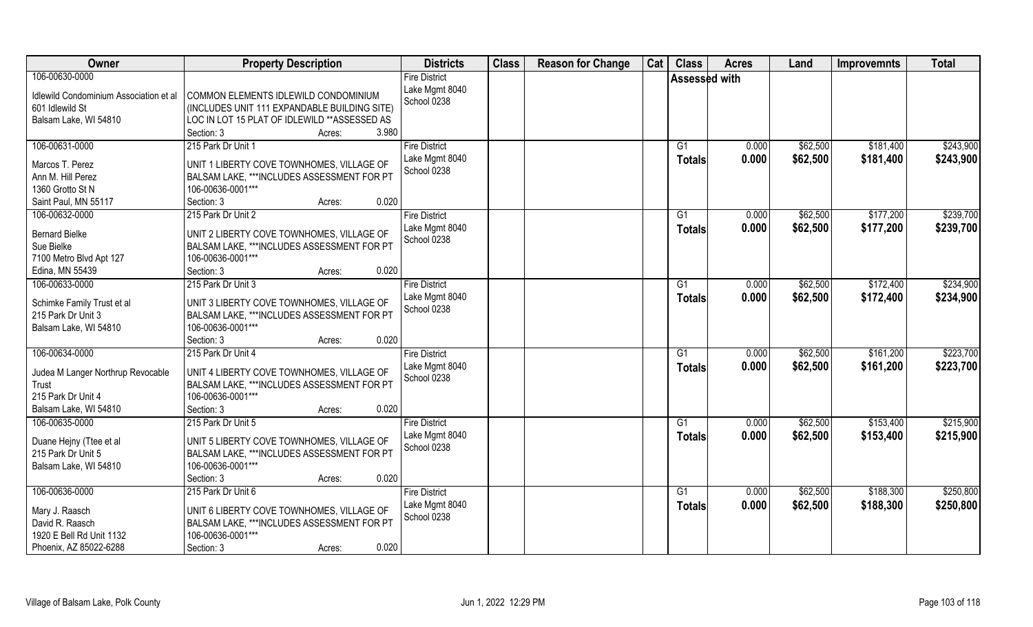| Owner | Property Description | Districts | Class | Reason for Change | Cat | Class | Acres | Land | Improvemnts | Total |
|---|---|---|---|---|---|---|---|---|---|---|
| 106-00630-0000<br><br>Idlewild Condominium Association et al<br>601 Idlewild St<br>Balsam Lake, WI 54810 | COMMON ELEMENTS IDLEWILD CONDOMINIUM (INCLUDES UNIT 111 EXPANDABLE BUILDING SITE) LOC IN LOT 15 PLAT OF IDLEWILD **ASSESSED AS<br>Section: 3 Acres: 3.980 | Fire District<br>Lake Mgmt 8040<br>School 0238 | | | | Assessed with | | | | |
| 106-00631-0000<br><br>Marcos T. Perez<br>Ann M. Hill Perez<br>1360 Grotto St N<br>Saint Paul, MN 55117 | 215 Park Dr Unit 1<br>UNIT 1 LIBERTY COVE TOWNHOMES, VILLAGE OF BALSAM LAKE, ***INCLUDES ASSESSMENT FOR PT 106-00636-0001***<br>Section: 3 Acres: 0.020 | Fire District<br>Lake Mgmt 8040<br>School 0238 | | | | G1<br>**Totals** | 0.000<br>**0.000** | $62,500<br>**$62,500** | $181,400<br>**$181,400** | $243,900<br>**$243,900** |
| 106-00632-0000<br><br>Bernard Bielke<br>Sue Bielke<br>7100 Metro Blvd Apt 127<br>Edina, MN 55439 | 215 Park Dr Unit 2<br>UNIT 2 LIBERTY COVE TOWNHOMES, VILLAGE OF BALSAM LAKE, ***INCLUDES ASSESSMENT FOR PT 106-00636-0001***<br>Section: 3 Acres: 0.020 | Fire District<br>Lake Mgmt 8040<br>School 0238 | | | | G1<br>**Totals** | 0.000<br>**0.000** | $62,500<br>**$62,500** | $177,200<br>**$177,200** | $239,700<br>**$239,700** |
| 106-00633-0000<br><br>Schimke Family Trust et al<br>215 Park Dr Unit 3<br>Balsam Lake, WI 54810 | 215 Park Dr Unit 3<br>UNIT 3 LIBERTY COVE TOWNHOMES, VILLAGE OF BALSAM LAKE, ***INCLUDES ASSESSMENT FOR PT 106-00636-0001***<br>Section: 3 Acres: 0.020 | Fire District<br>Lake Mgmt 8040<br>School 0238 | | | | G1<br>**Totals** | 0.000<br>**0.000** | $62,500<br>**$62,500** | $172,400<br>**$172,400** | $234,900<br>**$234,900** |
| 106-00634-0000<br><br>Judea M Langer Northrup Revocable Trust<br>215 Park Dr Unit 4<br>Balsam Lake, WI 54810 | 215 Park Dr Unit 4<br>UNIT 4 LIBERTY COVE TOWNHOMES, VILLAGE OF BALSAM LAKE, ***INCLUDES ASSESSMENT FOR PT 106-00636-0001***<br>Section: 3 Acres: 0.020 | Fire District<br>Lake Mgmt 8040<br>School 0238 | | | | G1<br>**Totals** | 0.000<br>**0.000** | $62,500<br>**$62,500** | $161,200<br>**$161,200** | $223,700<br>**$223,700** |
| 106-00635-0000<br><br>Duane Hejny (Ttee et al<br>215 Park Dr Unit 5<br>Balsam Lake, WI 54810 | 215 Park Dr Unit 5<br>UNIT 5 LIBERTY COVE TOWNHOMES, VILLAGE OF BALSAM LAKE, ***INCLUDES ASSESSMENT FOR PT 106-00636-0001***<br>Section: 3 Acres: 0.020 | Fire District<br>Lake Mgmt 8040<br>School 0238 | | | | G1<br>**Totals** | 0.000<br>**0.000** | $62,500<br>**$62,500** | $153,400<br>**$153,400** | $215,900<br>**$215,900** |
| 106-00636-0000<br><br>Mary J. Raasch<br>David R. Raasch<br>1920 E Bell Rd Unit 1132<br>Phoenix, AZ 85022-6288 | 215 Park Dr Unit 6<br>UNIT 6 LIBERTY COVE TOWNHOMES, VILLAGE OF BALSAM LAKE, ***INCLUDES ASSESSMENT FOR PT 106-00636-0001***<br>Section: 3 Acres: 0.020 | Fire District<br>Lake Mgmt 8040<br>School 0238 | | | | G1<br>**Totals** | 0.000<br>**0.000** | $62,500<br>**$62,500** | $188,300<br>**$188,300** | $250,800<br>**$250,800** |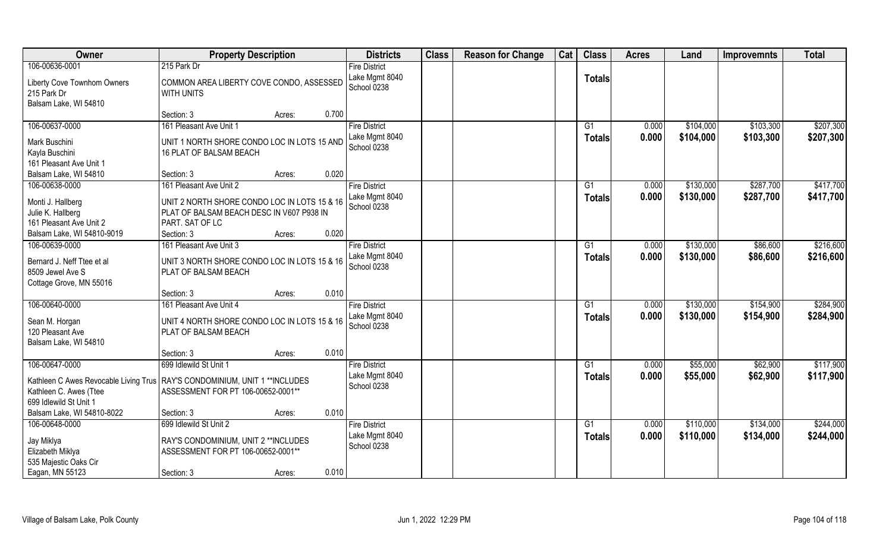| Owner | Property Description | | Districts | Class | Reason for Change | Cat | Class | Acres | Land | Improvemnts | Total |
|---|---|---|---|---|---|---|---|---|---|---|---|
| 106-00636-0001<br><br>Liberty Cove Townhom Owners<br>215 Park Dr<br>Balsam Lake, WI 54810 | 215 Park Dr<br><br>COMMON AREA LIBERTY COVE CONDO, ASSESSED WITH UNITS<br><br>Section: 3 | Acres: 0.700 | Fire District<br>Lake Mgmt 8040<br>School 0238 | | | | Totals | | | | |
| 106-00637-0000<br><br>Mark Buschini<br>Kayla Buschini<br>161 Pleasant Ave Unit 1<br>Balsam Lake, WI 54810 | 161 Pleasant Ave Unit 1<br><br>UNIT 1 NORTH SHORE CONDO LOC IN LOTS 15 AND 16 PLAT OF BALSAM BEACH<br><br>Section: 3 | Acres: 0.020 | Fire District<br>Lake Mgmt 8040<br>School 0238 | | | | G1<br>Totals | 0.000<br>0.000 | $104,000<br>$104,000 | $103,300<br>$103,300 | $207,300<br>$207,300 |
| 106-00638-0000<br><br>Monti J. Hallberg<br>Julie K. Hallberg<br>161 Pleasant Ave Unit 2<br>Balsam Lake, WI 54810-9019 | 161 Pleasant Ave Unit 2<br><br>UNIT 2 NORTH SHORE CONDO LOC IN LOTS 15 & 16 PLAT OF BALSAM BEACH DESC IN V607 P938 IN PART. SAT OF LC<br>Section: 3 | Acres: 0.020 | Fire District<br>Lake Mgmt 8040<br>School 0238 | | | | G1<br>Totals | 0.000<br>0.000 | $130,000<br>$130,000 | $287,700<br>$287,700 | $417,700<br>$417,700 |
| 106-00639-0000<br><br>Bernard J. Neff Ttee et al<br>8509 Jewel Ave S<br>Cottage Grove, MN 55016 | 161 Pleasant Ave Unit 3<br><br>UNIT 3 NORTH SHORE CONDO LOC IN LOTS 15 & 16 PLAT OF BALSAM BEACH<br><br>Section: 3 | Acres: 0.010 | Fire District<br>Lake Mgmt 8040<br>School 0238 | | | | G1<br>Totals | 0.000<br>0.000 | $130,000<br>$130,000 | $86,600<br>$86,600 | $216,600<br>$216,600 |
| 106-00640-0000<br><br>Sean M. Horgan<br>120 Pleasant Ave<br>Balsam Lake, WI 54810 | 161 Pleasant Ave Unit 4<br><br>UNIT 4 NORTH SHORE CONDO LOC IN LOTS 15 & 16 PLAT OF BALSAM BEACH<br><br>Section: 3 | Acres: 0.010 | Fire District<br>Lake Mgmt 8040<br>School 0238 | | | | G1<br>Totals | 0.000<br>0.000 | $130,000<br>$130,000 | $154,900<br>$154,900 | $284,900<br>$284,900 |
| 106-00647-0000<br><br>Kathleen C Awes Revocable Living Trus<br>Kathleen C. Awes (Ttee<br>699 Idlewild St Unit 1<br>Balsam Lake, WI 54810-8022 | 699 Idlewild St Unit 1<br><br>RAY'S CONDOMINIUM, UNIT 1 **INCLUDES ASSESSMENT FOR PT 106-00652-0001**<br><br>Section: 3 | Acres: 0.010 | Fire District<br>Lake Mgmt 8040<br>School 0238 | | | | G1<br>Totals | 0.000<br>0.000 | $55,000<br>$55,000 | $62,900<br>$62,900 | $117,900<br>$117,900 |
| 106-00648-0000<br><br>Jay Miklya<br>Elizabeth Miklya<br>535 Majestic Oaks Cir<br>Eagan, MN 55123 | 699 Idlewild St Unit 2<br><br>RAY'S CONDOMINIUM, UNIT 2 **INCLUDES ASSESSMENT FOR PT 106-00652-0001**<br><br>Section: 3 | Acres: 0.010 | Fire District<br>Lake Mgmt 8040<br>School 0238 | | | | G1<br>Totals | 0.000<br>0.000 | $110,000<br>$110,000 | $134,000<br>$134,000 | $244,000<br>$244,000 |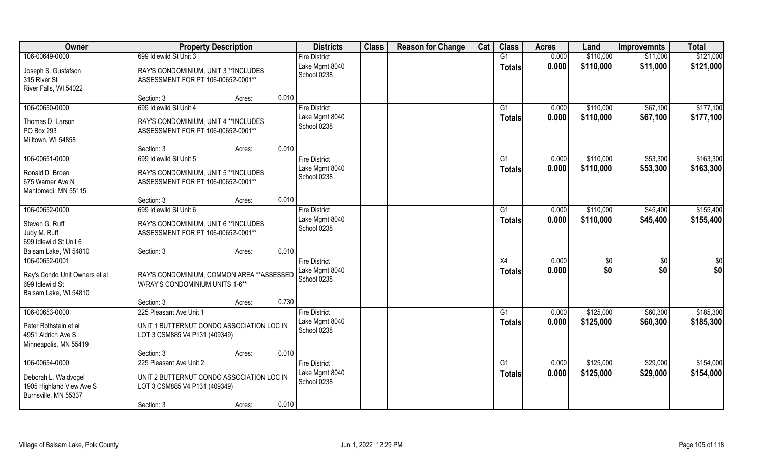| Owner | Property Description | | | Districts | Class | Reason for Change | Cat | Class | Acres | Land | Improvemnts | Total |
|---|---|---|---|---|---|---|---|---|---|---|---|---|
| 106-00649-0000 | 699 Idlewild St Unit 3 | | | Fire District | | | | G1 | 0.000 | $110,000 | $11,000 | $121,000 |
| Joseph S. Gustafson<br>315 River St<br>River Falls, WI 54022 | RAY'S CONDOMINIUM, UNIT 3 **INCLUDES ASSESSMENT FOR PT 106-00652-0001** | | | Lake Mgmt 8040<br>School 0238 | | | | Totals | 0.000 | $110,000 | $11,000 | $121,000 |
| | Section: 3 | Acres: | 0.010 | | | | | | | | | |
| 106-00650-0000 | 699 Idlewild St Unit 4 | | | Fire District | | | | G1 | 0.000 | $110,000 | $67,100 | $177,100 |
| Thomas D. Larson<br>PO Box 293<br>Milltown, WI 54858 | RAY'S CONDOMINIUM, UNIT 4 **INCLUDES ASSESSMENT FOR PT 106-00652-0001** | | | Lake Mgmt 8040<br>School 0238 | | | | Totals | 0.000 | $110,000 | $67,100 | $177,100 |
| | Section: 3 | Acres: | 0.010 | | | | | | | | | |
| 106-00651-0000 | 699 Idlewild St Unit 5 | | | Fire District | | | | G1 | 0.000 | $110,000 | $53,300 | $163,300 |
| Ronald D. Broen<br>675 Warner Ave N<br>Mahtomedi, MN 55115 | RAY'S CONDOMINIUM, UNIT 5 **INCLUDES ASSESSMENT FOR PT 106-00652-0001** | | | Lake Mgmt 8040<br>School 0238 | | | | Totals | 0.000 | $110,000 | $53,300 | $163,300 |
| | Section: 3 | Acres: | 0.010 | | | | | | | | | |
| 106-00652-0000 | 699 Idlewild St Unit 6 | | | Fire District | | | | G1 | 0.000 | $110,000 | $45,400 | $155,400 |
| Steven G. Ruff<br>Judy M. Ruff<br>699 Idlewild St Unit 6<br>Balsam Lake, WI 54810 | RAY'S CONDOMINIUM, UNIT 6 **INCLUDES ASSESSMENT FOR PT 106-00652-0001** | | | Lake Mgmt 8040<br>School 0238 | | | | Totals | 0.000 | $110,000 | $45,400 | $155,400 |
| | Section: 3 | Acres: | 0.010 | | | | | | | | | |
| 106-00652-0001 | | | | Fire District | | | | X4 | 0.000 | $0 | $0 | $0 |
| Ray's Condo Unit Owners et al<br>699 Idlewild St<br>Balsam Lake, WI 54810 | RAY'S CONDOMINIUM, COMMON AREA **ASSESSED W/RAY'S CONDOMINIUM UNITS 1-6** | | | Lake Mgmt 8040<br>School 0238 | | | | Totals | 0.000 | $0 | $0 | $0 |
| | Section: 3 | Acres: | 0.730 | | | | | | | | | |
| 106-00653-0000 | 225 Pleasant Ave Unit 1 | | | Fire District | | | | G1 | 0.000 | $125,000 | $60,300 | $185,300 |
| Peter Rothstein et al<br>4951 Aldrich Ave S<br>Minneapolis, MN 55419 | UNIT 1 BUTTERNUT CONDO ASSOCIATION LOC IN LOT 3 CSM885 V4 P131 (409349) | | | Lake Mgmt 8040<br>School 0238 | | | | Totals | 0.000 | $125,000 | $60,300 | $185,300 |
| | Section: 3 | Acres: | 0.010 | | | | | | | | | |
| 106-00654-0000 | 225 Pleasant Ave Unit 2 | | | Fire District | | | | G1 | 0.000 | $125,000 | $29,000 | $154,000 |
| Deborah L. Waldvogel<br>1905 Highland View Ave S<br>Burnsville, MN 55337 | UNIT 2 BUTTERNUT CONDO ASSOCIATION LOC IN LOT 3 CSM885 V4 P131 (409349) | | | Lake Mgmt 8040<br>School 0238 | | | | Totals | 0.000 | $125,000 | $29,000 | $154,000 |
| | Section: 3 | Acres: | 0.010 | | | | | | | | | |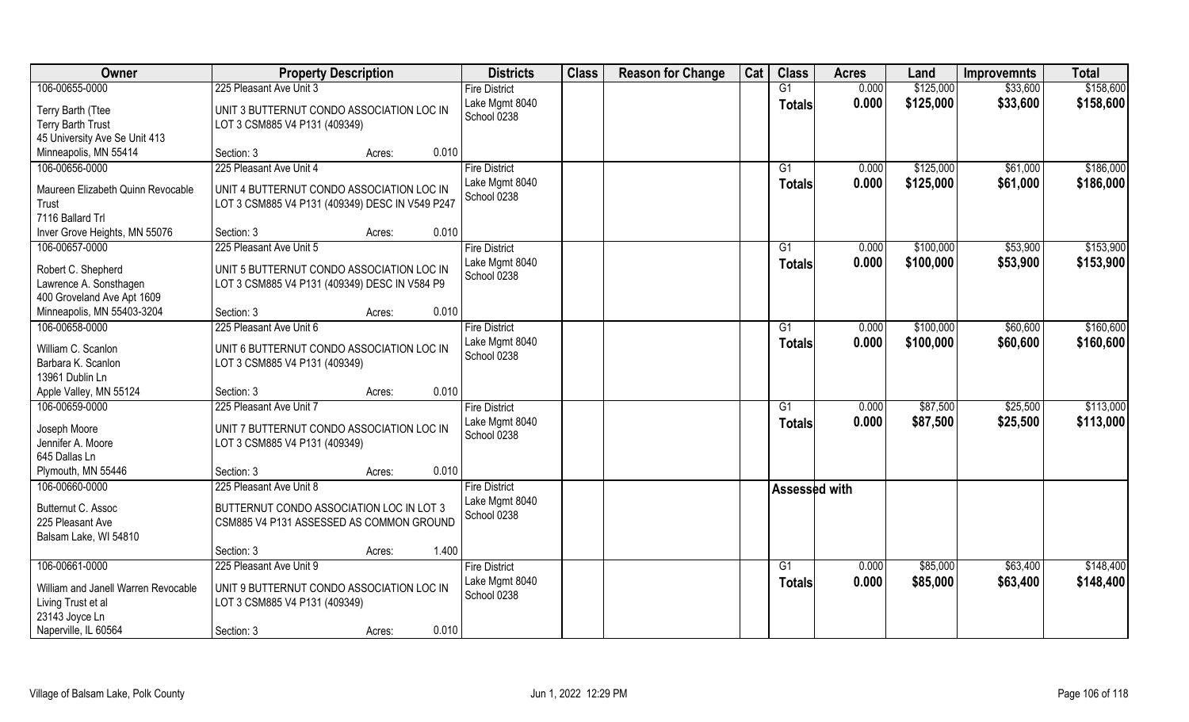| Owner | Property Description | Districts | Class | Reason for Change | Cat | Class | Acres | Land | Improvemnts | Total |
|---|---|---|---|---|---|---|---|---|---|---|
| 106-00655-0000 | 225 Pleasant Ave Unit 3 | Fire District | | | | G1 | 0.000 | $125,000 | $33,600 | $158,600 |
| Terry Barth (Ttee | UNIT 3 BUTTERNUT CONDO ASSOCIATION LOC IN | Lake Mgmt 8040 | | | | **Totals** | **0.000** | **$125,000** | **$33,600** | **$158,600** |
| Terry Barth Trust | LOT 3 CSM885 V4 P131 (409349) | School 0238 | | | | | | | | |
| 45 University Ave Se Unit 413 | | | | | | | | | | |
| Minneapolis, MN 55414 | Section: 3 Acres: 0.010 | | | | | | | | | |
| 106-00656-0000 | 225 Pleasant Ave Unit 4 | Fire District | | | | G1 | 0.000 | $125,000 | $61,000 | $186,000 |
| Maureen Elizabeth Quinn Revocable | UNIT 4 BUTTERNUT CONDO ASSOCIATION LOC IN | Lake Mgmt 8040 | | | | **Totals** | **0.000** | **$125,000** | **$61,000** | **$186,000** |
| Trust | LOT 3 CSM885 V4 P131 (409349) DESC IN V549 P247 | School 0238 | | | | | | | | |
| 7116 Ballard Trl | | | | | | | | | | |
| Inver Grove Heights, MN 55076 | Section: 3 Acres: 0.010 | | | | | | | | | |
| 106-00657-0000 | 225 Pleasant Ave Unit 5 | Fire District | | | | G1 | 0.000 | $100,000 | $53,900 | $153,900 |
| Robert C. Shepherd | UNIT 5 BUTTERNUT CONDO ASSOCIATION LOC IN | Lake Mgmt 8040 | | | | **Totals** | **0.000** | **$100,000** | **$53,900** | **$153,900** |
| Lawrence A. Sonsthagen | LOT 3 CSM885 V4 P131 (409349) DESC IN V584 P9 | School 0238 | | | | | | | | |
| 400 Groveland Ave Apt 1609 | | | | | | | | | | |
| Minneapolis, MN 55403-3204 | Section: 3 Acres: 0.010 | | | | | | | | | |
| 106-00658-0000 | 225 Pleasant Ave Unit 6 | Fire District | | | | G1 | 0.000 | $100,000 | $60,600 | $160,600 |
| William C. Scanlon | UNIT 6 BUTTERNUT CONDO ASSOCIATION LOC IN | Lake Mgmt 8040 | | | | **Totals** | **0.000** | **$100,000** | **$60,600** | **$160,600** |
| Barbara K. Scanlon | LOT 3 CSM885 V4 P131 (409349) | School 0238 | | | | | | | | |
| 13961 Dublin Ln | | | | | | | | | | |
| Apple Valley, MN 55124 | Section: 3 Acres: 0.010 | | | | | | | | | |
| 106-00659-0000 | 225 Pleasant Ave Unit 7 | Fire District | | | | G1 | 0.000 | $87,500 | $25,500 | $113,000 |
| Joseph Moore | UNIT 7 BUTTERNUT CONDO ASSOCIATION LOC IN | Lake Mgmt 8040 | | | | **Totals** | **0.000** | **$87,500** | **$25,500** | **$113,000** |
| Jennifer A. Moore | LOT 3 CSM885 V4 P131 (409349) | School 0238 | | | | | | | | |
| 645 Dallas Ln | | | | | | | | | | |
| Plymouth, MN 55446 | Section: 3 Acres: 0.010 | | | | | | | | | |
| 106-00660-0000 | 225 Pleasant Ave Unit 8 | Fire District | | | | **Assessed with** | | | | |
| Butternut C. Assoc | BUTTERNUT CONDO ASSOCIATION LOC IN LOT 3 | Lake Mgmt 8040 | | | | | | | | |
| 225 Pleasant Ave | CSM885 V4 P131 ASSESSED AS COMMON GROUND | School 0238 | | | | | | | | |
| Balsam Lake, WI 54810 | | | | | | | | | | |
| | Section: 3 Acres: 1.400 | | | | | | | | | |
| 106-00661-0000 | 225 Pleasant Ave Unit 9 | Fire District | | | | G1 | 0.000 | $85,000 | $63,400 | $148,400 |
| William and Janell Warren Revocable | UNIT 9 BUTTERNUT CONDO ASSOCIATION LOC IN | Lake Mgmt 8040 | | | | **Totals** | **0.000** | **$85,000** | **$63,400** | **$148,400** |
| Living Trust et al | LOT 3 CSM885 V4 P131 (409349) | School 0238 | | | | | | | | |
| 23143 Joyce Ln | | | | | | | | | | |
| Naperville, IL 60564 | Section: 3 Acres: 0.010 | | | | | | | | | |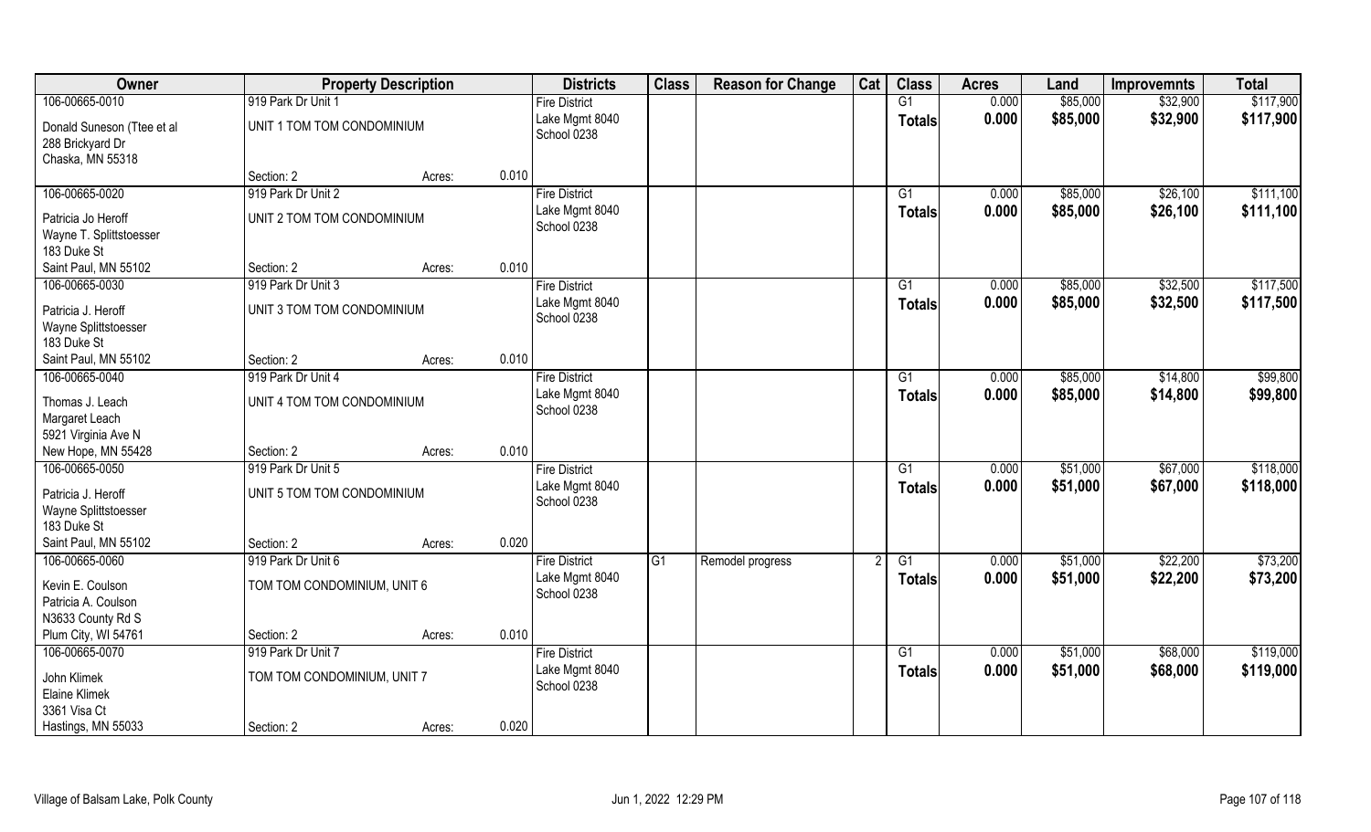| Owner | Property Description | | | Districts | Class | Reason for Change | Cat | Class | Acres | Land | Improvemnts | Total |
|---|---|---|---|---|---|---|---|---|---|---|---|---|
| 106-00665-0010 | 919 Park Dr Unit 1 | | | Fire District | | | | G1 | 0.000 | $85,000 | $32,900 | $117,900 |
| Donald Suneson (Ttee et al | UNIT 1 TOM TOM CONDOMINIUM | | | Lake Mgmt 8040 | | | | **Totals** | **0.000** | **$85,000** | **$32,900** | **$117,900** |
| 288 Brickyard Dr | | | | School 0238 | | | | | | | | |
| Chaska, MN 55318 | | | | | | | | | | | | |
| | Section: 2 | Acres: | 0.010 | | | | | | | | | |
| 106-00665-0020 | 919 Park Dr Unit 2 | | | Fire District | | | | G1 | 0.000 | $85,000 | $26,100 | $111,100 |
| Patricia Jo Heroff | UNIT 2 TOM TOM CONDOMINIUM | | | Lake Mgmt 8040 | | | | **Totals** | **0.000** | **$85,000** | **$26,100** | **$111,100** |
| Wayne T. Splittstoesser | | | | School 0238 | | | | | | | | |
| 183 Duke St | | | | | | | | | | | | |
| Saint Paul, MN 55102 | Section: 2 | Acres: | 0.010 | | | | | | | | | |
| 106-00665-0030 | 919 Park Dr Unit 3 | | | Fire District | | | | G1 | 0.000 | $85,000 | $32,500 | $117,500 |
| Patricia J. Heroff | UNIT 3 TOM TOM CONDOMINIUM | | | Lake Mgmt 8040 | | | | **Totals** | **0.000** | **$85,000** | **$32,500** | **$117,500** |
| Wayne Splittstoesser | | | | School 0238 | | | | | | | | |
| 183 Duke St | | | | | | | | | | | | |
| Saint Paul, MN 55102 | Section: 2 | Acres: | 0.010 | | | | | | | | | |
| 106-00665-0040 | 919 Park Dr Unit 4 | | | Fire District | | | | G1 | 0.000 | $85,000 | $14,800 | $99,800 |
| Thomas J. Leach | UNIT 4 TOM TOM CONDOMINIUM | | | Lake Mgmt 8040 | | | | **Totals** | **0.000** | **$85,000** | **$14,800** | **$99,800** |
| Margaret Leach | | | | School 0238 | | | | | | | | |
| 5921 Virginia Ave N | | | | | | | | | | | | |
| New Hope, MN 55428 | Section: 2 | Acres: | 0.010 | | | | | | | | | |
| 106-00665-0050 | 919 Park Dr Unit 5 | | | Fire District | | | | G1 | 0.000 | $51,000 | $67,000 | $118,000 |
| Patricia J. Heroff | UNIT 5 TOM TOM CONDOMINIUM | | | Lake Mgmt 8040 | | | | **Totals** | **0.000** | **$51,000** | **$67,000** | **$118,000** |
| Wayne Splittstoesser | | | | School 0238 | | | | | | | | |
| 183 Duke St | | | | | | | | | | | | |
| Saint Paul, MN 55102 | Section: 2 | Acres: | 0.020 | | | | | | | | | |
| 106-00665-0060 | 919 Park Dr Unit 6 | | | Fire District | G1 | Remodel progress | 2 | G1 | 0.000 | $51,000 | $22,200 | $73,200 |
| Kevin E. Coulson | TOM TOM CONDOMINIUM, UNIT 6 | | | Lake Mgmt 8040 | | | | **Totals** | **0.000** | **$51,000** | **$22,200** | **$73,200** |
| Patricia A. Coulson | | | | School 0238 | | | | | | | | |
| N3633 County Rd S | | | | | | | | | | | | |
| Plum City, WI 54761 | Section: 2 | Acres: | 0.010 | | | | | | | | | |
| 106-00665-0070 | 919 Park Dr Unit 7 | | | Fire District | | | | G1 | 0.000 | $51,000 | $68,000 | $119,000 |
| John Klimek | TOM TOM CONDOMINIUM, UNIT 7 | | | Lake Mgmt 8040 | | | | **Totals** | **0.000** | **$51,000** | **$68,000** | **$119,000** |
| Elaine Klimek | | | | School 0238 | | | | | | | | |
| 3361 Visa Ct | | | | | | | | | | | | |
| Hastings, MN 55033 | Section: 2 | Acres: | 0.020 | | | | | | | | | |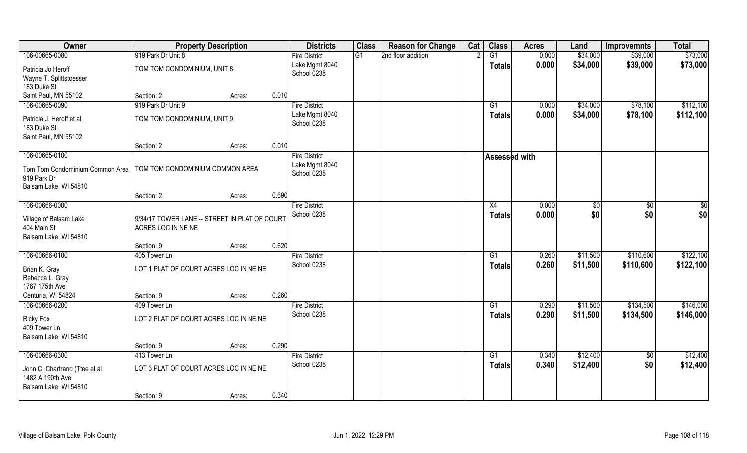| Owner | Property Description | | | Districts | Class | Reason for Change | Cat | Class | Acres | Land | Improvemnts | Total |
|---|---|---|---|---|---|---|---|---|---|---|---|---|
| 106-00665-0080<br>Patricia Jo Heroff<br>Wayne T. Splittstoesser<br>183 Duke St<br>Saint Paul, MN 55102 | 919 Park Dr Unit 8<br>TOM TOM CONDOMINIUM, UNIT 8<br>Section: 2 | Acres: | 0.010 | Fire District<br>Lake Mgmt 8040<br>School 0238 | G1 | 2nd floor addition | 2 | G1<br>**Totals** | 0.000<br>**0.000** | $34,000<br>**$34,000** | $39,000<br>**$39,000** | $73,000<br>**$73,000** |
| 106-00665-0090<br>Patricia J. Heroff et al<br>183 Duke St<br>Saint Paul, MN 55102 | 919 Park Dr Unit 9<br>TOM TOM CONDOMINIUM, UNIT 9<br>Section: 2 | Acres: | 0.010 | Fire District<br>Lake Mgmt 8040<br>School 0238 | | | | G1<br>**Totals** | 0.000<br>**0.000** | $34,000<br>**$34,000** | $78,100<br>**$78,100** | $112,100<br>**$112,100** |
| 106-00665-0100<br>Tom Tom Condominium Common Area<br>919 Park Dr<br>Balsam Lake, WI 54810 | TOM TOM CONDOMINIUM COMMON AREA<br>Section: 2 | Acres: | 0.690 | Fire District<br>Lake Mgmt 8040<br>School 0238 | | | | **Assessed with** | | | | |
| 106-00666-0000<br>Village of Balsam Lake<br>404 Main St<br>Balsam Lake, WI 54810 | 9/34/17 TOWER LANE -- STREET IN PLAT OF COURT ACRES LOC IN NE NE<br>Section: 9 | Acres: | 0.620 | Fire District<br>School 0238 | | | | X4<br>**Totals** | 0.000<br>**0.000** | $0<br>**$0** | $0<br>**$0** | $0<br>**$0** |
| 106-00666-0100<br>Brian K. Gray<br>Rebecca L. Gray<br>1767 175th Ave<br>Centuria, WI 54824 | 405 Tower Ln<br>LOT 1 PLAT OF COURT ACRES LOC IN NE NE<br>Section: 9 | Acres: | 0.260 | Fire District<br>School 0238 | | | | G1<br>**Totals** | 0.260<br>**0.260** | $11,500<br>**$11,500** | $110,600<br>**$110,600** | $122,100<br>**$122,100** |
| 106-00666-0200<br>Ricky Fox<br>409 Tower Ln<br>Balsam Lake, WI 54810 | 409 Tower Ln<br>LOT 2 PLAT OF COURT ACRES LOC IN NE NE<br>Section: 9 | Acres: | 0.290 | Fire District<br>School 0238 | | | | G1<br>**Totals** | 0.290<br>**0.290** | $11,500<br>**$11,500** | $134,500<br>**$134,500** | $146,000<br>**$146,000** |
| 106-00666-0300<br>John C. Chartrand (Ttee et al<br>1482 A 190th Ave<br>Balsam Lake, WI 54810 | 413 Tower Ln<br>LOT 3 PLAT OF COURT ACRES LOC IN NE NE<br>Section: 9 | Acres: | 0.340 | Fire District<br>School 0238 | | | | G1<br>**Totals** | 0.340<br>**0.340** | $12,400<br>**$12,400** | $0<br>**$0** | $12,400<br>**$12,400** |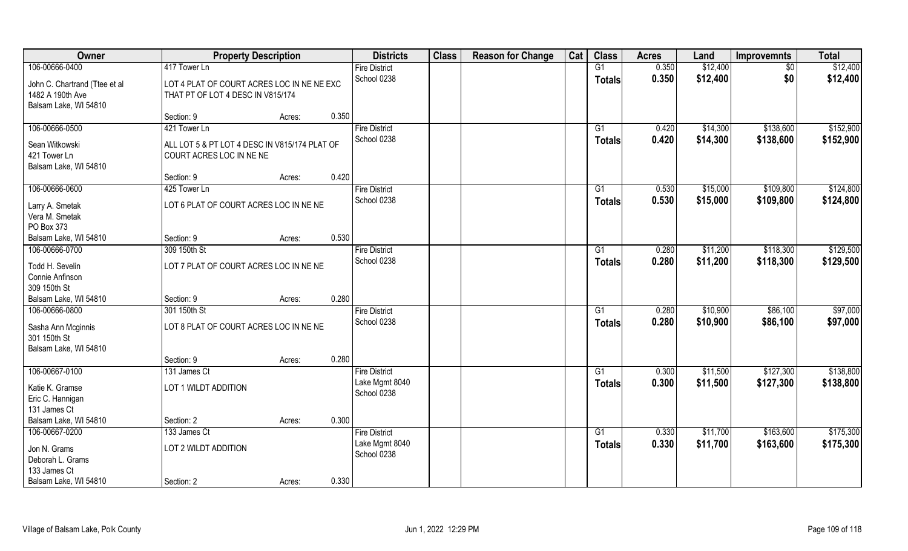| Owner | Property Description | | | Districts | Class | Reason for Change | Cat | Class | Acres | Land | Improvemnts | Total |
|---|---|---|---|---|---|---|---|---|---|---|---|---|
| 106-00666-0400 | 417 Tower Ln | | | Fire District | | | | G1 | 0.350 | $12,400 | $0 | $12,400 |
| John C. Chartrand (Ttee et al | LOT 4 PLAT OF COURT ACRES LOC IN NE NE EXC THAT PT OF LOT 4 DESC IN V815/174 | | | School 0238 | | | | Totals | 0.350 | $12,400 | $0 | $12,400 |
| 1482 A 190th Ave | | | | | | | | | | | | |
| Balsam Lake, WI 54810 | | | | | | | | | | | | |
| | Section: 9 | Acres: | 0.350 | | | | | | | | | |
| 106-00666-0500 | 421 Tower Ln | | | Fire District | | | | G1 | 0.420 | $14,300 | $138,600 | $152,900 |
| Sean Witkowski | ALL LOT 5 & PT LOT 4 DESC IN V815/174 PLAT OF COURT ACRES LOC IN NE NE | | | School 0238 | | | | Totals | 0.420 | $14,300 | $138,600 | $152,900 |
| 421 Tower Ln | | | | | | | | | | | | |
| Balsam Lake, WI 54810 | | | | | | | | | | | | |
| | Section: 9 | Acres: | 0.420 | | | | | | | | | |
| 106-00666-0600 | 425 Tower Ln | | | Fire District | | | | G1 | 0.530 | $15,000 | $109,800 | $124,800 |
| Larry A. Smetak | LOT 6 PLAT OF COURT ACRES LOC IN NE NE | | | School 0238 | | | | Totals | 0.530 | $15,000 | $109,800 | $124,800 |
| Vera M. Smetak | | | | | | | | | | | | |
| PO Box 373 | | | | | | | | | | | | |
| Balsam Lake, WI 54810 | Section: 9 | Acres: | 0.530 | | | | | | | | | |
| 106-00666-0700 | 309 150th St | | | Fire District | | | | G1 | 0.280 | $11,200 | $118,300 | $129,500 |
| Todd H. Sevelin | LOT 7 PLAT OF COURT ACRES LOC IN NE NE | | | School 0238 | | | | Totals | 0.280 | $11,200 | $118,300 | $129,500 |
| Connie Anfinson | | | | | | | | | | | | |
| 309 150th St | | | | | | | | | | | | |
| Balsam Lake, WI 54810 | Section: 9 | Acres: | 0.280 | | | | | | | | | |
| 106-00666-0800 | 301 150th St | | | Fire District | | | | G1 | 0.280 | $10,900 | $86,100 | $97,000 |
| Sasha Ann Mcginnis | LOT 8 PLAT OF COURT ACRES LOC IN NE NE | | | School 0238 | | | | Totals | 0.280 | $10,900 | $86,100 | $97,000 |
| 301 150th St | | | | | | | | | | | | |
| Balsam Lake, WI 54810 | | | | | | | | | | | | |
| | Section: 9 | Acres: | 0.280 | | | | | | | | | |
| 106-00667-0100 | 131 James Ct | | | Fire District | | | | G1 | 0.300 | $11,500 | $127,300 | $138,800 |
| Katie K. Gramse | LOT 1 WILDT ADDITION | | | Lake Mgmt 8040 | | | | Totals | 0.300 | $11,500 | $127,300 | $138,800 |
| Eric C. Hannigan | | | | School 0238 | | | | | | | | |
| 131 James Ct | | | | | | | | | | | | |
| Balsam Lake, WI 54810 | Section: 2 | Acres: | 0.300 | | | | | | | | | |
| 106-00667-0200 | 133 James Ct | | | Fire District | | | | G1 | 0.330 | $11,700 | $163,600 | $175,300 |
| Jon N. Grams | LOT 2 WILDT ADDITION | | | Lake Mgmt 8040 | | | | Totals | 0.330 | $11,700 | $163,600 | $175,300 |
| Deborah L. Grams | | | | School 0238 | | | | | | | | |
| 133 James Ct | | | | | | | | | | | | |
| Balsam Lake, WI 54810 | Section: 2 | Acres: | 0.330 | | | | | | | | | |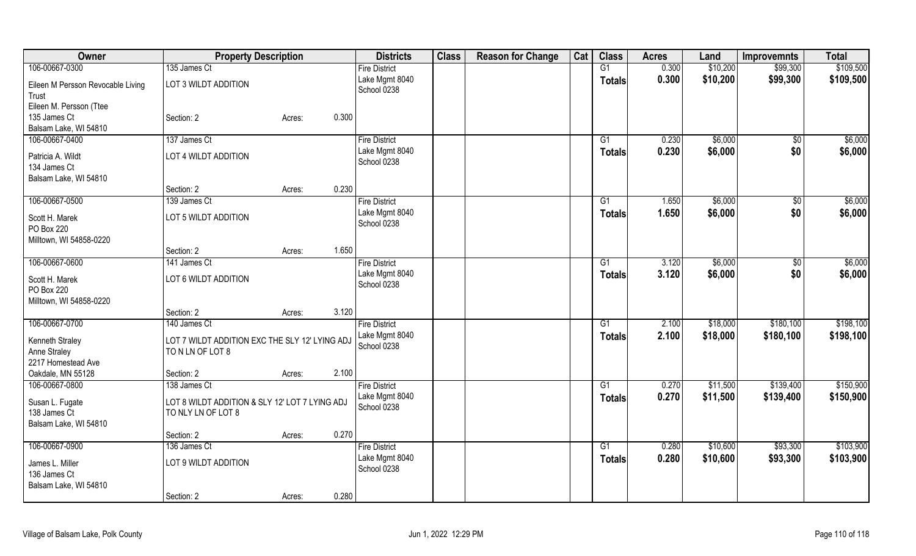| Owner | Property Description | | | Districts | Class | Reason for Change | Cat | Class | Acres | Land | Improvemnts | Total |
|---|---|---|---|---|---|---|---|---|---|---|---|---|
| 106-00667-0300 | 135 James Ct | | | Fire District | | | | G1 | 0.300 | $10,200 | $99,300 | $109,500 |
| Eileen M Persson Revocable Living Trust | LOT 3 WILDT ADDITION | | | Lake Mgmt 8040 | | | | Totals | 0.300 | $10,200 | $99,300 | $109,500 |
| Eileen M. Persson (Ttee | | | | School 0238 | | | | | | | | |
| 135 James Ct | Section: 2 | Acres: | 0.300 | | | | | | | | | |
| Balsam Lake, WI 54810 | | | | | | | | | | | | |
| 106-00667-0400 | 137 James Ct | | | Fire District | | | | G1 | 0.230 | $6,000 | $0 | $6,000 |
| Patricia A. Wildt | LOT 4 WILDT ADDITION | | | Lake Mgmt 8040 | | | | Totals | 0.230 | $6,000 | $0 | $6,000 |
| 134 James Ct | | | | School 0238 | | | | | | | | |
| Balsam Lake, WI 54810 | | | | | | | | | | | | |
| | Section: 2 | Acres: | 0.230 | | | | | | | | | |
| 106-00667-0500 | 139 James Ct | | | Fire District | | | | G1 | 1.650 | $6,000 | $0 | $6,000 |
| Scott H. Marek | LOT 5 WILDT ADDITION | | | Lake Mgmt 8040 | | | | Totals | 1.650 | $6,000 | $0 | $6,000 |
| PO Box 220 | | | | School 0238 | | | | | | | | |
| Milltown, WI 54858-0220 | | | | | | | | | | | | |
| | Section: 2 | Acres: | 1.650 | | | | | | | | | |
| 106-00667-0600 | 141 James Ct | | | Fire District | | | | G1 | 3.120 | $6,000 | $0 | $6,000 |
| Scott H. Marek | LOT 6 WILDT ADDITION | | | Lake Mgmt 8040 | | | | Totals | 3.120 | $6,000 | $0 | $6,000 |
| PO Box 220 | | | | School 0238 | | | | | | | | |
| Milltown, WI 54858-0220 | | | | | | | | | | | | |
| | Section: 2 | Acres: | 3.120 | | | | | | | | | |
| 106-00667-0700 | 140 James Ct | | | Fire District | | | | G1 | 2.100 | $18,000 | $180,100 | $198,100 |
| Kenneth Straley | LOT 7 WILDT ADDITION EXC THE SLY 12' LYING ADJ TO N LN OF LOT 8 | | | Lake Mgmt 8040 | | | | Totals | 2.100 | $18,000 | $180,100 | $198,100 |
| Anne Straley | | | | School 0238 | | | | | | | | |
| 2217 Homestead Ave | | | | | | | | | | | | |
| Oakdale, MN 55128 | Section: 2 | Acres: | 2.100 | | | | | | | | | |
| 106-00667-0800 | 138 James Ct | | | Fire District | | | | G1 | 0.270 | $11,500 | $139,400 | $150,900 |
| Susan L. Fugate | LOT 8 WILDT ADDITION & SLY 12' LOT 7 LYING ADJ TO NLY LN OF LOT 8 | | | Lake Mgmt 8040 | | | | Totals | 0.270 | $11,500 | $139,400 | $150,900 |
| 138 James Ct | | | | School 0238 | | | | | | | | |
| Balsam Lake, WI 54810 | | | | | | | | | | | | |
| | Section: 2 | Acres: | 0.270 | | | | | | | | | |
| 106-00667-0900 | 136 James Ct | | | Fire District | | | | G1 | 0.280 | $10,600 | $93,300 | $103,900 |
| James L. Miller | LOT 9 WILDT ADDITION | | | Lake Mgmt 8040 | | | | Totals | 0.280 | $10,600 | $93,300 | $103,900 |
| 136 James Ct | | | | School 0238 | | | | | | | | |
| Balsam Lake, WI 54810 | | | | | | | | | | | | |
| | Section: 2 | Acres: | 0.280 | | | | | | | | | |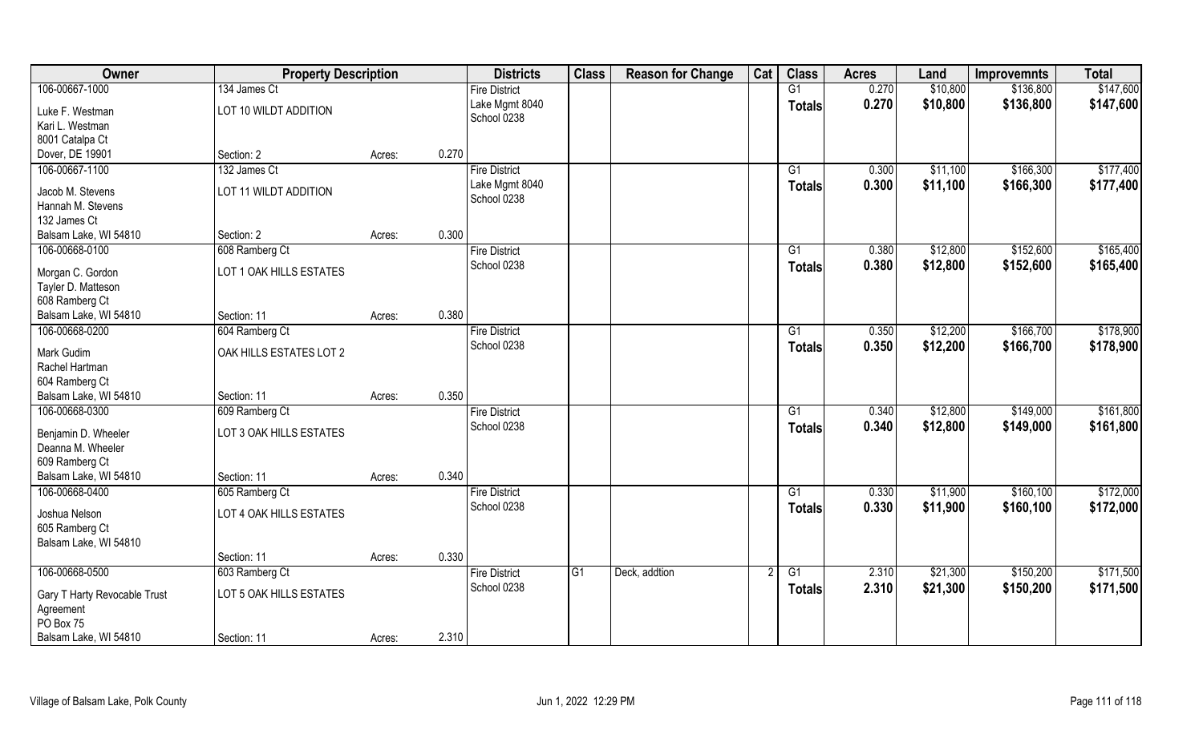| Owner | Property Description | | | Districts | Class | Reason for Change | Cat | Class | Acres | Land | Improvemnts | Total |
|---|---|---|---|---|---|---|---|---|---|---|---|---|
| 106-00667-1000 | 134 James Ct | | | Fire District | | | | G1 | 0.270 | $10,800 | $136,800 | $147,600 |
| Luke F. Westman<br>Kari L. Westman<br>8001 Catalpa Ct<br>Dover, DE 19901 | LOT 10 WILDT ADDITION | | | Lake Mgmt 8040<br>School 0238 | | | | Totals | 0.270 | $10,800 | $136,800 | $147,600 |
| | Section: 2 | Acres: | 0.270 | | | | | | | | | |
| 106-00667-1100 | 132 James Ct | | | Fire District | | | | G1 | 0.300 | $11,100 | $166,300 | $177,400 |
| Jacob M. Stevens<br>Hannah M. Stevens<br>132 James Ct<br>Balsam Lake, WI 54810 | LOT 11 WILDT ADDITION | | | Lake Mgmt 8040<br>School 0238 | | | | Totals | 0.300 | $11,100 | $166,300 | $177,400 |
| | Section: 2 | Acres: | 0.300 | | | | | | | | | |
| 106-00668-0100 | 608 Ramberg Ct | | | Fire District | | | | G1 | 0.380 | $12,800 | $152,600 | $165,400 |
| Morgan C. Gordon<br>Tayler D. Matteson<br>608 Ramberg Ct<br>Balsam Lake, WI 54810 | LOT 1 OAK HILLS ESTATES | | | School 0238 | | | | Totals | 0.380 | $12,800 | $152,600 | $165,400 |
| | Section: 11 | Acres: | 0.380 | | | | | | | | | |
| 106-00668-0200 | 604 Ramberg Ct | | | Fire District | | | | G1 | 0.350 | $12,200 | $166,700 | $178,900 |
| Mark Gudim<br>Rachel Hartman<br>604 Ramberg Ct<br>Balsam Lake, WI 54810 | OAK HILLS ESTATES LOT 2 | | | School 0238 | | | | Totals | 0.350 | $12,200 | $166,700 | $178,900 |
| | Section: 11 | Acres: | 0.350 | | | | | | | | | |
| 106-00668-0300 | 609 Ramberg Ct | | | Fire District | | | | G1 | 0.340 | $12,800 | $149,000 | $161,800 |
| Benjamin D. Wheeler<br>Deanna M. Wheeler<br>609 Ramberg Ct<br>Balsam Lake, WI 54810 | LOT 3 OAK HILLS ESTATES | | | School 0238 | | | | Totals | 0.340 | $12,800 | $149,000 | $161,800 |
| | Section: 11 | Acres: | 0.340 | | | | | | | | | |
| 106-00668-0400 | 605 Ramberg Ct | | | Fire District | | | | G1 | 0.330 | $11,900 | $160,100 | $172,000 |
| Joshua Nelson<br>605 Ramberg Ct<br>Balsam Lake, WI 54810 | LOT 4 OAK HILLS ESTATES | | | School 0238 | | | | Totals | 0.330 | $11,900 | $160,100 | $172,000 |
| | Section: 11 | Acres: | 0.330 | | | | | | | | | |
| 106-00668-0500 | 603 Ramberg Ct | | | Fire District | G1 | Deck, addtion | 2 | G1 | 2.310 | $21,300 | $150,200 | $171,500 |
| Gary T Harty Revocable Trust<br>Agreement<br>PO Box 75<br>Balsam Lake, WI 54810 | LOT 5 OAK HILLS ESTATES | | | School 0238 | | | | Totals | 2.310 | $21,300 | $150,200 | $171,500 |
| | Section: 11 | Acres: | 2.310 | | | | | | | | | |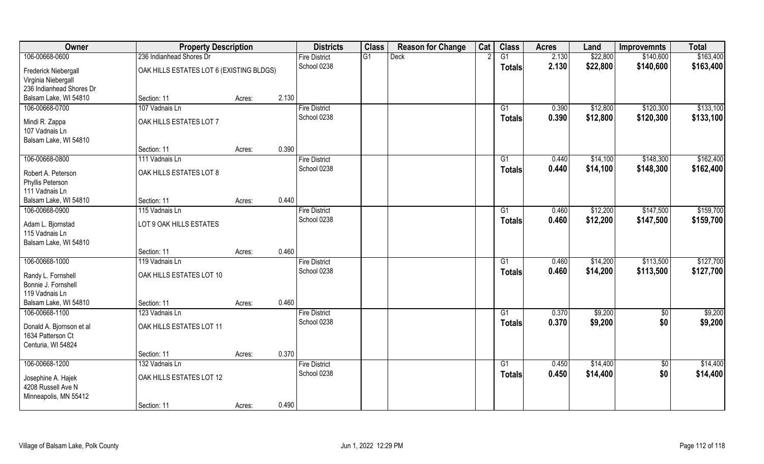| Owner | Property Description | | | Districts | Class | Reason for Change | Cat | Class | Acres | Land | Improvemnts | Total |
|---|---|---|---|---|---|---|---|---|---|---|---|---|
| 106-00668-0600 | 236 Indianhead Shores Dr | | | Fire District | G1 | Deck | 2 | G1 | 2.130 | $22,800 | $140,600 | $163,400 |
| Frederick Niebergall<br>Virginia Niebergall<br>236 Indianhead Shores Dr<br>Balsam Lake, WI 54810 | OAK HILLS ESTATES LOT 6 (EXISTING BLDGS) | | | School 0238 | | | | Totals | 2.130 | $22,800 | $140,600 | $163,400 |
| | Section: 11 | Acres: | 2.130 | | | | | | | | | |
| 106-00668-0700 | 107 Vadnais Ln | | | Fire District | | | | G1 | 0.390 | $12,800 | $120,300 | $133,100 |
| Mindi R. Zappa<br>107 Vadnais Ln<br>Balsam Lake, WI 54810 | OAK HILLS ESTATES LOT 7 | | | School 0238 | | | | Totals | 0.390 | $12,800 | $120,300 | $133,100 |
| | Section: 11 | Acres: | 0.390 | | | | | | | | | |
| 106-00668-0800 | 111 Vadnais Ln | | | Fire District | | | | G1 | 0.440 | $14,100 | $148,300 | $162,400 |
| Robert A. Peterson<br>Phyllis Peterson<br>111 Vadnais Ln<br>Balsam Lake, WI 54810 | OAK HILLS ESTATES LOT 8 | | | School 0238 | | | | Totals | 0.440 | $14,100 | $148,300 | $162,400 |
| | Section: 11 | Acres: | 0.440 | | | | | | | | | |
| 106-00668-0900 | 115 Vadnais Ln | | | Fire District | | | | G1 | 0.460 | $12,200 | $147,500 | $159,700 |
| Adam L. Bjornstad<br>115 Vadnais Ln<br>Balsam Lake, WI 54810 | LOT 9 OAK HILLS ESTATES | | | School 0238 | | | | Totals | 0.460 | $12,200 | $147,500 | $159,700 |
| | Section: 11 | Acres: | 0.460 | | | | | | | | | |
| 106-00668-1000 | 119 Vadnais Ln | | | Fire District | | | | G1 | 0.460 | $14,200 | $113,500 | $127,700 |
| Randy L. Fornshell<br>Bonnie J. Fornshell<br>119 Vadnais Ln<br>Balsam Lake, WI 54810 | OAK HILLS ESTATES LOT 10 | | | School 0238 | | | | Totals | 0.460 | $14,200 | $113,500 | $127,700 |
| | Section: 11 | Acres: | 0.460 | | | | | | | | | |
| 106-00668-1100 | 123 Vadnais Ln | | | Fire District | | | | G1 | 0.370 | $9,200 | $0 | $9,200 |
| Donald A. Bjornson et al<br>1634 Patterson Ct<br>Centuria, WI 54824 | OAK HILLS ESTATES LOT 11 | | | School 0238 | | | | Totals | 0.370 | $9,200 | $0 | $9,200 |
| | Section: 11 | Acres: | 0.370 | | | | | | | | | |
| 106-00668-1200 | 132 Vadnais Ln | | | Fire District | | | | G1 | 0.450 | $14,400 | $0 | $14,400 |
| Josephine A. Hajek<br>4208 Russell Ave N<br>Minneapolis, MN 55412 | OAK HILLS ESTATES LOT 12 | | | School 0238 | | | | Totals | 0.450 | $14,400 | $0 | $14,400 |
| | Section: 11 | Acres: | 0.490 | | | | | | | | | |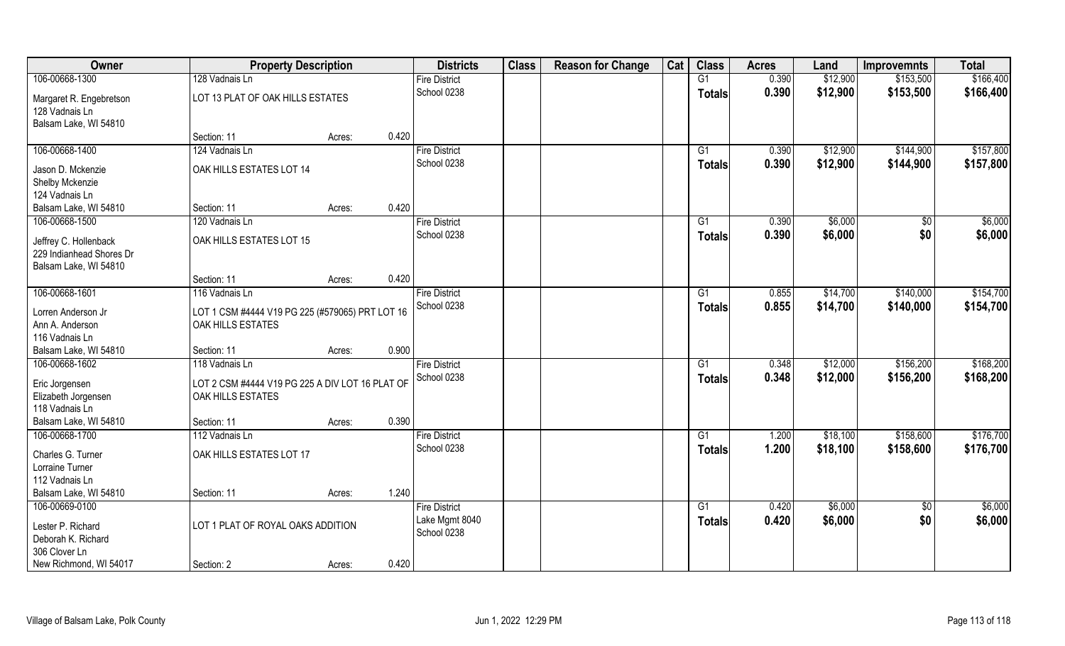| Owner | Property Description | | | Districts | Class | Reason for Change | Cat | Class | Acres | Land | Improvemnts | Total |
|---|---|---|---|---|---|---|---|---|---|---|---|---|
| 106-00668-1300 | 128 Vadnais Ln | | | Fire District | | | | G1 | 0.390 | $12,900 | $153,500 | $166,400 |
| Margaret R. Engebretson<br>128 Vadnais Ln<br>Balsam Lake, WI 54810 | LOT 13 PLAT OF OAK HILLS ESTATES | | | School 0238 | | | | Totals | 0.390 | $12,900 | $153,500 | $166,400 |
| | Section: 11 | Acres: | 0.420 | | | | | | | | | |
| 106-00668-1400 | 124 Vadnais Ln | | | Fire District | | | | G1 | 0.390 | $12,900 | $144,900 | $157,800 |
| Jason D. Mckenzie<br>Shelby Mckenzie<br>124 Vadnais Ln<br>Balsam Lake, WI 54810 | OAK HILLS ESTATES LOT 14 | | | School 0238 | | | | Totals | 0.390 | $12,900 | $144,900 | $157,800 |
| | Section: 11 | Acres: | 0.420 | | | | | | | | | |
| 106-00668-1500 | 120 Vadnais Ln | | | Fire District | | | | G1 | 0.390 | $6,000 | $0 | $6,000 |
| Jeffrey C. Hollenback<br>229 Indianhead Shores Dr<br>Balsam Lake, WI 54810 | OAK HILLS ESTATES LOT 15 | | | School 0238 | | | | Totals | 0.390 | $6,000 | $0 | $6,000 |
| | Section: 11 | Acres: | 0.420 | | | | | | | | | |
| 106-00668-1601 | 116 Vadnais Ln | | | Fire District | | | | G1 | 0.855 | $14,700 | $140,000 | $154,700 |
| Lorren Anderson Jr<br>Ann A. Anderson<br>116 Vadnais Ln<br>Balsam Lake, WI 54810 | LOT 1 CSM #4444 V19 PG 225 (#579065) PRT LOT 16 OAK HILLS ESTATES | | | School 0238 | | | | Totals | 0.855 | $14,700 | $140,000 | $154,700 |
| | Section: 11 | Acres: | 0.900 | | | | | | | | | |
| 106-00668-1602 | 118 Vadnais Ln | | | Fire District | | | | G1 | 0.348 | $12,000 | $156,200 | $168,200 |
| Eric Jorgensen<br>Elizabeth Jorgensen<br>118 Vadnais Ln<br>Balsam Lake, WI 54810 | LOT 2 CSM #4444 V19 PG 225 A DIV LOT 16 PLAT OF OAK HILLS ESTATES | | | School 0238 | | | | Totals | 0.348 | $12,000 | $156,200 | $168,200 |
| | Section: 11 | Acres: | 0.390 | | | | | | | | | |
| 106-00668-1700 | 112 Vadnais Ln | | | Fire District | | | | G1 | 1.200 | $18,100 | $158,600 | $176,700 |
| Charles G. Turner<br>Lorraine Turner<br>112 Vadnais Ln<br>Balsam Lake, WI 54810 | OAK HILLS ESTATES LOT 17 | | | School 0238 | | | | Totals | 1.200 | $18,100 | $158,600 | $176,700 |
| | Section: 11 | Acres: | 1.240 | | | | | | | | | |
| 106-00669-0100 | | | | Fire District | | | | G1 | 0.420 | $6,000 | $0 | $6,000 |
| Lester P. Richard<br>Deborah K. Richard<br>306 Clover Ln<br>New Richmond, WI 54017 | LOT 1 PLAT OF ROYAL OAKS ADDITION | | | Lake Mgmt 8040<br>School 0238 | | | | Totals | 0.420 | $6,000 | $0 | $6,000 |
| | Section: 2 | Acres: | 0.420 | | | | | | | | | |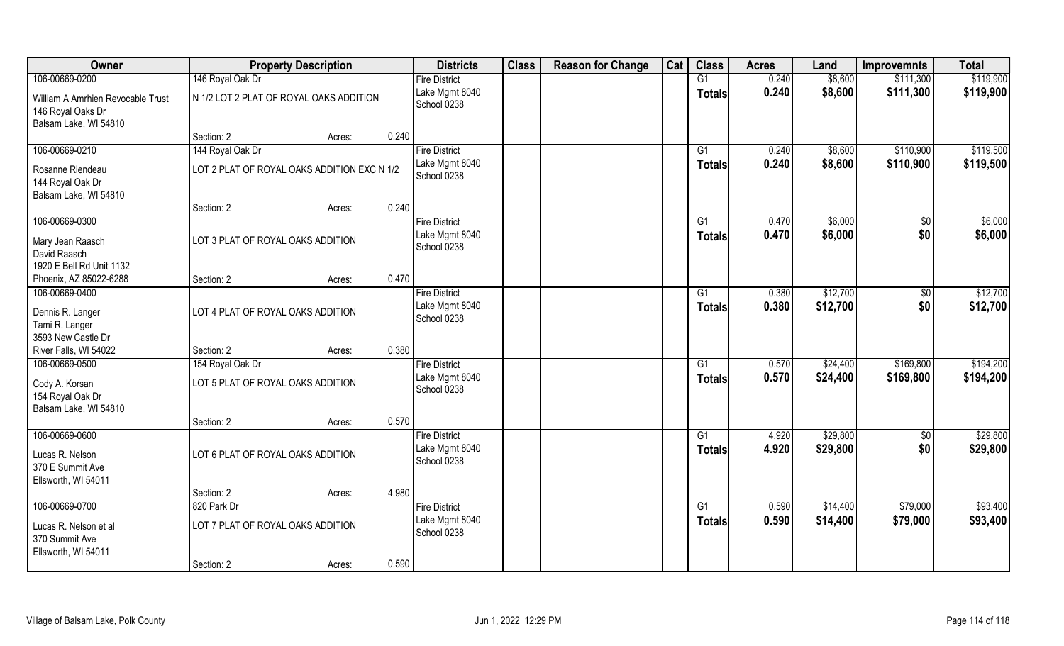| Owner | Property Description | | | Districts | Class | Reason for Change | Cat | Class | Acres | Land | Improvemnts | Total |
|---|---|---|---|---|---|---|---|---|---|---|---|---|
| 106-00669-0200 | 146 Royal Oak Dr | | | Fire District | | | | G1 | 0.240 | $8,600 | $111,300 | $119,900 |
| William A Amrhien Revocable Trust<br>146 Royal Oaks Dr<br>Balsam Lake, WI 54810 | N 1/2 LOT 2 PLAT OF ROYAL OAKS ADDITION | | | Lake Mgmt 8040<br>School 0238 | | | | Totals | 0.240 | $8,600 | $111,300 | $119,900 |
| | Section: 2 | Acres: | 0.240 | | | | | | | | | |
| 106-00669-0210 | 144 Royal Oak Dr | | | Fire District | | | | G1 | 0.240 | $8,600 | $110,900 | $119,500 |
| Rosanne Riendeau<br>144 Royal Oak Dr<br>Balsam Lake, WI 54810 | LOT 2 PLAT OF ROYAL OAKS ADDITION EXC N 1/2 | | | Lake Mgmt 8040<br>School 0238 | | | | Totals | 0.240 | $8,600 | $110,900 | $119,500 |
| | Section: 2 | Acres: | 0.240 | | | | | | | | | |
| 106-00669-0300 | | | | Fire District | | | | G1 | 0.470 | $6,000 | $0 | $6,000 |
| Mary Jean Raasch<br>David Raasch<br>1920 E Bell Rd Unit 1132<br>Phoenix, AZ 85022-6288 | LOT 3 PLAT OF ROYAL OAKS ADDITION | | | Lake Mgmt 8040<br>School 0238 | | | | Totals | 0.470 | $6,000 | $0 | $6,000 |
| | Section: 2 | Acres: | 0.470 | | | | | | | | | |
| 106-00669-0400 | | | | Fire District | | | | G1 | 0.380 | $12,700 | $0 | $12,700 |
| Dennis R. Langer<br>Tami R. Langer<br>3593 New Castle Dr<br>River Falls, WI 54022 | LOT 4 PLAT OF ROYAL OAKS ADDITION | | | Lake Mgmt 8040<br>School 0238 | | | | Totals | 0.380 | $12,700 | $0 | $12,700 |
| | Section: 2 | Acres: | 0.380 | | | | | | | | | |
| 106-00669-0500 | 154 Royal Oak Dr | | | Fire District | | | | G1 | 0.570 | $24,400 | $169,800 | $194,200 |
| Cody A. Korsan<br>154 Royal Oak Dr<br>Balsam Lake, WI 54810 | LOT 5 PLAT OF ROYAL OAKS ADDITION | | | Lake Mgmt 8040<br>School 0238 | | | | Totals | 0.570 | $24,400 | $169,800 | $194,200 |
| | Section: 2 | Acres: | 0.570 | | | | | | | | | |
| 106-00669-0600 | | | | Fire District | | | | G1 | 4.920 | $29,800 | $0 | $29,800 |
| Lucas R. Nelson<br>370 E Summit Ave<br>Ellsworth, WI 54011 | LOT 6 PLAT OF ROYAL OAKS ADDITION | | | Lake Mgmt 8040<br>School 0238 | | | | Totals | 4.920 | $29,800 | $0 | $29,800 |
| | Section: 2 | Acres: | 4.980 | | | | | | | | | |
| 106-00669-0700 | 820 Park Dr | | | Fire District | | | | G1 | 0.590 | $14,400 | $79,000 | $93,400 |
| Lucas R. Nelson et al<br>370 Summit Ave<br>Ellsworth, WI 54011 | LOT 7 PLAT OF ROYAL OAKS ADDITION | | | Lake Mgmt 8040<br>School 0238 | | | | Totals | 0.590 | $14,400 | $79,000 | $93,400 |
| | Section: 2 | Acres: | 0.590 | | | | | | | | | |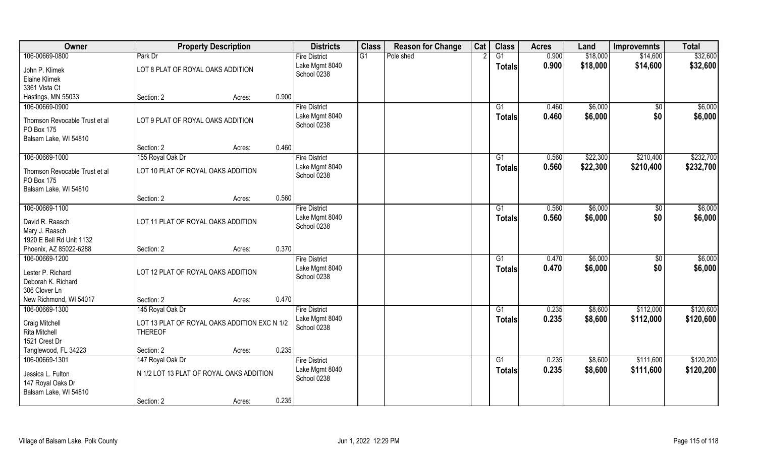| Owner | Property Description | | Districts | Class | Reason for Change | Cat | Class | Acres | Land | Improvemnts | Total |
|---|---|---|---|---|---|---|---|---|---|---|---|
| 106-00669-0800<br>John P. Klimek<br>Elaine Klimek<br>3361 Vista Ct<br>Hastings, MN 55033 | Park Dr<br>LOT 8 PLAT OF ROYAL OAKS ADDITION<br>Section: 2 | Acres: 0.900 | Fire District<br>Lake Mgmt 8040<br>School 0238 | G1 | Pole shed | 2 | G1<br>**Totals** | 0.900<br>**0.900** | $18,000<br>**$18,000** | $14,600<br>**$14,600** | $32,600<br>**$32,600** |
| 106-00669-0900<br>Thomson Revocable Trust et al<br>PO Box 175<br>Balsam Lake, WI 54810 | LOT 9 PLAT OF ROYAL OAKS ADDITION<br>Section: 2 | Acres: 0.460 | Fire District<br>Lake Mgmt 8040<br>School 0238 | | | | G1<br>**Totals** | 0.460<br>**0.460** | $6,000<br>**$6,000** | $0<br>**$0** | $6,000<br>**$6,000** |
| 106-00669-1000<br>Thomson Revocable Trust et al<br>PO Box 175<br>Balsam Lake, WI 54810 | 155 Royal Oak Dr<br>LOT 10 PLAT OF ROYAL OAKS ADDITION<br>Section: 2 | Acres: 0.560 | Fire District<br>Lake Mgmt 8040<br>School 0238 | | | | G1<br>**Totals** | 0.560<br>**0.560** | $22,300<br>**$22,300** | $210,400<br>**$210,400** | $232,700<br>**$232,700** |
| 106-00669-1100<br>David R. Raasch<br>Mary J. Raasch<br>1920 E Bell Rd Unit 1132<br>Phoenix, AZ 85022-6288 | LOT 11 PLAT OF ROYAL OAKS ADDITION<br>Section: 2 | Acres: 0.370 | Fire District<br>Lake Mgmt 8040<br>School 0238 | | | | G1<br>**Totals** | 0.560<br>**0.560** | $6,000<br>**$6,000** | $0<br>**$0** | $6,000<br>**$6,000** |
| 106-00669-1200<br>Lester P. Richard<br>Deborah K. Richard<br>306 Clover Ln<br>New Richmond, WI 54017 | LOT 12 PLAT OF ROYAL OAKS ADDITION<br>Section: 2 | Acres: 0.470 | Fire District<br>Lake Mgmt 8040<br>School 0238 | | | | G1<br>**Totals** | 0.470<br>**0.470** | $6,000<br>**$6,000** | $0<br>**$0** | $6,000<br>**$6,000** |
| 106-00669-1300<br>Craig Mitchell<br>Rita Mitchell<br>1521 Crest Dr<br>Tanglewood, FL 34223 | 145 Royal Oak Dr<br>LOT 13 PLAT OF ROYAL OAKS ADDITION EXC N 1/2 THEREOF<br>Section: 2 | Acres: 0.235 | Fire District<br>Lake Mgmt 8040<br>School 0238 | | | | G1<br>**Totals** | 0.235<br>**0.235** | $8,600<br>**$8,600** | $112,000<br>**$112,000** | $120,600<br>**$120,600** |
| 106-00669-1301<br>Jessica L. Fulton<br>147 Royal Oaks Dr<br>Balsam Lake, WI 54810 | 147 Royal Oak Dr<br>N 1/2 LOT 13 PLAT OF ROYAL OAKS ADDITION<br>Section: 2 | Acres: 0.235 | Fire District<br>Lake Mgmt 8040<br>School 0238 | | | | G1<br>**Totals** | 0.235<br>**0.235** | $8,600<br>**$8,600** | $111,600<br>**$111,600** | $120,200<br>**$120,200** |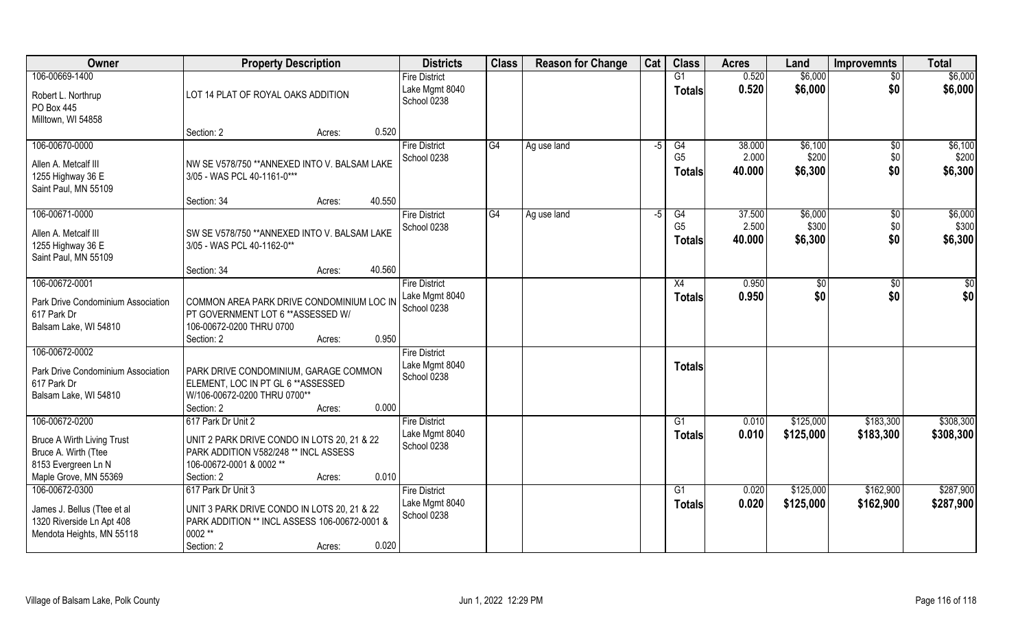| Owner | Property Description | Districts | Class | Reason for Change | Cat | Class | Acres | Land | Improvemnts | Total |
|---|---|---|---|---|---|---|---|---|---|---|
| 106-00669-1400<br>Robert L. Northrup<br>PO Box 445<br>Milltown, WI 54858 | LOT 14 PLAT OF ROYAL OAKS ADDITION<br>Section: 2 Acres: 0.520 | Fire District<br>Lake Mgmt 8040<br>School 0238 | | | | G1<br>**Totals** | 0.520<br>**0.520** | $6,000<br>**$6,000** | $0<br>**$0** | $6,000<br>**$6,000** |
| 106-00670-0000<br>Allen A. Metcalf III<br>1255 Highway 36 E<br>Saint Paul, MN 55109 | NW SE V578/750 **ANNEXED INTO V. BALSAM LAKE 3/05 - WAS PCL 40-1161-0***<br>Section: 34 Acres: 40.550 | Fire District<br>School 0238 | G4 | Ag use land | -5 | G4<br>G5<br>**Totals** | 38.000<br>2.000<br>**40.000** | $6,100<br>$200<br>**$6,300** | $0<br>$0<br>**$0** | $6,100<br>$200<br>**$6,300** |
| 106-00671-0000<br>Allen A. Metcalf III<br>1255 Highway 36 E<br>Saint Paul, MN 55109 | SW SE V578/750 **ANNEXED INTO V. BALSAM LAKE 3/05 - WAS PCL 40-1162-0**<br>Section: 34 Acres: 40.560 | Fire District<br>School 0238 | G4 | Ag use land | -5 | G4<br>G5<br>**Totals** | 37.500<br>2.500<br>**40.000** | $6,000<br>$300<br>**$6,300** | $0<br>$0<br>**$0** | $6,000<br>$300<br>**$6,300** |
| 106-00672-0001<br>Park Drive Condominium Association<br>617 Park Dr<br>Balsam Lake, WI 54810 | COMMON AREA PARK DRIVE CONDOMINIUM LOC IN PT GOVERNMENT LOT 6 **ASSESSED W/ 106-00672-0200 THRU 0700<br>Section: 2 Acres: 0.950 | Fire District<br>Lake Mgmt 8040<br>School 0238 | | | | X4<br>**Totals** | 0.950<br>**0.950** | $0<br>**$0** | $0<br>**$0** | $0<br>**$0** |
| 106-00672-0002<br>Park Drive Condominium Association<br>617 Park Dr<br>Balsam Lake, WI 54810 | PARK DRIVE CONDOMINIUM, GARAGE COMMON ELEMENT, LOC IN PT GL 6 **ASSESSED W/106-00672-0200 THRU 0700**<br>Section: 2 Acres: 0.000 | Fire District<br>Lake Mgmt 8040<br>School 0238 | | | | **Totals** | | | | |
| 106-00672-0200<br>Bruce A Wirth Living Trust<br>Bruce A. Wirth (Ttee<br>8153 Evergreen Ln N<br>Maple Grove, MN 55369 | 617 Park Dr Unit 2<br>UNIT 2 PARK DRIVE CONDO IN LOTS 20, 21 & 22 PARK ADDITION V582/248 ** INCL ASSESS 106-00672-0001 & 0002 **<br>Section: 2 Acres: 0.010 | Fire District<br>Lake Mgmt 8040<br>School 0238 | | | | G1<br>**Totals** | 0.010<br>**0.010** | $125,000<br>**$125,000** | $183,300<br>**$183,300** | $308,300<br>**$308,300** |
| 106-00672-0300<br>James J. Bellus (Ttee et al<br>1320 Riverside Ln Apt 408<br>Mendota Heights, MN 55118 | 617 Park Dr Unit 3<br>UNIT 3 PARK DRIVE CONDO IN LOTS 20, 21 & 22 PARK ADDITION ** INCL ASSESS 106-00672-0001 & 0002 **<br>Section: 2 Acres: 0.020 | Fire District<br>Lake Mgmt 8040<br>School 0238 | | | | G1<br>**Totals** | 0.020<br>**0.020** | $125,000<br>**$125,000** | $162,900<br>**$162,900** | $287,900<br>**$287,900** |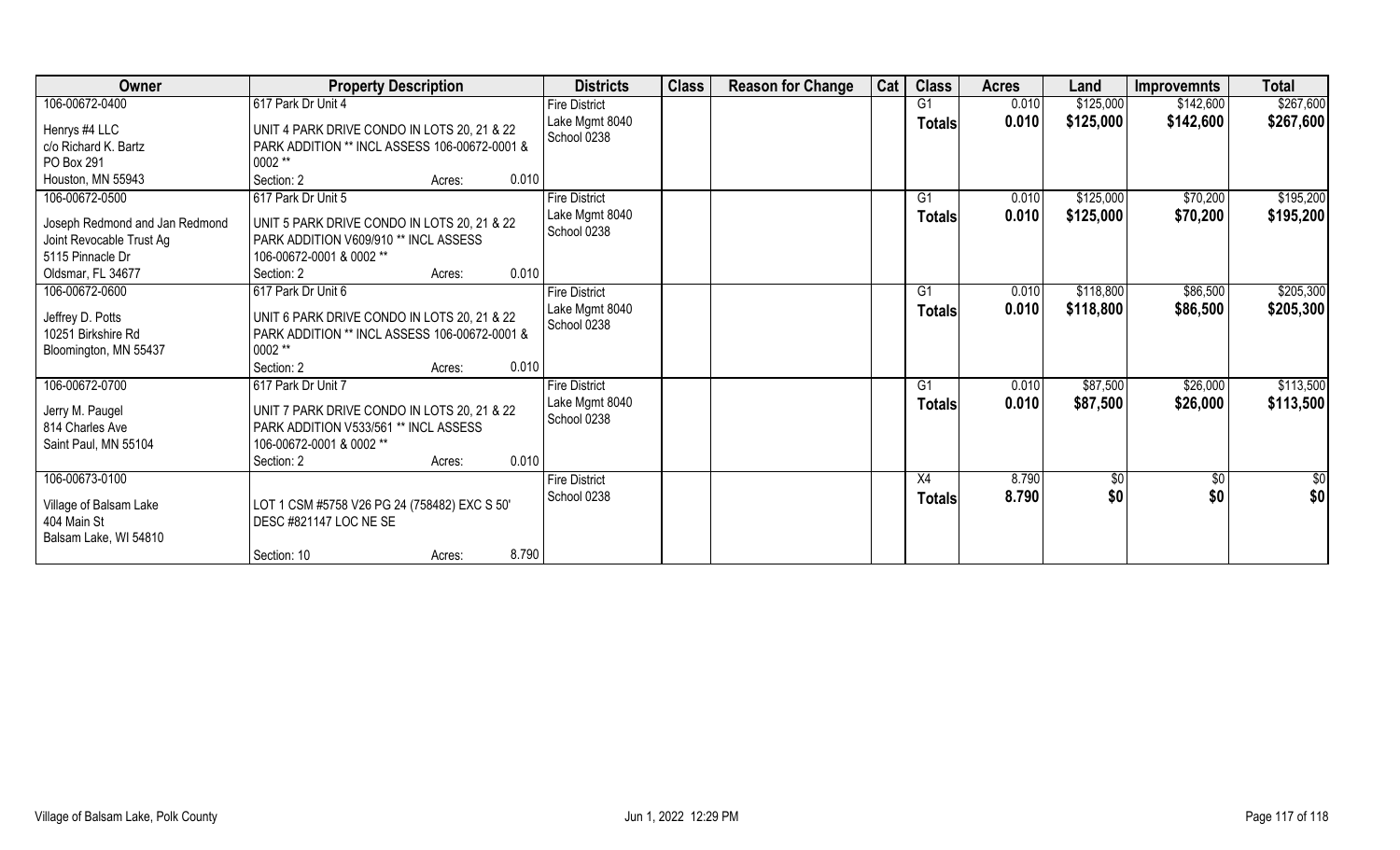| Owner | Property Description | Districts | Class | Reason for Change | Cat | Class | Acres | Land | Improvemnts | Total |
|---|---|---|---|---|---|---|---|---|---|---|
| 106-00672-0400<br>Henrys #4 LLC<br>c/o Richard K. Bartz<br>PO Box 291<br>Houston, MN 55943 | 617 Park Dr Unit 4<br>UNIT 4 PARK DRIVE CONDO IN LOTS 20, 21 & 22 PARK ADDITION ** INCL ASSESS 106-00672-0001 & 0002 **<br>Section: 2 Acres: 0.010 | Fire District<br>Lake Mgmt 8040<br>School 0238 | | | | G1<br>**Totals** | 0.010<br>**0.010** | \$125,000<br>**\$125,000** | \$142,600<br>**\$142,600** | \$267,600<br>**\$267,600** |
| 106-00672-0500<br>Joseph Redmond and Jan Redmond Joint Revocable Trust Ag<br>5115 Pinnacle Dr<br>Oldsmar, FL 34677 | 617 Park Dr Unit 5<br>UNIT 5 PARK DRIVE CONDO IN LOTS 20, 21 & 22 PARK ADDITION V609/910 ** INCL ASSESS 106-00672-0001 & 0002 **<br>Section: 2 Acres: 0.010 | Fire District<br>Lake Mgmt 8040<br>School 0238 | | | | G1<br>**Totals** | 0.010<br>**0.010** | \$125,000<br>**\$125,000** | \$70,200<br>**\$70,200** | \$195,200<br>**\$195,200** |
| 106-00672-0600<br>Jeffrey D. Potts<br>10251 Birkshire Rd<br>Bloomington, MN 55437 | 617 Park Dr Unit 6<br>UNIT 6 PARK DRIVE CONDO IN LOTS 20, 21 & 22 PARK ADDITION ** INCL ASSESS 106-00672-0001 & 0002 **<br>Section: 2 Acres: 0.010 | Fire District<br>Lake Mgmt 8040<br>School 0238 | | | | G1<br>**Totals** | 0.010<br>**0.010** | \$118,800<br>**\$118,800** | \$86,500<br>**\$86,500** | \$205,300<br>**\$205,300** |
| 106-00672-0700<br>Jerry M. Paugel<br>814 Charles Ave<br>Saint Paul, MN 55104 | 617 Park Dr Unit 7<br>UNIT 7 PARK DRIVE CONDO IN LOTS 20, 21 & 22 PARK ADDITION V533/561 ** INCL ASSESS 106-00672-0001 & 0002 **<br>Section: 2 Acres: 0.010 | Fire District<br>Lake Mgmt 8040<br>School 0238 | | | | G1<br>**Totals** | 0.010<br>**0.010** | \$87,500<br>**\$87,500** | \$26,000<br>**\$26,000** | \$113,500<br>**\$113,500** |
| 106-00673-0100<br>Village of Balsam Lake<br>404 Main St<br>Balsam Lake, WI 54810 | LOT 1 CSM #5758 V26 PG 24 (758482) EXC S 50' DESC #821147 LOC NE SE<br>Section: 10 Acres: 8.790 | Fire District<br>School 0238 | | | | X4<br>**Totals** | 8.790<br>**8.790** | \$0<br>**\$0** | \$0<br>**\$0** | \$0<br>**\$0** |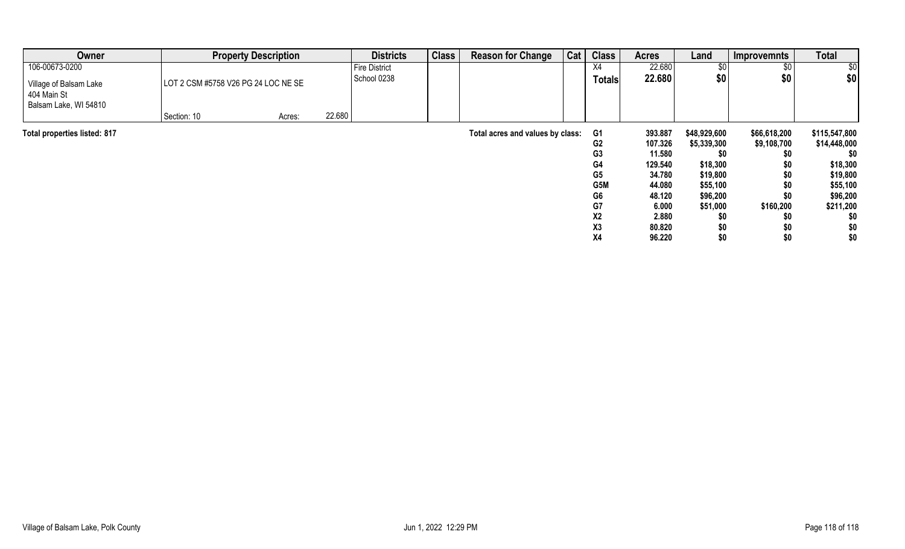| Owner | Property Description | | | Districts | Class | Reason for Change | Cat | Class | Acres | Land | Improvemnts | Total |
|---|---|---|---|---|---|---|---|---|---|---|---|---|
| 106-00673-0200 | | | | Fire District | | | | X4 | 22.680 | $0 | $0 | $0 |
| Village of Balsam Lake<br>404 Main St<br>Balsam Lake, WI 54810 | LOT 2 CSM #5758 V26 PG 24 LOC NE SE | | | School 0238 | | | | **Totals** | **22.680** | **$0** | **$0** | **$0** |
| | Section: 10 | Acres: | 22.680 | | | | | | | | | |

**Total properties listed: 817**

**Total acres and values by class:**

| Class | Acres | Land | Improvemnts | Total |
|---|---|---|---|---|
| G1 | 393.887 | $48,929,600 | $66,618,200 | $115,547,800 |
| G2 | 107.326 | $5,339,300 | $9,108,700 | $14,448,000 |
| G3 | 11.580 | $0 | $0 | $0 |
| G4 | 129.540 | $18,300 | $0 | $18,300 |
| G5 | 34.780 | $19,800 | $0 | $19,800 |
| G5M | 44.080 | $55,100 | $0 | $55,100 |
| G6 | 48.120 | $96,200 | $0 | $96,200 |
| G7 | 6.000 | $51,000 | $160,200 | $211,200 |
| X2 | 2.880 | $0 | $0 | $0 |
| X3 | 80.820 | $0 | $0 | $0 |
| X4 | 96.220 | $0 | $0 | $0 |